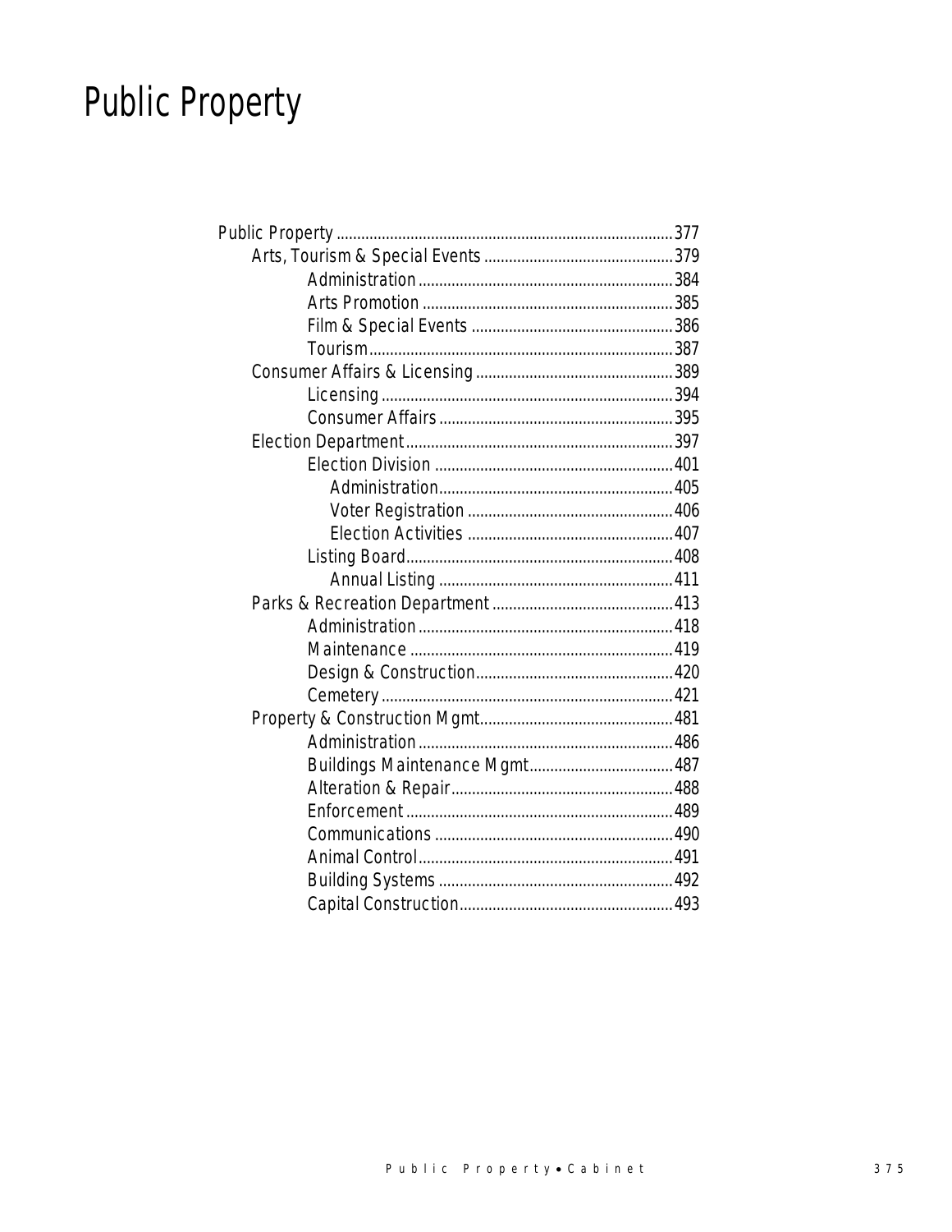# Public Property

- Public Property ........ 377
  - Arts, Tourism & Special Events ........ 379
    - Administration ........ 384
    - Arts Promotion ........ 385
    - Film & Special Events ........ 386
    - Tourism ........ 387
  - Consumer Affairs & Licensing ........ 389
    - Licensing ........ 394
    - Consumer Affairs ........ 395
  - Election Department ........ 397
    - Election Division ........ 401
      - Administration ........ 405
      - Voter Registration ........ 406
      - Election Activities ........ 407
    - Listing Board ........ 408
      - Annual Listing ........ 411
  - Parks & Recreation Department ........ 413
    - Administration ........ 418
    - Maintenance ........ 419
    - Design & Construction ........ 420
    - Cemetery ........ 421
  - Property & Construction Mgmt ........ 481
    - Administration ........ 486
    - Buildings Maintenance Mgmt ........ 487
    - Alteration & Repair ........ 488
    - Enforcement ........ 489
    - Communications ........ 490
    - Animal Control ........ 491
    - Building Systems ........ 492
    - Capital Construction ........ 493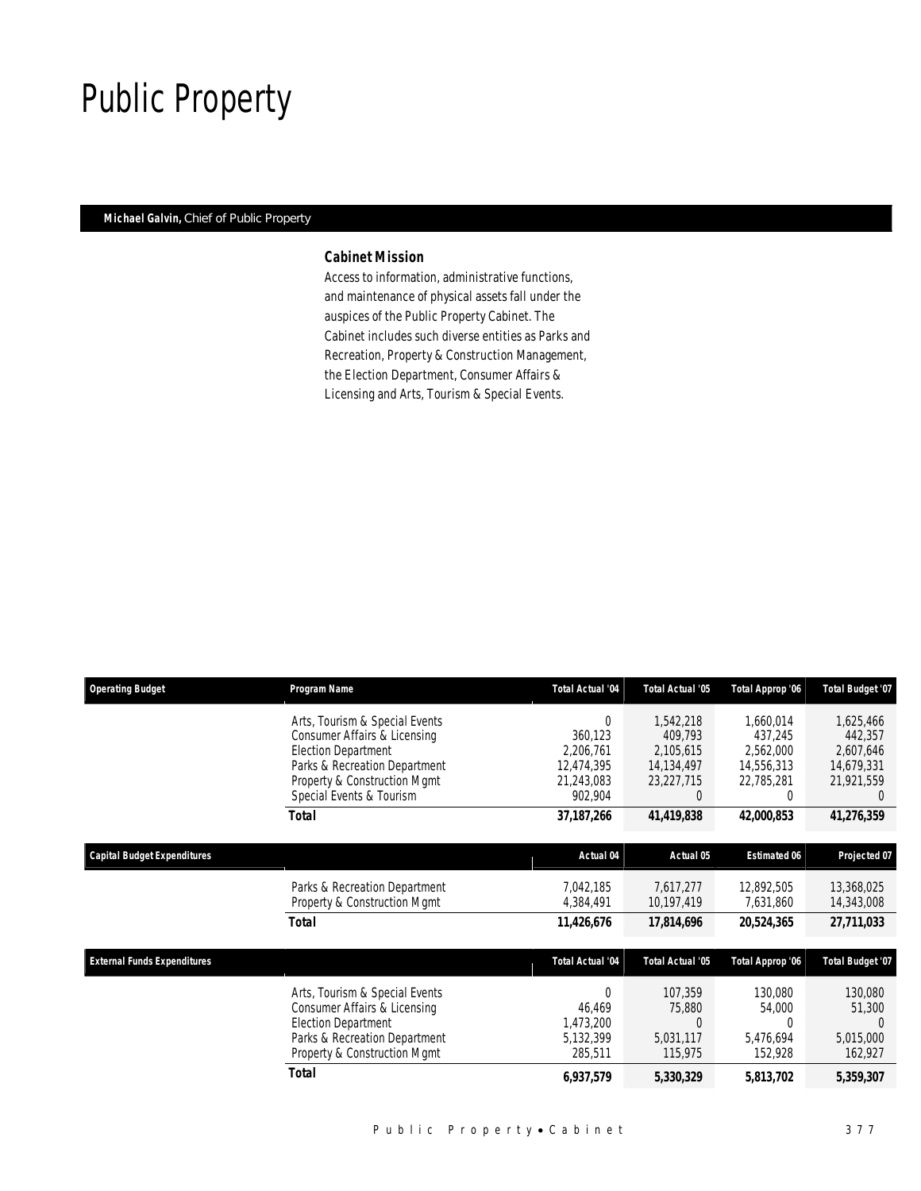# Public Property

**Michael Galvin,** Chief of Public Property

### Cabinet Mission

Access to information, administrative functions, and maintenance of physical assets fall under the auspices of the Public Property Cabinet. The Cabinet includes such diverse entities as Parks and Recreation, Property & Construction Management, the Election Department, Consumer Affairs & Licensing and Arts, Tourism & Special Events.

| Operating Budget | Program Name | Total Actual '04 | Total Actual '05 | Total Approp '06 | Total Budget '07 |
|---|---|---|---|---|---|
| | Arts, Tourism & Special Events | 0 | 1,542,218 | 1,660,014 | 1,625,466 |
| | Consumer Affairs & Licensing | 360,123 | 409,793 | 437,245 | 442,357 |
| | Election Department | 2,206,761 | 2,105,615 | 2,562,000 | 2,607,646 |
| | Parks & Recreation Department | 12,474,395 | 14,134,497 | 14,556,313 | 14,679,331 |
| | Property & Construction Mgmt | 21,243,083 | 23,227,715 | 22,785,281 | 21,921,559 |
| | Special Events & Tourism | 902,904 | 0 | 0 | 0 |
| | **Total** | **37,187,266** | **41,419,838** | **42,000,853** | **41,276,359** |

| Capital Budget Expenditures | | Actual 04 | Actual 05 | Estimated 06 | Projected 07 |
|---|---|---|---|---|---|
| | Parks & Recreation Department | 7,042,185 | 7,617,277 | 12,892,505 | 13,368,025 |
| | Property & Construction Mgmt | 4,384,491 | 10,197,419 | 7,631,860 | 14,343,008 |
| | **Total** | **11,426,676** | **17,814,696** | **20,524,365** | **27,711,033** |

| External Funds Expenditures | | Total Actual '04 | Total Actual '05 | Total Approp '06 | Total Budget '07 |
|---|---|---|---|---|---|
| | Arts, Tourism & Special Events | 0 | 107,359 | 130,080 | 130,080 |
| | Consumer Affairs & Licensing | 46,469 | 75,880 | 54,000 | 51,300 |
| | Election Department | 1,473,200 | 0 | 0 | 0 |
| | Parks & Recreation Department | 5,132,399 | 5,031,117 | 5,476,694 | 5,015,000 |
| | Property & Construction Mgmt | 285,511 | 115,975 | 152,928 | 162,927 |
| | **Total** | **6,937,579** | **5,330,329** | **5,813,702** | **5,359,307** |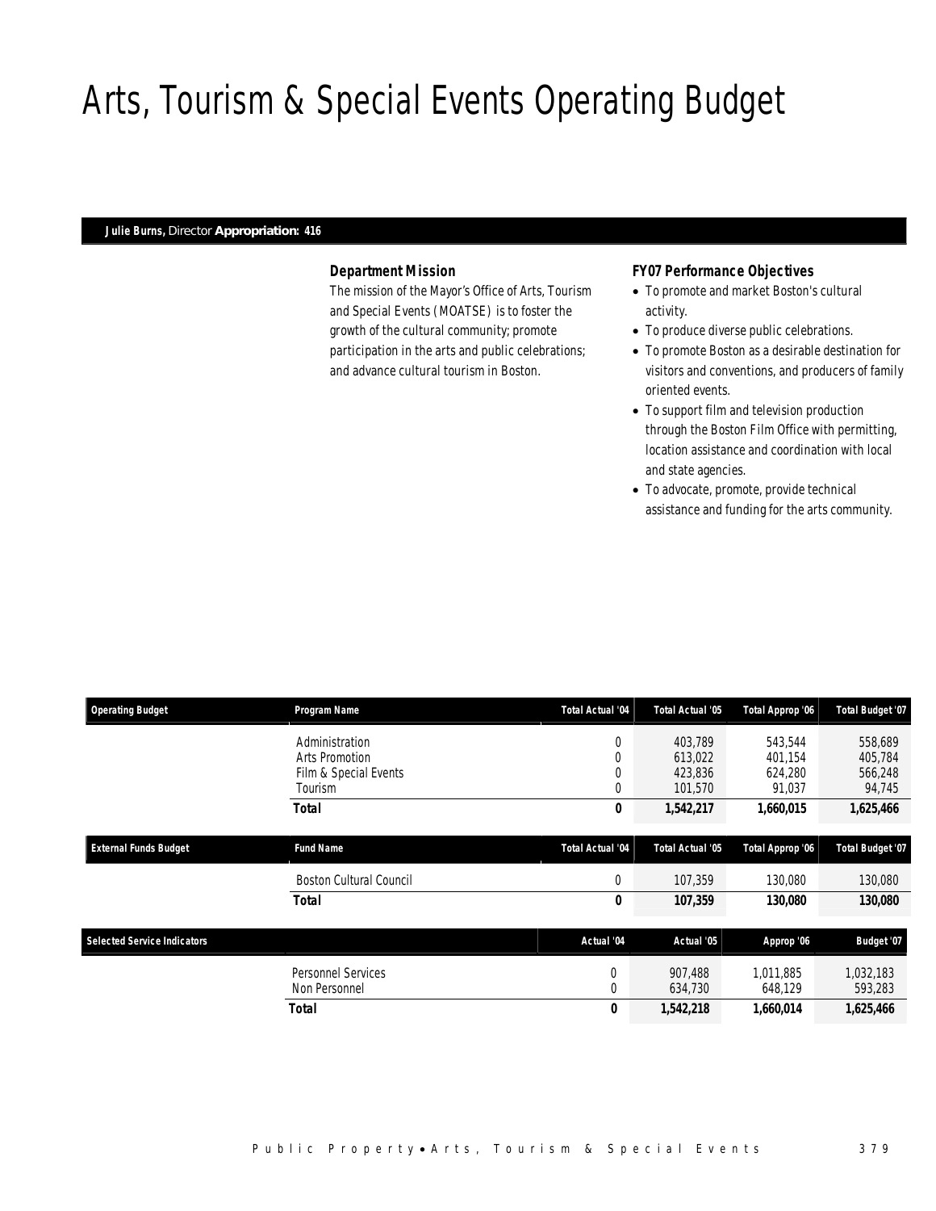# Arts, Tourism & Special Events Operating Budget

**Julie Burns,** Director **Appropriation: 416**

### Department Mission

The mission of the Mayor's Office of Arts, Tourism and Special Events (MOATSE) is to foster the growth of the cultural community; promote participation in the arts and public celebrations; and advance cultural tourism in Boston.

### FY07 Performance Objectives

- To promote and market Boston's cultural activity.
- To produce diverse public celebrations.
- To promote Boston as a desirable destination for visitors and conventions, and producers of family oriented events.
- To support film and television production through the Boston Film Office with permitting, location assistance and coordination with local and state agencies.
- To advocate, promote, provide technical assistance and funding for the arts community.

| Operating Budget | Program Name | Total Actual '04 | Total Actual '05 | Total Approp '06 | Total Budget '07 |
|---|---|---|---|---|---|
| | Administration | 0 | 403,789 | 543,544 | 558,689 |
| | Arts Promotion | 0 | 613,022 | 401,154 | 405,784 |
| | Film & Special Events | 0 | 423,836 | 624,280 | 566,248 |
| | Tourism | 0 | 101,570 | 91,037 | 94,745 |
| | **Total** | **0** | **1,542,217** | **1,660,015** | **1,625,466** |

| External Funds Budget | Fund Name | Total Actual '04 | Total Actual '05 | Total Approp '06 | Total Budget '07 |
|---|---|---|---|---|---|
| | Boston Cultural Council | 0 | 107,359 | 130,080 | 130,080 |
| | **Total** | **0** | **107,359** | **130,080** | **130,080** |

| Selected Service Indicators | | Actual '04 | Actual '05 | Approp '06 | Budget '07 |
|---|---|---|---|---|---|
| | Personnel Services | 0 | 907,488 | 1,011,885 | 1,032,183 |
| | Non Personnel | 0 | 634,730 | 648,129 | 593,283 |
| | **Total** | **0** | **1,542,218** | **1,660,014** | **1,625,466** |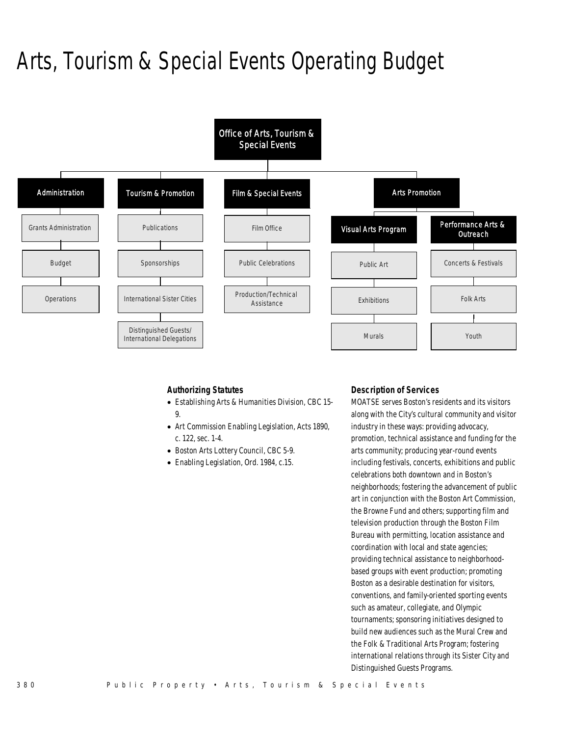# Arts, Tourism & Special Events Operating Budget

- Office of Arts, Tourism & Special Events
  - Administration
    - Grants Administration
    - Budget
    - Operations
  - Tourism & Promotion
    - Publications
    - Sponsorships
    - International Sister Cities
    - Distinguished Guests/ International Delegations
  - Film & Special Events
    - Film Office
    - Public Celebrations
    - Production/Technical Assistance
  - Arts Promotion
    - Visual Arts Program
      - Public Art
      - Exhibitions
      - Murals
    - Performance Arts & Outreach
      - Concerts & Festivals
      - Folk Arts
      - Youth

### Authorizing Statutes

- Establishing Arts & Humanities Division, CBC 15-9.
- Art Commission Enabling Legislation, Acts 1890, c. 122, sec. 1-4.
- Boston Arts Lottery Council, CBC 5-9.
- Enabling Legislation, Ord. 1984, c.15.

### Description of Services

MOATSE serves Boston's residents and its visitors along with the City's cultural community and visitor industry in these ways: providing advocacy, promotion, technical assistance and funding for the arts community; producing year-round events including festivals, concerts, exhibitions and public celebrations both downtown and in Boston's neighborhoods; fostering the advancement of public art in conjunction with the Boston Art Commission, the Browne Fund and others; supporting film and television production through the Boston Film Bureau with permitting, location assistance and coordination with local and state agencies; providing technical assistance to neighborhood-based groups with event production; promoting Boston as a desirable destination for visitors, conventions, and family-oriented sporting events such as amateur, collegiate, and Olympic tournaments; sponsoring initiatives designed to build new audiences such as the Mural Crew and the Folk & Traditional Arts Program; fostering international relations through its Sister City and Distinguished Guests Programs.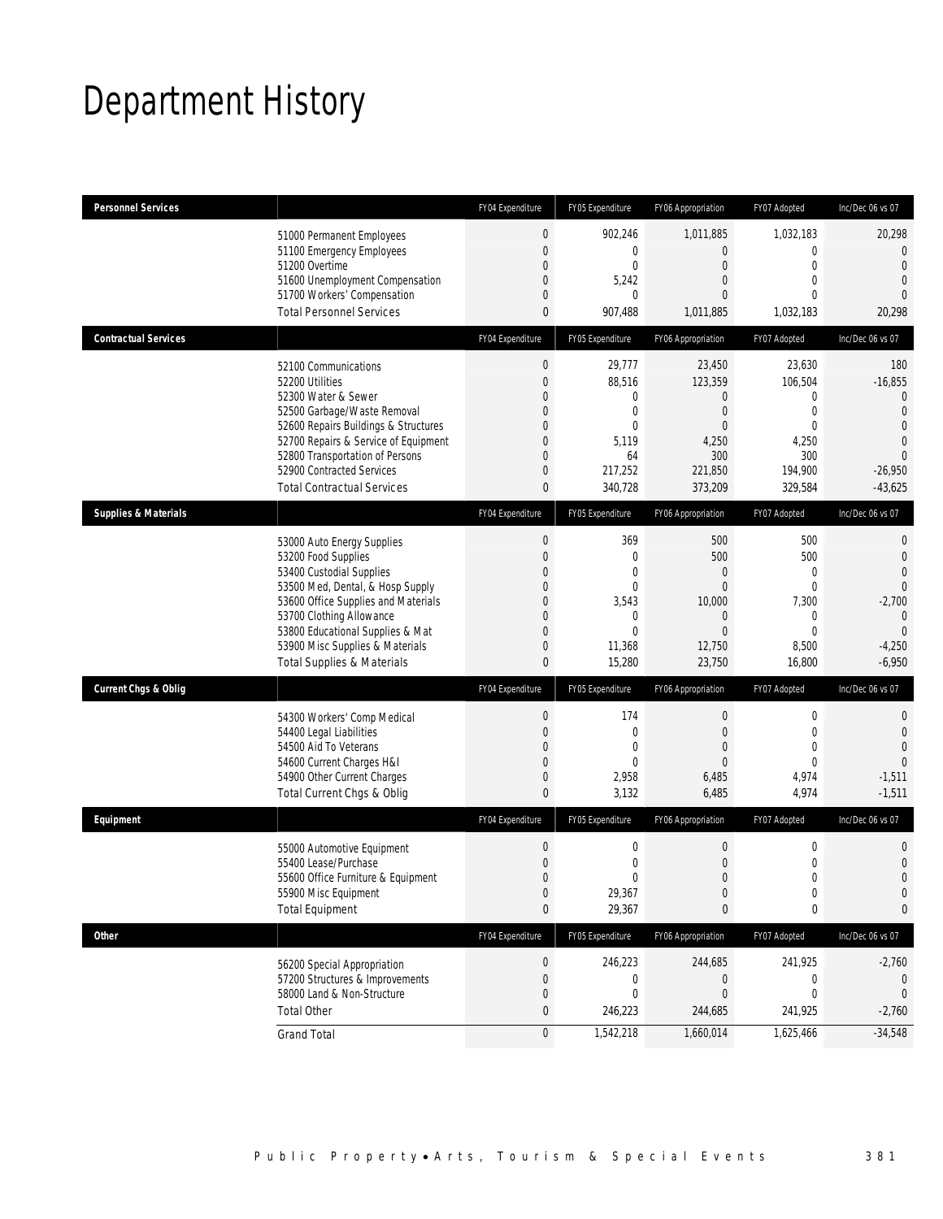# Department History

| Personnel Services | | FY04 Expenditure | FY05 Expenditure | FY06 Appropriation | FY07 Adopted | Inc/Dec 06 vs 07 |
|---|---|---|---|---|---|---|
| | 51000 Permanent Employees | 0 | 902,246 | 1,011,885 | 1,032,183 | 20,298 |
| | 51100 Emergency Employees | 0 | 0 | 0 | 0 | 0 |
| | 51200 Overtime | 0 | 0 | 0 | 0 | 0 |
| | 51600 Unemployment Compensation | 0 | 5,242 | 0 | 0 | 0 |
| | 51700 Workers' Compensation | 0 | 0 | 0 | 0 | 0 |
| | Total Personnel Services | 0 | 907,488 | 1,011,885 | 1,032,183 | 20,298 |
| **Contractual Services** | | FY04 Expenditure | FY05 Expenditure | FY06 Appropriation | FY07 Adopted | Inc/Dec 06 vs 07 |
| | 52100 Communications | 0 | 29,777 | 23,450 | 23,630 | 180 |
| | 52200 Utilities | 0 | 88,516 | 123,359 | 106,504 | -16,855 |
| | 52300 Water & Sewer | 0 | 0 | 0 | 0 | 0 |
| | 52500 Garbage/Waste Removal | 0 | 0 | 0 | 0 | 0 |
| | 52600 Repairs Buildings & Structures | 0 | 0 | 0 | 0 | 0 |
| | 52700 Repairs & Service of Equipment | 0 | 5,119 | 4,250 | 4,250 | 0 |
| | 52800 Transportation of Persons | 0 | 64 | 300 | 300 | 0 |
| | 52900 Contracted Services | 0 | 217,252 | 221,850 | 194,900 | -26,950 |
| | Total Contractual Services | 0 | 340,728 | 373,209 | 329,584 | -43,625 |
| **Supplies & Materials** | | FY04 Expenditure | FY05 Expenditure | FY06 Appropriation | FY07 Adopted | Inc/Dec 06 vs 07 |
| | 53000 Auto Energy Supplies | 0 | 369 | 500 | 500 | 0 |
| | 53200 Food Supplies | 0 | 0 | 500 | 500 | 0 |
| | 53400 Custodial Supplies | 0 | 0 | 0 | 0 | 0 |
| | 53500 Med, Dental, & Hosp Supply | 0 | 0 | 0 | 0 | 0 |
| | 53600 Office Supplies and Materials | 0 | 3,543 | 10,000 | 7,300 | -2,700 |
| | 53700 Clothing Allowance | 0 | 0 | 0 | 0 | 0 |
| | 53800 Educational Supplies & Mat | 0 | 0 | 0 | 0 | 0 |
| | 53900 Misc Supplies & Materials | 0 | 11,368 | 12,750 | 8,500 | -4,250 |
| | Total Supplies & Materials | 0 | 15,280 | 23,750 | 16,800 | -6,950 |
| **Current Chgs & Oblig** | | FY04 Expenditure | FY05 Expenditure | FY06 Appropriation | FY07 Adopted | Inc/Dec 06 vs 07 |
| | 54300 Workers' Comp Medical | 0 | 174 | 0 | 0 | 0 |
| | 54400 Legal Liabilities | 0 | 0 | 0 | 0 | 0 |
| | 54500 Aid To Veterans | 0 | 0 | 0 | 0 | 0 |
| | 54600 Current Charges H&I | 0 | 0 | 0 | 0 | 0 |
| | 54900 Other Current Charges | 0 | 2,958 | 6,485 | 4,974 | -1,511 |
| | Total Current Chgs & Oblig | 0 | 3,132 | 6,485 | 4,974 | -1,511 |
| **Equipment** | | FY04 Expenditure | FY05 Expenditure | FY06 Appropriation | FY07 Adopted | Inc/Dec 06 vs 07 |
| | 55000 Automotive Equipment | 0 | 0 | 0 | 0 | 0 |
| | 55400 Lease/Purchase | 0 | 0 | 0 | 0 | 0 |
| | 55600 Office Furniture & Equipment | 0 | 0 | 0 | 0 | 0 |
| | 55900 Misc Equipment | 0 | 29,367 | 0 | 0 | 0 |
| | Total Equipment | 0 | 29,367 | 0 | 0 | 0 |
| **Other** | | FY04 Expenditure | FY05 Expenditure | FY06 Appropriation | FY07 Adopted | Inc/Dec 06 vs 07 |
| | 56200 Special Appropriation | 0 | 246,223 | 244,685 | 241,925 | -2,760 |
| | 57200 Structures & Improvements | 0 | 0 | 0 | 0 | 0 |
| | 58000 Land & Non-Structure | 0 | 0 | 0 | 0 | 0 |
| | Total Other | 0 | 246,223 | 244,685 | 241,925 | -2,760 |
| | Grand Total | 0 | 1,542,218 | 1,660,014 | 1,625,466 | -34,548 |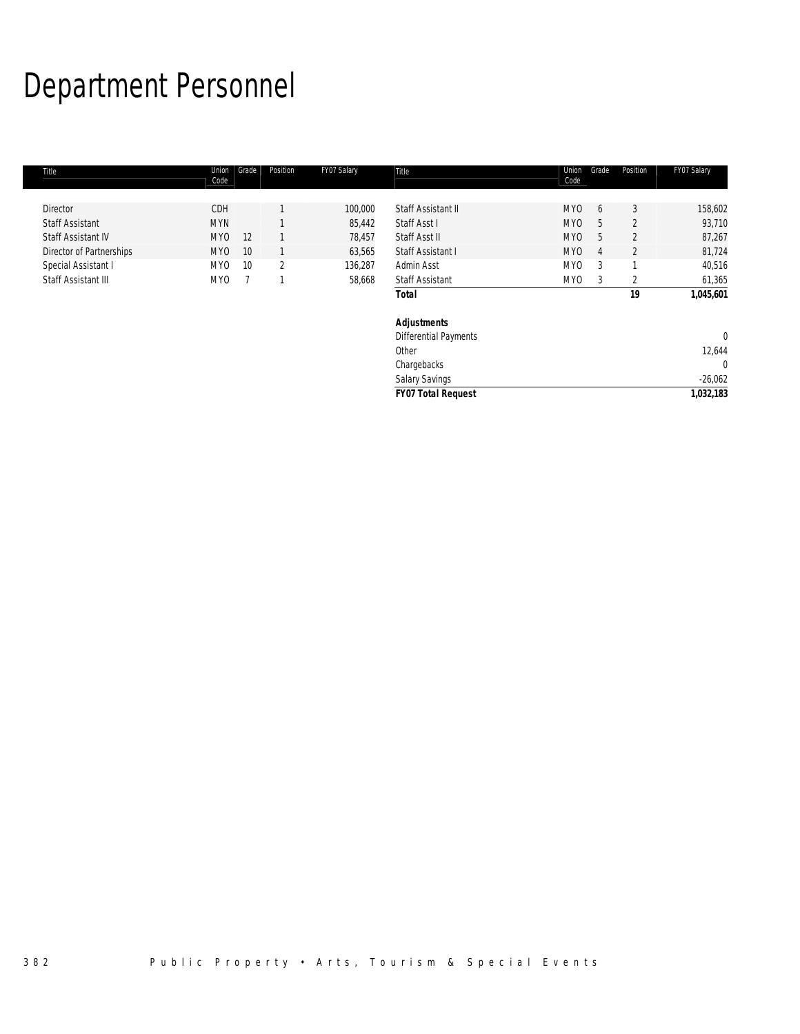# Department Personnel

| Title | Union Code | Grade | Position | FY07 Salary |
|---|---|---|---|---|
| Director | CDH | | 1 | 100,000 |
| Staff Assistant | MYN | | 1 | 85,442 |
| Staff Assistant IV | MYO | 12 | 1 | 78,457 |
| Director of Partnerships | MYO | 10 | 1 | 63,565 |
| Special Assistant I | MYO | 10 | 2 | 136,287 |
| Staff Assistant III | MYO | 7 | 1 | 58,668 |
| Staff Assistant II | MYO | 6 | 3 | 158,602 |
| Staff Asst I | MYO | 5 | 2 | 93,710 |
| Staff Asst II | MYO | 5 | 2 | 87,267 |
| Staff Assistant I | MYO | 4 | 2 | 81,724 |
| Admin Asst | MYO | 3 | 1 | 40,516 |
| Staff Assistant | MYO | 3 | 2 | 61,365 |
| **Total** | | | **19** | **1,045,601** |
| | | | | |
| **Adjustments** | | | | |
| Differential Payments | | | | 0 |
| Other | | | | 12,644 |
| Chargebacks | | | | 0 |
| Salary Savings | | | | -26,062 |
| ***FY07 Total Request*** | | | | ***1,032,183*** |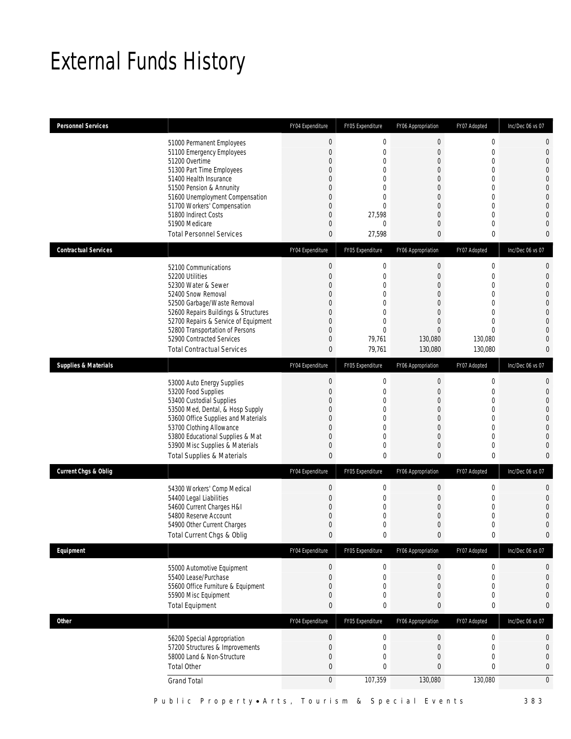# External Funds History

| Personnel Services | | FY04 Expenditure | FY05 Expenditure | FY06 Appropriation | FY07 Adopted | Inc/Dec 06 vs 07 |
|---|---|---|---|---|---|---|
| | 51000 Permanent Employees | 0 | 0 | 0 | 0 | 0 |
| | 51100 Emergency Employees | 0 | 0 | 0 | 0 | 0 |
| | 51200 Overtime | 0 | 0 | 0 | 0 | 0 |
| | 51300 Part Time Employees | 0 | 0 | 0 | 0 | 0 |
| | 51400 Health Insurance | 0 | 0 | 0 | 0 | 0 |
| | 51500 Pension & Annunity | 0 | 0 | 0 | 0 | 0 |
| | 51600 Unemployment Compensation | 0 | 0 | 0 | 0 | 0 |
| | 51700 Workers' Compensation | 0 | 0 | 0 | 0 | 0 |
| | 51800 Indirect Costs | 0 | 27,598 | 0 | 0 | 0 |
| | 51900 Medicare | 0 | 0 | 0 | 0 | 0 |
| | Total Personnel Services | 0 | 27,598 | 0 | 0 | 0 |

| Contractual Services | | FY04 Expenditure | FY05 Expenditure | FY06 Appropriation | FY07 Adopted | Inc/Dec 06 vs 07 |
|---|---|---|---|---|---|---|
| | 52100 Communications | 0 | 0 | 0 | 0 | 0 |
| | 52200 Utilities | 0 | 0 | 0 | 0 | 0 |
| | 52300 Water & Sewer | 0 | 0 | 0 | 0 | 0 |
| | 52400 Snow Removal | 0 | 0 | 0 | 0 | 0 |
| | 52500 Garbage/Waste Removal | 0 | 0 | 0 | 0 | 0 |
| | 52600 Repairs Buildings & Structures | 0 | 0 | 0 | 0 | 0 |
| | 52700 Repairs & Service of Equipment | 0 | 0 | 0 | 0 | 0 |
| | 52800 Transportation of Persons | 0 | 0 | 0 | 0 | 0 |
| | 52900 Contracted Services | 0 | 79,761 | 130,080 | 130,080 | 0 |
| | Total Contractual Services | 0 | 79,761 | 130,080 | 130,080 | 0 |

| Supplies & Materials | | FY04 Expenditure | FY05 Expenditure | FY06 Appropriation | FY07 Adopted | Inc/Dec 06 vs 07 |
|---|---|---|---|---|---|---|
| | 53000 Auto Energy Supplies | 0 | 0 | 0 | 0 | 0 |
| | 53200 Food Supplies | 0 | 0 | 0 | 0 | 0 |
| | 53400 Custodial Supplies | 0 | 0 | 0 | 0 | 0 |
| | 53500 Med, Dental, & Hosp Supply | 0 | 0 | 0 | 0 | 0 |
| | 53600 Office Supplies and Materials | 0 | 0 | 0 | 0 | 0 |
| | 53700 Clothing Allowance | 0 | 0 | 0 | 0 | 0 |
| | 53800 Educational Supplies & Mat | 0 | 0 | 0 | 0 | 0 |
| | 53900 Misc Supplies & Materials | 0 | 0 | 0 | 0 | 0 |
| | Total Supplies & Materials | 0 | 0 | 0 | 0 | 0 |

| Current Chgs & Oblig | | FY04 Expenditure | FY05 Expenditure | FY06 Appropriation | FY07 Adopted | Inc/Dec 06 vs 07 |
|---|---|---|---|---|---|---|
| | 54300 Workers' Comp Medical | 0 | 0 | 0 | 0 | 0 |
| | 54400 Legal Liabilities | 0 | 0 | 0 | 0 | 0 |
| | 54600 Current Charges H&I | 0 | 0 | 0 | 0 | 0 |
| | 54800 Reserve Account | 0 | 0 | 0 | 0 | 0 |
| | 54900 Other Current Charges | 0 | 0 | 0 | 0 | 0 |
| | Total Current Chgs & Oblig | 0 | 0 | 0 | 0 | 0 |

| Equipment | | FY04 Expenditure | FY05 Expenditure | FY06 Appropriation | FY07 Adopted | Inc/Dec 06 vs 07 |
|---|---|---|---|---|---|---|
| | 55000 Automotive Equipment | 0 | 0 | 0 | 0 | 0 |
| | 55400 Lease/Purchase | 0 | 0 | 0 | 0 | 0 |
| | 55600 Office Furniture & Equipment | 0 | 0 | 0 | 0 | 0 |
| | 55900 Misc Equipment | 0 | 0 | 0 | 0 | 0 |
| | Total Equipment | 0 | 0 | 0 | 0 | 0 |

| Other | | FY04 Expenditure | FY05 Expenditure | FY06 Appropriation | FY07 Adopted | Inc/Dec 06 vs 07 |
|---|---|---|---|---|---|---|
| | 56200 Special Appropriation | 0 | 0 | 0 | 0 | 0 |
| | 57200 Structures & Improvements | 0 | 0 | 0 | 0 | 0 |
| | 58000 Land & Non-Structure | 0 | 0 | 0 | 0 | 0 |
| | Total Other | 0 | 0 | 0 | 0 | 0 |
| | Grand Total | 0 | 107,359 | 130,080 | 130,080 | 0 |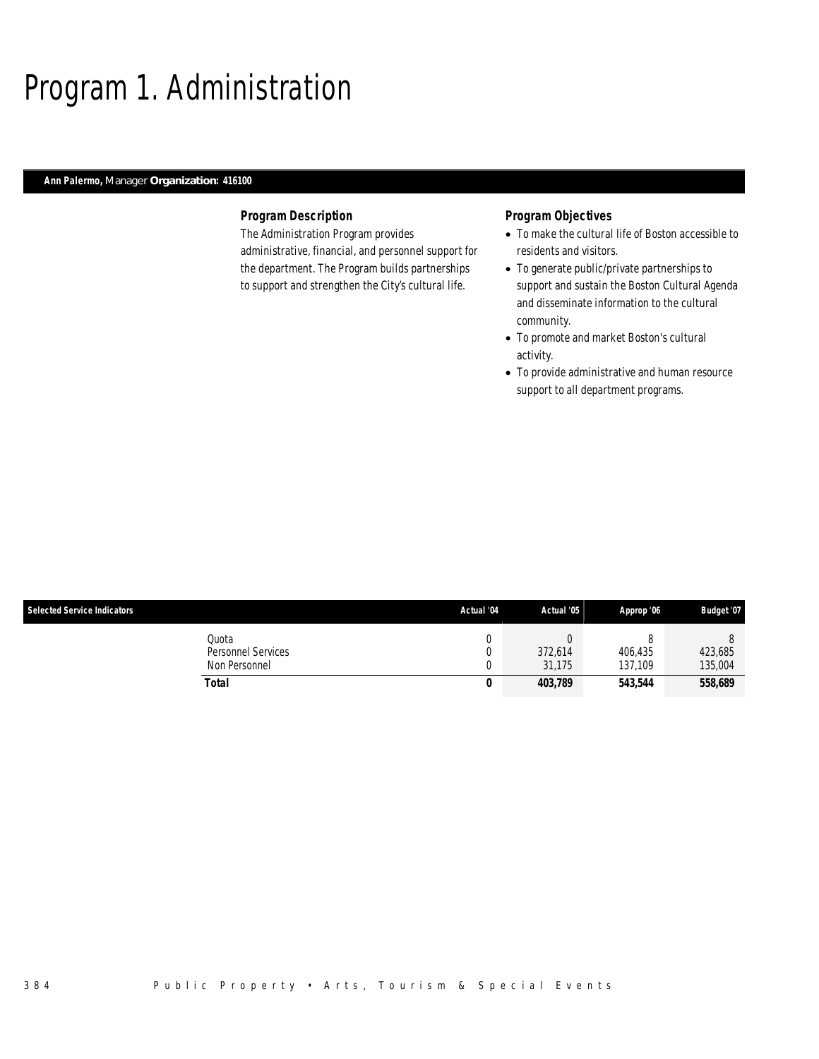# Program 1. Administration

**Ann Palermo,** Manager **Organization: 416100**

### Program Description

The Administration Program provides administrative, financial, and personnel support for the department. The Program builds partnerships to support and strengthen the City's cultural life.

### Program Objectives

- To make the cultural life of Boston accessible to residents and visitors.
- To generate public/private partnerships to support and sustain the Boston Cultural Agenda and disseminate information to the cultural community.
- To promote and market Boston's cultural activity.
- To provide administrative and human resource support to all department programs.

| Selected Service Indicators | Actual '04 | Actual '05 | Approp '06 | Budget '07 |
|---|---|---|---|---|
| Quota | 0 | 0 | 8 | 8 |
| Personnel Services | 0 | 372,614 | 406,435 | 423,685 |
| Non Personnel | 0 | 31,175 | 137,109 | 135,004 |
| **Total** | **0** | **403,789** | **543,544** | **558,689** |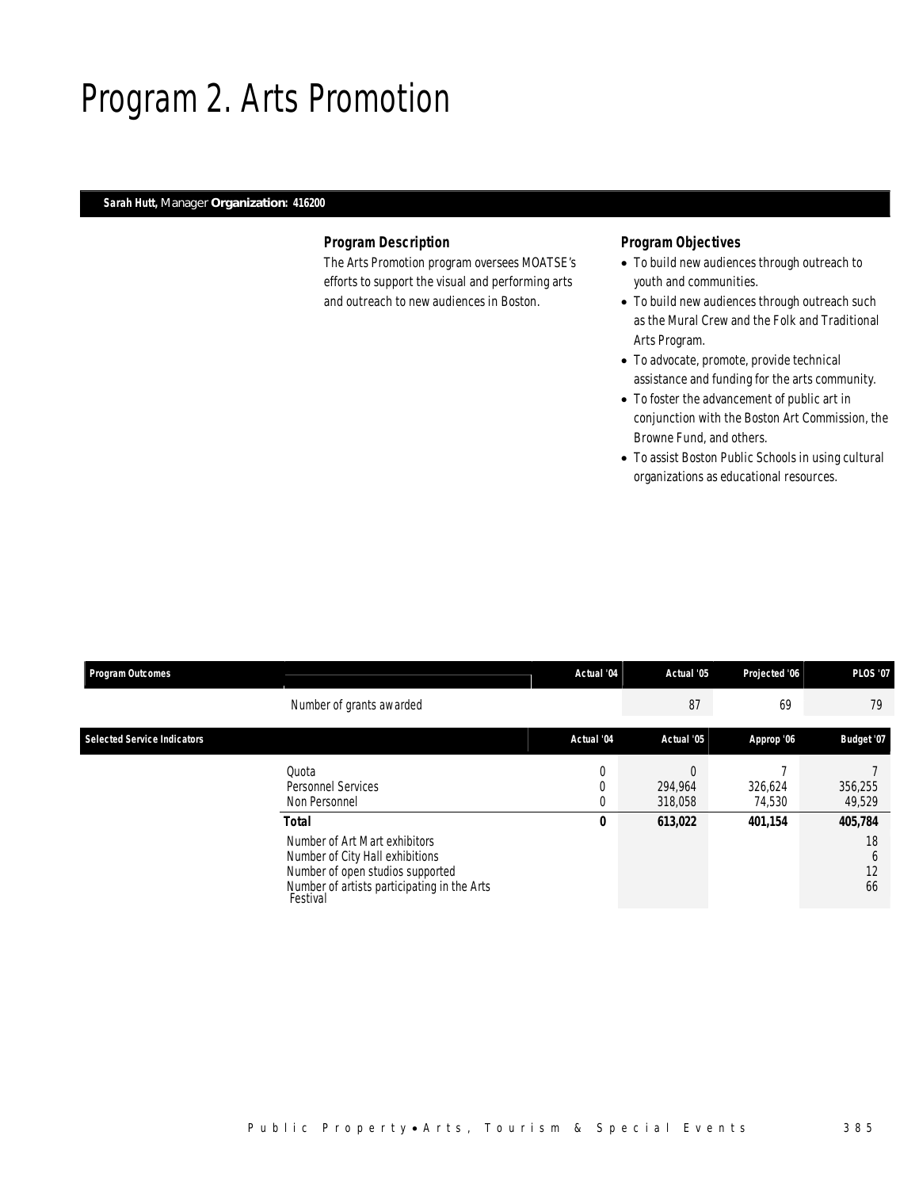# Program 2. Arts Promotion

**Sarah Hutt,** Manager **Organization: 416200**

### Program Description

The Arts Promotion program oversees MOATSE's efforts to support the visual and performing arts and outreach to new audiences in Boston.

### Program Objectives

- To build new audiences through outreach to youth and communities.
- To build new audiences through outreach such as the Mural Crew and the Folk and Traditional Arts Program.
- To advocate, promote, provide technical assistance and funding for the arts community.
- To foster the advancement of public art in conjunction with the Boston Art Commission, the Browne Fund, and others.
- To assist Boston Public Schools in using cultural organizations as educational resources.

| Program Outcomes | | Actual '04 | Actual '05 | Projected '06 | PLOS '07 |
|---|---|---|---|---|---|
| | Number of grants awarded | | 87 | 69 | 79 |

| Selected Service Indicators | | Actual '04 | Actual '05 | Approp '06 | Budget '07 |
|---|---|---|---|---|---|
| | Quota | 0 | 0 | 7 | 7 |
| | Personnel Services | 0 | 294,964 | 326,624 | 356,255 |
| | Non Personnel | 0 | 318,058 | 74,530 | 49,529 |
| | **Total** | **0** | **613,022** | **401,154** | **405,784** |
| | Number of Art Mart exhibitors | | | | 18 |
| | Number of City Hall exhibitions | | | | 6 |
| | Number of open studios supported | | | | 12 |
| | Number of artists participating in the Arts Festival | | | | 66 |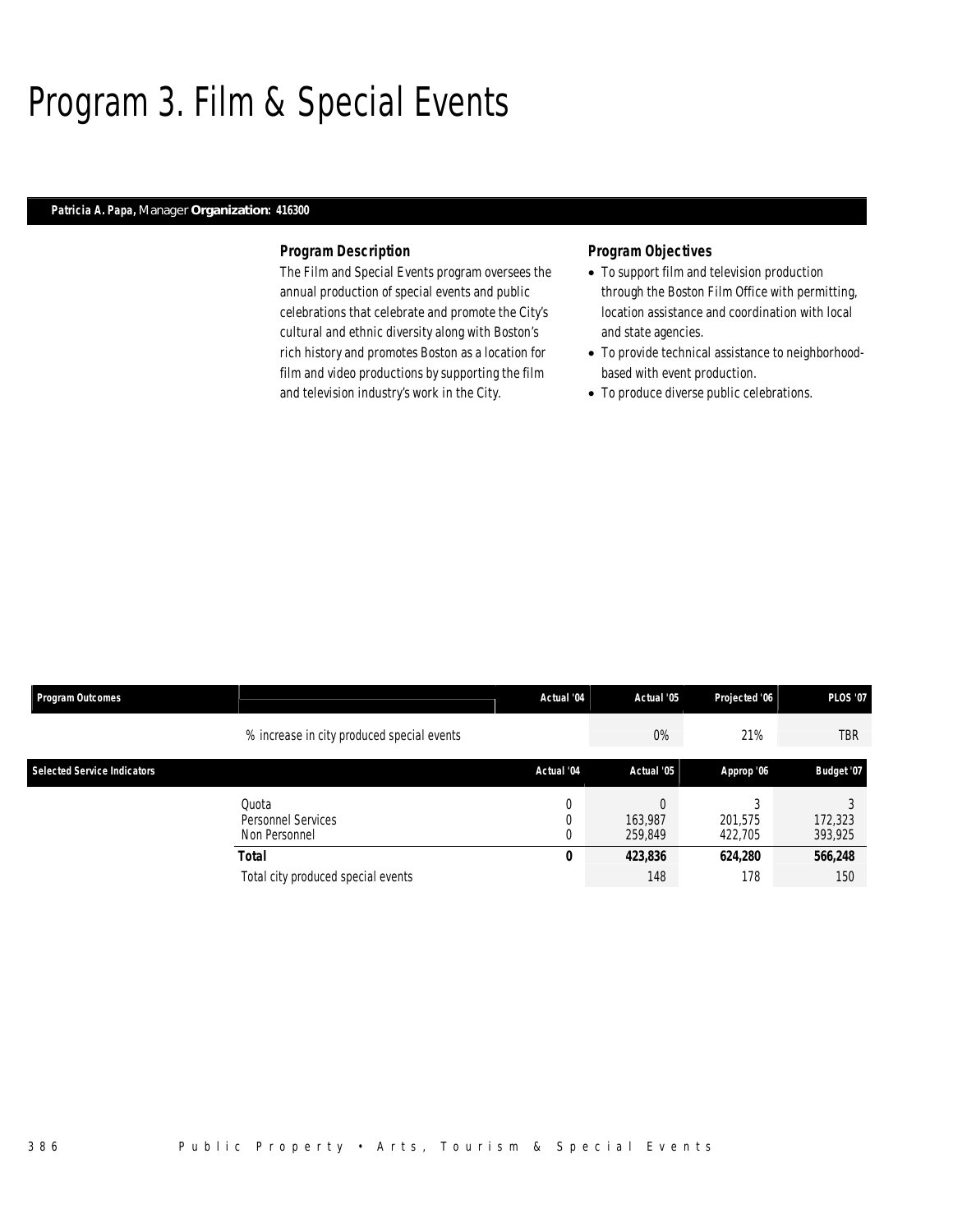# Program 3. Film & Special Events

**Patricia A. Papa,** Manager **Organization: 416300**

### Program Description

The Film and Special Events program oversees the annual production of special events and public celebrations that celebrate and promote the City's cultural and ethnic diversity along with Boston's rich history and promotes Boston as a location for film and video productions by supporting the film and television industry's work in the City.

### Program Objectives

- To support film and television production through the Boston Film Office with permitting, location assistance and coordination with local and state agencies.
- To provide technical assistance to neighborhood-based with event production.
- To produce diverse public celebrations.

| Program Outcomes | | Actual '04 | Actual '05 | Projected '06 | PLOS '07 |
|---|---|---|---|---|---|
| | % increase in city produced special events | | 0% | 21% | TBR |

| Selected Service Indicators | | Actual '04 | Actual '05 | Approp '06 | Budget '07 |
|---|---|---|---|---|---|
| | Quota | 0 | 0 | 3 | 3 |
| | Personnel Services | 0 | 163,987 | 201,575 | 172,323 |
| | Non Personnel | 0 | 259,849 | 422,705 | 393,925 |
| | **Total** | **0** | **423,836** | **624,280** | **566,248** |
| | Total city produced special events | | 148 | 178 | 150 |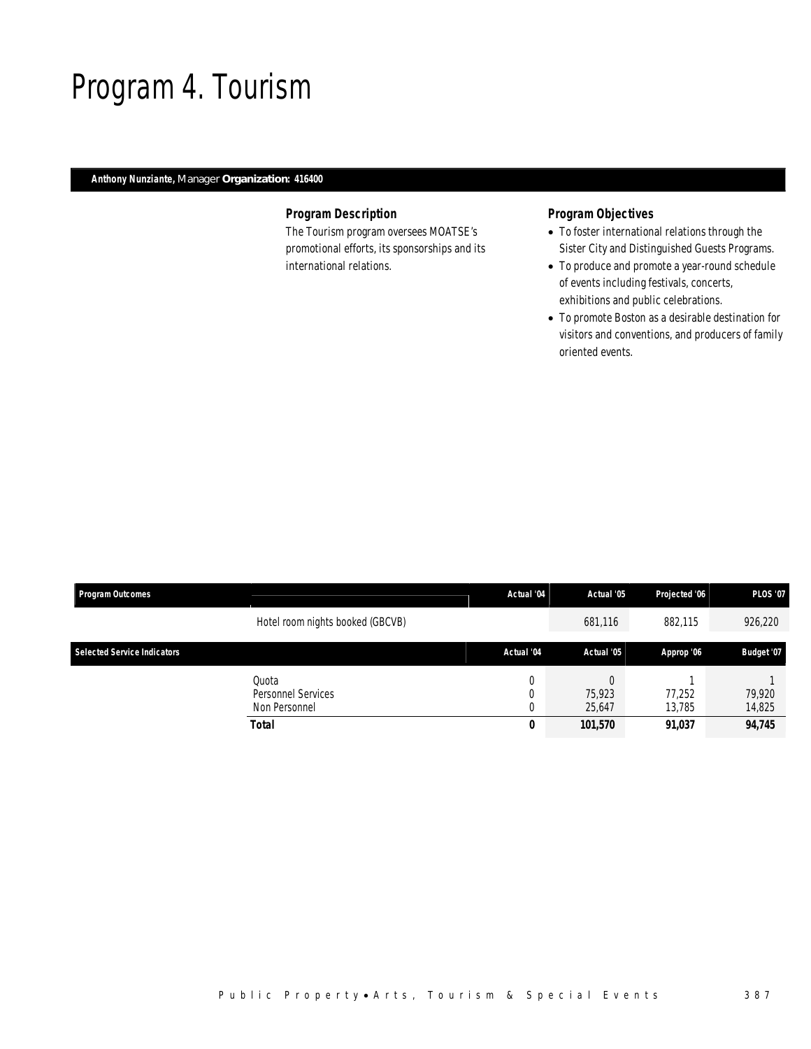# Program 4. Tourism

**Anthony Nunziante,** Manager **Organization: 416400**

### Program Description

The Tourism program oversees MOATSE's promotional efforts, its sponsorships and its international relations.

### Program Objectives

- To foster international relations through the Sister City and Distinguished Guests Programs.
- To produce and promote a year-round schedule of events including festivals, concerts, exhibitions and public celebrations.
- To promote Boston as a desirable destination for visitors and conventions, and producers of family oriented events.

| Program Outcomes | | Actual '04 | Actual '05 | Projected '06 | PLOS '07 |
|---|---|---|---|---|---|
| | Hotel room nights booked (GBCVB) | | 681,116 | 882,115 | 926,220 |

| Selected Service Indicators | | Actual '04 | Actual '05 | Approp '06 | Budget '07 |
|---|---|---|---|---|---|
| | Quota | 0 | 0 | 1 | 1 |
| | Personnel Services | 0 | 75,923 | 77,252 | 79,920 |
| | Non Personnel | 0 | 25,647 | 13,785 | 14,825 |
| | **Total** | **0** | **101,570** | **91,037** | **94,745** |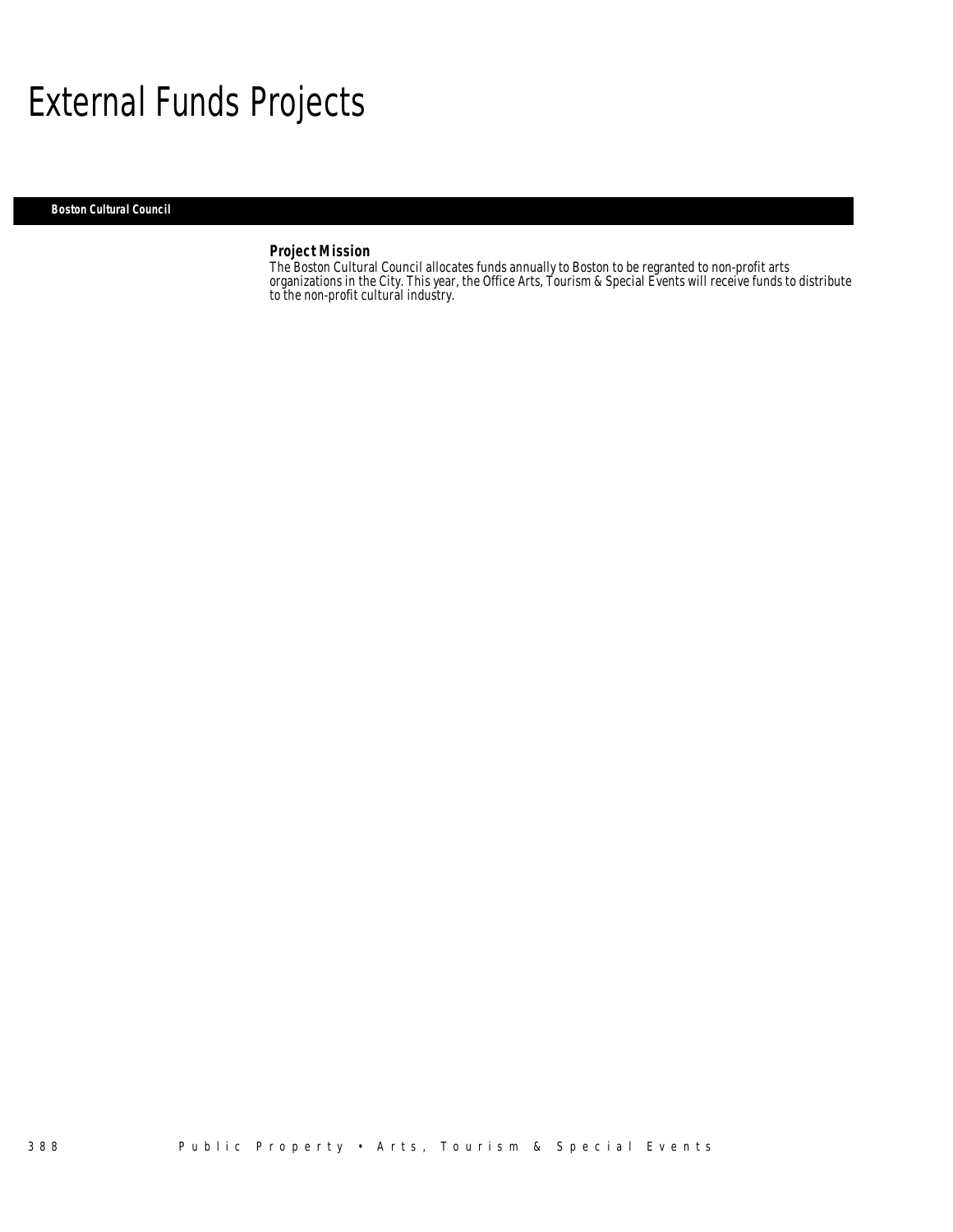# External Funds Projects

**Boston Cultural Council**

### Project Mission

The Boston Cultural Council allocates funds annually to Boston to be regranted to non-profit arts organizations in the City. This year, the Office Arts, Tourism & Special Events will receive funds to distribute to the non-profit cultural industry.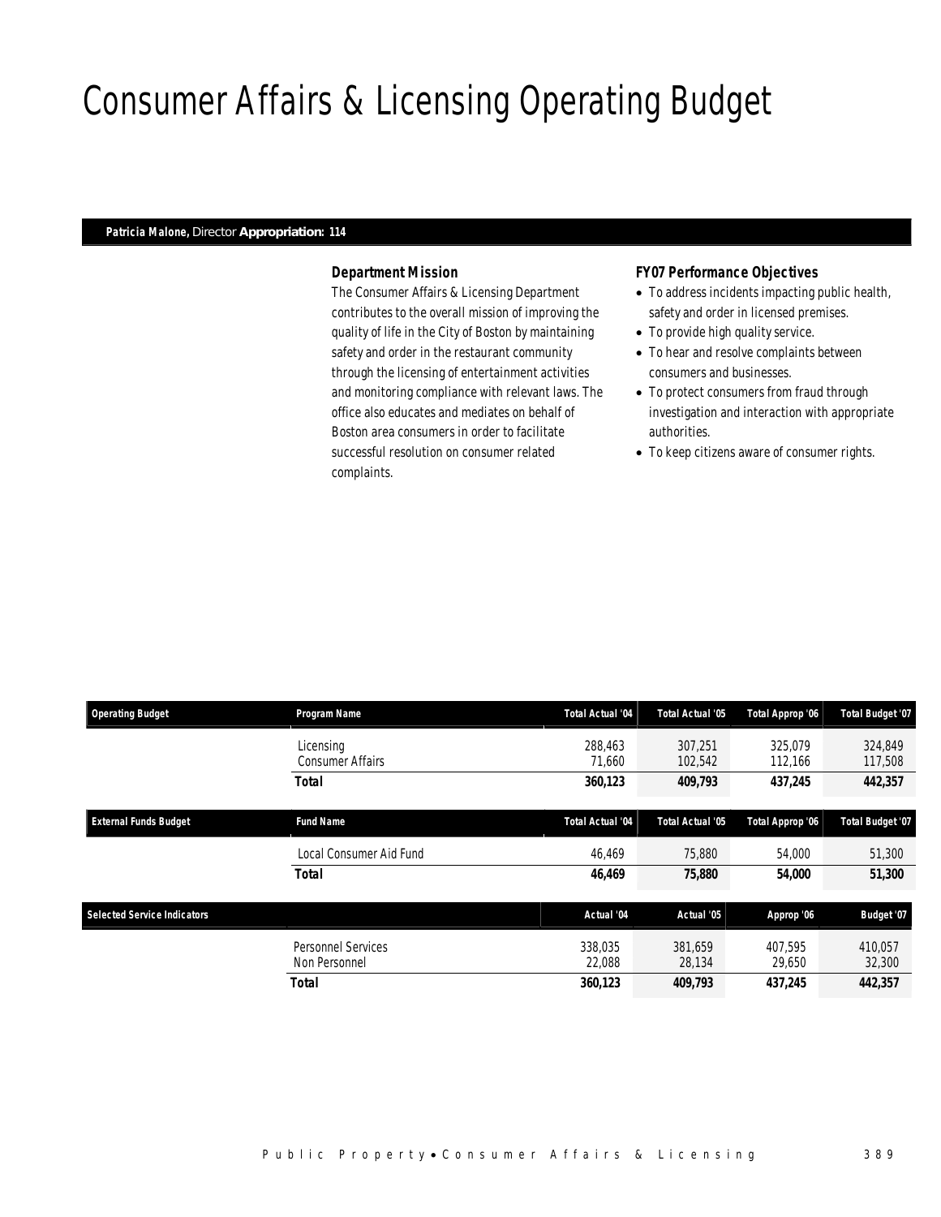# Consumer Affairs & Licensing Operating Budget

**Patricia Malone,** Director **Appropriation: 114**

### Department Mission

The Consumer Affairs & Licensing Department contributes to the overall mission of improving the quality of life in the City of Boston by maintaining safety and order in the restaurant community through the licensing of entertainment activities and monitoring compliance with relevant laws. The office also educates and mediates on behalf of Boston area consumers in order to facilitate successful resolution on consumer related complaints.

### FY07 Performance Objectives

- To address incidents impacting public health, safety and order in licensed premises.
- To provide high quality service.
- To hear and resolve complaints between consumers and businesses.
- To protect consumers from fraud through investigation and interaction with appropriate authorities.
- To keep citizens aware of consumer rights.

| Operating Budget | Program Name | Total Actual '04 | Total Actual '05 | Total Approp '06 | Total Budget '07 |
|---|---|---|---|---|---|
| | Licensing | 288,463 | 307,251 | 325,079 | 324,849 |
| | Consumer Affairs | 71,660 | 102,542 | 112,166 | 117,508 |
| | **Total** | **360,123** | **409,793** | **437,245** | **442,357** |

| External Funds Budget | Fund Name | Total Actual '04 | Total Actual '05 | Total Approp '06 | Total Budget '07 |
|---|---|---|---|---|---|
| | Local Consumer Aid Fund | 46,469 | 75,880 | 54,000 | 51,300 |
| | **Total** | **46,469** | **75,880** | **54,000** | **51,300** |

| Selected Service Indicators | | Actual '04 | Actual '05 | Approp '06 | Budget '07 |
|---|---|---|---|---|---|
| | Personnel Services | 338,035 | 381,659 | 407,595 | 410,057 |
| | Non Personnel | 22,088 | 28,134 | 29,650 | 32,300 |
| | **Total** | **360,123** | **409,793** | **437,245** | **442,357** |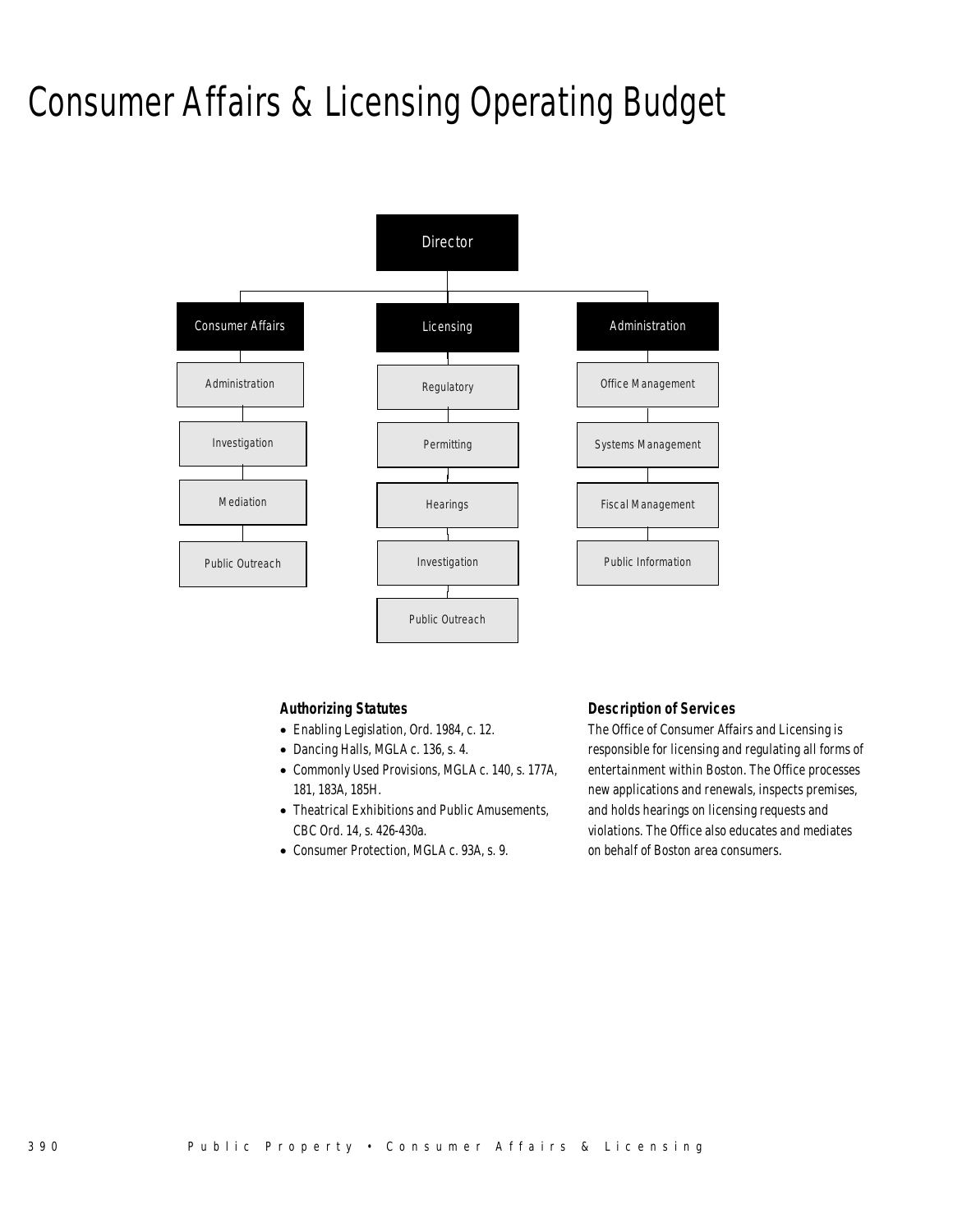# Consumer Affairs & Licensing Operating Budget

- Director
  - Consumer Affairs
    - Administration
    - Investigation
    - Mediation
    - Public Outreach
  - Licensing
    - Regulatory
    - Permitting
    - Hearings
    - Investigation
    - Public Outreach
  - Administration
    - Office Management
    - Systems Management
    - Fiscal Management
    - Public Information

### Authorizing Statutes

- Enabling Legislation, Ord. 1984, c. 12.
- Dancing Halls, MGLA c. 136, s. 4.
- Commonly Used Provisions, MGLA c. 140, s. 177A, 181, 183A, 185H.
- Theatrical Exhibitions and Public Amusements, CBC Ord. 14, s. 426-430a.
- Consumer Protection, MGLA c. 93A, s. 9.

### Description of Services

The Office of Consumer Affairs and Licensing is responsible for licensing and regulating all forms of entertainment within Boston. The Office processes new applications and renewals, inspects premises, and holds hearings on licensing requests and violations. The Office also educates and mediates on behalf of Boston area consumers.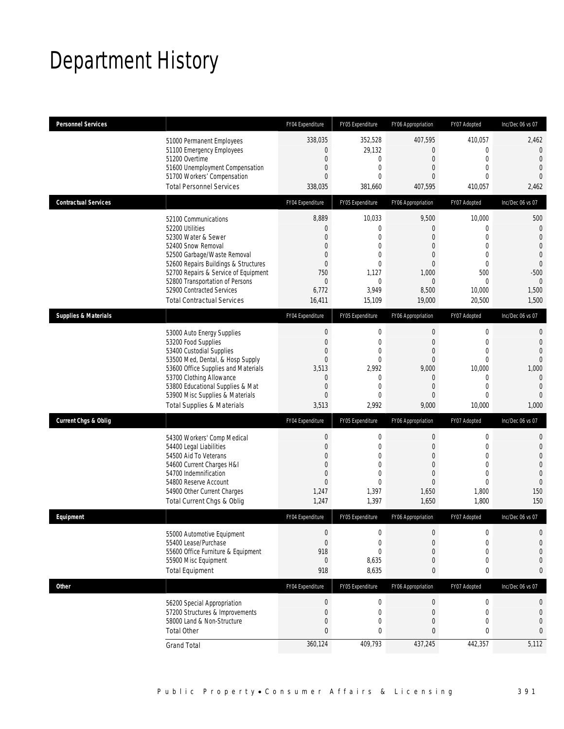# Department History

| Personnel Services | | FY04 Expenditure | FY05 Expenditure | FY06 Appropriation | FY07 Adopted | Inc/Dec 06 vs 07 |
|---|---|---|---|---|---|---|
| | 51000 Permanent Employees | 338,035 | 352,528 | 407,595 | 410,057 | 2,462 |
| | 51100 Emergency Employees | 0 | 29,132 | 0 | 0 | 0 |
| | 51200 Overtime | 0 | 0 | 0 | 0 | 0 |
| | 51600 Unemployment Compensation | 0 | 0 | 0 | 0 | 0 |
| | 51700 Workers' Compensation | 0 | 0 | 0 | 0 | 0 |
| | Total Personnel Services | 338,035 | 381,660 | 407,595 | 410,057 | 2,462 |
| **Contractual Services** | | FY04 Expenditure | FY05 Expenditure | FY06 Appropriation | FY07 Adopted | Inc/Dec 06 vs 07 |
| | 52100 Communications | 8,889 | 10,033 | 9,500 | 10,000 | 500 |
| | 52200 Utilities | 0 | 0 | 0 | 0 | 0 |
| | 52300 Water & Sewer | 0 | 0 | 0 | 0 | 0 |
| | 52400 Snow Removal | 0 | 0 | 0 | 0 | 0 |
| | 52500 Garbage/Waste Removal | 0 | 0 | 0 | 0 | 0 |
| | 52600 Repairs Buildings & Structures | 0 | 0 | 0 | 0 | 0 |
| | 52700 Repairs & Service of Equipment | 750 | 1,127 | 1,000 | 500 | -500 |
| | 52800 Transportation of Persons | 0 | 0 | 0 | 0 | 0 |
| | 52900 Contracted Services | 6,772 | 3,949 | 8,500 | 10,000 | 1,500 |
| | Total Contractual Services | 16,411 | 15,109 | 19,000 | 20,500 | 1,500 |
| **Supplies & Materials** | | FY04 Expenditure | FY05 Expenditure | FY06 Appropriation | FY07 Adopted | Inc/Dec 06 vs 07 |
| | 53000 Auto Energy Supplies | 0 | 0 | 0 | 0 | 0 |
| | 53200 Food Supplies | 0 | 0 | 0 | 0 | 0 |
| | 53400 Custodial Supplies | 0 | 0 | 0 | 0 | 0 |
| | 53500 Med, Dental, & Hosp Supply | 0 | 0 | 0 | 0 | 0 |
| | 53600 Office Supplies and Materials | 3,513 | 2,992 | 9,000 | 10,000 | 1,000 |
| | 53700 Clothing Allowance | 0 | 0 | 0 | 0 | 0 |
| | 53800 Educational Supplies & Mat | 0 | 0 | 0 | 0 | 0 |
| | 53900 Misc Supplies & Materials | 0 | 0 | 0 | 0 | 0 |
| | Total Supplies & Materials | 3,513 | 2,992 | 9,000 | 10,000 | 1,000 |
| **Current Chgs & Oblig** | | FY04 Expenditure | FY05 Expenditure | FY06 Appropriation | FY07 Adopted | Inc/Dec 06 vs 07 |
| | 54300 Workers' Comp Medical | 0 | 0 | 0 | 0 | 0 |
| | 54400 Legal Liabilities | 0 | 0 | 0 | 0 | 0 |
| | 54500 Aid To Veterans | 0 | 0 | 0 | 0 | 0 |
| | 54600 Current Charges H&I | 0 | 0 | 0 | 0 | 0 |
| | 54700 Indemnification | 0 | 0 | 0 | 0 | 0 |
| | 54800 Reserve Account | 0 | 0 | 0 | 0 | 0 |
| | 54900 Other Current Charges | 1,247 | 1,397 | 1,650 | 1,800 | 150 |
| | Total Current Chgs & Oblig | 1,247 | 1,397 | 1,650 | 1,800 | 150 |
| **Equipment** | | FY04 Expenditure | FY05 Expenditure | FY06 Appropriation | FY07 Adopted | Inc/Dec 06 vs 07 |
| | 55000 Automotive Equipment | 0 | 0 | 0 | 0 | 0 |
| | 55400 Lease/Purchase | 0 | 0 | 0 | 0 | 0 |
| | 55600 Office Furniture & Equipment | 918 | 0 | 0 | 0 | 0 |
| | 55900 Misc Equipment | 0 | 8,635 | 0 | 0 | 0 |
| | Total Equipment | 918 | 8,635 | 0 | 0 | 0 |
| **Other** | | FY04 Expenditure | FY05 Expenditure | FY06 Appropriation | FY07 Adopted | Inc/Dec 06 vs 07 |
| | 56200 Special Appropriation | 0 | 0 | 0 | 0 | 0 |
| | 57200 Structures & Improvements | 0 | 0 | 0 | 0 | 0 |
| | 58000 Land & Non-Structure | 0 | 0 | 0 | 0 | 0 |
| | Total Other | 0 | 0 | 0 | 0 | 0 |
| | Grand Total | 360,124 | 409,793 | 437,245 | 442,357 | 5,112 |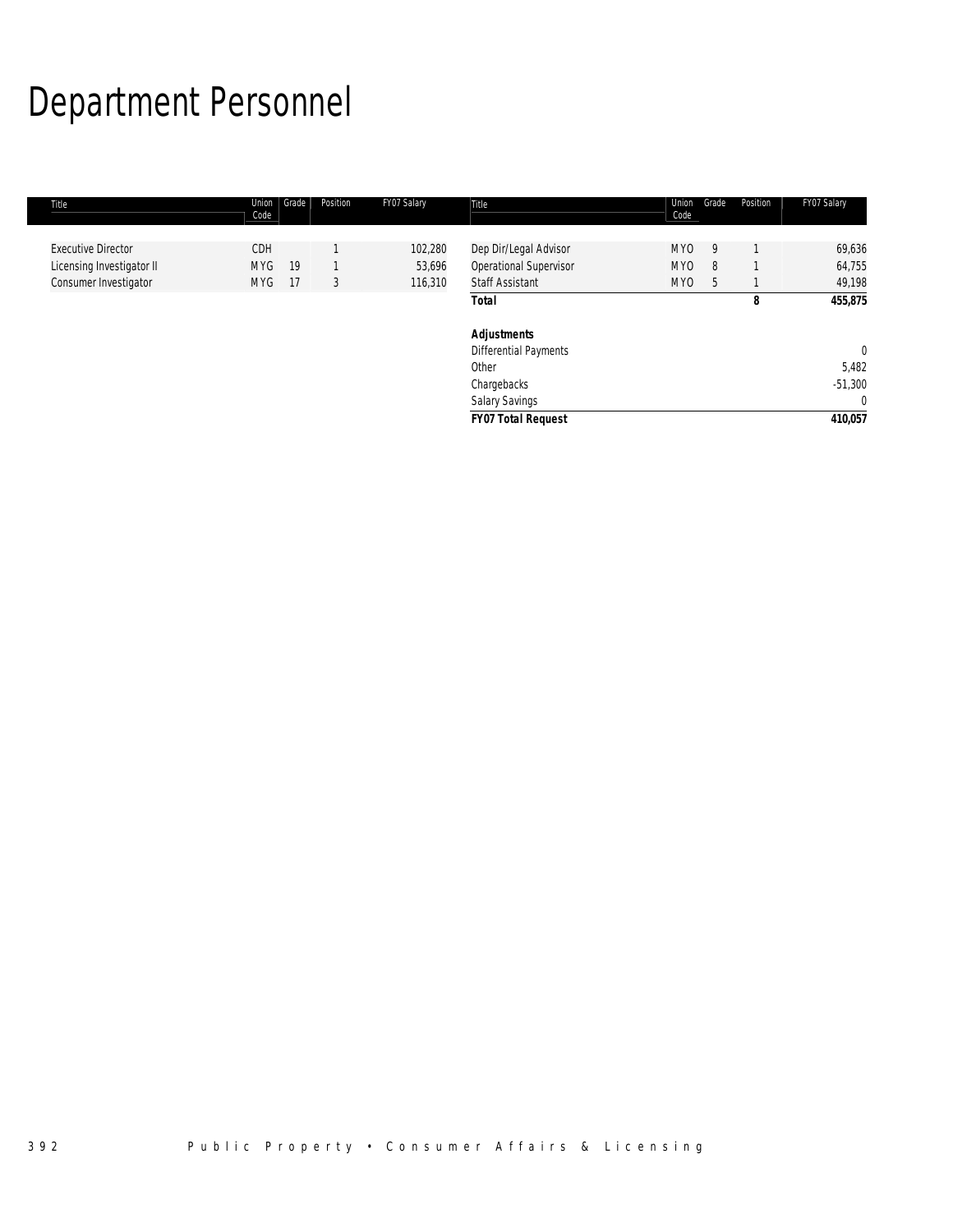# Department Personnel

| Title | Union Code | Grade | Position | FY07 Salary |
|---|---|---|---|---|
| Executive Director | CDH | | 1 | 102,280 |
| Licensing Investigator II | MYG | 19 | 1 | 53,696 |
| Consumer Investigator | MYG | 17 | 3 | 116,310 |
| Dep Dir/Legal Advisor | MYO | 9 | 1 | 69,636 |
| Operational Supervisor | MYO | 8 | 1 | 64,755 |
| Staff Assistant | MYO | 5 | 1 | 49,198 |
| ***Total*** | | | **8** | **455,875** |
| | | | | |
| ***Adjustments*** | | | | |
| Differential Payments | | | | 0 |
| Other | | | | 5,482 |
| Chargebacks | | | | -51,300 |
| Salary Savings | | | | 0 |
| ***FY07 Total Request*** | | | | **410,057** |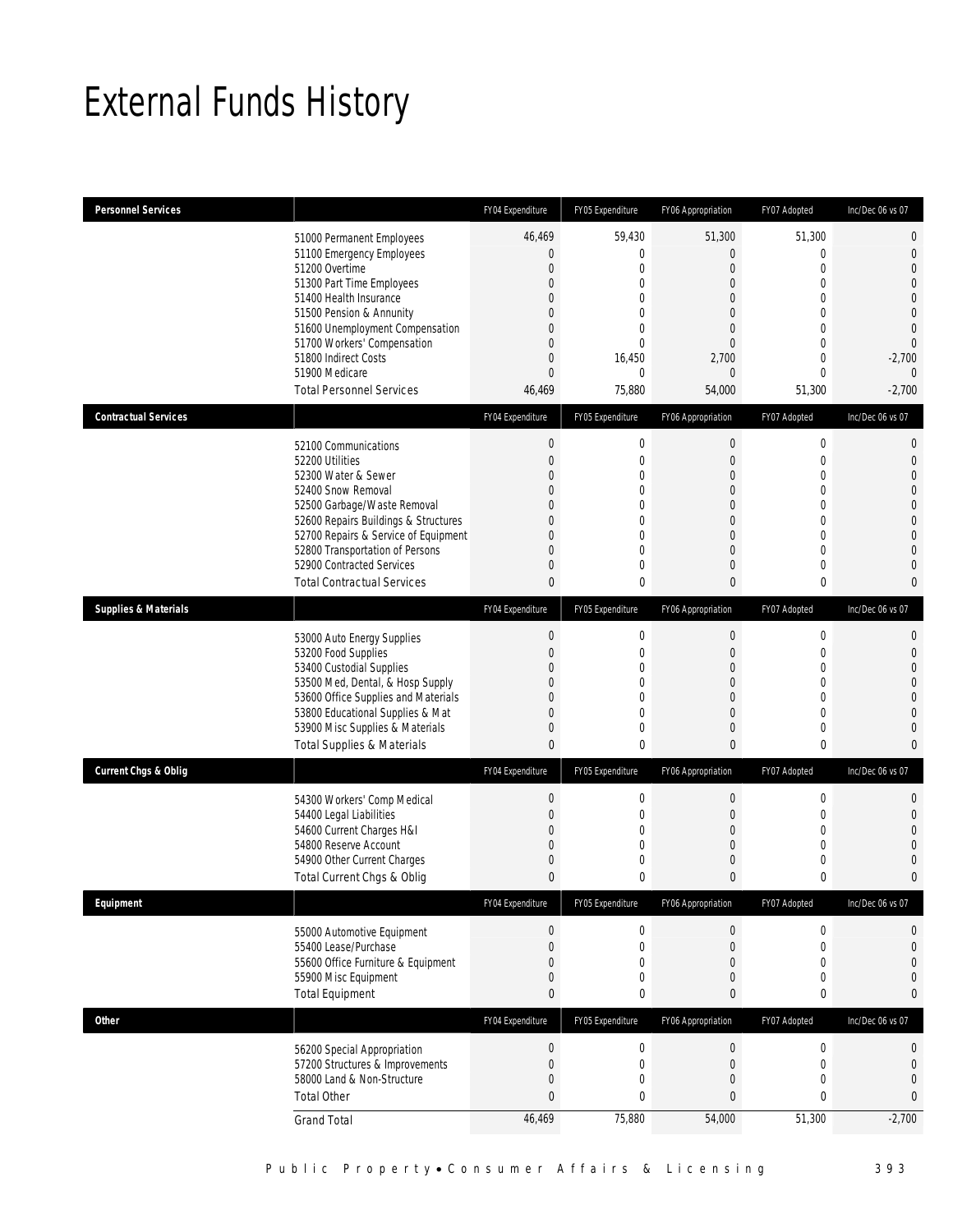# External Funds History

| Personnel Services | | FY04 Expenditure | FY05 Expenditure | FY06 Appropriation | FY07 Adopted | Inc/Dec 06 vs 07 |
|---|---|---|---|---|---|---|
| | 51000 Permanent Employees | 46,469 | 59,430 | 51,300 | 51,300 | 0 |
| | 51100 Emergency Employees | 0 | 0 | 0 | 0 | 0 |
| | 51200 Overtime | 0 | 0 | 0 | 0 | 0 |
| | 51300 Part Time Employees | 0 | 0 | 0 | 0 | 0 |
| | 51400 Health Insurance | 0 | 0 | 0 | 0 | 0 |
| | 51500 Pension & Annunity | 0 | 0 | 0 | 0 | 0 |
| | 51600 Unemployment Compensation | 0 | 0 | 0 | 0 | 0 |
| | 51700 Workers' Compensation | 0 | 0 | 0 | 0 | 0 |
| | 51800 Indirect Costs | 0 | 16,450 | 2,700 | 0 | -2,700 |
| | 51900 Medicare | 0 | 0 | 0 | 0 | 0 |
| | Total Personnel Services | 46,469 | 75,880 | 54,000 | 51,300 | -2,700 |

| Contractual Services | | FY04 Expenditure | FY05 Expenditure | FY06 Appropriation | FY07 Adopted | Inc/Dec 06 vs 07 |
|---|---|---|---|---|---|---|
| | 52100 Communications | 0 | 0 | 0 | 0 | 0 |
| | 52200 Utilities | 0 | 0 | 0 | 0 | 0 |
| | 52300 Water & Sewer | 0 | 0 | 0 | 0 | 0 |
| | 52400 Snow Removal | 0 | 0 | 0 | 0 | 0 |
| | 52500 Garbage/Waste Removal | 0 | 0 | 0 | 0 | 0 |
| | 52600 Repairs Buildings & Structures | 0 | 0 | 0 | 0 | 0 |
| | 52700 Repairs & Service of Equipment | 0 | 0 | 0 | 0 | 0 |
| | 52800 Transportation of Persons | 0 | 0 | 0 | 0 | 0 |
| | 52900 Contracted Services | 0 | 0 | 0 | 0 | 0 |
| | Total Contractual Services | 0 | 0 | 0 | 0 | 0 |

| Supplies & Materials | | FY04 Expenditure | FY05 Expenditure | FY06 Appropriation | FY07 Adopted | Inc/Dec 06 vs 07 |
|---|---|---|---|---|---|---|
| | 53000 Auto Energy Supplies | 0 | 0 | 0 | 0 | 0 |
| | 53200 Food Supplies | 0 | 0 | 0 | 0 | 0 |
| | 53400 Custodial Supplies | 0 | 0 | 0 | 0 | 0 |
| | 53500 Med, Dental, & Hosp Supply | 0 | 0 | 0 | 0 | 0 |
| | 53600 Office Supplies and Materials | 0 | 0 | 0 | 0 | 0 |
| | 53800 Educational Supplies & Mat | 0 | 0 | 0 | 0 | 0 |
| | 53900 Misc Supplies & Materials | 0 | 0 | 0 | 0 | 0 |
| | Total Supplies & Materials | 0 | 0 | 0 | 0 | 0 |

| Current Chgs & Oblig | | FY04 Expenditure | FY05 Expenditure | FY06 Appropriation | FY07 Adopted | Inc/Dec 06 vs 07 |
|---|---|---|---|---|---|---|
| | 54300 Workers' Comp Medical | 0 | 0 | 0 | 0 | 0 |
| | 54400 Legal Liabilities | 0 | 0 | 0 | 0 | 0 |
| | 54600 Current Charges H&I | 0 | 0 | 0 | 0 | 0 |
| | 54800 Reserve Account | 0 | 0 | 0 | 0 | 0 |
| | 54900 Other Current Charges | 0 | 0 | 0 | 0 | 0 |
| | Total Current Chgs & Oblig | 0 | 0 | 0 | 0 | 0 |

| Equipment | | FY04 Expenditure | FY05 Expenditure | FY06 Appropriation | FY07 Adopted | Inc/Dec 06 vs 07 |
|---|---|---|---|---|---|---|
| | 55000 Automotive Equipment | 0 | 0 | 0 | 0 | 0 |
| | 55400 Lease/Purchase | 0 | 0 | 0 | 0 | 0 |
| | 55600 Office Furniture & Equipment | 0 | 0 | 0 | 0 | 0 |
| | 55900 Misc Equipment | 0 | 0 | 0 | 0 | 0 |
| | Total Equipment | 0 | 0 | 0 | 0 | 0 |

| Other | | FY04 Expenditure | FY05 Expenditure | FY06 Appropriation | FY07 Adopted | Inc/Dec 06 vs 07 |
|---|---|---|---|---|---|---|
| | 56200 Special Appropriation | 0 | 0 | 0 | 0 | 0 |
| | 57200 Structures & Improvements | 0 | 0 | 0 | 0 | 0 |
| | 58000 Land & Non-Structure | 0 | 0 | 0 | 0 | 0 |
| | Total Other | 0 | 0 | 0 | 0 | 0 |
| | Grand Total | 46,469 | 75,880 | 54,000 | 51,300 | -2,700 |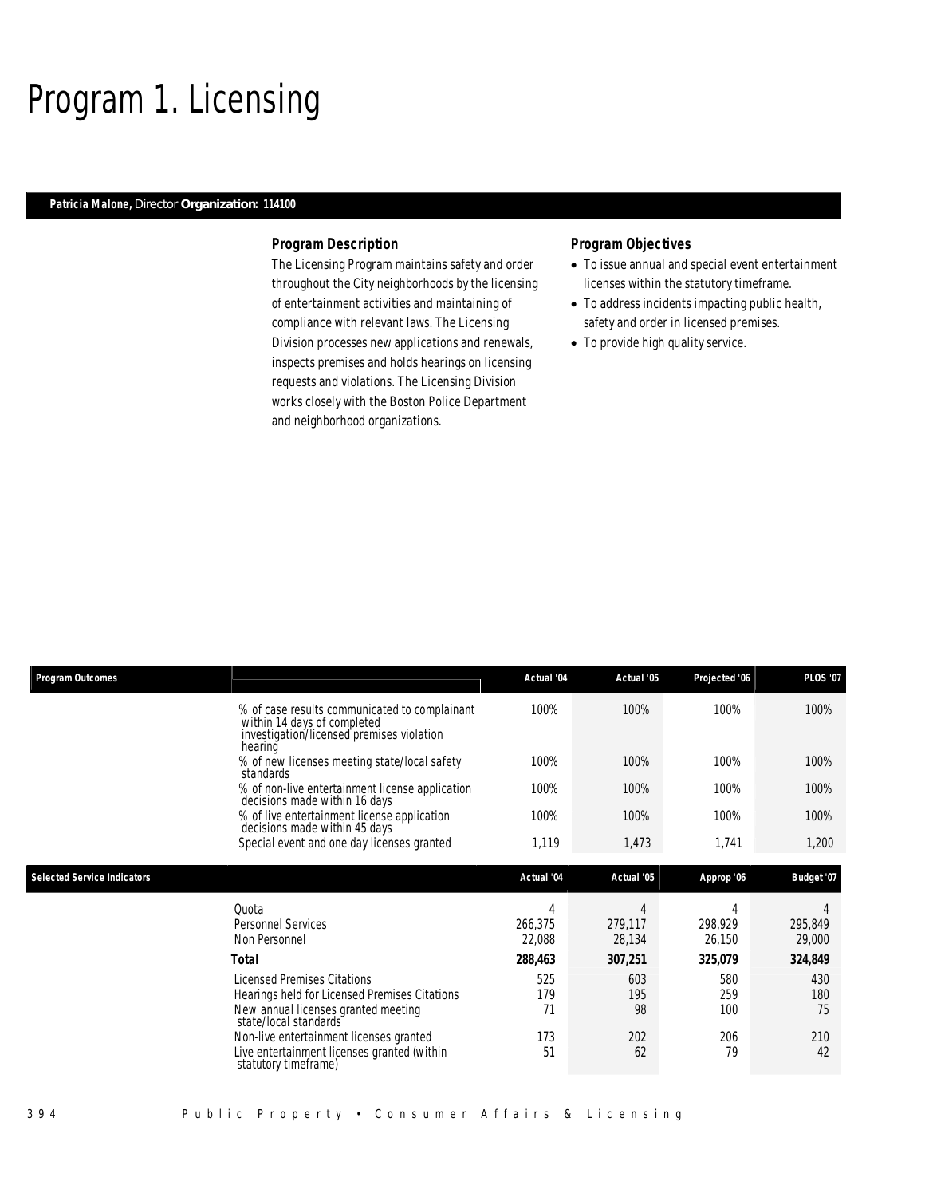# Program 1. Licensing

**Patricia Malone,** Director **Organization: 114100**

### Program Description

The Licensing Program maintains safety and order throughout the City neighborhoods by the licensing of entertainment activities and maintaining of compliance with relevant laws. The Licensing Division processes new applications and renewals, inspects premises and holds hearings on licensing requests and violations. The Licensing Division works closely with the Boston Police Department and neighborhood organizations.

### Program Objectives

- To issue annual and special event entertainment licenses within the statutory timeframe.
- To address incidents impacting public health, safety and order in licensed premises.
- To provide high quality service.

| Program Outcomes | | Actual '04 | Actual '05 | Projected '06 | PLOS '07 |
|---|---|---|---|---|---|
| | % of case results communicated to complainant within 14 days of completed investigation/licensed premises violation hearing | 100% | 100% | 100% | 100% |
| | % of new licenses meeting state/local safety standards | 100% | 100% | 100% | 100% |
| | % of non-live entertainment license application decisions made within 16 days | 100% | 100% | 100% | 100% |
| | % of live entertainment license application decisions made within 45 days | 100% | 100% | 100% | 100% |
| | Special event and one day licenses granted | 1,119 | 1,473 | 1,741 | 1,200 |

| Selected Service Indicators | | Actual '04 | Actual '05 | Approp '06 | Budget '07 |
|---|---|---|---|---|---|
| | Quota | 4 | 4 | 4 | 4 |
| | Personnel Services | 266,375 | 279,117 | 298,929 | 295,849 |
| | Non Personnel | 22,088 | 28,134 | 26,150 | 29,000 |
| | **Total** | **288,463** | **307,251** | **325,079** | **324,849** |
| | Licensed Premises Citations | 525 | 603 | 580 | 430 |
| | Hearings held for Licensed Premises Citations | 179 | 195 | 259 | 180 |
| | New annual licenses granted meeting state/local standards | 71 | 98 | 100 | 75 |
| | Non-live entertainment licenses granted | 173 | 202 | 206 | 210 |
| | Live entertainment licenses granted (within statutory timeframe) | 51 | 62 | 79 | 42 |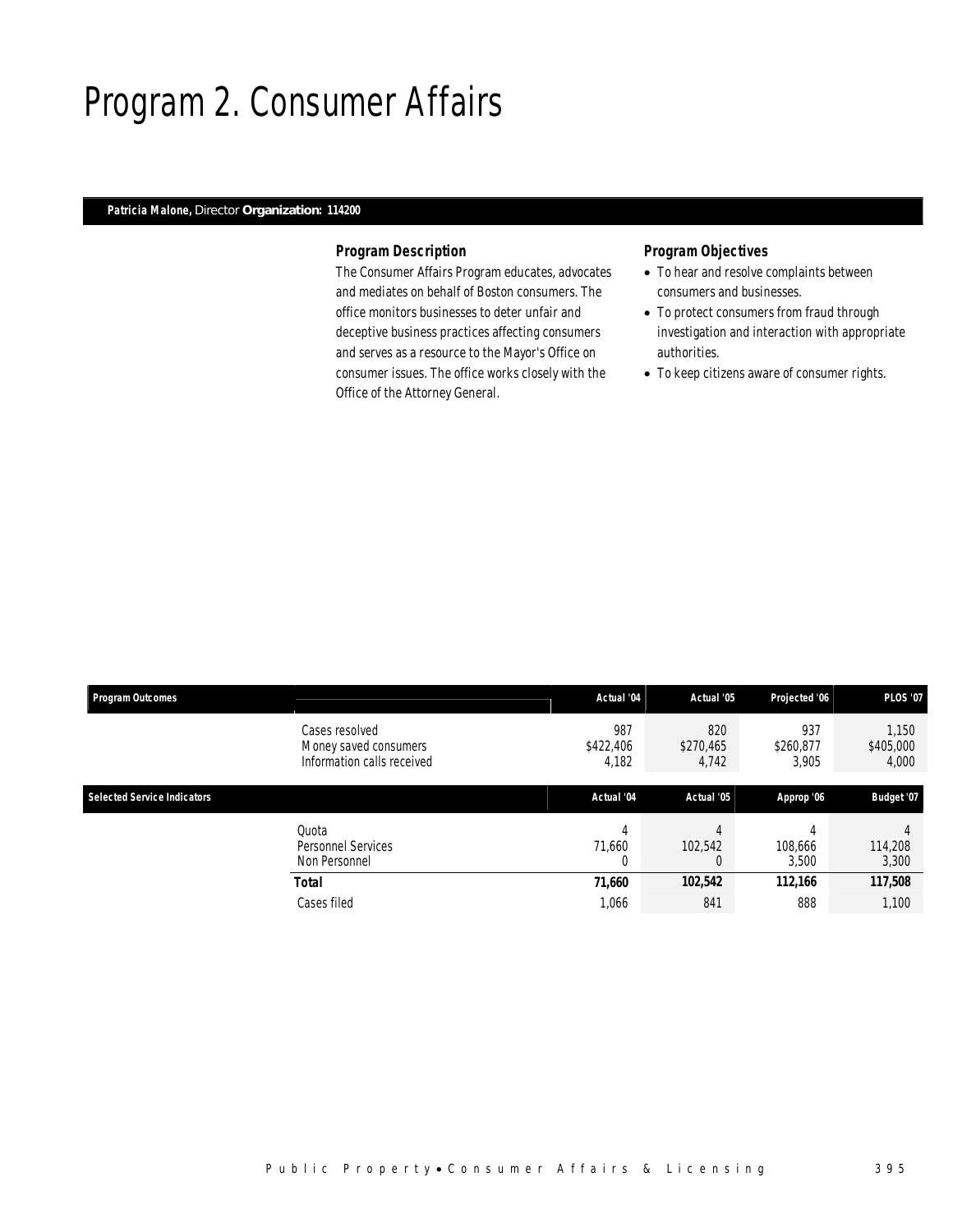# Program 2. Consumer Affairs

**Patricia Malone,** Director **Organization: 114200**

### Program Description

The Consumer Affairs Program educates, advocates and mediates on behalf of Boston consumers. The office monitors businesses to deter unfair and deceptive business practices affecting consumers and serves as a resource to the Mayor's Office on consumer issues. The office works closely with the Office of the Attorney General.

### Program Objectives

- To hear and resolve complaints between consumers and businesses.
- To protect consumers from fraud through investigation and interaction with appropriate authorities.
- To keep citizens aware of consumer rights.

| Program Outcomes | | Actual '04 | Actual '05 | Projected '06 | PLOS '07 |
|---|---|---|---|---|---|
| | Cases resolved | 987 | 820 | 937 | 1,150 |
| | Money saved consumers | $422,406 | $270,465 | $260,877 | $405,000 |
| | Information calls received | 4,182 | 4,742 | 3,905 | 4,000 |

| Selected Service Indicators | | Actual '04 | Actual '05 | Approp '06 | Budget '07 |
|---|---|---|---|---|---|
| | Quota | 4 | 4 | 4 | 4 |
| | Personnel Services | 71,660 | 102,542 | 108,666 | 114,208 |
| | Non Personnel | 0 | 0 | 3,500 | 3,300 |
| | **Total** | **71,660** | **102,542** | **112,166** | **117,508** |
| | Cases filed | 1,066 | 841 | 888 | 1,100 |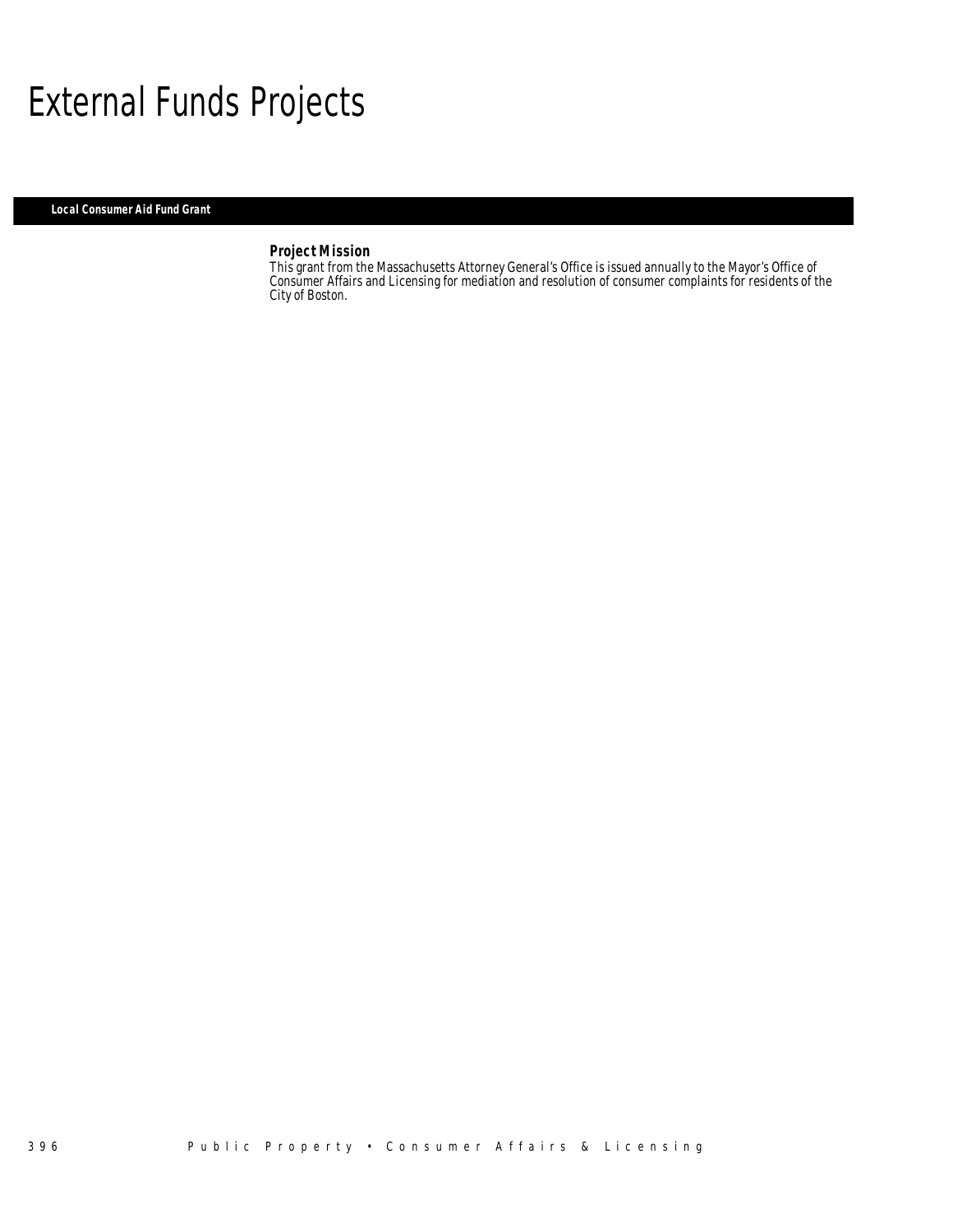# External Funds Projects

**Local Consumer Aid Fund Grant**

### Project Mission

*This grant from the Massachusetts Attorney General's Office is issued annually to the Mayor's Office of Consumer Affairs and Licensing for mediation and resolution of consumer complaints for residents of the City of Boston.*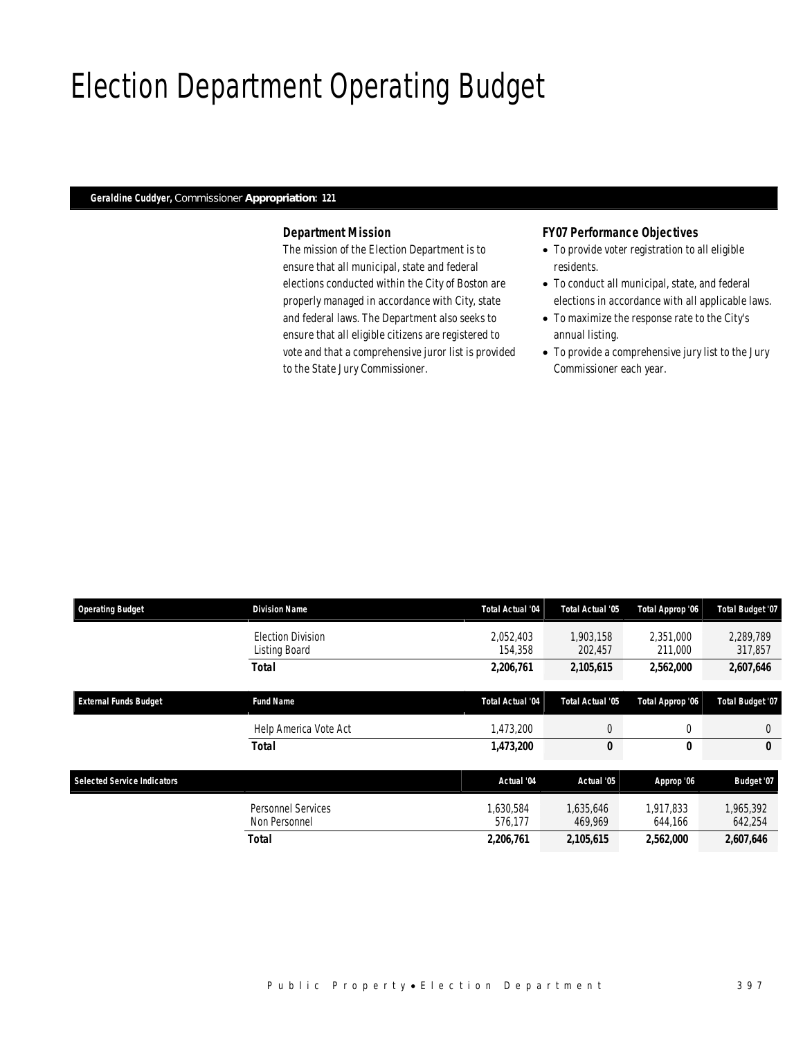# Election Department Operating Budget

**Geraldine Cuddyer,** Commissioner **Appropriation: 121**

### Department Mission

The mission of the Election Department is to ensure that all municipal, state and federal elections conducted within the City of Boston are properly managed in accordance with City, state and federal laws. The Department also seeks to ensure that all eligible citizens are registered to vote and that a comprehensive juror list is provided to the State Jury Commissioner.

### FY07 Performance Objectives

- To provide voter registration to all eligible residents.
- To conduct all municipal, state, and federal elections in accordance with all applicable laws.
- To maximize the response rate to the City's annual listing.
- To provide a comprehensive jury list to the Jury Commissioner each year.

| Operating Budget | Division Name | Total Actual '04 | Total Actual '05 | Total Approp '06 | Total Budget '07 |
|---|---|---|---|---|---|
| | Election Division | 2,052,403 | 1,903,158 | 2,351,000 | 2,289,789 |
| | Listing Board | 154,358 | 202,457 | 211,000 | 317,857 |
| | **Total** | **2,206,761** | **2,105,615** | **2,562,000** | **2,607,646** |

| External Funds Budget | Fund Name | Total Actual '04 | Total Actual '05 | Total Approp '06 | Total Budget '07 |
|---|---|---|---|---|---|
| | Help America Vote Act | 1,473,200 | 0 | 0 | 0 |
| | **Total** | **1,473,200** | **0** | **0** | **0** |

| Selected Service Indicators | | Actual '04 | Actual '05 | Approp '06 | Budget '07 |
|---|---|---|---|---|---|
| | Personnel Services | 1,630,584 | 1,635,646 | 1,917,833 | 1,965,392 |
| | Non Personnel | 576,177 | 469,969 | 644,166 | 642,254 |
| | **Total** | **2,206,761** | **2,105,615** | **2,562,000** | **2,607,646** |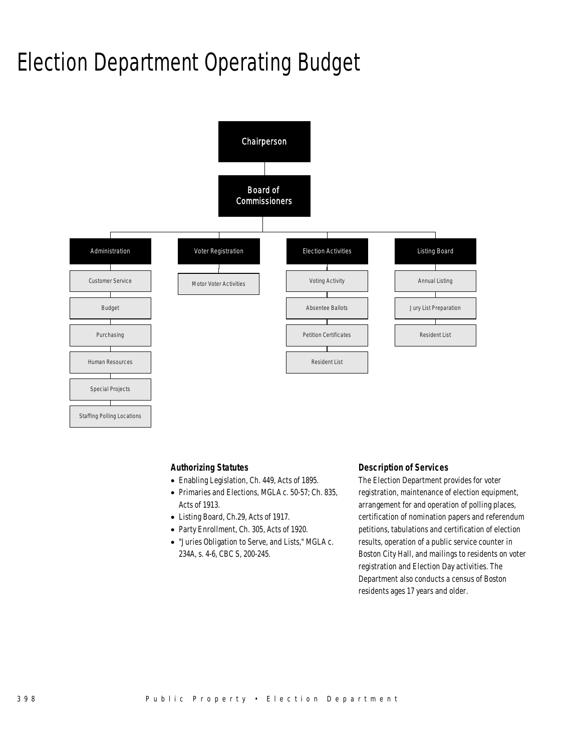# Election Department Operating Budget

- Chairperson
  - Board of Commissioners
    - Administration
      - Customer Service
      - Budget
      - Purchasing
      - Human Resources
      - Special Projects
      - Staffing Polling Locations
    - Voter Registration
      - Motor Voter Activities
    - Election Activities
      - Voting Activity
      - Absentee Ballots
      - Petition Certificates
      - Resident List
    - Listing Board
      - Annual Listing
      - Jury List Preparation
      - Resident List

### Authorizing Statutes

- Enabling Legislation, Ch. 449, Acts of 1895.
- Primaries and Elections, MGLA c. 50-57; Ch. 835, Acts of 1913.
- Listing Board, Ch.29, Acts of 1917.
- Party Enrollment, Ch. 305, Acts of 1920.
- "Juries Obligation to Serve, and Lists," MGLA c. 234A, s. 4-6, CBC S, 200-245.

### Description of Services

The Election Department provides for voter registration, maintenance of election equipment, arrangement for and operation of polling places, certification of nomination papers and referendum petitions, tabulations and certification of election results, operation of a public service counter in Boston City Hall, and mailings to residents on voter registration and Election Day activities. The Department also conducts a census of Boston residents ages 17 years and older.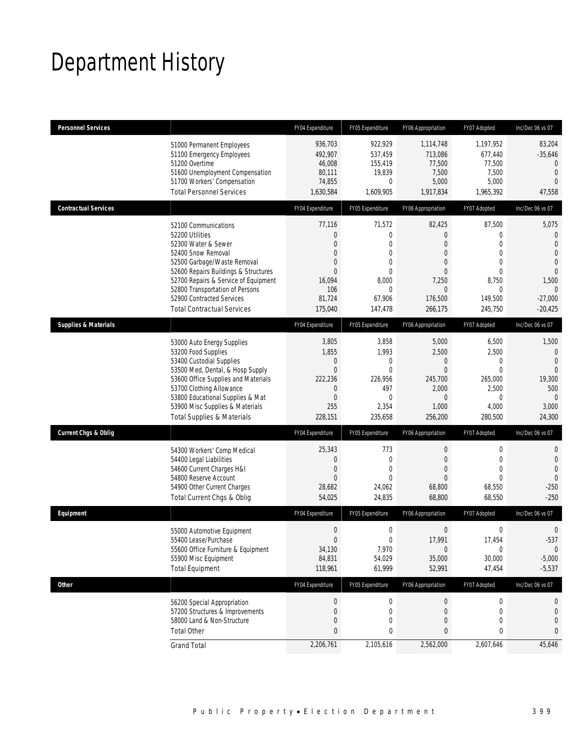# Department History

| Personnel Services | | FY04 Expenditure | FY05 Expenditure | FY06 Appropriation | FY07 Adopted | Inc/Dec 06 vs 07 |
|---|---|---|---|---|---|---|
| | 51000 Permanent Employees | 936,703 | 922,929 | 1,114,748 | 1,197,952 | 83,204 |
| | 51100 Emergency Employees | 492,907 | 537,459 | 713,086 | 677,440 | -35,646 |
| | 51200 Overtime | 46,008 | 155,419 | 77,500 | 77,500 | 0 |
| | 51600 Unemployment Compensation | 80,111 | 19,839 | 7,500 | 7,500 | 0 |
| | 51700 Workers' Compensation | 74,855 | 0 | 5,000 | 5,000 | 0 |
| | Total Personnel Services | 1,630,584 | 1,609,905 | 1,917,834 | 1,965,392 | 47,558 |
| **Contractual Services** | | FY04 Expenditure | FY05 Expenditure | FY06 Appropriation | FY07 Adopted | Inc/Dec 06 vs 07 |
| | 52100 Communications | 77,116 | 71,572 | 82,425 | 87,500 | 5,075 |
| | 52200 Utilities | 0 | 0 | 0 | 0 | 0 |
| | 52300 Water & Sewer | 0 | 0 | 0 | 0 | 0 |
| | 52400 Snow Removal | 0 | 0 | 0 | 0 | 0 |
| | 52500 Garbage/Waste Removal | 0 | 0 | 0 | 0 | 0 |
| | 52600 Repairs Buildings & Structures | 0 | 0 | 0 | 0 | 0 |
| | 52700 Repairs & Service of Equipment | 16,094 | 8,000 | 7,250 | 8,750 | 1,500 |
| | 52800 Transportation of Persons | 106 | 0 | 0 | 0 | 0 |
| | 52900 Contracted Services | 81,724 | 67,906 | 176,500 | 149,500 | -27,000 |
| | Total Contractual Services | 175,040 | 147,478 | 266,175 | 245,750 | -20,425 |
| **Supplies & Materials** | | FY04 Expenditure | FY05 Expenditure | FY06 Appropriation | FY07 Adopted | Inc/Dec 06 vs 07 |
| | 53000 Auto Energy Supplies | 3,805 | 3,858 | 5,000 | 6,500 | 1,500 |
| | 53200 Food Supplies | 1,855 | 1,993 | 2,500 | 2,500 | 0 |
| | 53400 Custodial Supplies | 0 | 0 | 0 | 0 | 0 |
| | 53500 Med, Dental, & Hosp Supply | 0 | 0 | 0 | 0 | 0 |
| | 53600 Office Supplies and Materials | 222,236 | 226,956 | 245,700 | 265,000 | 19,300 |
| | 53700 Clothing Allowance | 0 | 497 | 2,000 | 2,500 | 500 |
| | 53800 Educational Supplies & Mat | 0 | 0 | 0 | 0 | 0 |
| | 53900 Misc Supplies & Materials | 255 | 2,354 | 1,000 | 4,000 | 3,000 |
| | Total Supplies & Materials | 228,151 | 235,658 | 256,200 | 280,500 | 24,300 |
| **Current Chgs & Oblig** | | FY04 Expenditure | FY05 Expenditure | FY06 Appropriation | FY07 Adopted | Inc/Dec 06 vs 07 |
| | 54300 Workers' Comp Medical | 25,343 | 773 | 0 | 0 | 0 |
| | 54400 Legal Liabilities | 0 | 0 | 0 | 0 | 0 |
| | 54600 Current Charges H&I | 0 | 0 | 0 | 0 | 0 |
| | 54800 Reserve Account | 0 | 0 | 0 | 0 | 0 |
| | 54900 Other Current Charges | 28,682 | 24,062 | 68,800 | 68,550 | -250 |
| | Total Current Chgs & Oblig | 54,025 | 24,835 | 68,800 | 68,550 | -250 |
| **Equipment** | | FY04 Expenditure | FY05 Expenditure | FY06 Appropriation | FY07 Adopted | Inc/Dec 06 vs 07 |
| | 55000 Automotive Equipment | 0 | 0 | 0 | 0 | 0 |
| | 55400 Lease/Purchase | 0 | 0 | 17,991 | 17,454 | -537 |
| | 55600 Office Furniture & Equipment | 34,130 | 7,970 | 0 | 0 | 0 |
| | 55900 Misc Equipment | 84,831 | 54,029 | 35,000 | 30,000 | -5,000 |
| | Total Equipment | 118,961 | 61,999 | 52,991 | 47,454 | -5,537 |
| **Other** | | FY04 Expenditure | FY05 Expenditure | FY06 Appropriation | FY07 Adopted | Inc/Dec 06 vs 07 |
| | 56200 Special Appropriation | 0 | 0 | 0 | 0 | 0 |
| | 57200 Structures & Improvements | 0 | 0 | 0 | 0 | 0 |
| | 58000 Land & Non-Structure | 0 | 0 | 0 | 0 | 0 |
| | Total Other | 0 | 0 | 0 | 0 | 0 |
| | Grand Total | 2,206,761 | 2,105,616 | 2,562,000 | 2,607,646 | 45,646 |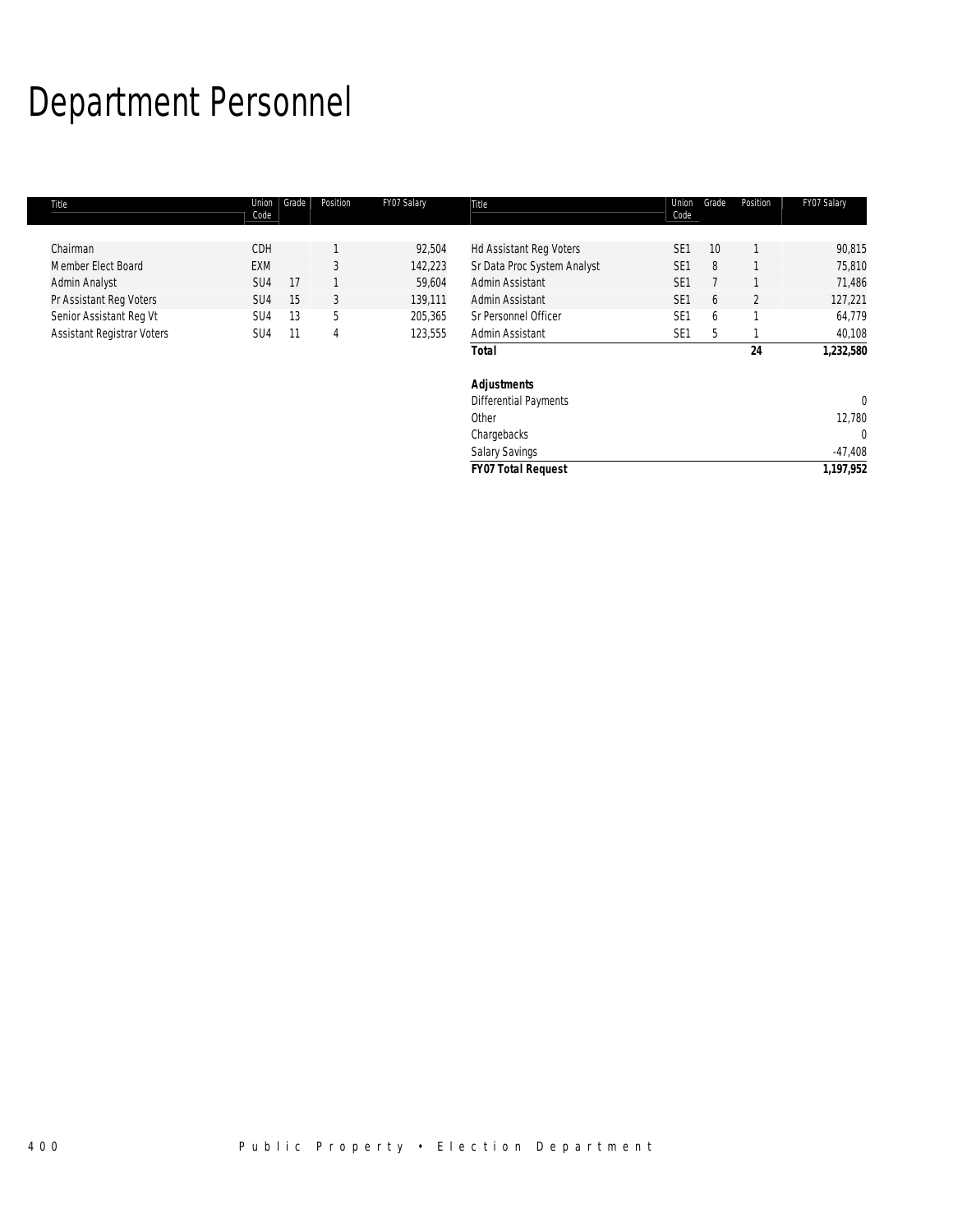# Department Personnel

| Title | Union Code | Grade | Position | FY07 Salary |
|---|---|---|---|---|
| Chairman | CDH | | 1 | 92,504 |
| Member Elect Board | EXM | | 3 | 142,223 |
| Admin Analyst | SU4 | 17 | 1 | 59,604 |
| Pr Assistant Reg Voters | SU4 | 15 | 3 | 139,111 |
| Senior Assistant Reg Vt | SU4 | 13 | 5 | 205,365 |
| Assistant Registrar Voters | SU4 | 11 | 4 | 123,555 |
| Hd Assistant Reg Voters | SE1 | 10 | 1 | 90,815 |
| Sr Data Proc System Analyst | SE1 | 8 | 1 | 75,810 |
| Admin Assistant | SE1 | 7 | 1 | 71,486 |
| Admin Assistant | SE1 | 6 | 2 | 127,221 |
| Sr Personnel Officer | SE1 | 6 | 1 | 64,779 |
| Admin Assistant | SE1 | 5 | 1 | 40,108 |
| **Total** | | | **24** | **1,232,580** |
| | | | | |
| ***Adjustments*** | | | | |
| Differential Payments | | | | 0 |
| Other | | | | 12,780 |
| Chargebacks | | | | 0 |
| Salary Savings | | | | -47,408 |
| ***FY07 Total Request*** | | | | ***1,197,952*** |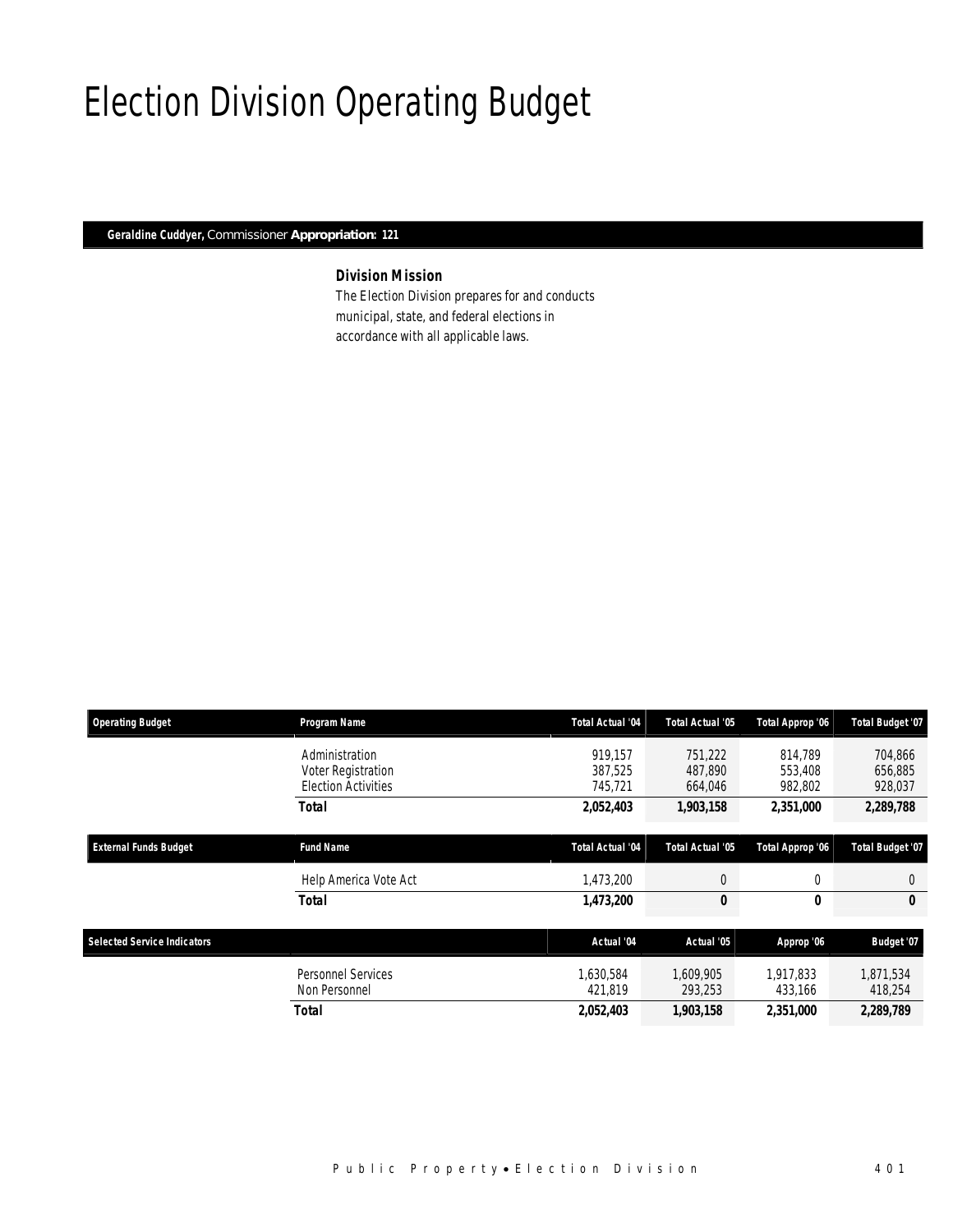# Election Division Operating Budget

**Geraldine Cuddyer,** Commissioner **Appropriation: 121**

### Division Mission

The Election Division prepares for and conducts municipal, state, and federal elections in accordance with all applicable laws.

| Operating Budget | Program Name | Total Actual '04 | Total Actual '05 | Total Approp '06 | Total Budget '07 |
|---|---|---|---|---|---|
| | Administration | 919,157 | 751,222 | 814,789 | 704,866 |
| | Voter Registration | 387,525 | 487,890 | 553,408 | 656,885 |
| | Election Activities | 745,721 | 664,046 | 982,802 | 928,037 |
| | **Total** | **2,052,403** | **1,903,158** | **2,351,000** | **2,289,788** |

| External Funds Budget | Fund Name | Total Actual '04 | Total Actual '05 | Total Approp '06 | Total Budget '07 |
|---|---|---|---|---|---|
| | Help America Vote Act | 1,473,200 | 0 | 0 | 0 |
| | **Total** | **1,473,200** | **0** | **0** | **0** |

| Selected Service Indicators | | Actual '04 | Actual '05 | Approp '06 | Budget '07 |
|---|---|---|---|---|---|
| | Personnel Services | 1,630,584 | 1,609,905 | 1,917,833 | 1,871,534 |
| | Non Personnel | 421,819 | 293,253 | 433,166 | 418,254 |
| | **Total** | **2,052,403** | **1,903,158** | **2,351,000** | **2,289,789** |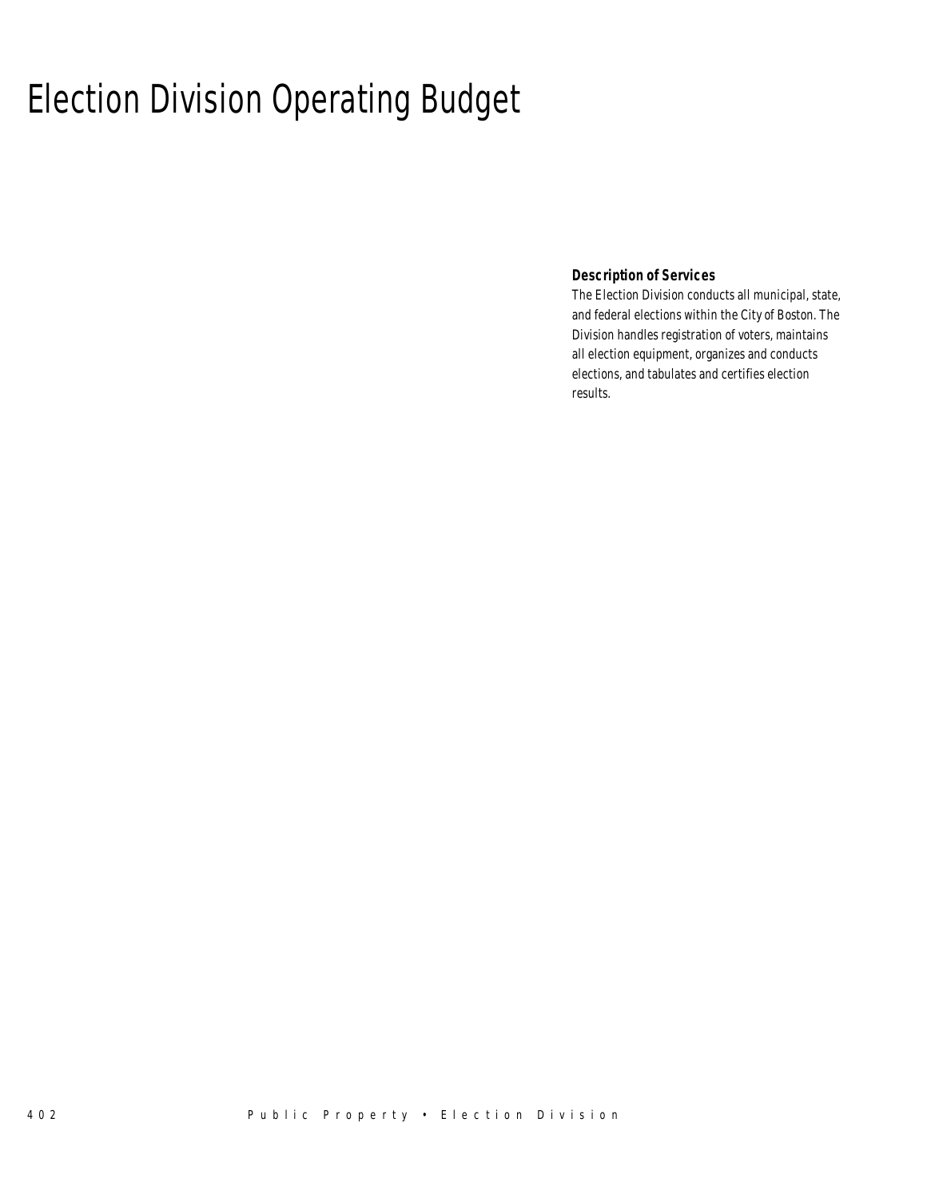# Election Division Operating Budget

**Description of Services**

The Election Division conducts all municipal, state, and federal elections within the City of Boston. The Division handles registration of voters, maintains all election equipment, organizes and conducts elections, and tabulates and certifies election results.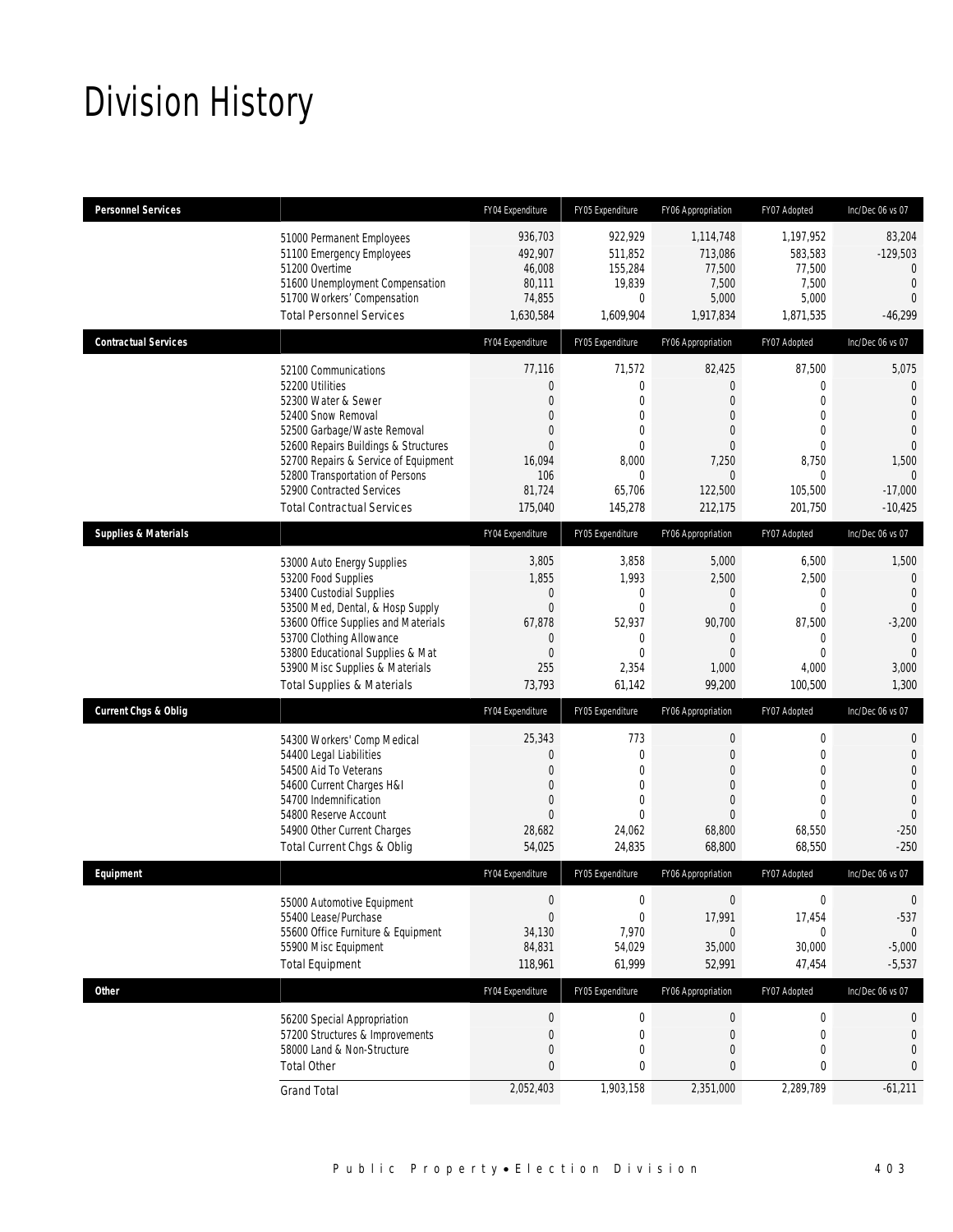# Division History

| Personnel Services | | FY04 Expenditure | FY05 Expenditure | FY06 Appropriation | FY07 Adopted | Inc/Dec 06 vs 07 |
|---|---|---|---|---|---|---|
| | 51000 Permanent Employees | 936,703 | 922,929 | 1,114,748 | 1,197,952 | 83,204 |
| | 51100 Emergency Employees | 492,907 | 511,852 | 713,086 | 583,583 | -129,503 |
| | 51200 Overtime | 46,008 | 155,284 | 77,500 | 77,500 | 0 |
| | 51600 Unemployment Compensation | 80,111 | 19,839 | 7,500 | 7,500 | 0 |
| | 51700 Workers' Compensation | 74,855 | 0 | 5,000 | 5,000 | 0 |
| | Total Personnel Services | 1,630,584 | 1,609,904 | 1,917,834 | 1,871,535 | -46,299 |
| **Contractual Services** | | **FY04 Expenditure** | **FY05 Expenditure** | **FY06 Appropriation** | **FY07 Adopted** | **Inc/Dec 06 vs 07** |
| | 52100 Communications | 77,116 | 71,572 | 82,425 | 87,500 | 5,075 |
| | 52200 Utilities | 0 | 0 | 0 | 0 | 0 |
| | 52300 Water & Sewer | 0 | 0 | 0 | 0 | 0 |
| | 52400 Snow Removal | 0 | 0 | 0 | 0 | 0 |
| | 52500 Garbage/Waste Removal | 0 | 0 | 0 | 0 | 0 |
| | 52600 Repairs Buildings & Structures | 0 | 0 | 0 | 0 | 0 |
| | 52700 Repairs & Service of Equipment | 16,094 | 8,000 | 7,250 | 8,750 | 1,500 |
| | 52800 Transportation of Persons | 106 | 0 | 0 | 0 | 0 |
| | 52900 Contracted Services | 81,724 | 65,706 | 122,500 | 105,500 | -17,000 |
| | Total Contractual Services | 175,040 | 145,278 | 212,175 | 201,750 | -10,425 |
| **Supplies & Materials** | | **FY04 Expenditure** | **FY05 Expenditure** | **FY06 Appropriation** | **FY07 Adopted** | **Inc/Dec 06 vs 07** |
| | 53000 Auto Energy Supplies | 3,805 | 3,858 | 5,000 | 6,500 | 1,500 |
| | 53200 Food Supplies | 1,855 | 1,993 | 2,500 | 2,500 | 0 |
| | 53400 Custodial Supplies | 0 | 0 | 0 | 0 | 0 |
| | 53500 Med, Dental, & Hosp Supply | 0 | 0 | 0 | 0 | 0 |
| | 53600 Office Supplies and Materials | 67,878 | 52,937 | 90,700 | 87,500 | -3,200 |
| | 53700 Clothing Allowance | 0 | 0 | 0 | 0 | 0 |
| | 53800 Educational Supplies & Mat | 0 | 0 | 0 | 0 | 0 |
| | 53900 Misc Supplies & Materials | 255 | 2,354 | 1,000 | 4,000 | 3,000 |
| | Total Supplies & Materials | 73,793 | 61,142 | 99,200 | 100,500 | 1,300 |
| **Current Chgs & Oblig** | | **FY04 Expenditure** | **FY05 Expenditure** | **FY06 Appropriation** | **FY07 Adopted** | **Inc/Dec 06 vs 07** |
| | 54300 Workers' Comp Medical | 25,343 | 773 | 0 | 0 | 0 |
| | 54400 Legal Liabilities | 0 | 0 | 0 | 0 | 0 |
| | 54500 Aid To Veterans | 0 | 0 | 0 | 0 | 0 |
| | 54600 Current Charges H&I | 0 | 0 | 0 | 0 | 0 |
| | 54700 Indemnification | 0 | 0 | 0 | 0 | 0 |
| | 54800 Reserve Account | 0 | 0 | 0 | 0 | 0 |
| | 54900 Other Current Charges | 28,682 | 24,062 | 68,800 | 68,550 | -250 |
| | Total Current Chgs & Oblig | 54,025 | 24,835 | 68,800 | 68,550 | -250 |
| **Equipment** | | **FY04 Expenditure** | **FY05 Expenditure** | **FY06 Appropriation** | **FY07 Adopted** | **Inc/Dec 06 vs 07** |
| | 55000 Automotive Equipment | 0 | 0 | 0 | 0 | 0 |
| | 55400 Lease/Purchase | 0 | 0 | 17,991 | 17,454 | -537 |
| | 55600 Office Furniture & Equipment | 34,130 | 7,970 | 0 | 0 | 0 |
| | 55900 Misc Equipment | 84,831 | 54,029 | 35,000 | 30,000 | -5,000 |
| | Total Equipment | 118,961 | 61,999 | 52,991 | 47,454 | -5,537 |
| **Other** | | **FY04 Expenditure** | **FY05 Expenditure** | **FY06 Appropriation** | **FY07 Adopted** | **Inc/Dec 06 vs 07** |
| | 56200 Special Appropriation | 0 | 0 | 0 | 0 | 0 |
| | 57200 Structures & Improvements | 0 | 0 | 0 | 0 | 0 |
| | 58000 Land & Non-Structure | 0 | 0 | 0 | 0 | 0 |
| | Total Other | 0 | 0 | 0 | 0 | 0 |
| | Grand Total | 2,052,403 | 1,903,158 | 2,351,000 | 2,289,789 | -61,211 |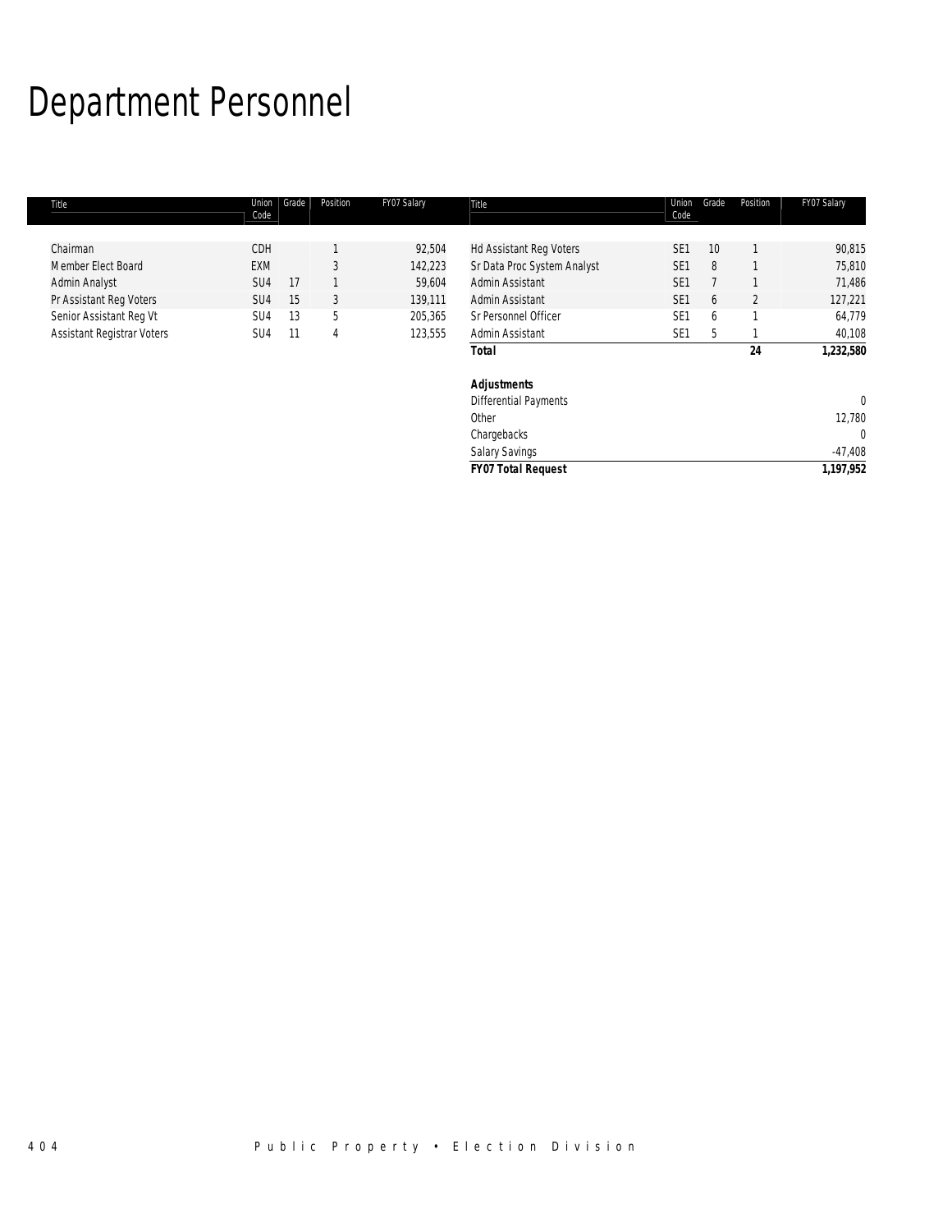# Department Personnel

| Title | Union Code | Grade | Position | FY07 Salary |
|---|---|---|---|---|
| Chairman | CDH | | 1 | 92,504 |
| Member Elect Board | EXM | | 3 | 142,223 |
| Admin Analyst | SU4 | 17 | 1 | 59,604 |
| Pr Assistant Reg Voters | SU4 | 15 | 3 | 139,111 |
| Senior Assistant Reg Vt | SU4 | 13 | 5 | 205,365 |
| Assistant Registrar Voters | SU4 | 11 | 4 | 123,555 |
| Hd Assistant Reg Voters | SE1 | 10 | 1 | 90,815 |
| Sr Data Proc System Analyst | SE1 | 8 | 1 | 75,810 |
| Admin Assistant | SE1 | 7 | 1 | 71,486 |
| Admin Assistant | SE1 | 6 | 2 | 127,221 |
| Sr Personnel Officer | SE1 | 6 | 1 | 64,779 |
| Admin Assistant | SE1 | 5 | 1 | 40,108 |
| **Total** | | | **24** | **1,232,580** |
| | | | | |
| **Adjustments** | | | | |
| Differential Payments | | | | 0 |
| Other | | | | 12,780 |
| Chargebacks | | | | 0 |
| Salary Savings | | | | -47,408 |
| ***FY07 Total Request*** | | | | ***1,197,952*** |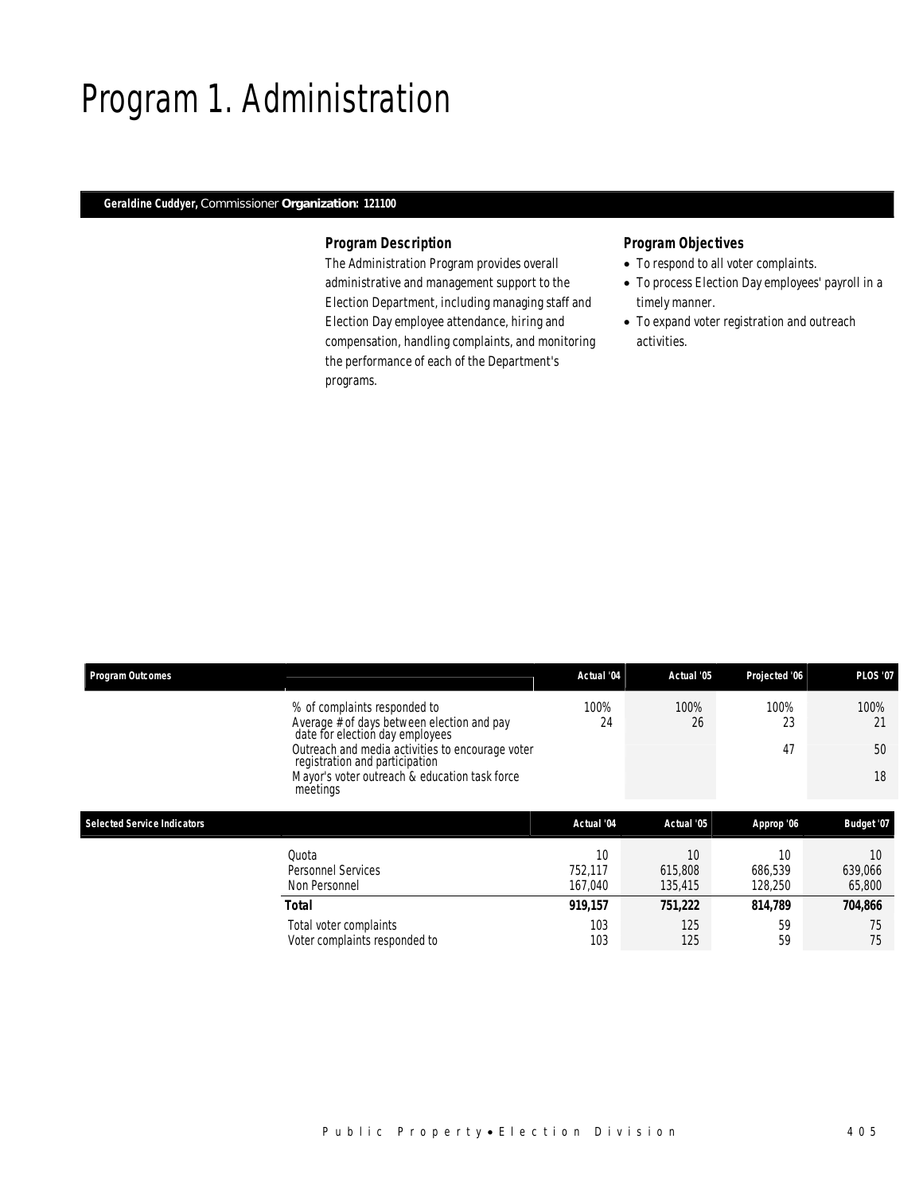# Program 1. Administration

**Geraldine Cuddyer,** Commissioner **Organization: 121100**

### Program Description

The Administration Program provides overall administrative and management support to the Election Department, including managing staff and Election Day employee attendance, hiring and compensation, handling complaints, and monitoring the performance of each of the Department's programs.

### Program Objectives

- To respond to all voter complaints.
- To process Election Day employees' payroll in a timely manner.
- To expand voter registration and outreach activities.

| Program Outcomes | | Actual '04 | Actual '05 | Projected '06 | PLOS '07 |
|---|---|---|---|---|---|
| | % of complaints responded to | 100% | 100% | 100% | 100% |
| | Average # of days between election and pay date for election day employees | 24 | 26 | 23 | 21 |
| | Outreach and media activities to encourage voter registration and participation | | | 47 | 50 |
| | Mayor's voter outreach & education task force meetings | | | | 18 |

| Selected Service Indicators | | Actual '04 | Actual '05 | Approp '06 | Budget '07 |
|---|---|---|---|---|---|
| | Quota | 10 | 10 | 10 | 10 |
| | Personnel Services | 752,117 | 615,808 | 686,539 | 639,066 |
| | Non Personnel | 167,040 | 135,415 | 128,250 | 65,800 |
| | **Total** | **919,157** | **751,222** | **814,789** | **704,866** |
| | Total voter complaints | 103 | 125 | 59 | 75 |
| | Voter complaints responded to | 103 | 125 | 59 | 75 |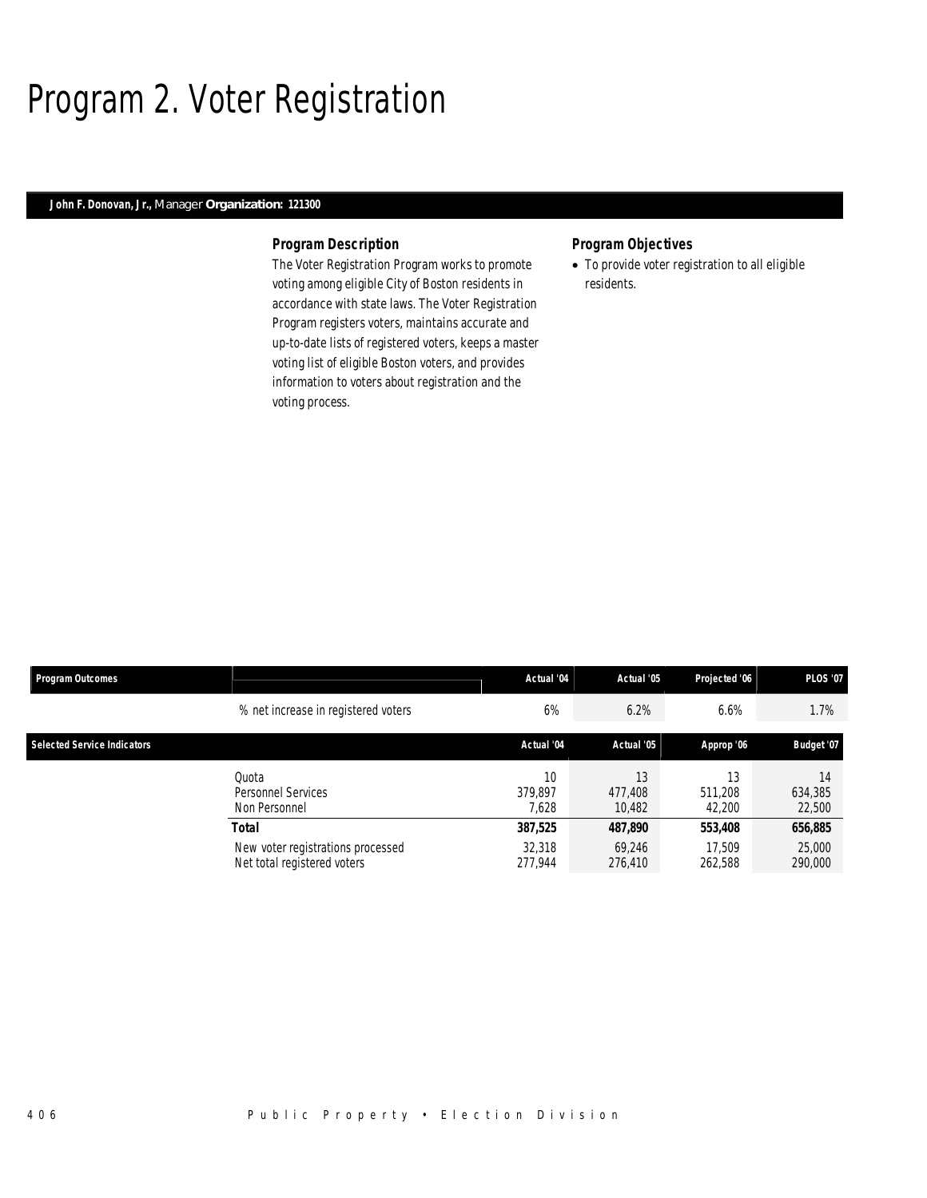# Program 2. Voter Registration

**John F. Donovan, Jr.,** Manager **Organization: 121300**

### Program Description

The Voter Registration Program works to promote voting among eligible City of Boston residents in accordance with state laws. The Voter Registration Program registers voters, maintains accurate and up-to-date lists of registered voters, keeps a master voting list of eligible Boston voters, and provides information to voters about registration and the voting process.

### Program Objectives

- To provide voter registration to all eligible residents.

| Program Outcomes | | Actual '04 | Actual '05 | Projected '06 | PLOS '07 |
|---|---|---|---|---|---|
| | % net increase in registered voters | 6% | 6.2% | 6.6% | 1.7% |

| Selected Service Indicators | | Actual '04 | Actual '05 | Approp '06 | Budget '07 |
|---|---|---|---|---|---|
| | Quota | 10 | 13 | 13 | 14 |
| | Personnel Services | 379,897 | 477,408 | 511,208 | 634,385 |
| | Non Personnel | 7,628 | 10,482 | 42,200 | 22,500 |
| | **Total** | **387,525** | **487,890** | **553,408** | **656,885** |
| | New voter registrations processed | 32,318 | 69,246 | 17,509 | 25,000 |
| | Net total registered voters | 277,944 | 276,410 | 262,588 | 290,000 |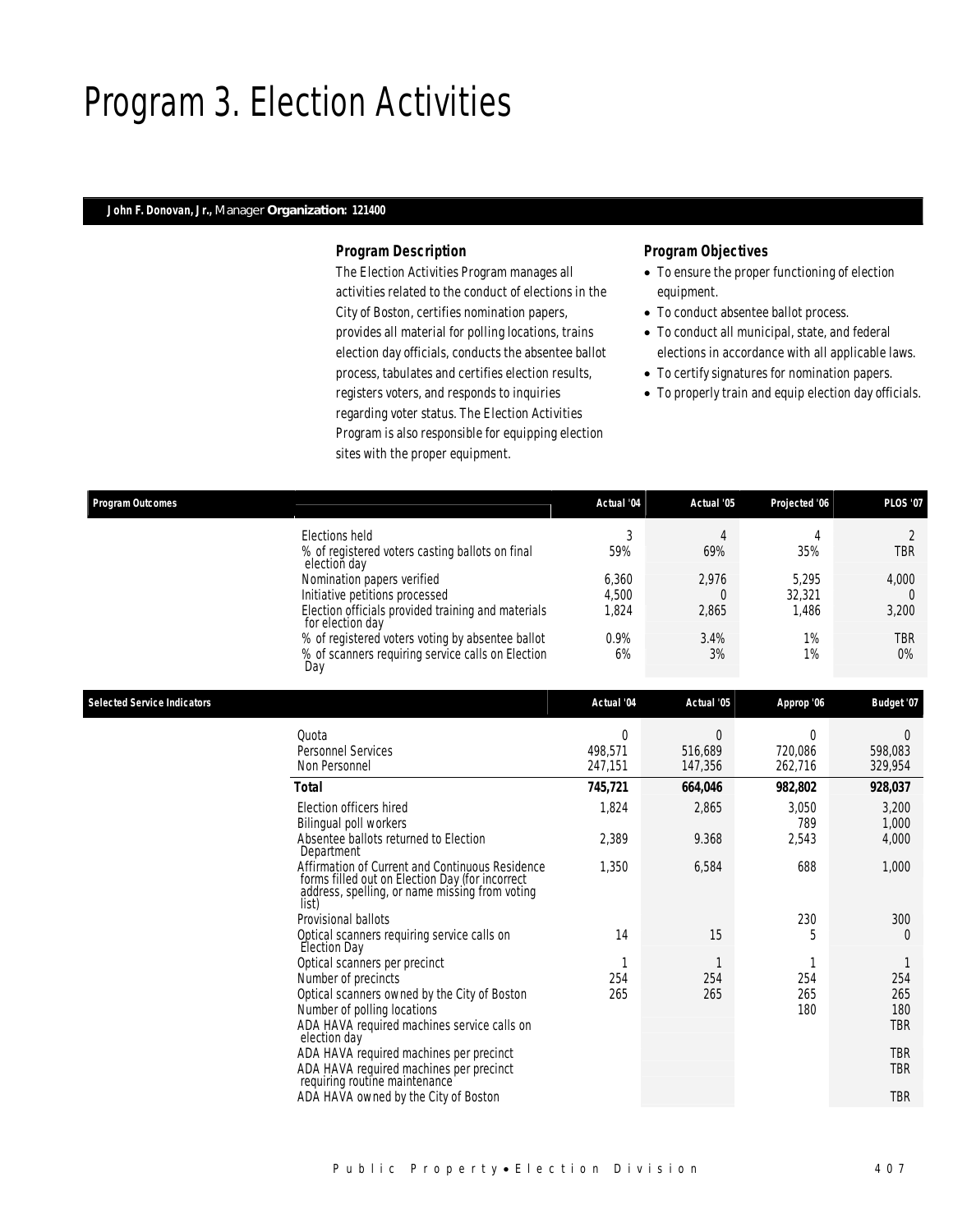# Program 3. Election Activities

**John F. Donovan, Jr.,** Manager **Organization: 121400**

### *Program Description*

The Election Activities Program manages all activities related to the conduct of elections in the City of Boston, certifies nomination papers, provides all material for polling locations, trains election day officials, conducts the absentee ballot process, tabulates and certifies election results, registers voters, and responds to inquiries regarding voter status. The Election Activities Program is also responsible for equipping election sites with the proper equipment.

### *Program Objectives*

- To ensure the proper functioning of election equipment.
- To conduct absentee ballot process.
- To conduct all municipal, state, and federal elections in accordance with all applicable laws.
- To certify signatures for nomination papers.
- To properly train and equip election day officials.

| Program Outcomes | Actual '04 | Actual '05 | Projected '06 | PLOS '07 |
|---|---|---|---|---|
| Elections held | 3 | 4 | 4 | 2 |
| % of registered voters casting ballots on final election day | 59% | 69% | 35% | TBR |
| Nomination papers verified | 6,360 | 2,976 | 5,295 | 4,000 |
| Initiative petitions processed | 4,500 | 0 | 32,321 | 0 |
| Election officials provided training and materials for election day | 1,824 | 2,865 | 1,486 | 3,200 |
| % of registered voters voting by absentee ballot | 0.9% | 3.4% | 1% | TBR |
| % of scanners requiring service calls on Election Day | 6% | 3% | 1% | 0% |

| Selected Service Indicators | Actual '04 | Actual '05 | Approp '06 | Budget '07 |
|---|---|---|---|---|
| Quota | 0 | 0 | 0 | 0 |
| Personnel Services | 498,571 | 516,689 | 720,086 | 598,083 |
| Non Personnel | 247,151 | 147,356 | 262,716 | 329,954 |
| **Total** | **745,721** | **664,046** | **982,802** | **928,037** |
| Election officers hired | 1,824 | 2,865 | 3,050 | 3,200 |
| Bilingual poll workers | | | 789 | 1,000 |
| Absentee ballots returned to Election Department | 2,389 | 9.368 | 2,543 | 4,000 |
| Affirmation of Current and Continuous Residence forms filled out on Election Day (for incorrect address, spelling, or name missing from voting list) | 1,350 | 6,584 | 688 | 1,000 |
| Provisional ballots | | | 230 | 300 |
| Optical scanners requiring service calls on Election Day | 14 | 15 | 5 | 0 |
| Optical scanners per precinct | 1 | 1 | 1 | 1 |
| Number of precincts | 254 | 254 | 254 | 254 |
| Optical scanners owned by the City of Boston | 265 | 265 | 265 | 265 |
| Number of polling locations | | | 180 | 180 |
| ADA HAVA required machines service calls on election day | | | | TBR |
| ADA HAVA required machines per precinct | | | | TBR |
| ADA HAVA required machines per precinct requiring routine maintenance | | | | TBR |
| ADA HAVA owned by the City of Boston | | | | TBR |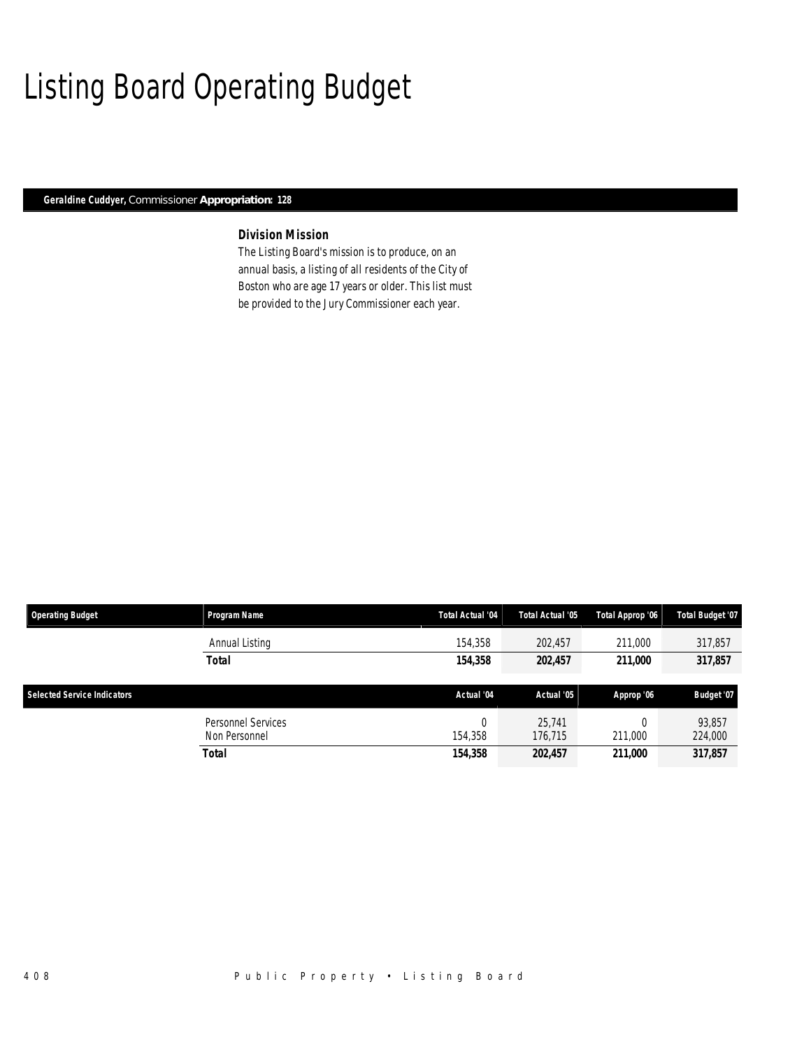# Listing Board Operating Budget

**Geraldine Cuddyer,** Commissioner **Appropriation: 128**

### Division Mission

The Listing Board's mission is to produce, on an annual basis, a listing of all residents of the City of Boston who are age 17 years or older. This list must be provided to the Jury Commissioner each year.

| Operating Budget | Program Name | Total Actual '04 | Total Actual '05 | Total Approp '06 | Total Budget '07 |
|---|---|---|---|---|---|
| | Annual Listing | 154,358 | 202,457 | 211,000 | 317,857 |
| | **Total** | **154,358** | **202,457** | **211,000** | **317,857** |

| Selected Service Indicators | | Actual '04 | Actual '05 | Approp '06 | Budget '07 |
|---|---|---|---|---|---|
| | Personnel Services | 0 | 25,741 | 0 | 93,857 |
| | Non Personnel | 154,358 | 176,715 | 211,000 | 224,000 |
| | **Total** | **154,358** | **202,457** | **211,000** | **317,857** |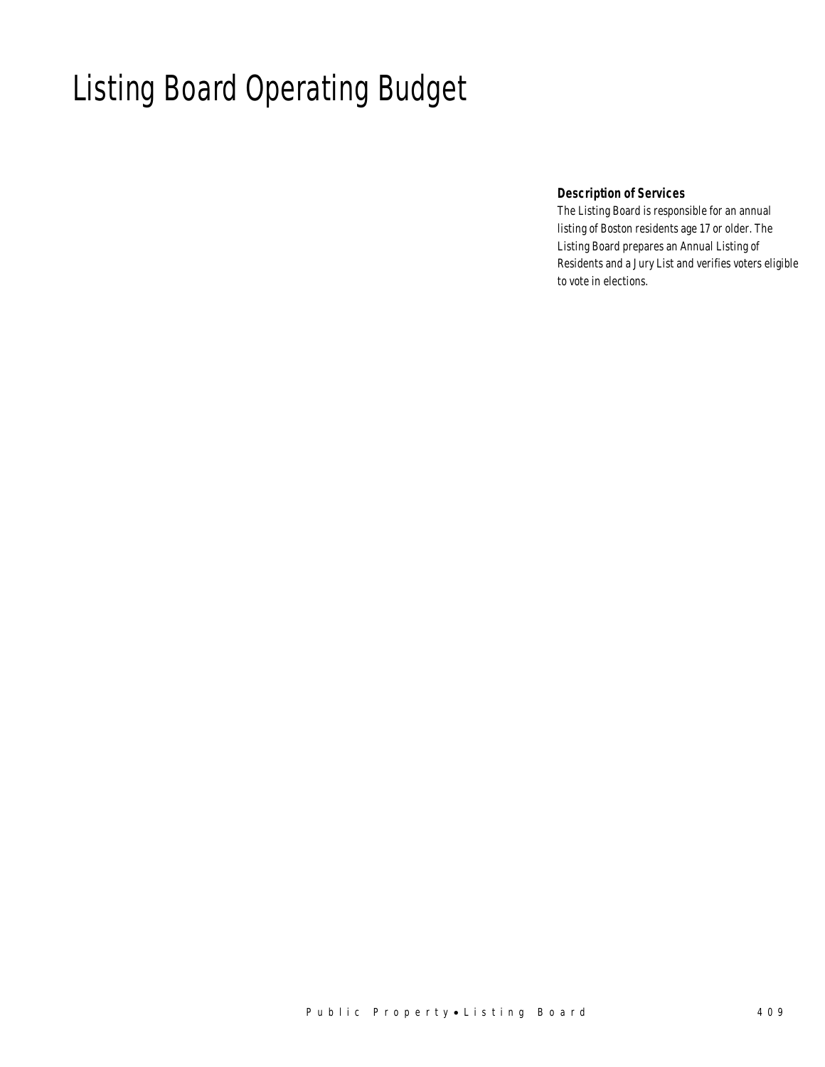# Listing Board Operating Budget

**Description of Services**

The Listing Board is responsible for an annual listing of Boston residents age 17 or older. The Listing Board prepares an Annual Listing of Residents and a Jury List and verifies voters eligible to vote in elections.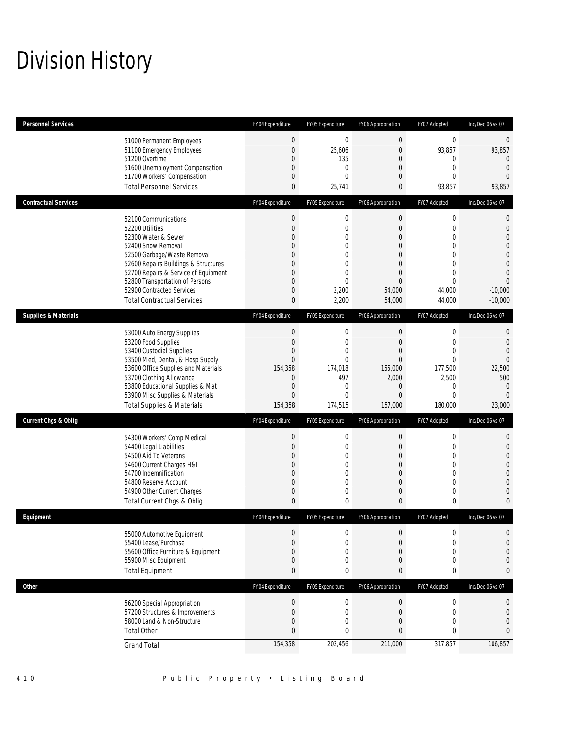# Division History

| Personnel Services | FY04 Expenditure | FY05 Expenditure | FY06 Appropriation | FY07 Adopted | Inc/Dec 06 vs 07 |
|---|---|---|---|---|---|
| 51000 Permanent Employees | 0 | 0 | 0 | 0 | 0 |
| 51100 Emergency Employees | 0 | 25,606 | 0 | 93,857 | 93,857 |
| 51200 Overtime | 0 | 135 | 0 | 0 | 0 |
| 51600 Unemployment Compensation | 0 | 0 | 0 | 0 | 0 |
| 51700 Workers' Compensation | 0 | 0 | 0 | 0 | 0 |
| Total Personnel Services | 0 | 25,741 | 0 | 93,857 | 93,857 |

| Contractual Services | FY04 Expenditure | FY05 Expenditure | FY06 Appropriation | FY07 Adopted | Inc/Dec 06 vs 07 |
|---|---|---|---|---|---|
| 52100 Communications | 0 | 0 | 0 | 0 | 0 |
| 52200 Utilities | 0 | 0 | 0 | 0 | 0 |
| 52300 Water & Sewer | 0 | 0 | 0 | 0 | 0 |
| 52400 Snow Removal | 0 | 0 | 0 | 0 | 0 |
| 52500 Garbage/Waste Removal | 0 | 0 | 0 | 0 | 0 |
| 52600 Repairs Buildings & Structures | 0 | 0 | 0 | 0 | 0 |
| 52700 Repairs & Service of Equipment | 0 | 0 | 0 | 0 | 0 |
| 52800 Transportation of Persons | 0 | 0 | 0 | 0 | 0 |
| 52900 Contracted Services | 0 | 2,200 | 54,000 | 44,000 | -10,000 |
| Total Contractual Services | 0 | 2,200 | 54,000 | 44,000 | -10,000 |

| Supplies & Materials | FY04 Expenditure | FY05 Expenditure | FY06 Appropriation | FY07 Adopted | Inc/Dec 06 vs 07 |
|---|---|---|---|---|---|
| 53000 Auto Energy Supplies | 0 | 0 | 0 | 0 | 0 |
| 53200 Food Supplies | 0 | 0 | 0 | 0 | 0 |
| 53400 Custodial Supplies | 0 | 0 | 0 | 0 | 0 |
| 53500 Med, Dental, & Hosp Supply | 0 | 0 | 0 | 0 | 0 |
| 53600 Office Supplies and Materials | 154,358 | 174,018 | 155,000 | 177,500 | 22,500 |
| 53700 Clothing Allowance | 0 | 497 | 2,000 | 2,500 | 500 |
| 53800 Educational Supplies & Mat | 0 | 0 | 0 | 0 | 0 |
| 53900 Misc Supplies & Materials | 0 | 0 | 0 | 0 | 0 |
| Total Supplies & Materials | 154,358 | 174,515 | 157,000 | 180,000 | 23,000 |

| Current Chgs & Oblig | FY04 Expenditure | FY05 Expenditure | FY06 Appropriation | FY07 Adopted | Inc/Dec 06 vs 07 |
|---|---|---|---|---|---|
| 54300 Workers' Comp Medical | 0 | 0 | 0 | 0 | 0 |
| 54400 Legal Liabilities | 0 | 0 | 0 | 0 | 0 |
| 54500 Aid To Veterans | 0 | 0 | 0 | 0 | 0 |
| 54600 Current Charges H&I | 0 | 0 | 0 | 0 | 0 |
| 54700 Indemnification | 0 | 0 | 0 | 0 | 0 |
| 54800 Reserve Account | 0 | 0 | 0 | 0 | 0 |
| 54900 Other Current Charges | 0 | 0 | 0 | 0 | 0 |
| Total Current Chgs & Oblig | 0 | 0 | 0 | 0 | 0 |

| Equipment | FY04 Expenditure | FY05 Expenditure | FY06 Appropriation | FY07 Adopted | Inc/Dec 06 vs 07 |
|---|---|---|---|---|---|
| 55000 Automotive Equipment | 0 | 0 | 0 | 0 | 0 |
| 55400 Lease/Purchase | 0 | 0 | 0 | 0 | 0 |
| 55600 Office Furniture & Equipment | 0 | 0 | 0 | 0 | 0 |
| 55900 Misc Equipment | 0 | 0 | 0 | 0 | 0 |
| Total Equipment | 0 | 0 | 0 | 0 | 0 |

| Other | FY04 Expenditure | FY05 Expenditure | FY06 Appropriation | FY07 Adopted | Inc/Dec 06 vs 07 |
|---|---|---|---|---|---|
| 56200 Special Appropriation | 0 | 0 | 0 | 0 | 0 |
| 57200 Structures & Improvements | 0 | 0 | 0 | 0 | 0 |
| 58000 Land & Non-Structure | 0 | 0 | 0 | 0 | 0 |
| Total Other | 0 | 0 | 0 | 0 | 0 |
| Grand Total | 154,358 | 202,456 | 211,000 | 317,857 | 106,857 |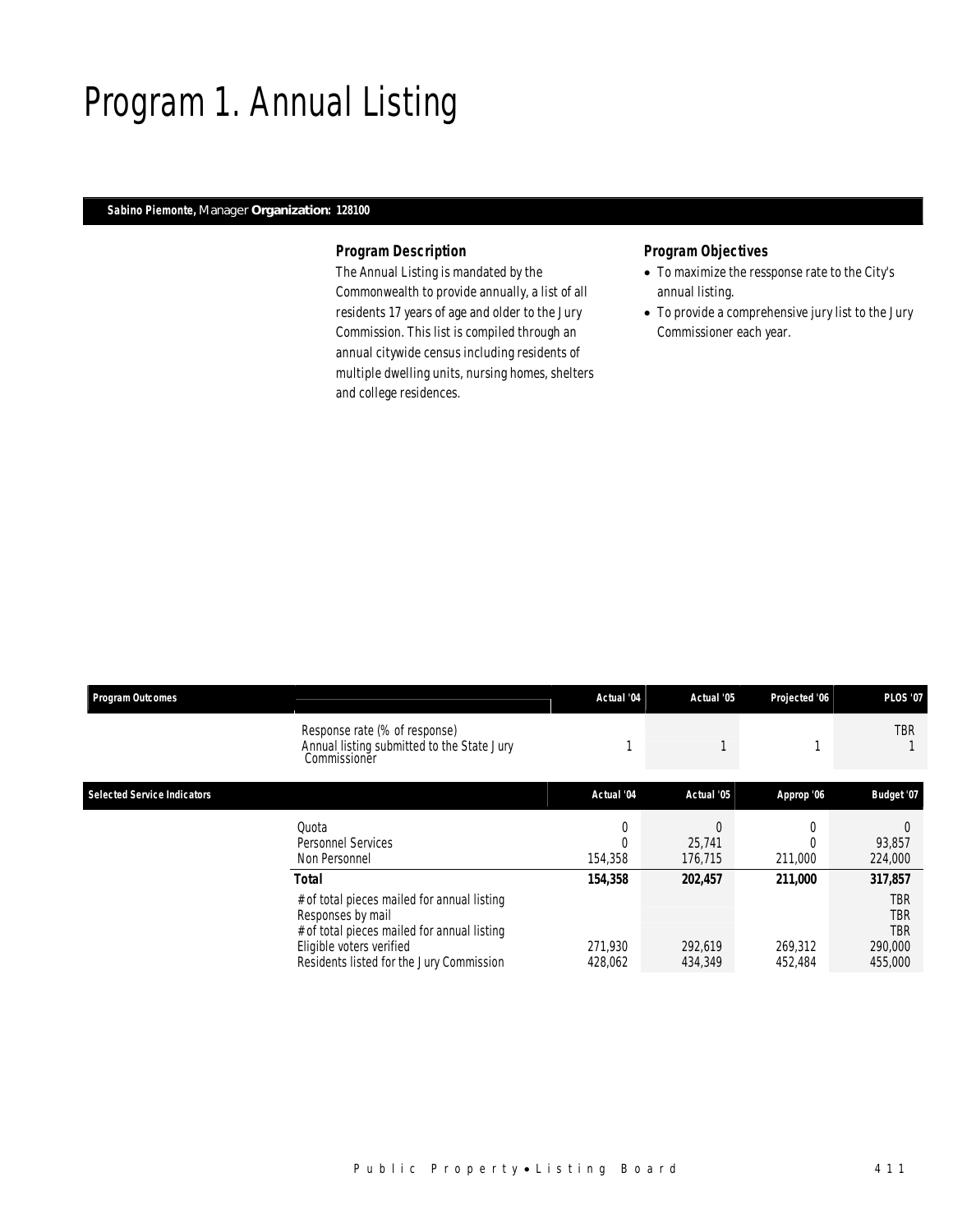# Program 1. Annual Listing

**Sabino Piemonte,** Manager **Organization: 128100**

### Program Description

The Annual Listing is mandated by the Commonwealth to provide annually, a list of all residents 17 years of age and older to the Jury Commission. This list is compiled through an annual citywide census including residents of multiple dwelling units, nursing homes, shelters and college residences.

### Program Objectives

- To maximize the ressponse rate to the City's annual listing.
- To provide a comprehensive jury list to the Jury Commissioner each year.

| Program Outcomes | | Actual '04 | Actual '05 | Projected '06 | PLOS '07 |
|---|---|---|---|---|---|
| | Response rate (% of response) | | | | TBR |
| | Annual listing submitted to the State Jury Commissioner | 1 | 1 | 1 | 1 |

| Selected Service Indicators | | Actual '04 | Actual '05 | Approp '06 | Budget '07 |
|---|---|---|---|---|---|
| | Quota | 0 | 0 | 0 | 0 |
| | Personnel Services | 0 | 25,741 | 0 | 93,857 |
| | Non Personnel | 154,358 | 176,715 | 211,000 | 224,000 |
| | **Total** | **154,358** | **202,457** | **211,000** | **317,857** |
| | # of total pieces mailed for annual listing | | | | TBR |
| | Responses by mail | | | | TBR |
| | # of total pieces mailed for annual listing | | | | TBR |
| | Eligible voters verified | 271,930 | 292,619 | 269,312 | 290,000 |
| | Residents listed for the Jury Commission | 428,062 | 434,349 | 452,484 | 455,000 |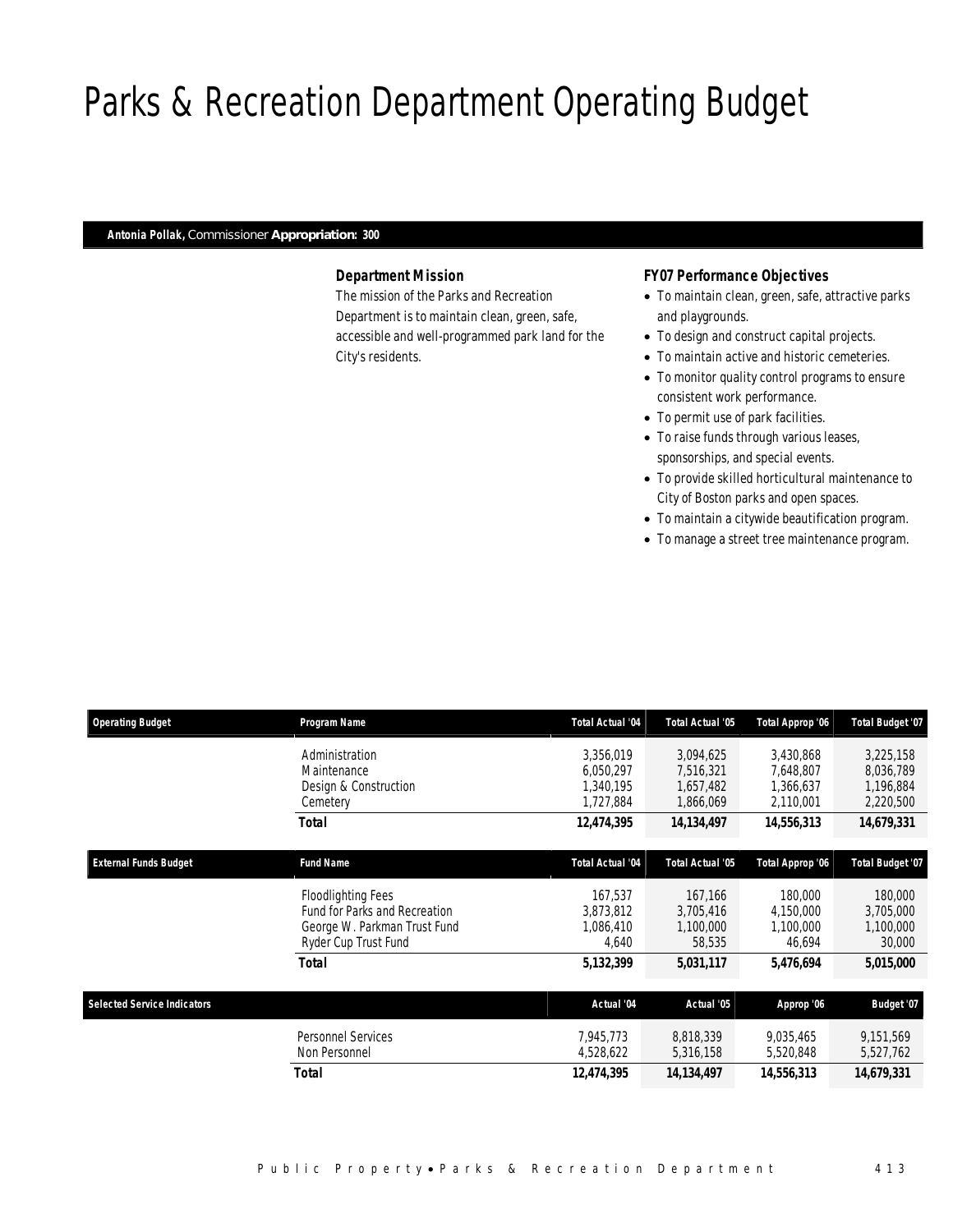# Parks & Recreation Department Operating Budget

**Antonia Pollak,** Commissioner **Appropriation: 300**

### Department Mission

The mission of the Parks and Recreation Department is to maintain clean, green, safe, accessible and well-programmed park land for the City's residents.

### FY07 Performance Objectives

- To maintain clean, green, safe, attractive parks and playgrounds.
- To design and construct capital projects.
- To maintain active and historic cemeteries.
- To monitor quality control programs to ensure consistent work performance.
- To permit use of park facilities.
- To raise funds through various leases, sponsorships, and special events.
- To provide skilled horticultural maintenance to City of Boston parks and open spaces.
- To maintain a citywide beautification program.
- To manage a street tree maintenance program.

| Operating Budget | Program Name | Total Actual '04 | Total Actual '05 | Total Approp '06 | Total Budget '07 |
|---|---|---|---|---|---|
| | Administration | 3,356,019 | 3,094,625 | 3,430,868 | 3,225,158 |
| | Maintenance | 6,050,297 | 7,516,321 | 7,648,807 | 8,036,789 |
| | Design & Construction | 1,340,195 | 1,657,482 | 1,366,637 | 1,196,884 |
| | Cemetery | 1,727,884 | 1,866,069 | 2,110,001 | 2,220,500 |
| | **Total** | **12,474,395** | **14,134,497** | **14,556,313** | **14,679,331** |

| External Funds Budget | Fund Name | Total Actual '04 | Total Actual '05 | Total Approp '06 | Total Budget '07 |
|---|---|---|---|---|---|
| | Floodlighting Fees | 167,537 | 167,166 | 180,000 | 180,000 |
| | Fund for Parks and Recreation | 3,873,812 | 3,705,416 | 4,150,000 | 3,705,000 |
| | George W. Parkman Trust Fund | 1,086,410 | 1,100,000 | 1,100,000 | 1,100,000 |
| | Ryder Cup Trust Fund | 4,640 | 58,535 | 46,694 | 30,000 |
| | **Total** | **5,132,399** | **5,031,117** | **5,476,694** | **5,015,000** |

| Selected Service Indicators | | Actual '04 | Actual '05 | Approp '06 | Budget '07 |
|---|---|---|---|---|---|
| | Personnel Services | 7,945,773 | 8,818,339 | 9,035,465 | 9,151,569 |
| | Non Personnel | 4,528,622 | 5,316,158 | 5,520,848 | 5,527,762 |
| | **Total** | **12,474,395** | **14,134,497** | **14,556,313** | **14,679,331** |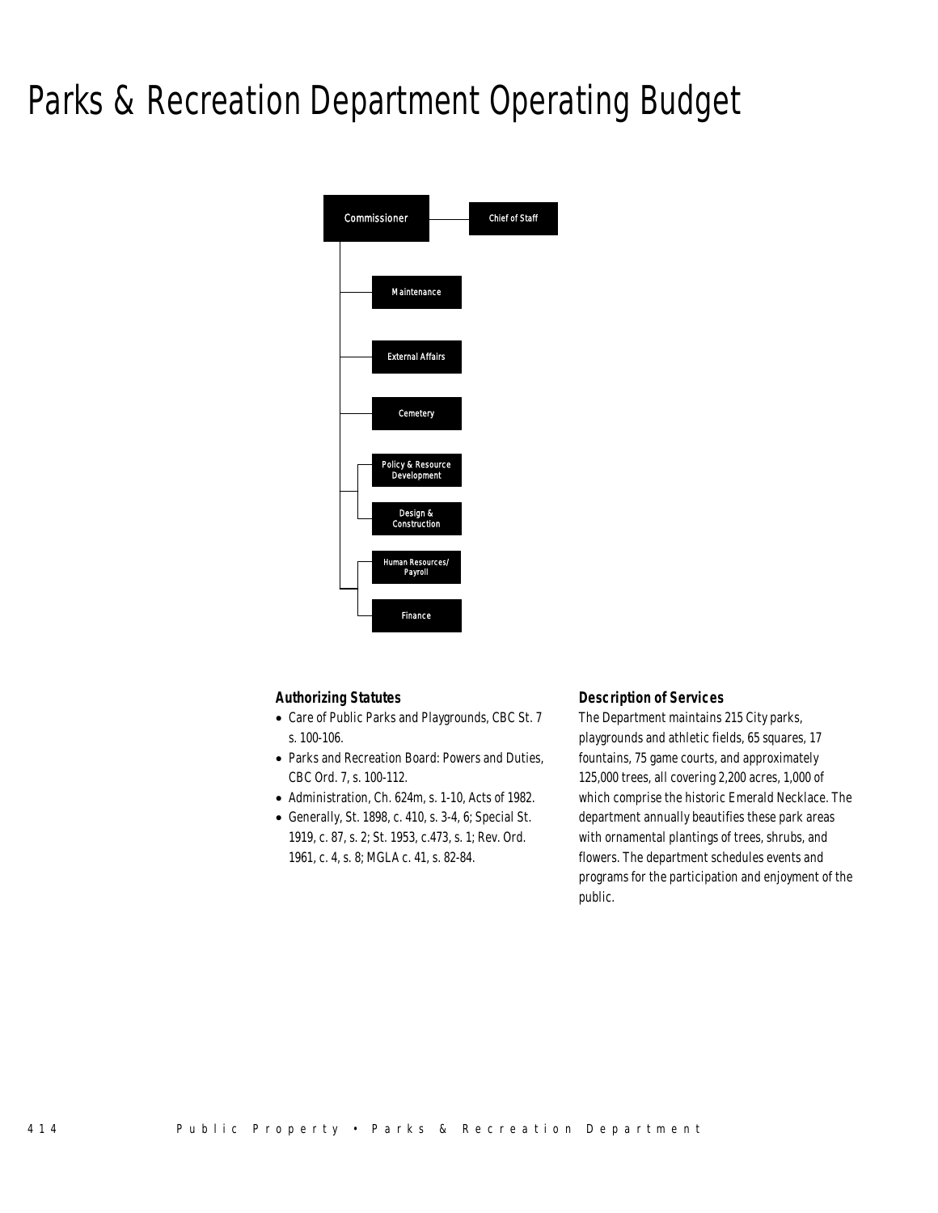# Parks & Recreation Department Operating Budget

- Commissioner
  - Chief of Staff
  - Maintenance
  - External Affairs
  - Cemetery
  - Policy & Resource Development
  - Design & Construction
  - Human Resources/ Payroll
  - Finance

### Authorizing Statutes

- Care of Public Parks and Playgrounds, CBC St. 7 s. 100-106.
- Parks and Recreation Board: Powers and Duties, CBC Ord. 7, s. 100-112.
- Administration, Ch. 624m, s. 1-10, Acts of 1982.
- Generally, St. 1898, c. 410, s. 3-4, 6; Special St. 1919, c. 87, s. 2; St. 1953, c.473, s. 1; Rev. Ord. 1961, c. 4, s. 8; MGLA c. 41, s. 82-84.

### Description of Services

The Department maintains 215 City parks, playgrounds and athletic fields, 65 squares, 17 fountains, 75 game courts, and approximately 125,000 trees, all covering 2,200 acres, 1,000 of which comprise the historic Emerald Necklace. The department annually beautifies these park areas with ornamental plantings of trees, shrubs, and flowers. The department schedules events and programs for the participation and enjoyment of the public.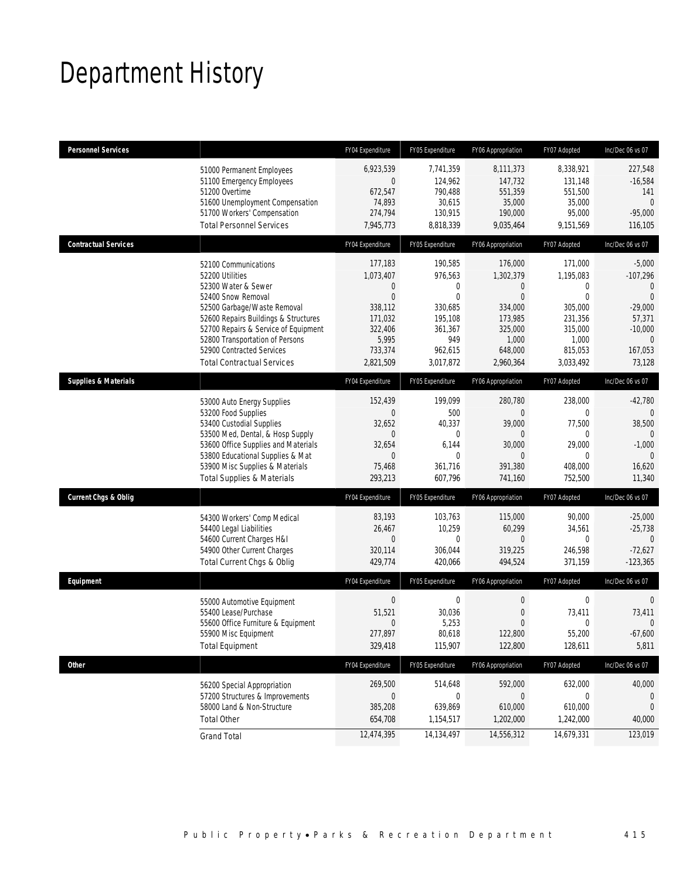# Department History

| Personnel Services | | FY04 Expenditure | FY05 Expenditure | FY06 Appropriation | FY07 Adopted | Inc/Dec 06 vs 07 |
|---|---|---|---|---|---|---|
| | 51000 Permanent Employees | 6,923,539 | 7,741,359 | 8,111,373 | 8,338,921 | 227,548 |
| | 51100 Emergency Employees | 0 | 124,962 | 147,732 | 131,148 | -16,584 |
| | 51200 Overtime | 672,547 | 790,488 | 551,359 | 551,500 | 141 |
| | 51600 Unemployment Compensation | 74,893 | 30,615 | 35,000 | 35,000 | 0 |
| | 51700 Workers' Compensation | 274,794 | 130,915 | 190,000 | 95,000 | -95,000 |
| | Total Personnel Services | 7,945,773 | 8,818,339 | 9,035,464 | 9,151,569 | 116,105 |

| Contractual Services | | FY04 Expenditure | FY05 Expenditure | FY06 Appropriation | FY07 Adopted | Inc/Dec 06 vs 07 |
|---|---|---|---|---|---|---|
| | 52100 Communications | 177,183 | 190,585 | 176,000 | 171,000 | -5,000 |
| | 52200 Utilities | 1,073,407 | 976,563 | 1,302,379 | 1,195,083 | -107,296 |
| | 52300 Water & Sewer | 0 | 0 | 0 | 0 | 0 |
| | 52400 Snow Removal | 0 | 0 | 0 | 0 | 0 |
| | 52500 Garbage/Waste Removal | 338,112 | 330,685 | 334,000 | 305,000 | -29,000 |
| | 52600 Repairs Buildings & Structures | 171,032 | 195,108 | 173,985 | 231,356 | 57,371 |
| | 52700 Repairs & Service of Equipment | 322,406 | 361,367 | 325,000 | 315,000 | -10,000 |
| | 52800 Transportation of Persons | 5,995 | 949 | 1,000 | 1,000 | 0 |
| | 52900 Contracted Services | 733,374 | 962,615 | 648,000 | 815,053 | 167,053 |
| | Total Contractual Services | 2,821,509 | 3,017,872 | 2,960,364 | 3,033,492 | 73,128 |

| Supplies & Materials | | FY04 Expenditure | FY05 Expenditure | FY06 Appropriation | FY07 Adopted | Inc/Dec 06 vs 07 |
|---|---|---|---|---|---|---|
| | 53000 Auto Energy Supplies | 152,439 | 199,099 | 280,780 | 238,000 | -42,780 |
| | 53200 Food Supplies | 0 | 500 | 0 | 0 | 0 |
| | 53400 Custodial Supplies | 32,652 | 40,337 | 39,000 | 77,500 | 38,500 |
| | 53500 Med, Dental, & Hosp Supply | 0 | 0 | 0 | 0 | 0 |
| | 53600 Office Supplies and Materials | 32,654 | 6,144 | 30,000 | 29,000 | -1,000 |
| | 53800 Educational Supplies & Mat | 0 | 0 | 0 | 0 | 0 |
| | 53900 Misc Supplies & Materials | 75,468 | 361,716 | 391,380 | 408,000 | 16,620 |
| | Total Supplies & Materials | 293,213 | 607,796 | 741,160 | 752,500 | 11,340 |

| Current Chgs & Oblig | | FY04 Expenditure | FY05 Expenditure | FY06 Appropriation | FY07 Adopted | Inc/Dec 06 vs 07 |
|---|---|---|---|---|---|---|
| | 54300 Workers' Comp Medical | 83,193 | 103,763 | 115,000 | 90,000 | -25,000 |
| | 54400 Legal Liabilities | 26,467 | 10,259 | 60,299 | 34,561 | -25,738 |
| | 54600 Current Charges H&I | 0 | 0 | 0 | 0 | 0 |
| | 54900 Other Current Charges | 320,114 | 306,044 | 319,225 | 246,598 | -72,627 |
| | Total Current Chgs & Oblig | 429,774 | 420,066 | 494,524 | 371,159 | -123,365 |

| Equipment | | FY04 Expenditure | FY05 Expenditure | FY06 Appropriation | FY07 Adopted | Inc/Dec 06 vs 07 |
|---|---|---|---|---|---|---|
| | 55000 Automotive Equipment | 0 | 0 | 0 | 0 | 0 |
| | 55400 Lease/Purchase | 51,521 | 30,036 | 0 | 73,411 | 73,411 |
| | 55600 Office Furniture & Equipment | 0 | 5,253 | 0 | 0 | 0 |
| | 55900 Misc Equipment | 277,897 | 80,618 | 122,800 | 55,200 | -67,600 |
| | Total Equipment | 329,418 | 115,907 | 122,800 | 128,611 | 5,811 |

| Other | | FY04 Expenditure | FY05 Expenditure | FY06 Appropriation | FY07 Adopted | Inc/Dec 06 vs 07 |
|---|---|---|---|---|---|---|
| | 56200 Special Appropriation | 269,500 | 514,648 | 592,000 | 632,000 | 40,000 |
| | 57200 Structures & Improvements | 0 | 0 | 0 | 0 | 0 |
| | 58000 Land & Non-Structure | 385,208 | 639,869 | 610,000 | 610,000 | 0 |
| | Total Other | 654,708 | 1,154,517 | 1,202,000 | 1,242,000 | 40,000 |
| | Grand Total | 12,474,395 | 14,134,497 | 14,556,312 | 14,679,331 | 123,019 |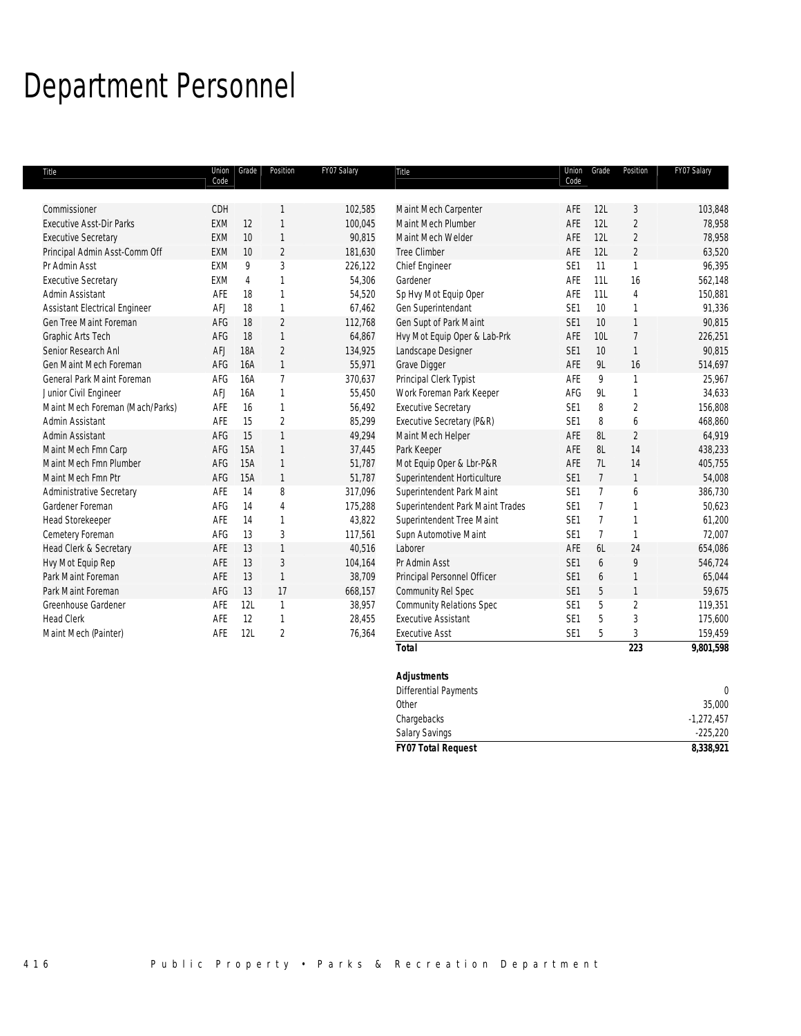# Department Personnel

| Title | Union Code | Grade | Position | FY07 Salary |
|---|---|---|---|---|
| Commissioner | CDH | | 1 | 102,585 |
| Executive Asst-Dir Parks | EXM | 12 | 1 | 100,045 |
| Executive Secretary | EXM | 10 | 1 | 90,815 |
| Principal Admin Asst-Comm Off | EXM | 10 | 2 | 181,630 |
| Pr Admin Asst | EXM | 9 | 3 | 226,122 |
| Executive Secretary | EXM | 4 | 1 | 54,306 |
| Admin Assistant | AFE | 18 | 1 | 54,520 |
| Assistant Electrical Engineer | AFJ | 18 | 1 | 67,462 |
| Gen Tree Maint Foreman | AFG | 18 | 2 | 112,768 |
| Graphic Arts Tech | AFG | 18 | 1 | 64,867 |
| Senior Research Anl | AFJ | 18A | 2 | 134,925 |
| Gen Maint Mech Foreman | AFG | 16A | 1 | 55,971 |
| General Park Maint Foreman | AFG | 16A | 7 | 370,637 |
| Junior Civil Engineer | AFJ | 16A | 1 | 55,450 |
| Maint Mech Foreman (Mach/Parks) | AFE | 16 | 1 | 56,492 |
| Admin Assistant | AFE | 15 | 2 | 85,299 |
| Admin Assistant | AFG | 15 | 1 | 49,294 |
| Maint Mech Fmn Carp | AFG | 15A | 1 | 37,445 |
| Maint Mech Fmn Plumber | AFG | 15A | 1 | 51,787 |
| Maint Mech Fmn Ptr | AFG | 15A | 1 | 51,787 |
| Administrative Secretary | AFE | 14 | 8 | 317,096 |
| Gardener Foreman | AFG | 14 | 4 | 175,288 |
| Head Storekeeper | AFE | 14 | 1 | 43,822 |
| Cemetery Foreman | AFG | 13 | 3 | 117,561 |
| Head Clerk & Secretary | AFE | 13 | 1 | 40,516 |
| Hvy Mot Equip Rep | AFE | 13 | 3 | 104,164 |
| Park Maint Foreman | AFE | 13 | 1 | 38,709 |
| Park Maint Foreman | AFG | 13 | 17 | 668,157 |
| Greenhouse Gardener | AFE | 12L | 1 | 38,957 |
| Head Clerk | AFE | 12 | 1 | 28,455 |
| Maint Mech (Painter) | AFE | 12L | 2 | 76,364 |
| Maint Mech Carpenter | AFE | 12L | 3 | 103,848 |
| Maint Mech Plumber | AFE | 12L | 2 | 78,958 |
| Maint Mech Welder | AFE | 12L | 2 | 78,958 |
| Tree Climber | AFE | 12L | 2 | 63,520 |
| Chief Engineer | SE1 | 11 | 1 | 96,395 |
| Gardener | AFE | 11L | 16 | 562,148 |
| Sp Hvy Mot Equip Oper | AFE | 11L | 4 | 150,881 |
| Gen Superintendant | SE1 | 10 | 1 | 91,336 |
| Gen Supt of Park Maint | SE1 | 10 | 1 | 90,815 |
| Hvy Mot Equip Oper & Lab-Prk | AFE | 10L | 7 | 226,251 |
| Landscape Designer | SE1 | 10 | 1 | 90,815 |
| Grave Digger | AFE | 9L | 16 | 514,697 |
| Principal Clerk Typist | AFE | 9 | 1 | 25,967 |
| Work Foreman Park Keeper | AFG | 9L | 1 | 34,633 |
| Executive Secretary | SE1 | 8 | 2 | 156,808 |
| Executive Secretary (P&R) | SE1 | 8 | 6 | 468,860 |
| Maint Mech Helper | AFE | 8L | 2 | 64,919 |
| Park Keeper | AFE | 8L | 14 | 438,233 |
| Mot Equip Oper & Lbr-P&R | AFE | 7L | 14 | 405,755 |
| Superintendent Horticulture | SE1 | 7 | 1 | 54,008 |
| Superintendent Park Maint | SE1 | 7 | 6 | 386,730 |
| Superintendent Park Maint Trades | SE1 | 7 | 1 | 50,623 |
| Superintendent Tree Maint | SE1 | 7 | 1 | 61,200 |
| Supn Automotive Maint | SE1 | 7 | 1 | 72,007 |
| Laborer | AFE | 6L | 24 | 654,086 |
| Pr Admin Asst | SE1 | 6 | 9 | 546,724 |
| Principal Personnel Officer | SE1 | 6 | 1 | 65,044 |
| Community Rel Spec | SE1 | 5 | 1 | 59,675 |
| Community Relations Spec | SE1 | 5 | 2 | 119,351 |
| Executive Assistant | SE1 | 5 | 3 | 175,600 |
| Executive Asst | SE1 | 5 | 3 | 159,459 |
| **Total** | | | **223** | **9,801,598** |

| ***Adjustments*** | |
|---|---|
| Differential Payments | 0 |
| Other | 35,000 |
| Chargebacks | -1,272,457 |
| Salary Savings | -225,220 |
| ***FY07 Total Request*** | **8,338,921** |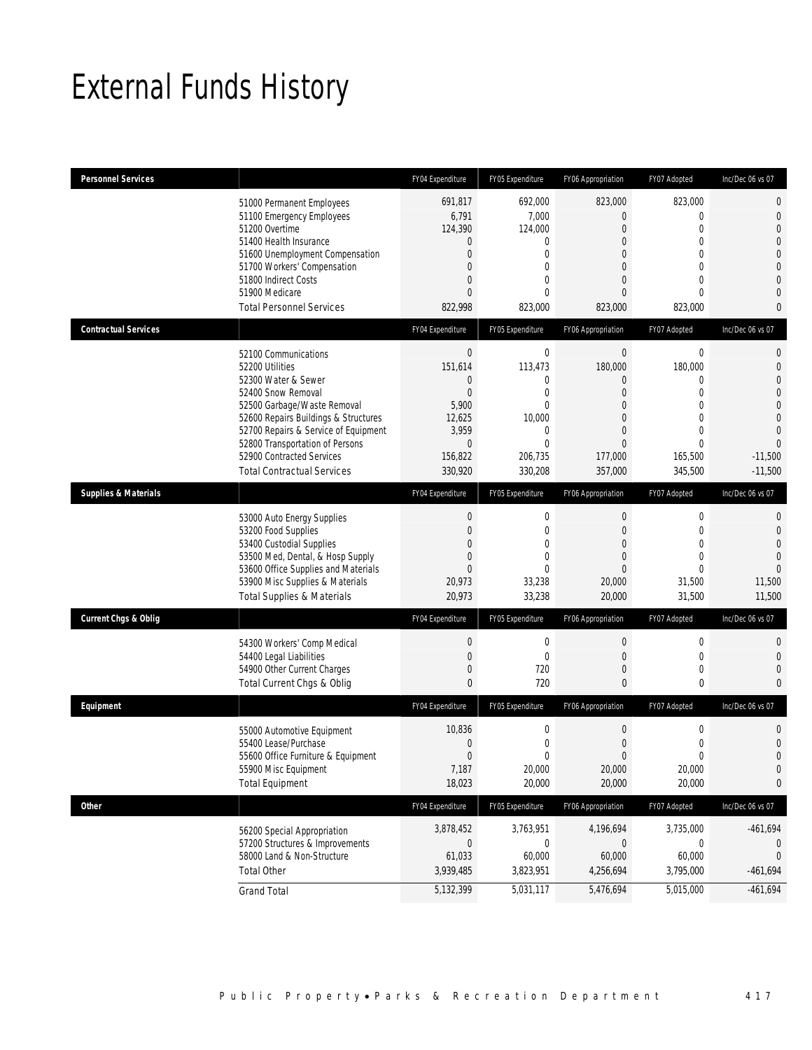# External Funds History

| Personnel Services | | FY04 Expenditure | FY05 Expenditure | FY06 Appropriation | FY07 Adopted | Inc/Dec 06 vs 07 |
|---|---|---|---|---|---|---|
| | 51000 Permanent Employees | 691,817 | 692,000 | 823,000 | 823,000 | 0 |
| | 51100 Emergency Employees | 6,791 | 7,000 | 0 | 0 | 0 |
| | 51200 Overtime | 124,390 | 124,000 | 0 | 0 | 0 |
| | 51400 Health Insurance | 0 | 0 | 0 | 0 | 0 |
| | 51600 Unemployment Compensation | 0 | 0 | 0 | 0 | 0 |
| | 51700 Workers' Compensation | 0 | 0 | 0 | 0 | 0 |
| | 51800 Indirect Costs | 0 | 0 | 0 | 0 | 0 |
| | 51900 Medicare | 0 | 0 | 0 | 0 | 0 |
| | Total Personnel Services | 822,998 | 823,000 | 823,000 | 823,000 | 0 |

| Contractual Services | | FY04 Expenditure | FY05 Expenditure | FY06 Appropriation | FY07 Adopted | Inc/Dec 06 vs 07 |
|---|---|---|---|---|---|---|
| | 52100 Communications | 0 | 0 | 0 | 0 | 0 |
| | 52200 Utilities | 151,614 | 113,473 | 180,000 | 180,000 | 0 |
| | 52300 Water & Sewer | 0 | 0 | 0 | 0 | 0 |
| | 52400 Snow Removal | 0 | 0 | 0 | 0 | 0 |
| | 52500 Garbage/Waste Removal | 5,900 | 0 | 0 | 0 | 0 |
| | 52600 Repairs Buildings & Structures | 12,625 | 10,000 | 0 | 0 | 0 |
| | 52700 Repairs & Service of Equipment | 3,959 | 0 | 0 | 0 | 0 |
| | 52800 Transportation of Persons | 0 | 0 | 0 | 0 | 0 |
| | 52900 Contracted Services | 156,822 | 206,735 | 177,000 | 165,500 | -11,500 |
| | Total Contractual Services | 330,920 | 330,208 | 357,000 | 345,500 | -11,500 |

| Supplies & Materials | | FY04 Expenditure | FY05 Expenditure | FY06 Appropriation | FY07 Adopted | Inc/Dec 06 vs 07 |
|---|---|---|---|---|---|---|
| | 53000 Auto Energy Supplies | 0 | 0 | 0 | 0 | 0 |
| | 53200 Food Supplies | 0 | 0 | 0 | 0 | 0 |
| | 53400 Custodial Supplies | 0 | 0 | 0 | 0 | 0 |
| | 53500 Med, Dental, & Hosp Supply | 0 | 0 | 0 | 0 | 0 |
| | 53600 Office Supplies and Materials | 0 | 0 | 0 | 0 | 0 |
| | 53900 Misc Supplies & Materials | 20,973 | 33,238 | 20,000 | 31,500 | 11,500 |
| | Total Supplies & Materials | 20,973 | 33,238 | 20,000 | 31,500 | 11,500 |

| Current Chgs & Oblig | | FY04 Expenditure | FY05 Expenditure | FY06 Appropriation | FY07 Adopted | Inc/Dec 06 vs 07 |
|---|---|---|---|---|---|---|
| | 54300 Workers' Comp Medical | 0 | 0 | 0 | 0 | 0 |
| | 54400 Legal Liabilities | 0 | 0 | 0 | 0 | 0 |
| | 54900 Other Current Charges | 0 | 720 | 0 | 0 | 0 |
| | Total Current Chgs & Oblig | 0 | 720 | 0 | 0 | 0 |

| Equipment | | FY04 Expenditure | FY05 Expenditure | FY06 Appropriation | FY07 Adopted | Inc/Dec 06 vs 07 |
|---|---|---|---|---|---|---|
| | 55000 Automotive Equipment | 10,836 | 0 | 0 | 0 | 0 |
| | 55400 Lease/Purchase | 0 | 0 | 0 | 0 | 0 |
| | 55600 Office Furniture & Equipment | 0 | 0 | 0 | 0 | 0 |
| | 55900 Misc Equipment | 7,187 | 20,000 | 20,000 | 20,000 | 0 |
| | Total Equipment | 18,023 | 20,000 | 20,000 | 20,000 | 0 |

| Other | | FY04 Expenditure | FY05 Expenditure | FY06 Appropriation | FY07 Adopted | Inc/Dec 06 vs 07 |
|---|---|---|---|---|---|---|
| | 56200 Special Appropriation | 3,878,452 | 3,763,951 | 4,196,694 | 3,735,000 | -461,694 |
| | 57200 Structures & Improvements | 0 | 0 | 0 | 0 | 0 |
| | 58000 Land & Non-Structure | 61,033 | 60,000 | 60,000 | 60,000 | 0 |
| | Total Other | 3,939,485 | 3,823,951 | 4,256,694 | 3,795,000 | -461,694 |
| | Grand Total | 5,132,399 | 5,031,117 | 5,476,694 | 5,015,000 | -461,694 |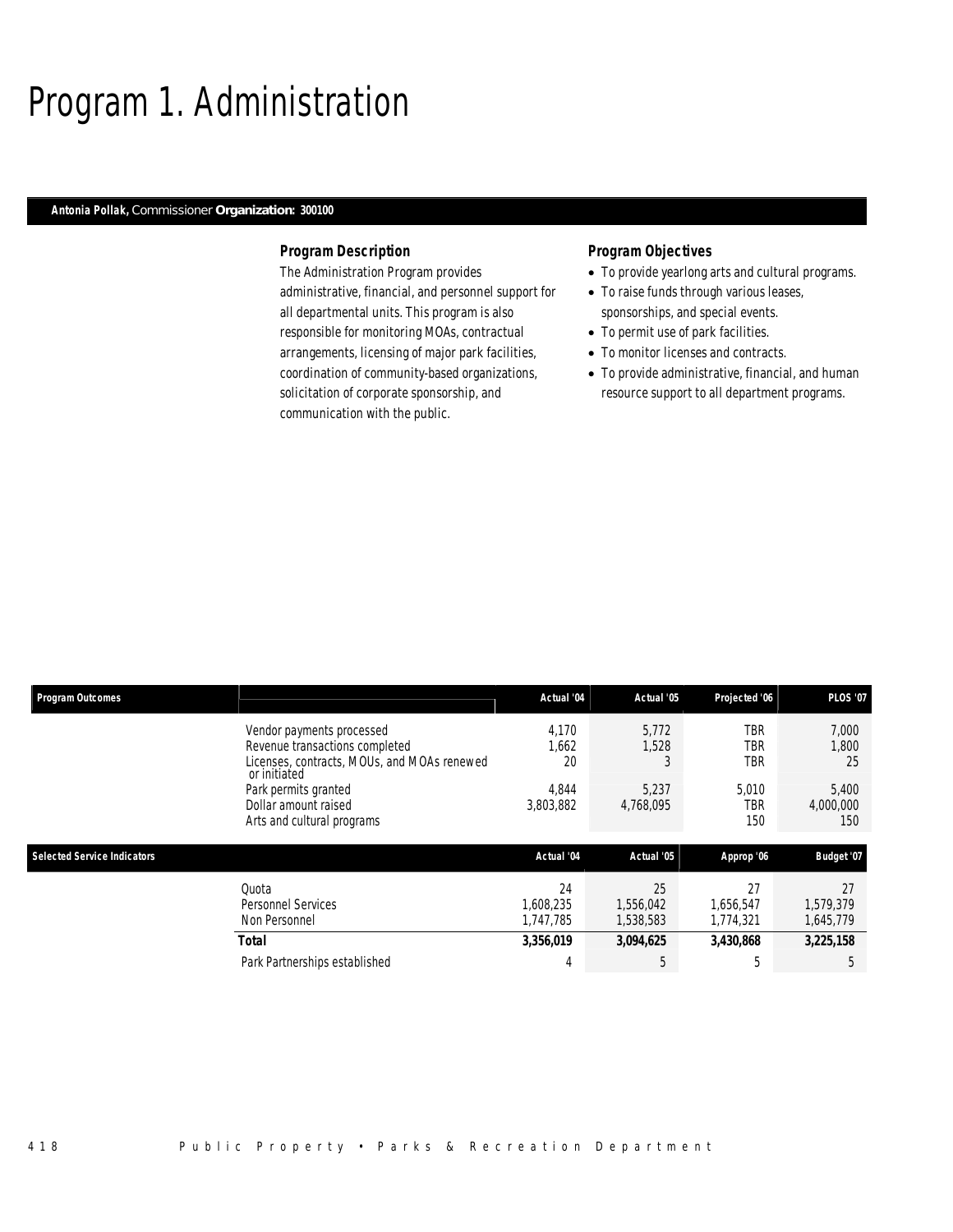# Program 1. Administration

**Antonia Pollak,** Commissioner **Organization: 300100**

### Program Description

The Administration Program provides administrative, financial, and personnel support for all departmental units. This program is also responsible for monitoring MOAs, contractual arrangements, licensing of major park facilities, coordination of community-based organizations, solicitation of corporate sponsorship, and communication with the public.

### Program Objectives

- To provide yearlong arts and cultural programs.
- To raise funds through various leases, sponsorships, and special events.
- To permit use of park facilities.
- To monitor licenses and contracts.
- To provide administrative, financial, and human resource support to all department programs.

| Program Outcomes | Actual '04 | Actual '05 | Projected '06 | PLOS '07 |
|---|---|---|---|---|
| Vendor payments processed | 4,170 | 5,772 | TBR | 7,000 |
| Revenue transactions completed | 1,662 | 1,528 | TBR | 1,800 |
| Licenses, contracts, MOUs, and MOAs renewed or initiated | 20 | 3 | TBR | 25 |
| Park permits granted | 4,844 | 5,237 | 5,010 | 5,400 |
| Dollar amount raised | 3,803,882 | 4,768,095 | TBR | 4,000,000 |
| Arts and cultural programs | | | 150 | 150 |

| Selected Service Indicators | Actual '04 | Actual '05 | Approp '06 | Budget '07 |
|---|---|---|---|---|
| Quota | 24 | 25 | 27 | 27 |
| Personnel Services | 1,608,235 | 1,556,042 | 1,656,547 | 1,579,379 |
| Non Personnel | 1,747,785 | 1,538,583 | 1,774,321 | 1,645,779 |
| **Total** | **3,356,019** | **3,094,625** | **3,430,868** | **3,225,158** |
| Park Partnerships established | 4 | 5 | 5 | 5 |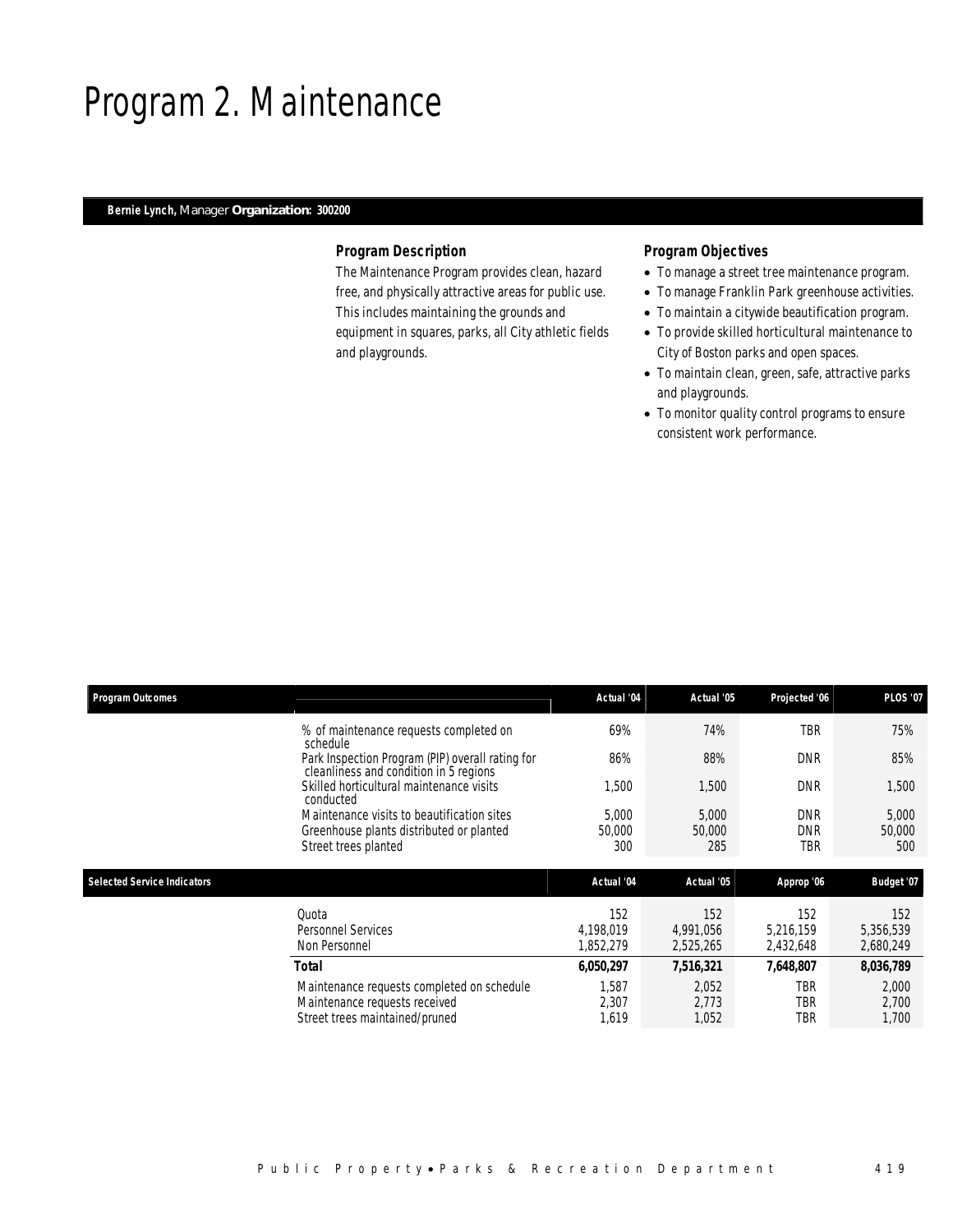# Program 2. Maintenance

**Bernie Lynch,** Manager **Organization: 300200**

### Program Description

The Maintenance Program provides clean, hazard free, and physically attractive areas for public use. This includes maintaining the grounds and equipment in squares, parks, all City athletic fields and playgrounds.

### Program Objectives

- To manage a street tree maintenance program.
- To manage Franklin Park greenhouse activities.
- To maintain a citywide beautification program.
- To provide skilled horticultural maintenance to City of Boston parks and open spaces.
- To maintain clean, green, safe, attractive parks and playgrounds.
- To monitor quality control programs to ensure consistent work performance.

| Program Outcomes | Actual '04 | Actual '05 | Projected '06 | PLOS '07 |
|---|---|---|---|---|
| % of maintenance requests completed on schedule | 69% | 74% | TBR | 75% |
| Park Inspection Program (PIP) overall rating for cleanliness and condition in 5 regions | 86% | 88% | DNR | 85% |
| Skilled horticultural maintenance visits conducted | 1,500 | 1,500 | DNR | 1,500 |
| Maintenance visits to beautification sites | 5,000 | 5,000 | DNR | 5,000 |
| Greenhouse plants distributed or planted | 50,000 | 50,000 | DNR | 50,000 |
| Street trees planted | 300 | 285 | TBR | 500 |

| Selected Service Indicators | Actual '04 | Actual '05 | Approp '06 | Budget '07 |
|---|---|---|---|---|
| Quota | 152 | 152 | 152 | 152 |
| Personnel Services | 4,198,019 | 4,991,056 | 5,216,159 | 5,356,539 |
| Non Personnel | 1,852,279 | 2,525,265 | 2,432,648 | 2,680,249 |
| **Total** | **6,050,297** | **7,516,321** | **7,648,807** | **8,036,789** |
| Maintenance requests completed on schedule | 1,587 | 2,052 | TBR | 2,000 |
| Maintenance requests received | 2,307 | 2,773 | TBR | 2,700 |
| Street trees maintained/pruned | 1,619 | 1,052 | TBR | 1,700 |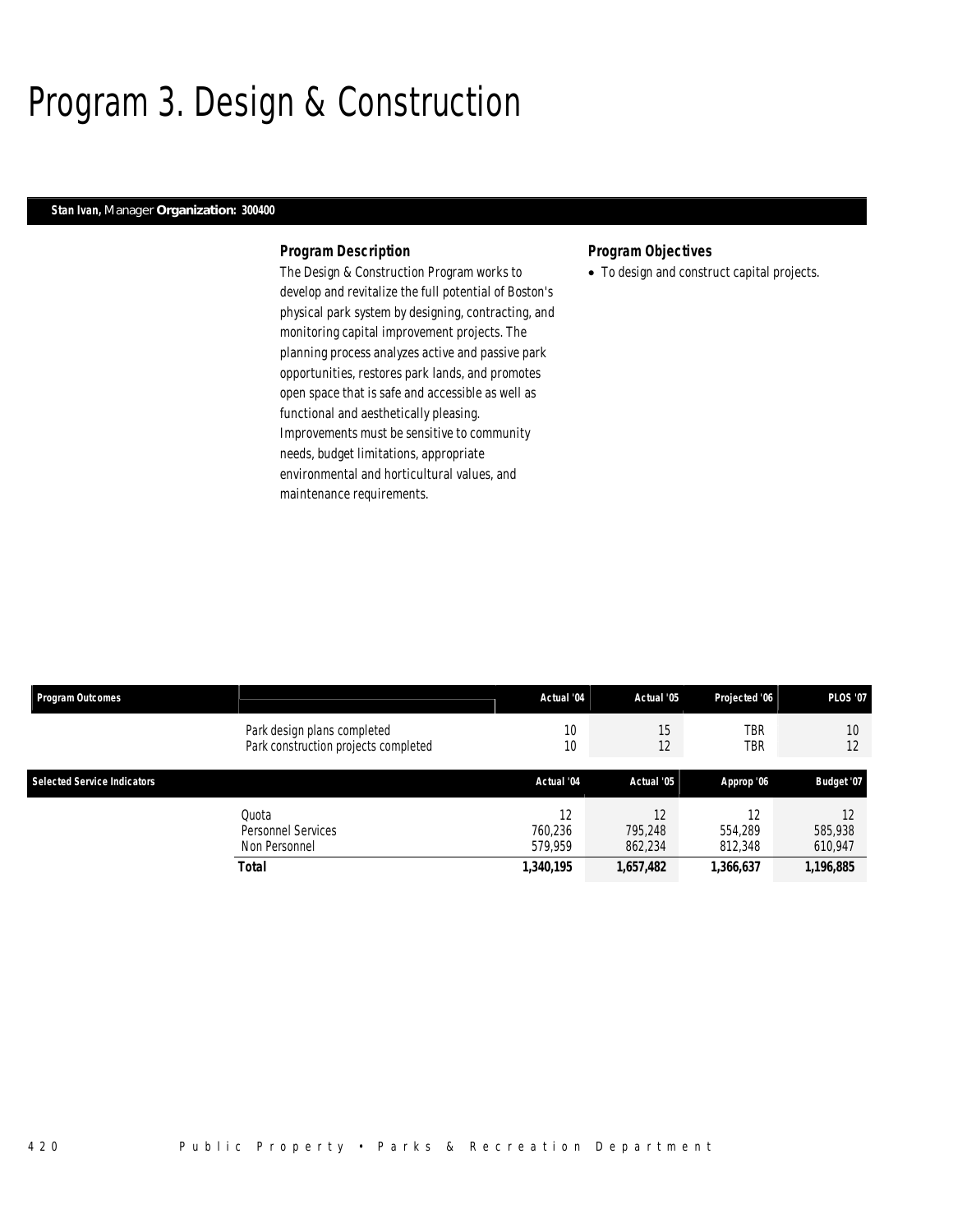# Program 3. Design & Construction

**Stan Ivan,** Manager **Organization: 300400**

### Program Description

The Design & Construction Program works to develop and revitalize the full potential of Boston's physical park system by designing, contracting, and monitoring capital improvement projects. The planning process analyzes active and passive park opportunities, restores park lands, and promotes open space that is safe and accessible as well as functional and aesthetically pleasing. Improvements must be sensitive to community needs, budget limitations, appropriate environmental and horticultural values, and maintenance requirements.

### Program Objectives

- To design and construct capital projects.

| Program Outcomes | | Actual '04 | Actual '05 | Projected '06 | PLOS '07 |
|---|---|---|---|---|---|
| | Park design plans completed | 10 | 15 | TBR | 10 |
| | Park construction projects completed | 10 | 12 | TBR | 12 |

| Selected Service Indicators | | Actual '04 | Actual '05 | Approp '06 | Budget '07 |
|---|---|---|---|---|---|
| | Quota | 12 | 12 | 12 | 12 |
| | Personnel Services | 760,236 | 795,248 | 554,289 | 585,938 |
| | Non Personnel | 579,959 | 862,234 | 812,348 | 610,947 |
| | **Total** | **1,340,195** | **1,657,482** | **1,366,637** | **1,196,885** |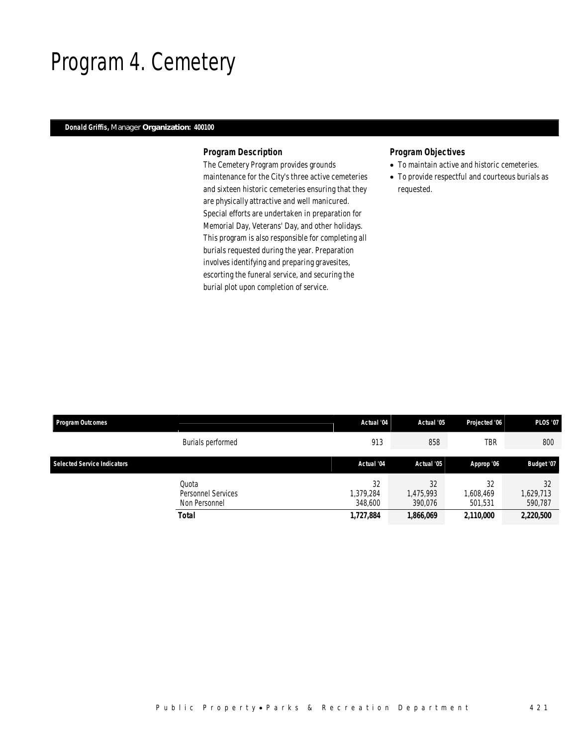// Program 4. Cemetery

**Donald Griffis,** Manager **Organization: 400100**

### Program Description

The Cemetery Program provides grounds maintenance for the City's three active cemeteries and sixteen historic cemeteries ensuring that they are physically attractive and well manicured. Special efforts are undertaken in preparation for Memorial Day, Veterans' Day, and other holidays. This program is also responsible for completing all burials requested during the year. Preparation involves identifying and preparing gravesites, escorting the funeral service, and securing the burial plot upon completion of service.

### Program Objectives

- To maintain active and historic cemeteries.
- To provide respectful and courteous burials as requested.

| Program Outcomes | | Actual '04 | Actual '05 | Projected '06 | PLOS '07 |
|---|---|---|---|---|---|
| | Burials performed | 913 | 858 | TBR | 800 |

| Selected Service Indicators | | Actual '04 | Actual '05 | Approp '06 | Budget '07 |
|---|---|---|---|---|---|
| | Quota | 32 | 32 | 32 | 32 |
| | Personnel Services | 1,379,284 | 1,475,993 | 1,608,469 | 1,629,713 |
| | Non Personnel | 348,600 | 390,076 | 501,531 | 590,787 |
| | **Total** | **1,727,884** | **1,866,069** | **2,110,000** | **2,220,500** |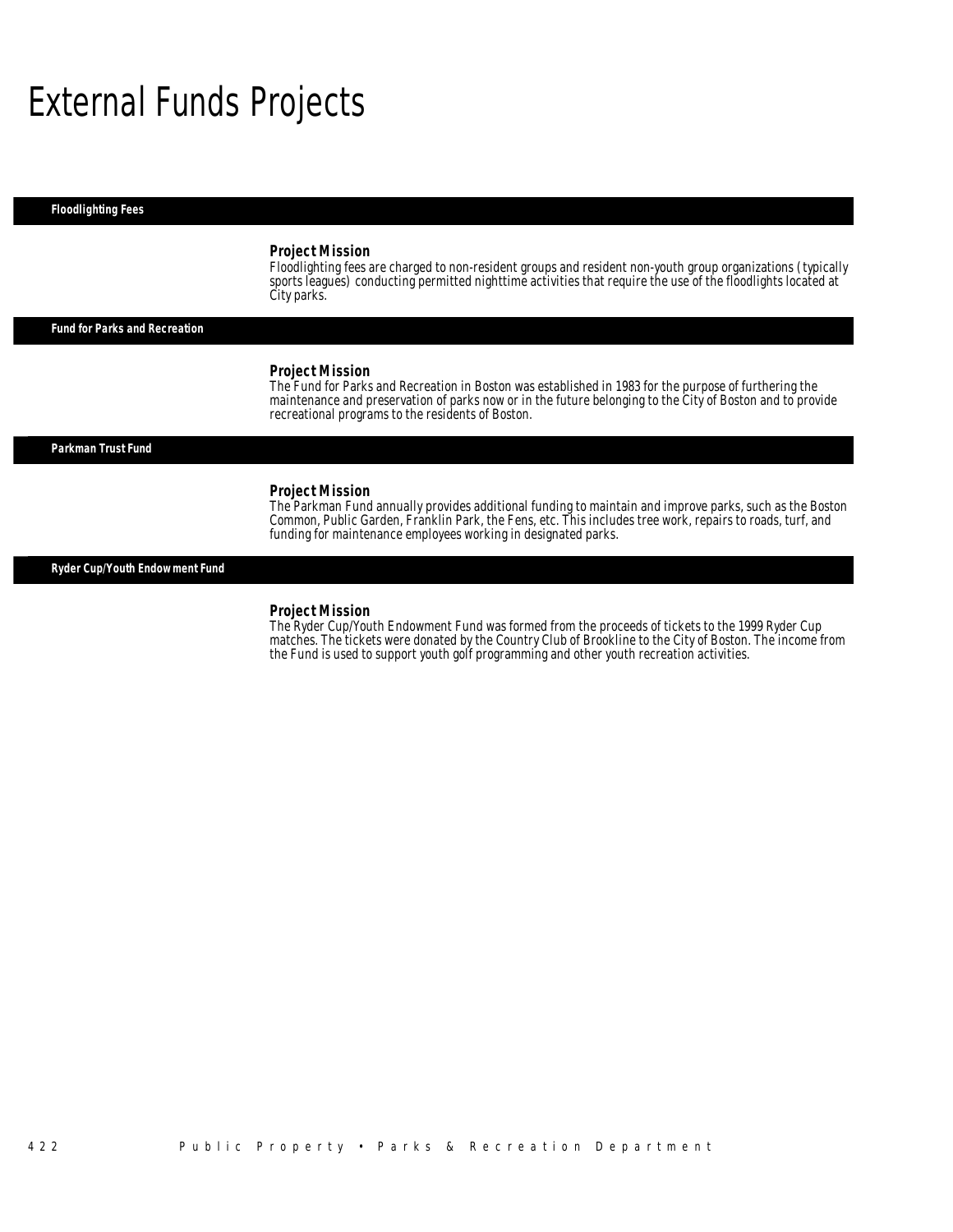# External Funds Projects

## Floodlighting Fees

### Project Mission

Floodlighting fees are charged to non-resident groups and resident non-youth group organizations (typically sports leagues) conducting permitted nighttime activities that require the use of the floodlights located at City parks.

## Fund for Parks and Recreation

### Project Mission

The Fund for Parks and Recreation in Boston was established in 1983 for the purpose of furthering the maintenance and preservation of parks now or in the future belonging to the City of Boston and to provide recreational programs to the residents of Boston.

## Parkman Trust Fund

### Project Mission

The Parkman Fund annually provides additional funding to maintain and improve parks, such as the Boston Common, Public Garden, Franklin Park, the Fens, etc. This includes tree work, repairs to roads, turf, and funding for maintenance employees working in designated parks.

## Ryder Cup/Youth Endowment Fund

### Project Mission

The Ryder Cup/Youth Endowment Fund was formed from the proceeds of tickets to the 1999 Ryder Cup matches. The tickets were donated by the Country Club of Brookline to the City of Boston. The income from the Fund is used to support youth golf programming and other youth recreation activities.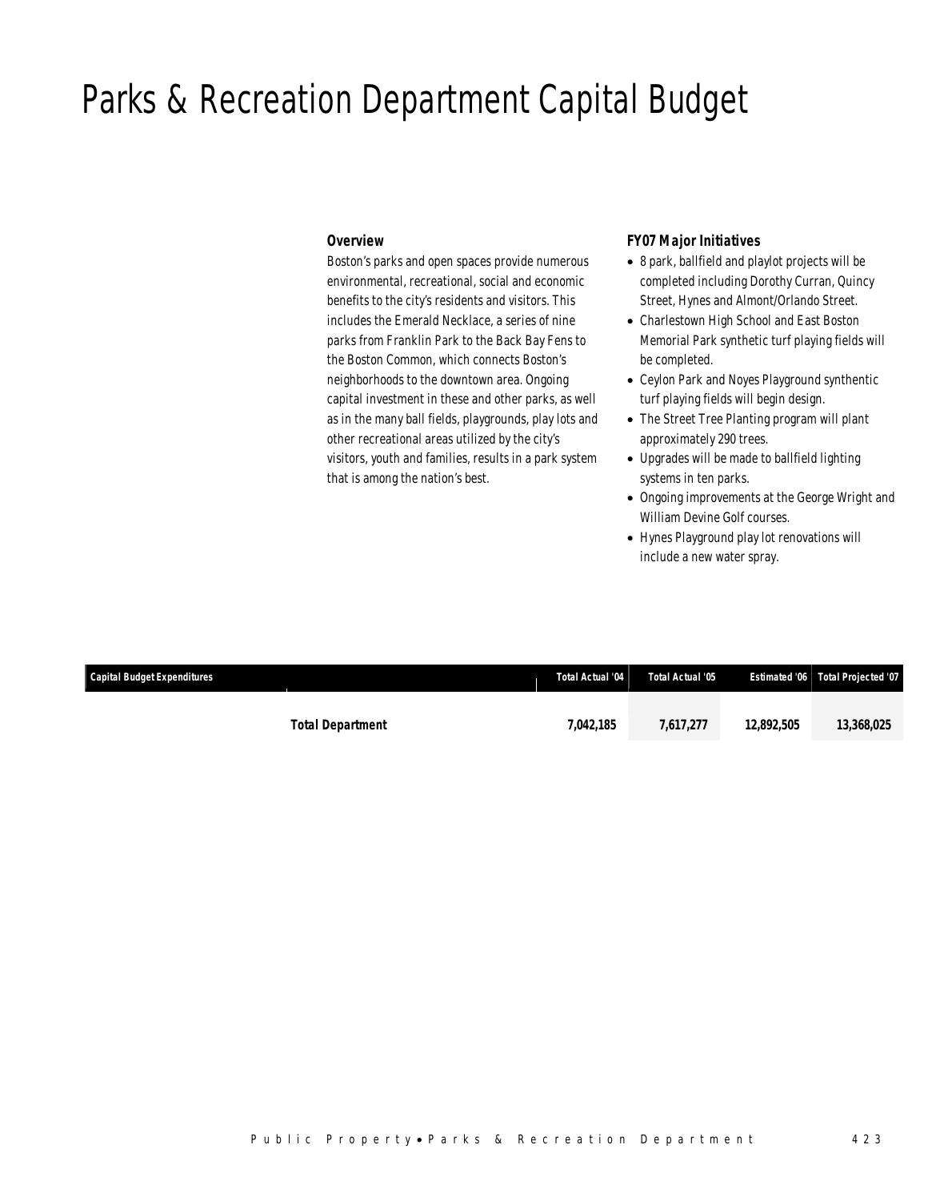# Parks & Recreation Department Capital Budget

### Overview

Boston's parks and open spaces provide numerous environmental, recreational, social and economic benefits to the city's residents and visitors. This includes the Emerald Necklace, a series of nine parks from Franklin Park to the Back Bay Fens to the Boston Common, which connects Boston's neighborhoods to the downtown area. Ongoing capital investment in these and other parks, as well as in the many ball fields, playgrounds, play lots and other recreational areas utilized by the city's visitors, youth and families, results in a park system that is among the nation's best.

### FY07 Major Initiatives

- 8 park, ballfield and playlot projects will be completed including Dorothy Curran, Quincy Street, Hynes and Almont/Orlando Street.
- Charlestown High School and East Boston Memorial Park synthetic turf playing fields will be completed.
- Ceylon Park and Noyes Playground synthentic turf playing fields will begin design.
- The Street Tree Planting program will plant approximately 290 trees.
- Upgrades will be made to ballfield lighting systems in ten parks.
- Ongoing improvements at the George Wright and William Devine Golf courses.
- Hynes Playground play lot renovations will include a new water spray.

| Capital Budget Expenditures | Total Actual '04 | Total Actual '05 | Estimated '06 | Total Projected '07 |
|---|---|---|---|---|
| **Total Department** | **7,042,185** | **7,617,277** | **12,892,505** | **13,368,025** |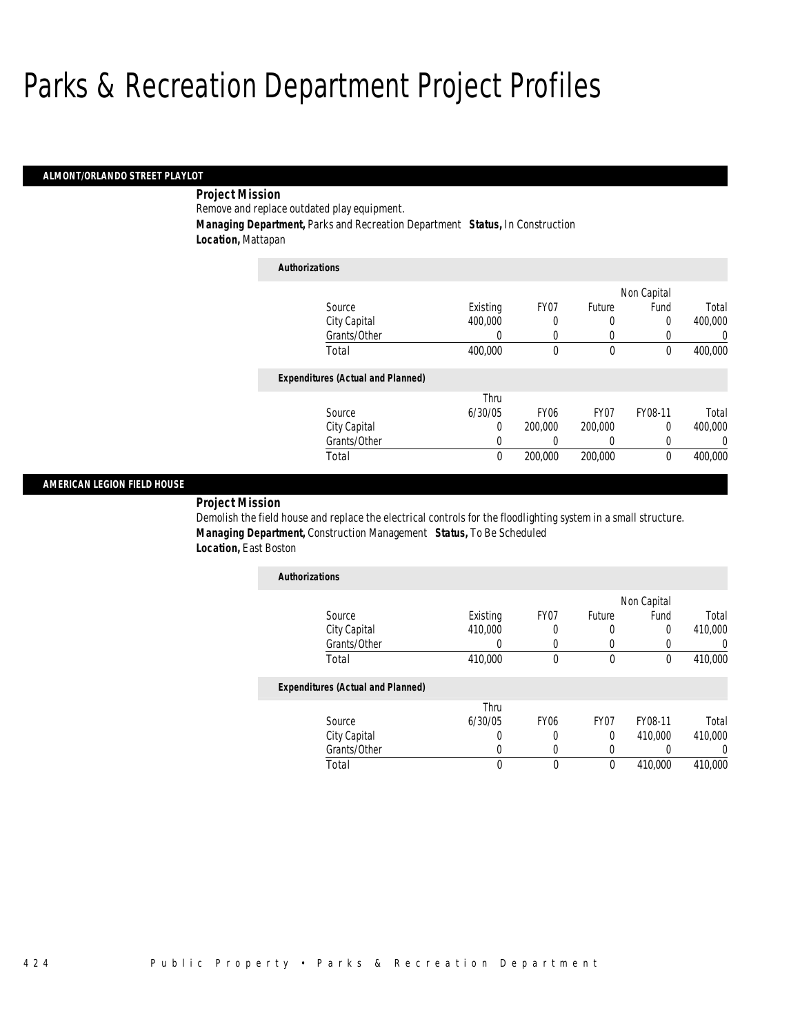# Parks & Recreation Department Project Profiles

## ALMONT/ORLANDO STREET PLAYLOT

**Project Mission**

Remove and replace outdated play equipment.

**Managing Department,** Parks and Recreation Department **Status,** In Construction

**Location,** Mattapan

*Authorizations*

| Source | Existing | FY07 | Future | Non Capital Fund | Total |
|---|---|---|---|---|---|
| City Capital | 400,000 | 0 | 0 | 0 | 400,000 |
| Grants/Other | 0 | 0 | 0 | 0 | 0 |
| Total | 400,000 | 0 | 0 | 0 | 400,000 |

*Expenditures (Actual and Planned)*

| Source | Thru 6/30/05 | FY06 | FY07 | FY08-11 | Total |
|---|---|---|---|---|---|
| City Capital | 0 | 200,000 | 200,000 | 0 | 400,000 |
| Grants/Other | 0 | 0 | 0 | 0 | 0 |
| Total | 0 | 200,000 | 200,000 | 0 | 400,000 |

## AMERICAN LEGION FIELD HOUSE

**Project Mission**

Demolish the field house and replace the electrical controls for the floodlighting system in a small structure.

**Managing Department,** Construction Management **Status,** To Be Scheduled

**Location,** East Boston

*Authorizations*

| Source | Existing | FY07 | Future | Non Capital Fund | Total |
|---|---|---|---|---|---|
| City Capital | 410,000 | 0 | 0 | 0 | 410,000 |
| Grants/Other | 0 | 0 | 0 | 0 | 0 |
| Total | 410,000 | 0 | 0 | 0 | 410,000 |

*Expenditures (Actual and Planned)*

| Source | Thru 6/30/05 | FY06 | FY07 | FY08-11 | Total |
|---|---|---|---|---|---|
| City Capital | 0 | 0 | 0 | 410,000 | 410,000 |
| Grants/Other | 0 | 0 | 0 | 0 | 0 |
| Total | 0 | 0 | 0 | 410,000 | 410,000 |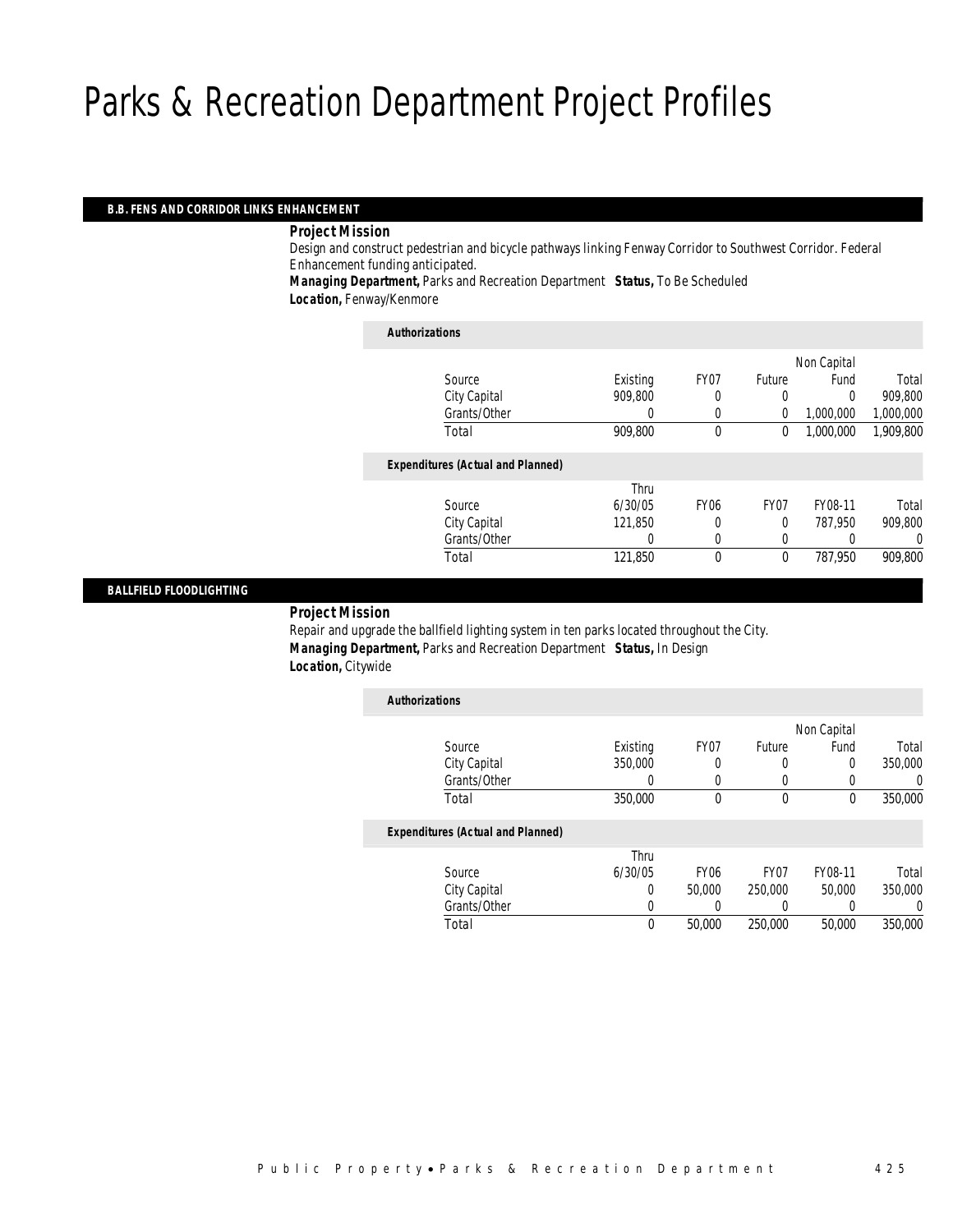# Parks & Recreation Department Project Profiles

## B.B. FENS AND CORRIDOR LINKS ENHANCEMENT

***Project Mission***

Design and construct pedestrian and bicycle pathways linking Fenway Corridor to Southwest Corridor. Federal Enhancement funding anticipated.

***Managing Department,*** Parks and Recreation Department ***Status,*** To Be Scheduled

***Location,*** Fenway/Kenmore

***Authorizations***

| Source | Existing | FY07 | Future | Non Capital Fund | Total |
|---|---|---|---|---|---|
| City Capital | 909,800 | 0 | 0 | 0 | 909,800 |
| Grants/Other | 0 | 0 | 0 | 1,000,000 | 1,000,000 |
| Total | 909,800 | 0 | 0 | 1,000,000 | 1,909,800 |

***Expenditures (Actual and Planned)***

| Source | Thru 6/30/05 | FY06 | FY07 | FY08-11 | Total |
|---|---|---|---|---|---|
| City Capital | 121,850 | 0 | 0 | 787,950 | 909,800 |
| Grants/Other | 0 | 0 | 0 | 0 | 0 |
| Total | 121,850 | 0 | 0 | 787,950 | 909,800 |

## BALLFIELD FLOODLIGHTING

***Project Mission***

Repair and upgrade the ballfield lighting system in ten parks located throughout the City.

***Managing Department,*** Parks and Recreation Department ***Status,*** In Design

***Location,*** Citywide

***Authorizations***

| Source | Existing | FY07 | Future | Non Capital Fund | Total |
|---|---|---|---|---|---|
| City Capital | 350,000 | 0 | 0 | 0 | 350,000 |
| Grants/Other | 0 | 0 | 0 | 0 | 0 |
| Total | 350,000 | 0 | 0 | 0 | 350,000 |

***Expenditures (Actual and Planned)***

| Source | Thru 6/30/05 | FY06 | FY07 | FY08-11 | Total |
|---|---|---|---|---|---|
| City Capital | 0 | 50,000 | 250,000 | 50,000 | 350,000 |
| Grants/Other | 0 | 0 | 0 | 0 | 0 |
| Total | 0 | 50,000 | 250,000 | 50,000 | 350,000 |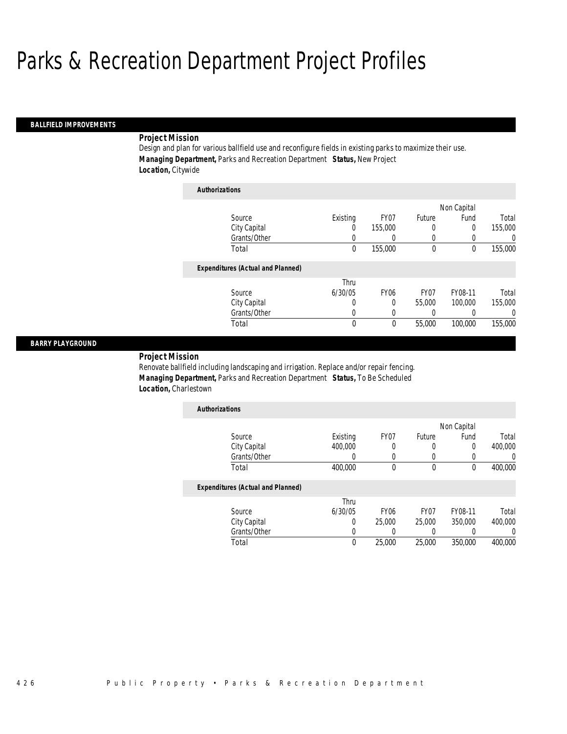# Parks & Recreation Department Project Profiles

## BALLFIELD IMPROVEMENTS

**Project Mission**

Design and plan for various ballfield use and reconfigure fields in existing parks to maximize their use.

***Managing Department,*** Parks and Recreation Department ***Status,*** New Project

***Location,*** Citywide

**Authorizations**

| Source | Existing | FY07 | Future | Non Capital Fund | Total |
|---|---|---|---|---|---|
| City Capital | 0 | 155,000 | 0 | 0 | 155,000 |
| Grants/Other | 0 | 0 | 0 | 0 | 0 |
| Total | 0 | 155,000 | 0 | 0 | 155,000 |

**Expenditures (Actual and Planned)**

| Source | Thru 6/30/05 | FY06 | FY07 | FY08-11 | Total |
|---|---|---|---|---|---|
| City Capital | 0 | 0 | 55,000 | 100,000 | 155,000 |
| Grants/Other | 0 | 0 | 0 | 0 | 0 |
| Total | 0 | 0 | 55,000 | 100,000 | 155,000 |

## BARRY PLAYGROUND

**Project Mission**

Renovate ballfield including landscaping and irrigation. Replace and/or repair fencing.

***Managing Department,*** Parks and Recreation Department ***Status,*** To Be Scheduled

***Location,*** Charlestown

**Authorizations**

| Source | Existing | FY07 | Future | Non Capital Fund | Total |
|---|---|---|---|---|---|
| City Capital | 400,000 | 0 | 0 | 0 | 400,000 |
| Grants/Other | 0 | 0 | 0 | 0 | 0 |
| Total | 400,000 | 0 | 0 | 0 | 400,000 |

**Expenditures (Actual and Planned)**

| Source | Thru 6/30/05 | FY06 | FY07 | FY08-11 | Total |
|---|---|---|---|---|---|
| City Capital | 0 | 25,000 | 25,000 | 350,000 | 400,000 |
| Grants/Other | 0 | 0 | 0 | 0 | 0 |
| Total | 0 | 25,000 | 25,000 | 350,000 | 400,000 |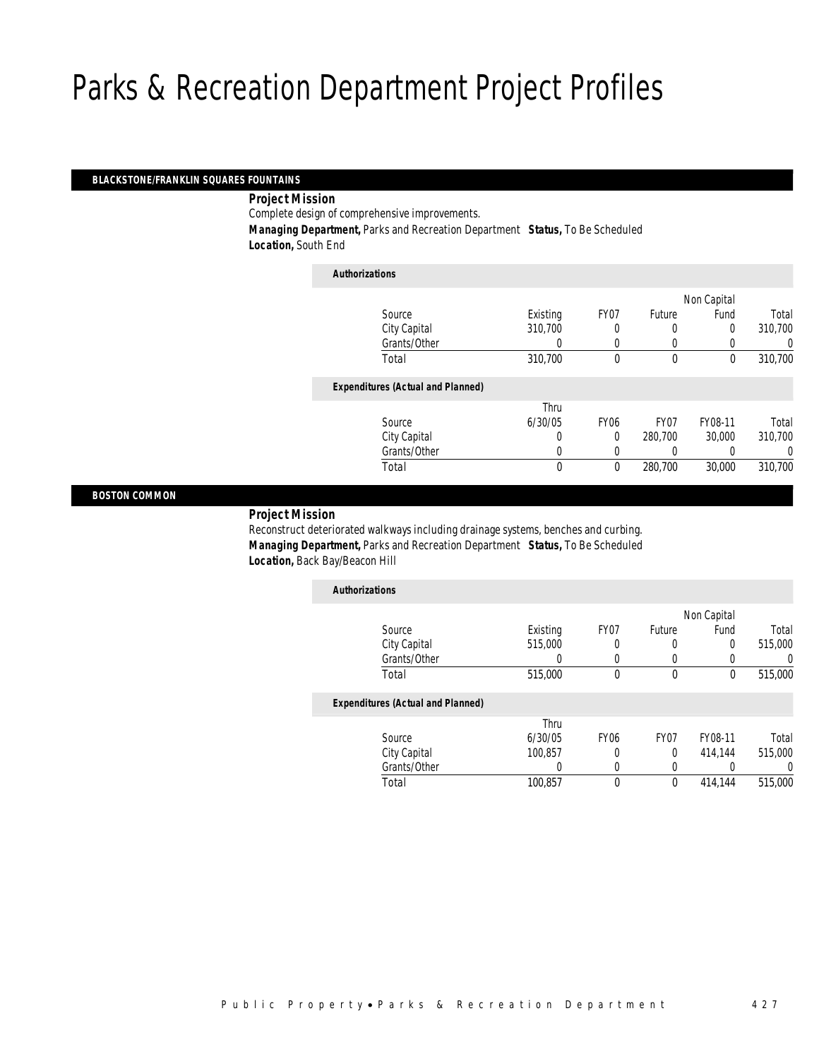# Parks & Recreation Department Project Profiles

## BLACKSTONE/FRANKLIN SQUARES FOUNTAINS

***Project Mission***

Complete design of comprehensive improvements.

***Managing Department,*** Parks and Recreation Department ***Status,*** To Be Scheduled

***Location,*** South End

***Authorizations***

| Source | Existing | FY07 | Future | Non Capital Fund | Total |
|---|---|---|---|---|---|
| City Capital | 310,700 | 0 | 0 | 0 | 310,700 |
| Grants/Other | 0 | 0 | 0 | 0 | 0 |
| Total | 310,700 | 0 | 0 | 0 | 310,700 |

***Expenditures (Actual and Planned)***

| Source | Thru 6/30/05 | FY06 | FY07 | FY08-11 | Total |
|---|---|---|---|---|---|
| City Capital | 0 | 0 | 280,700 | 30,000 | 310,700 |
| Grants/Other | 0 | 0 | 0 | 0 | 0 |
| Total | 0 | 0 | 280,700 | 30,000 | 310,700 |

## BOSTON COMMON

***Project Mission***

Reconstruct deteriorated walkways including drainage systems, benches and curbing.

***Managing Department,*** Parks and Recreation Department ***Status,*** To Be Scheduled

***Location,*** Back Bay/Beacon Hill

***Authorizations***

| Source | Existing | FY07 | Future | Non Capital Fund | Total |
|---|---|---|---|---|---|
| City Capital | 515,000 | 0 | 0 | 0 | 515,000 |
| Grants/Other | 0 | 0 | 0 | 0 | 0 |
| Total | 515,000 | 0 | 0 | 0 | 515,000 |

***Expenditures (Actual and Planned)***

| Source | Thru 6/30/05 | FY06 | FY07 | FY08-11 | Total |
|---|---|---|---|---|---|
| City Capital | 100,857 | 0 | 0 | 414,144 | 515,000 |
| Grants/Other | 0 | 0 | 0 | 0 | 0 |
| Total | 100,857 | 0 | 0 | 414,144 | 515,000 |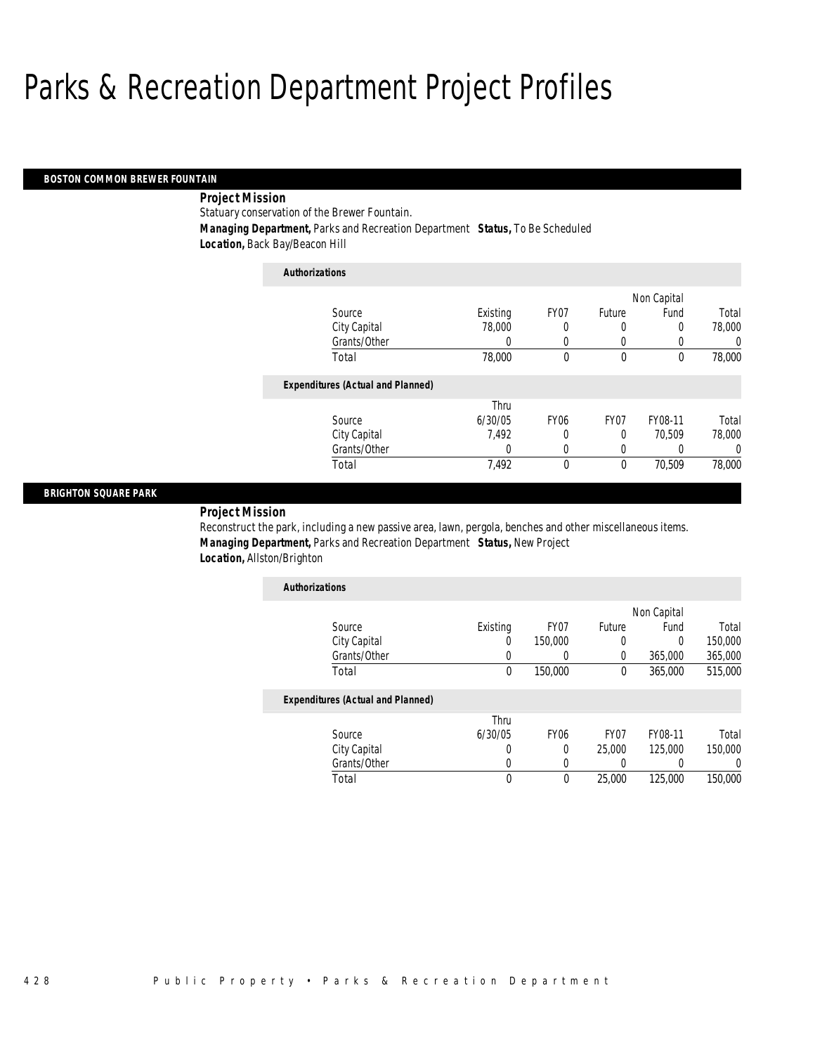# Parks & Recreation Department Project Profiles

## BOSTON COMMON BREWER FOUNTAIN

**Project Mission**

Statuary conservation of the Brewer Fountain.

**Managing Department,** Parks and Recreation Department **Status,** To Be Scheduled

**Location,** Back Bay/Beacon Hill

**Authorizations**

| Source | Existing | FY07 | Future | Non Capital Fund | Total |
|---|---|---|---|---|---|
| City Capital | 78,000 | 0 | 0 | 0 | 78,000 |
| Grants/Other | 0 | 0 | 0 | 0 | 0 |
| Total | 78,000 | 0 | 0 | 0 | 78,000 |

**Expenditures (Actual and Planned)**

| Source | Thru 6/30/05 | FY06 | FY07 | FY08-11 | Total |
|---|---|---|---|---|---|
| City Capital | 7,492 | 0 | 0 | 70,509 | 78,000 |
| Grants/Other | 0 | 0 | 0 | 0 | 0 |
| Total | 7,492 | 0 | 0 | 70,509 | 78,000 |

## BRIGHTON SQUARE PARK

**Project Mission**

Reconstruct the park, including a new passive area, lawn, pergola, benches and other miscellaneous items.

**Managing Department,** Parks and Recreation Department **Status,** New Project

**Location,** Allston/Brighton

**Authorizations**

| Source | Existing | FY07 | Future | Non Capital Fund | Total |
|---|---|---|---|---|---|
| City Capital | 0 | 150,000 | 0 | 0 | 150,000 |
| Grants/Other | 0 | 0 | 0 | 365,000 | 365,000 |
| Total | 0 | 150,000 | 0 | 365,000 | 515,000 |

**Expenditures (Actual and Planned)**

| Source | Thru 6/30/05 | FY06 | FY07 | FY08-11 | Total |
|---|---|---|---|---|---|
| City Capital | 0 | 0 | 25,000 | 125,000 | 150,000 |
| Grants/Other | 0 | 0 | 0 | 0 | 0 |
| Total | 0 | 0 | 25,000 | 125,000 | 150,000 |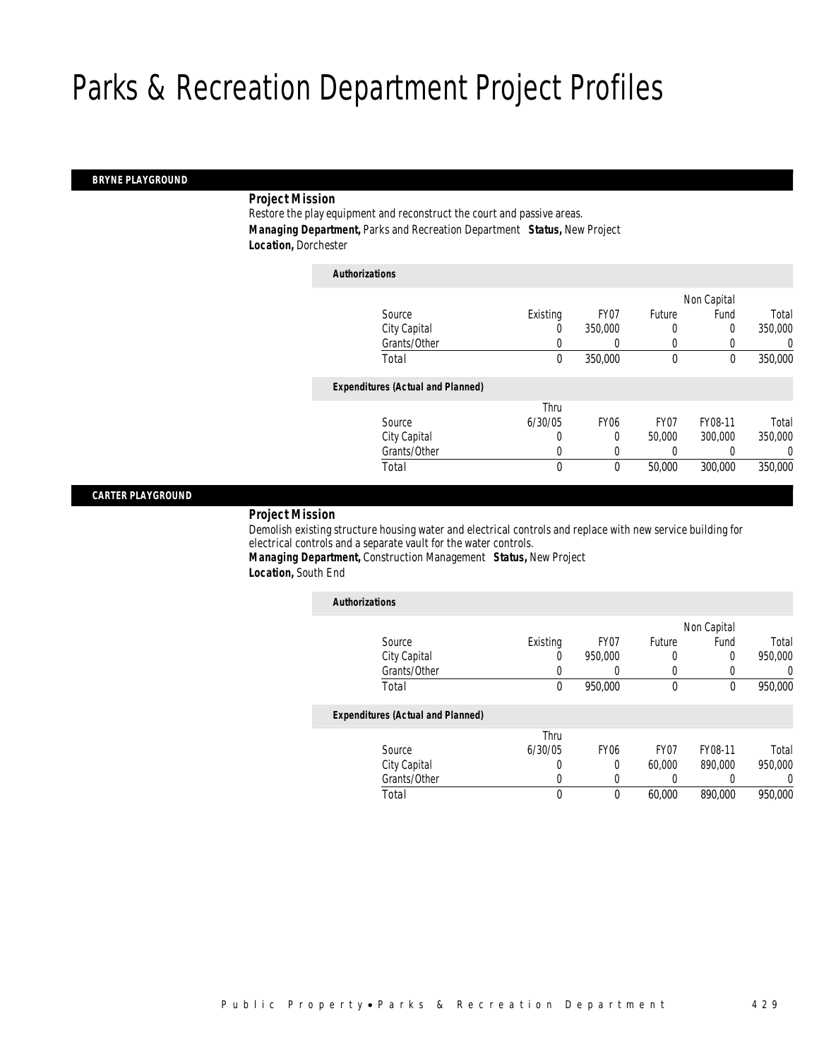# Parks & Recreation Department Project Profiles

## BRYNE PLAYGROUND

**Project Mission**

Restore the play equipment and reconstruct the court and passive areas.

**Managing Department,** Parks and Recreation Department **Status,** New Project

**Location,** Dorchester

***Authorizations***

| Source | Existing | FY07 | Future | Non Capital Fund | Total |
|---|---|---|---|---|---|
| City Capital | 0 | 350,000 | 0 | 0 | 350,000 |
| Grants/Other | 0 | 0 | 0 | 0 | 0 |
| Total | 0 | 350,000 | 0 | 0 | 350,000 |

***Expenditures (Actual and Planned)***

| Source | Thru 6/30/05 | FY06 | FY07 | FY08-11 | Total |
|---|---|---|---|---|---|
| City Capital | 0 | 0 | 50,000 | 300,000 | 350,000 |
| Grants/Other | 0 | 0 | 0 | 0 | 0 |
| Total | 0 | 0 | 50,000 | 300,000 | 350,000 |

## CARTER PLAYGROUND

**Project Mission**

Demolish existing structure housing water and electrical controls and replace with new service building for electrical controls and a separate vault for the water controls.

**Managing Department,** Construction Management **Status,** New Project

**Location,** South End

***Authorizations***

| Source | Existing | FY07 | Future | Non Capital Fund | Total |
|---|---|---|---|---|---|
| City Capital | 0 | 950,000 | 0 | 0 | 950,000 |
| Grants/Other | 0 | 0 | 0 | 0 | 0 |
| Total | 0 | 950,000 | 0 | 0 | 950,000 |

***Expenditures (Actual and Planned)***

| Source | Thru 6/30/05 | FY06 | FY07 | FY08-11 | Total |
|---|---|---|---|---|---|
| City Capital | 0 | 0 | 60,000 | 890,000 | 950,000 |
| Grants/Other | 0 | 0 | 0 | 0 | 0 |
| Total | 0 | 0 | 60,000 | 890,000 | 950,000 |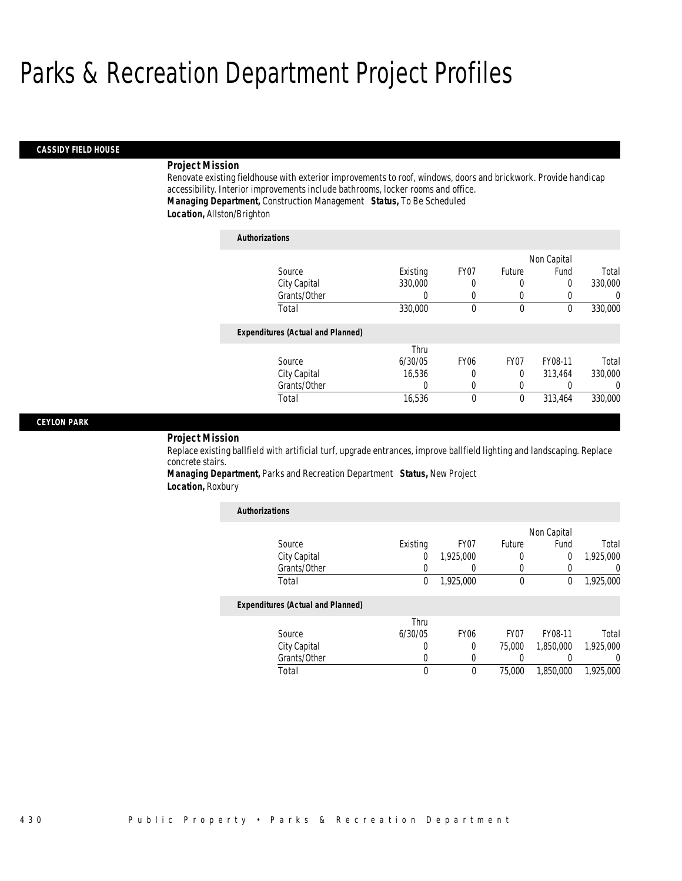# Parks & Recreation Department Project Profiles

## CASSIDY FIELD HOUSE

### Project Mission

Renovate existing fieldhouse with exterior improvements to roof, windows, doors and brickwork. Provide handicap accessibility. Interior improvements include bathrooms, locker rooms and office.

***Managing Department,*** Construction Management ***Status,*** To Be Scheduled

***Location,*** Allston/Brighton

**Authorizations**

| Source | Existing | FY07 | Future | Non Capital Fund | Total |
|---|---|---|---|---|---|
| City Capital | 330,000 | 0 | 0 | 0 | 330,000 |
| Grants/Other | 0 | 0 | 0 | 0 | 0 |
| Total | 330,000 | 0 | 0 | 0 | 330,000 |

**Expenditures (Actual and Planned)**

| Source | Thru 6/30/05 | FY06 | FY07 | FY08-11 | Total |
|---|---|---|---|---|---|
| City Capital | 16,536 | 0 | 0 | 313,464 | 330,000 |
| Grants/Other | 0 | 0 | 0 | 0 | 0 |
| Total | 16,536 | 0 | 0 | 313,464 | 330,000 |

## CEYLON PARK

### Project Mission

Replace existing ballfield with artificial turf, upgrade entrances, improve ballfield lighting and landscaping. Replace concrete stairs.

***Managing Department,*** Parks and Recreation Department ***Status,*** New Project

***Location,*** Roxbury

**Authorizations**

| Source | Existing | FY07 | Future | Non Capital Fund | Total |
|---|---|---|---|---|---|
| City Capital | 0 | 1,925,000 | 0 | 0 | 1,925,000 |
| Grants/Other | 0 | 0 | 0 | 0 | 0 |
| Total | 0 | 1,925,000 | 0 | 0 | 1,925,000 |

**Expenditures (Actual and Planned)**

| Source | Thru 6/30/05 | FY06 | FY07 | FY08-11 | Total |
|---|---|---|---|---|---|
| City Capital | 0 | 0 | 75,000 | 1,850,000 | 1,925,000 |
| Grants/Other | 0 | 0 | 0 | 0 | 0 |
| Total | 0 | 0 | 75,000 | 1,850,000 | 1,925,000 |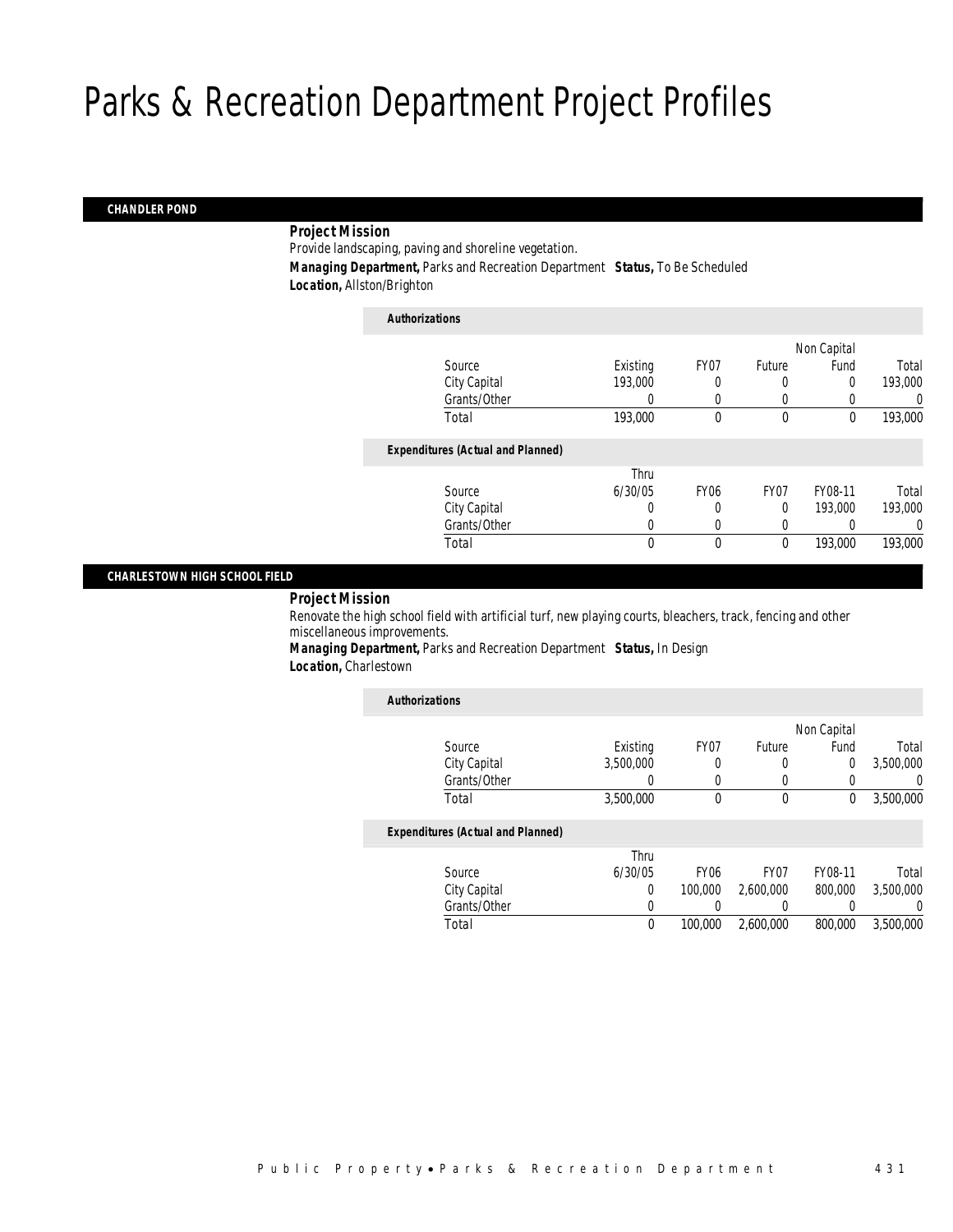# Parks & Recreation Department Project Profiles

## CHANDLER POND

***Project Mission***

Provide landscaping, paving and shoreline vegetation.

***Managing Department,*** Parks and Recreation Department ***Status,*** To Be Scheduled

***Location,*** Allston/Brighton

***Authorizations***

| Source | Existing | FY07 | Future | Non Capital Fund | Total |
|---|---|---|---|---|---|
| City Capital | 193,000 | 0 | 0 | 0 | 193,000 |
| Grants/Other | 0 | 0 | 0 | 0 | 0 |
| Total | 193,000 | 0 | 0 | 0 | 193,000 |

***Expenditures (Actual and Planned)***

| Source | Thru 6/30/05 | FY06 | FY07 | FY08-11 | Total |
|---|---|---|---|---|---|
| City Capital | 0 | 0 | 0 | 193,000 | 193,000 |
| Grants/Other | 0 | 0 | 0 | 0 | 0 |
| Total | 0 | 0 | 0 | 193,000 | 193,000 |

## CHARLESTOWN HIGH SCHOOL FIELD

***Project Mission***

Renovate the high school field with artificial turf, new playing courts, bleachers, track, fencing and other miscellaneous improvements.

***Managing Department,*** Parks and Recreation Department ***Status,*** In Design

***Location,*** Charlestown

***Authorizations***

| Source | Existing | FY07 | Future | Non Capital Fund | Total |
|---|---|---|---|---|---|
| City Capital | 3,500,000 | 0 | 0 | 0 | 3,500,000 |
| Grants/Other | 0 | 0 | 0 | 0 | 0 |
| Total | 3,500,000 | 0 | 0 | 0 | 3,500,000 |

***Expenditures (Actual and Planned)***

| Source | Thru 6/30/05 | FY06 | FY07 | FY08-11 | Total |
|---|---|---|---|---|---|
| City Capital | 0 | 100,000 | 2,600,000 | 800,000 | 3,500,000 |
| Grants/Other | 0 | 0 | 0 | 0 | 0 |
| Total | 0 | 100,000 | 2,600,000 | 800,000 | 3,500,000 |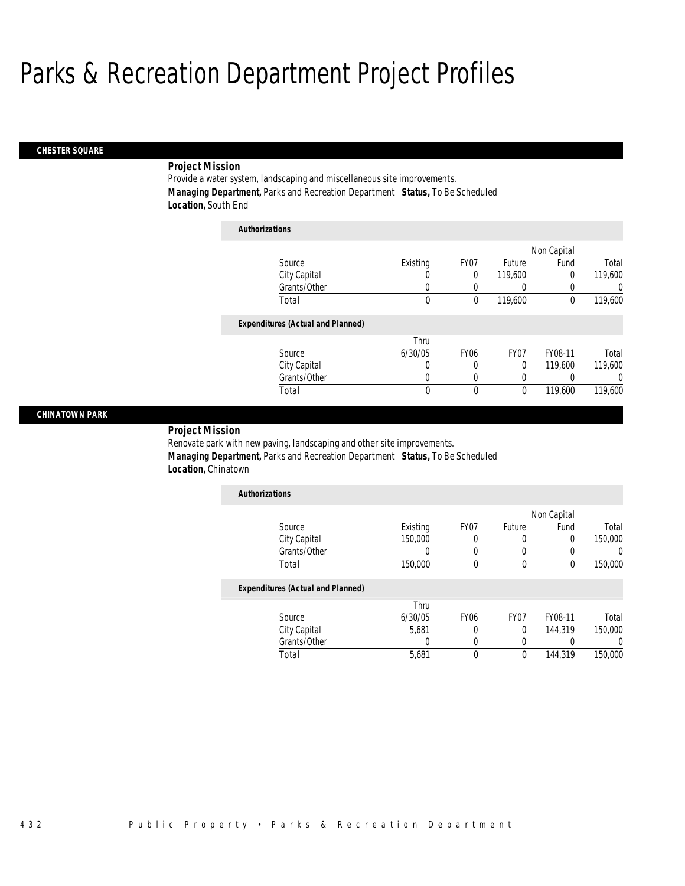# Parks & Recreation Department Project Profiles

## CHESTER SQUARE

***Project Mission***

Provide a water system, landscaping and miscellaneous site improvements.

***Managing Department,*** Parks and Recreation Department ***Status,*** To Be Scheduled

***Location,*** South End

***Authorizations***

| Source | Existing | FY07 | Future | Non Capital Fund | Total |
|---|---|---|---|---|---|
| City Capital | 0 | 0 | 119,600 | 0 | 119,600 |
| Grants/Other | 0 | 0 | 0 | 0 | 0 |
| Total | 0 | 0 | 119,600 | 0 | 119,600 |

***Expenditures (Actual and Planned)***

| Source | Thru 6/30/05 | FY06 | FY07 | FY08-11 | Total |
|---|---|---|---|---|---|
| City Capital | 0 | 0 | 0 | 119,600 | 119,600 |
| Grants/Other | 0 | 0 | 0 | 0 | 0 |
| Total | 0 | 0 | 0 | 119,600 | 119,600 |

## CHINATOWN PARK

***Project Mission***

Renovate park with new paving, landscaping and other site improvements.

***Managing Department,*** Parks and Recreation Department ***Status,*** To Be Scheduled

***Location,*** Chinatown

***Authorizations***

| Source | Existing | FY07 | Future | Non Capital Fund | Total |
|---|---|---|---|---|---|
| City Capital | 150,000 | 0 | 0 | 0 | 150,000 |
| Grants/Other | 0 | 0 | 0 | 0 | 0 |
| Total | 150,000 | 0 | 0 | 0 | 150,000 |

***Expenditures (Actual and Planned)***

| Source | Thru 6/30/05 | FY06 | FY07 | FY08-11 | Total |
|---|---|---|---|---|---|
| City Capital | 5,681 | 0 | 0 | 144,319 | 150,000 |
| Grants/Other | 0 | 0 | 0 | 0 | 0 |
| Total | 5,681 | 0 | 0 | 144,319 | 150,000 |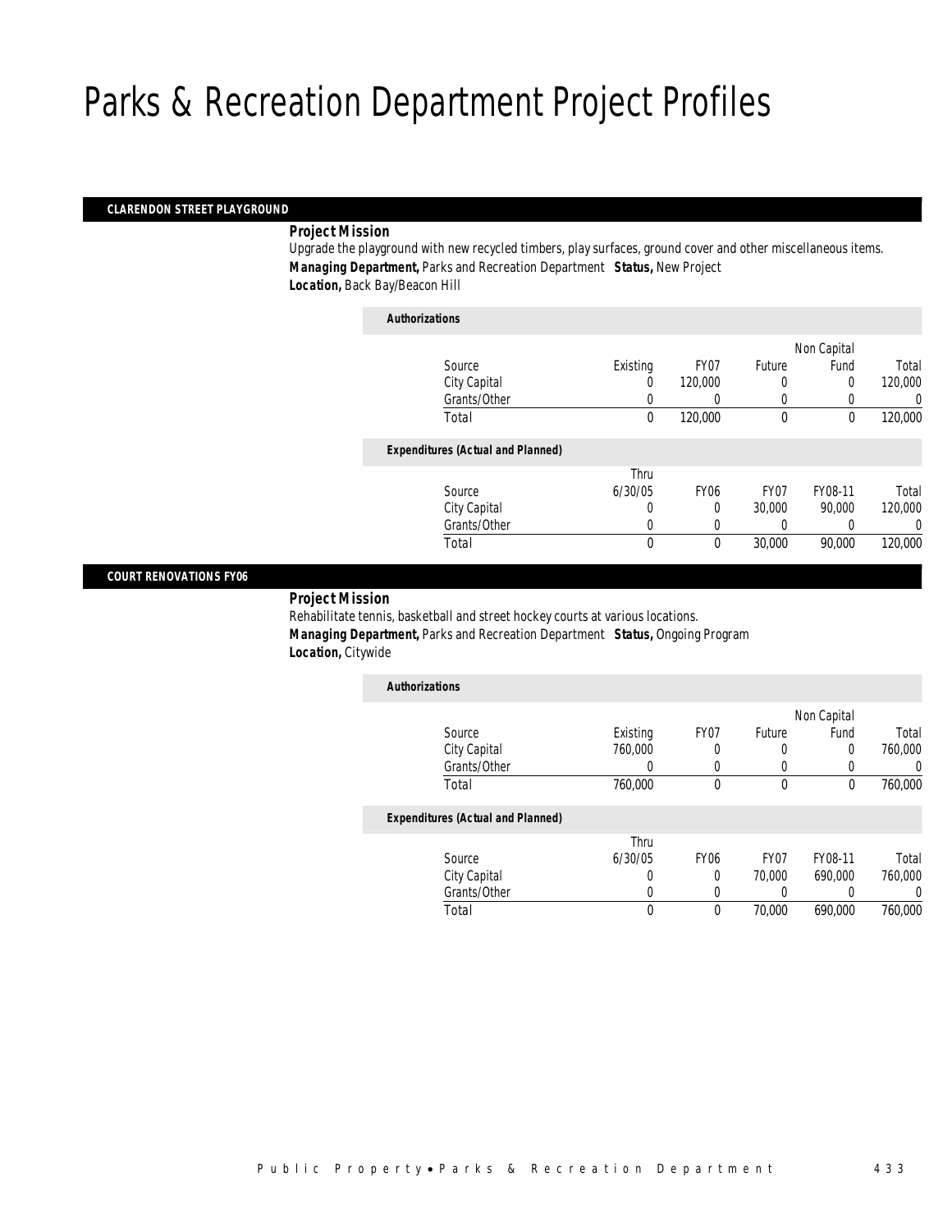# Parks & Recreation Department Project Profiles

## CLARENDON STREET PLAYGROUND

***Project Mission***

Upgrade the playground with new recycled timbers, play surfaces, ground cover and other miscellaneous items.

***Managing Department,*** Parks and Recreation Department ***Status,*** New Project

***Location,*** Back Bay/Beacon Hill

***Authorizations***

| Source | Existing | FY07 | Future | Non Capital Fund | Total |
|---|---|---|---|---|---|
| City Capital | 0 | 120,000 | 0 | 0 | 120,000 |
| Grants/Other | 0 | 0 | 0 | 0 | 0 |
| Total | 0 | 120,000 | 0 | 0 | 120,000 |

***Expenditures (Actual and Planned)***

| Source | Thru 6/30/05 | FY06 | FY07 | FY08-11 | Total |
|---|---|---|---|---|---|
| City Capital | 0 | 0 | 30,000 | 90,000 | 120,000 |
| Grants/Other | 0 | 0 | 0 | 0 | 0 |
| Total | 0 | 0 | 30,000 | 90,000 | 120,000 |

## COURT RENOVATIONS FY06

***Project Mission***

Rehabilitate tennis, basketball and street hockey courts at various locations.

***Managing Department,*** Parks and Recreation Department ***Status,*** Ongoing Program

***Location,*** Citywide

***Authorizations***

| Source | Existing | FY07 | Future | Non Capital Fund | Total |
|---|---|---|---|---|---|
| City Capital | 760,000 | 0 | 0 | 0 | 760,000 |
| Grants/Other | 0 | 0 | 0 | 0 | 0 |
| Total | 760,000 | 0 | 0 | 0 | 760,000 |

***Expenditures (Actual and Planned)***

| Source | Thru 6/30/05 | FY06 | FY07 | FY08-11 | Total |
|---|---|---|---|---|---|
| City Capital | 0 | 0 | 70,000 | 690,000 | 760,000 |
| Grants/Other | 0 | 0 | 0 | 0 | 0 |
| Total | 0 | 0 | 70,000 | 690,000 | 760,000 |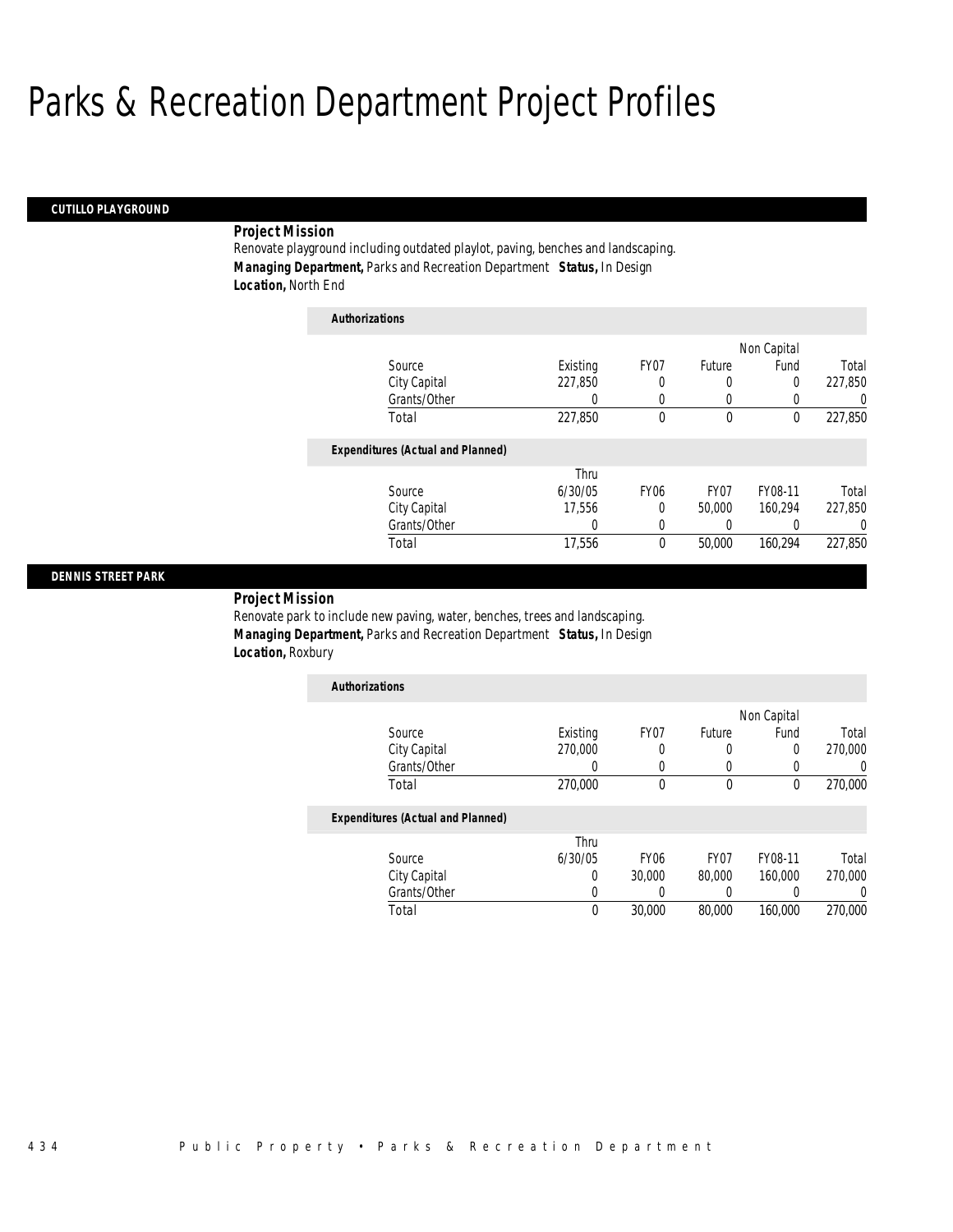# Parks & Recreation Department Project Profiles

## CUTILLO PLAYGROUND

**Project Mission**

Renovate playground including outdated playlot, paving, benches and landscaping.

***Managing Department,*** Parks and Recreation Department ***Status,*** In Design

***Location,*** North End

**Authorizations**

| Source | Existing | FY07 | Future | Non Capital Fund | Total |
|---|---|---|---|---|---|
| City Capital | 227,850 | 0 | 0 | 0 | 227,850 |
| Grants/Other | 0 | 0 | 0 | 0 | 0 |
| Total | 227,850 | 0 | 0 | 0 | 227,850 |

**Expenditures (Actual and Planned)**

| Source | Thru 6/30/05 | FY06 | FY07 | FY08-11 | Total |
|---|---|---|---|---|---|
| City Capital | 17,556 | 0 | 50,000 | 160,294 | 227,850 |
| Grants/Other | 0 | 0 | 0 | 0 | 0 |
| Total | 17,556 | 0 | 50,000 | 160,294 | 227,850 |

## DENNIS STREET PARK

**Project Mission**

Renovate park to include new paving, water, benches, trees and landscaping.

***Managing Department,*** Parks and Recreation Department ***Status,*** In Design

***Location,*** Roxbury

**Authorizations**

| Source | Existing | FY07 | Future | Non Capital Fund | Total |
|---|---|---|---|---|---|
| City Capital | 270,000 | 0 | 0 | 0 | 270,000 |
| Grants/Other | 0 | 0 | 0 | 0 | 0 |
| Total | 270,000 | 0 | 0 | 0 | 270,000 |

**Expenditures (Actual and Planned)**

| Source | Thru 6/30/05 | FY06 | FY07 | FY08-11 | Total |
|---|---|---|---|---|---|
| City Capital | 0 | 30,000 | 80,000 | 160,000 | 270,000 |
| Grants/Other | 0 | 0 | 0 | 0 | 0 |
| Total | 0 | 30,000 | 80,000 | 160,000 | 270,000 |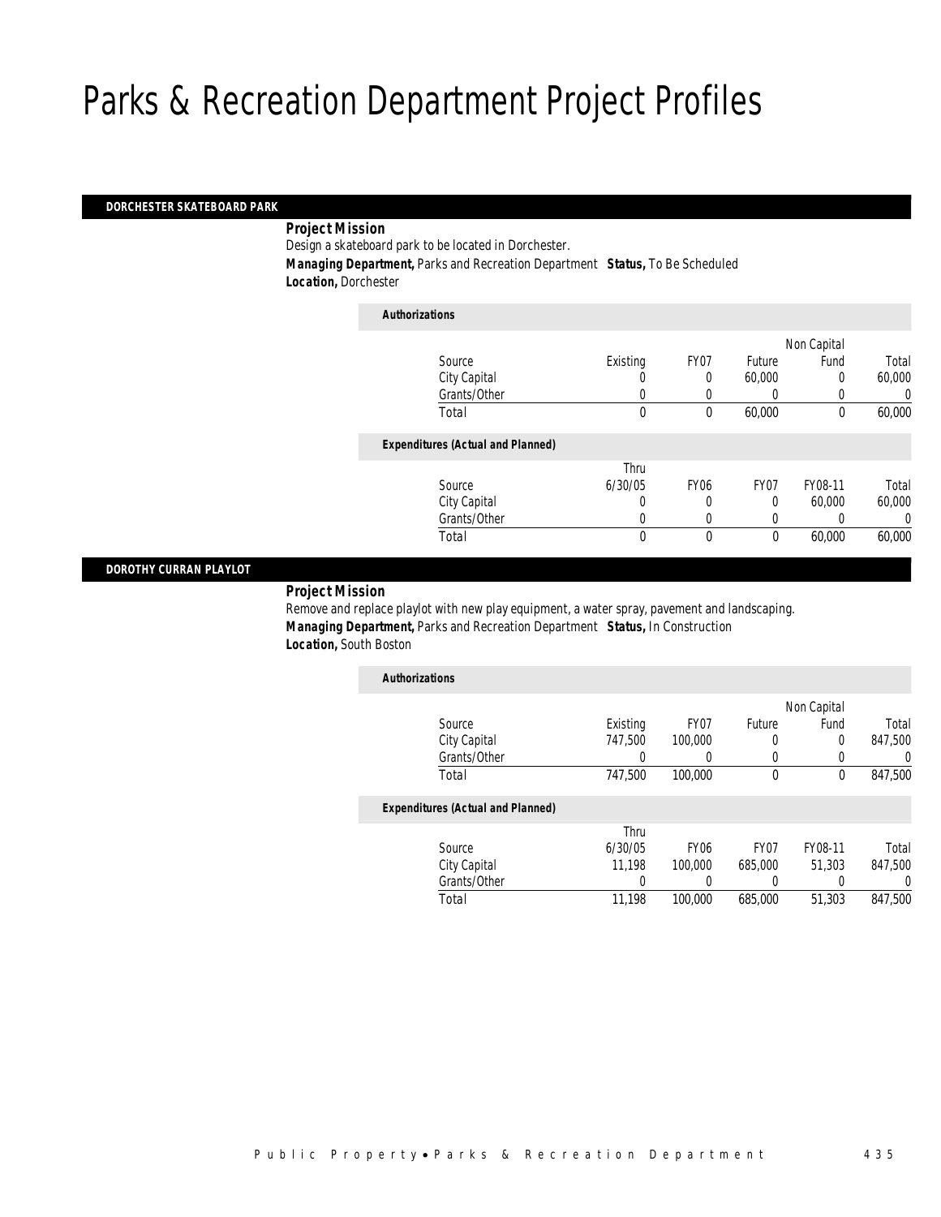# Parks & Recreation Department Project Profiles

## DORCHESTER SKATEBOARD PARK

***Project Mission***

Design a skateboard park to be located in Dorchester.

***Managing Department,*** Parks and Recreation Department ***Status,*** To Be Scheduled

***Location,*** Dorchester

***Authorizations***

| Source | Existing | FY07 | Future | Non Capital Fund | Total |
|---|---|---|---|---|---|
| City Capital | 0 | 0 | 60,000 | 0 | 60,000 |
| Grants/Other | 0 | 0 | 0 | 0 | 0 |
| Total | 0 | 0 | 60,000 | 0 | 60,000 |

***Expenditures (Actual and Planned)***

| Source | Thru 6/30/05 | FY06 | FY07 | FY08-11 | Total |
|---|---|---|---|---|---|
| City Capital | 0 | 0 | 0 | 60,000 | 60,000 |
| Grants/Other | 0 | 0 | 0 | 0 | 0 |
| Total | 0 | 0 | 0 | 60,000 | 60,000 |

## DOROTHY CURRAN PLAYLOT

***Project Mission***

Remove and replace playlot with new play equipment, a water spray, pavement and landscaping.

***Managing Department,*** Parks and Recreation Department ***Status,*** In Construction

***Location,*** South Boston

***Authorizations***

| Source | Existing | FY07 | Future | Non Capital Fund | Total |
|---|---|---|---|---|---|
| City Capital | 747,500 | 100,000 | 0 | 0 | 847,500 |
| Grants/Other | 0 | 0 | 0 | 0 | 0 |
| Total | 747,500 | 100,000 | 0 | 0 | 847,500 |

***Expenditures (Actual and Planned)***

| Source | Thru 6/30/05 | FY06 | FY07 | FY08-11 | Total |
|---|---|---|---|---|---|
| City Capital | 11,198 | 100,000 | 685,000 | 51,303 | 847,500 |
| Grants/Other | 0 | 0 | 0 | 0 | 0 |
| Total | 11,198 | 100,000 | 685,000 | 51,303 | 847,500 |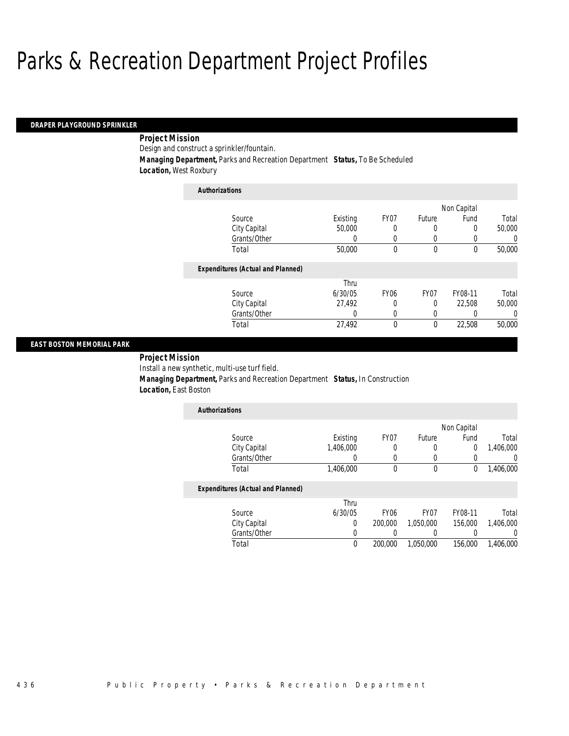# Parks & Recreation Department Project Profiles

## DRAPER PLAYGROUND SPRINKLER

**Project Mission**

Design and construct a sprinkler/fountain.

**Managing Department,** Parks and Recreation Department **Status,** To Be Scheduled

**Location,** West Roxbury

**Authorizations**

| Source | Existing | FY07 | Future | Non Capital Fund | Total |
|---|---|---|---|---|---|
| City Capital | 50,000 | 0 | 0 | 0 | 50,000 |
| Grants/Other | 0 | 0 | 0 | 0 | 0 |
| Total | 50,000 | 0 | 0 | 0 | 50,000 |

**Expenditures (Actual and Planned)**

| Source | Thru 6/30/05 | FY06 | FY07 | FY08-11 | Total |
|---|---|---|---|---|---|
| City Capital | 27,492 | 0 | 0 | 22,508 | 50,000 |
| Grants/Other | 0 | 0 | 0 | 0 | 0 |
| Total | 27,492 | 0 | 0 | 22,508 | 50,000 |

## EAST BOSTON MEMORIAL PARK

**Project Mission**

Install a new synthetic, multi-use turf field.

**Managing Department,** Parks and Recreation Department **Status,** In Construction

**Location,** East Boston

**Authorizations**

| Source | Existing | FY07 | Future | Non Capital Fund | Total |
|---|---|---|---|---|---|
| City Capital | 1,406,000 | 0 | 0 | 0 | 1,406,000 |
| Grants/Other | 0 | 0 | 0 | 0 | 0 |
| Total | 1,406,000 | 0 | 0 | 0 | 1,406,000 |

**Expenditures (Actual and Planned)**

| Source | Thru 6/30/05 | FY06 | FY07 | FY08-11 | Total |
|---|---|---|---|---|---|
| City Capital | 0 | 200,000 | 1,050,000 | 156,000 | 1,406,000 |
| Grants/Other | 0 | 0 | 0 | 0 | 0 |
| Total | 0 | 200,000 | 1,050,000 | 156,000 | 1,406,000 |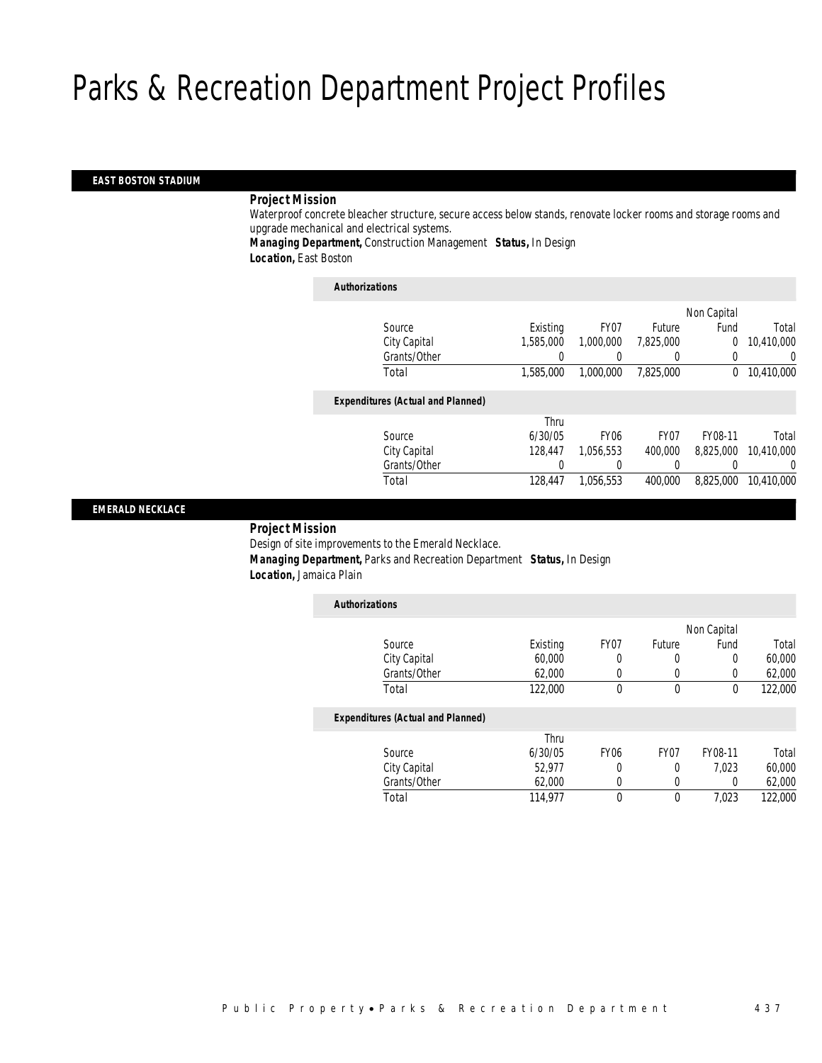# Parks & Recreation Department Project Profiles

## EAST BOSTON STADIUM

**Project Mission**

Waterproof concrete bleacher structure, secure access below stands, renovate locker rooms and storage rooms and upgrade mechanical and electrical systems.

**Managing Department,** Construction Management **Status,** In Design

**Location,** East Boston

***Authorizations***

| Source | Existing | FY07 | Future | Non Capital Fund | Total |
|---|---|---|---|---|---|
| City Capital | 1,585,000 | 1,000,000 | 7,825,000 | 0 | 10,410,000 |
| Grants/Other | 0 | 0 | 0 | 0 | 0 |
| Total | 1,585,000 | 1,000,000 | 7,825,000 | 0 | 10,410,000 |

***Expenditures (Actual and Planned)***

| Source | Thru 6/30/05 | FY06 | FY07 | FY08-11 | Total |
|---|---|---|---|---|---|
| City Capital | 128,447 | 1,056,553 | 400,000 | 8,825,000 | 10,410,000 |
| Grants/Other | 0 | 0 | 0 | 0 | 0 |
| Total | 128,447 | 1,056,553 | 400,000 | 8,825,000 | 10,410,000 |

## EMERALD NECKLACE

**Project Mission**

Design of site improvements to the Emerald Necklace.

**Managing Department,** Parks and Recreation Department **Status,** In Design

**Location,** Jamaica Plain

***Authorizations***

| Source | Existing | FY07 | Future | Non Capital Fund | Total |
|---|---|---|---|---|---|
| City Capital | 60,000 | 0 | 0 | 0 | 60,000 |
| Grants/Other | 62,000 | 0 | 0 | 0 | 62,000 |
| Total | 122,000 | 0 | 0 | 0 | 122,000 |

***Expenditures (Actual and Planned)***

| Source | Thru 6/30/05 | FY06 | FY07 | FY08-11 | Total |
|---|---|---|---|---|---|
| City Capital | 52,977 | 0 | 0 | 7,023 | 60,000 |
| Grants/Other | 62,000 | 0 | 0 | 0 | 62,000 |
| Total | 114,977 | 0 | 0 | 7,023 | 122,000 |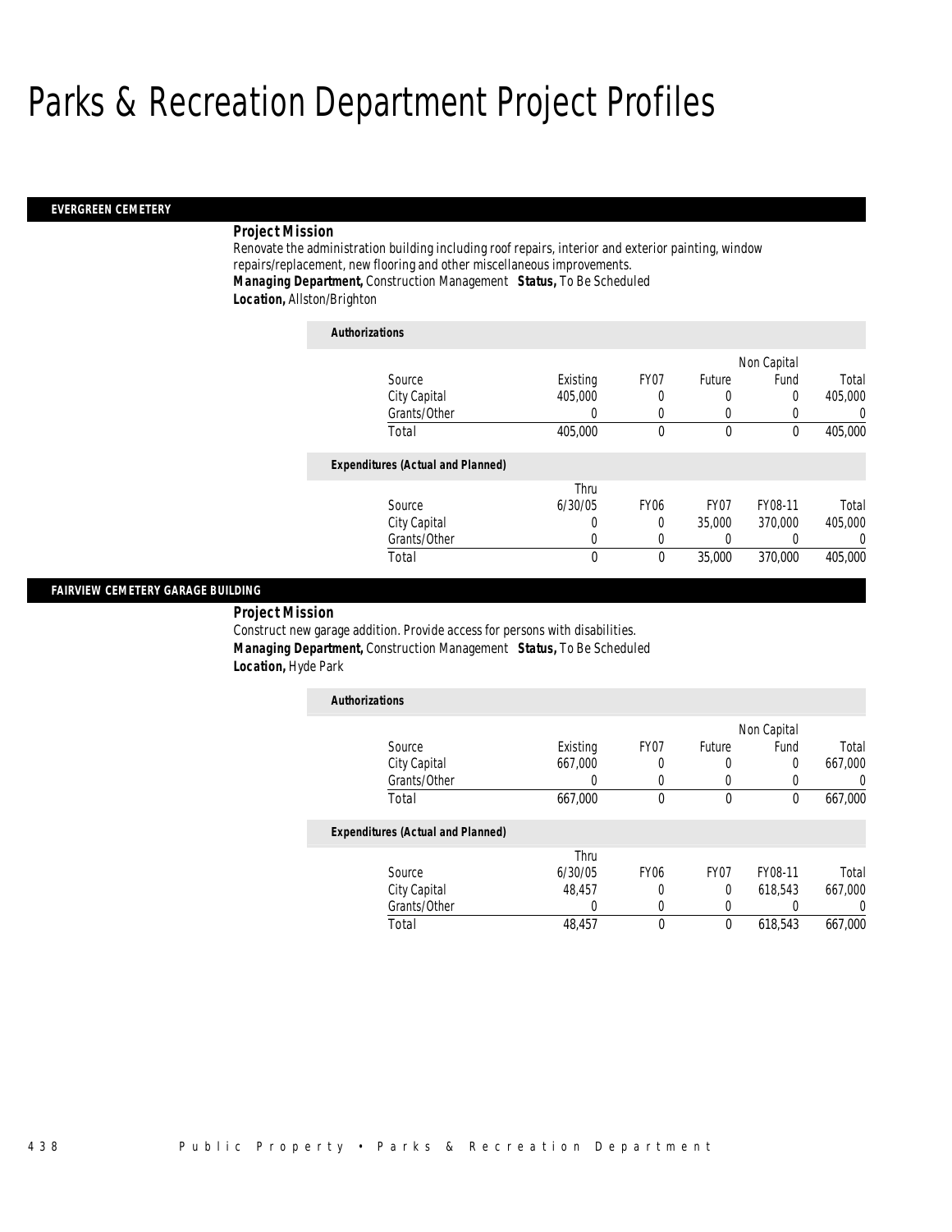# Parks & Recreation Department Project Profiles

## EVERGREEN CEMETERY

**Project Mission**

Renovate the administration building including roof repairs, interior and exterior painting, window repairs/replacement, new flooring and other miscellaneous improvements.

***Managing Department,*** Construction Management ***Status,*** To Be Scheduled

***Location,*** Allston/Brighton

**Authorizations**

| Source | Existing | FY07 | Future | Non Capital Fund | Total |
|---|---|---|---|---|---|
| City Capital | 405,000 | 0 | 0 | 0 | 405,000 |
| Grants/Other | 0 | 0 | 0 | 0 | 0 |
| Total | 405,000 | 0 | 0 | 0 | 405,000 |

**Expenditures (Actual and Planned)**

| Source | Thru 6/30/05 | FY06 | FY07 | FY08-11 | Total |
|---|---|---|---|---|---|
| City Capital | 0 | 0 | 35,000 | 370,000 | 405,000 |
| Grants/Other | 0 | 0 | 0 | 0 | 0 |
| Total | 0 | 0 | 35,000 | 370,000 | 405,000 |

## FAIRVIEW CEMETERY GARAGE BUILDING

**Project Mission**

Construct new garage addition. Provide access for persons with disabilities.

***Managing Department,*** Construction Management ***Status,*** To Be Scheduled

***Location,*** Hyde Park

**Authorizations**

| Source | Existing | FY07 | Future | Non Capital Fund | Total |
|---|---|---|---|---|---|
| City Capital | 667,000 | 0 | 0 | 0 | 667,000 |
| Grants/Other | 0 | 0 | 0 | 0 | 0 |
| Total | 667,000 | 0 | 0 | 0 | 667,000 |

**Expenditures (Actual and Planned)**

| Source | Thru 6/30/05 | FY06 | FY07 | FY08-11 | Total |
|---|---|---|---|---|---|
| City Capital | 48,457 | 0 | 0 | 618,543 | 667,000 |
| Grants/Other | 0 | 0 | 0 | 0 | 0 |
| Total | 48,457 | 0 | 0 | 618,543 | 667,000 |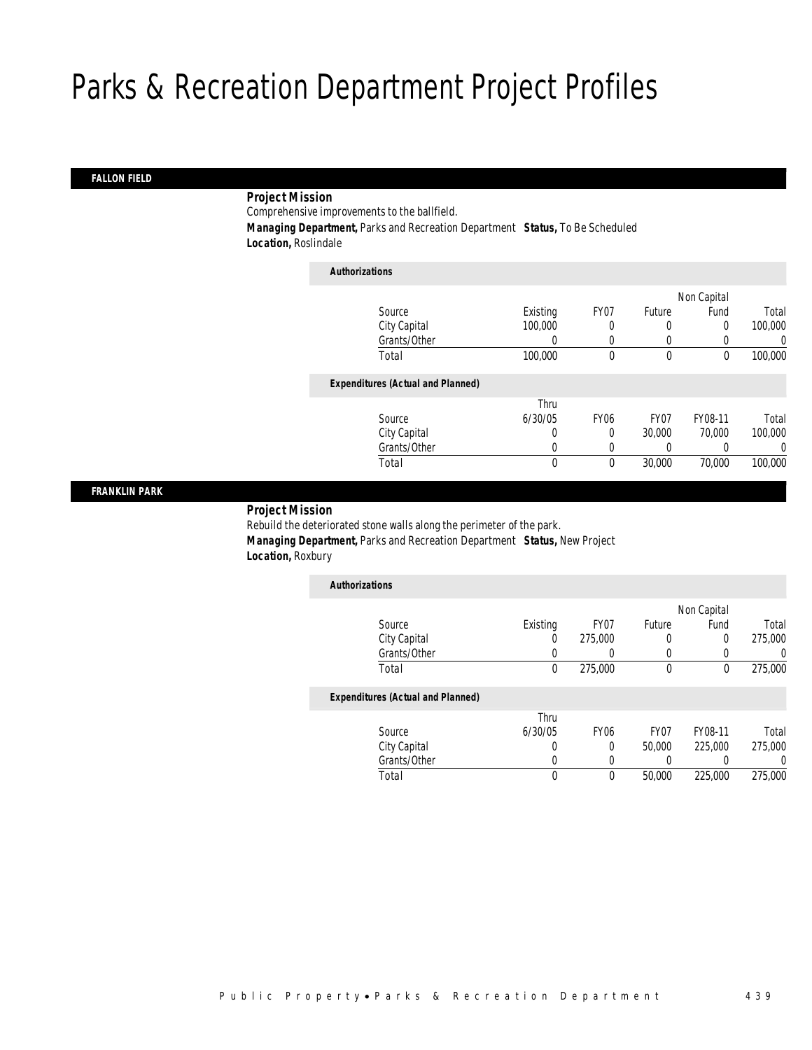# Parks & Recreation Department Project Profiles

## FALLON FIELD

**Project Mission**

Comprehensive improvements to the ballfield.

**Managing Department,** Parks and Recreation Department **Status,** To Be Scheduled

**Location,** Roslindale

*Authorizations*

| Source | Existing | FY07 | Future | Non Capital Fund | Total |
|---|---|---|---|---|---|
| City Capital | 100,000 | 0 | 0 | 0 | 100,000 |
| Grants/Other | 0 | 0 | 0 | 0 | 0 |
| Total | 100,000 | 0 | 0 | 0 | 100,000 |

*Expenditures (Actual and Planned)*

| Source | Thru 6/30/05 | FY06 | FY07 | FY08-11 | Total |
|---|---|---|---|---|---|
| City Capital | 0 | 0 | 30,000 | 70,000 | 100,000 |
| Grants/Other | 0 | 0 | 0 | 0 | 0 |
| Total | 0 | 0 | 30,000 | 70,000 | 100,000 |

## FRANKLIN PARK

**Project Mission**

Rebuild the deteriorated stone walls along the perimeter of the park.

**Managing Department,** Parks and Recreation Department **Status,** New Project

**Location,** Roxbury

*Authorizations*

| Source | Existing | FY07 | Future | Non Capital Fund | Total |
|---|---|---|---|---|---|
| City Capital | 0 | 275,000 | 0 | 0 | 275,000 |
| Grants/Other | 0 | 0 | 0 | 0 | 0 |
| Total | 0 | 275,000 | 0 | 0 | 275,000 |

*Expenditures (Actual and Planned)*

| Source | Thru 6/30/05 | FY06 | FY07 | FY08-11 | Total |
|---|---|---|---|---|---|
| City Capital | 0 | 0 | 50,000 | 225,000 | 275,000 |
| Grants/Other | 0 | 0 | 0 | 0 | 0 |
| Total | 0 | 0 | 50,000 | 225,000 | 275,000 |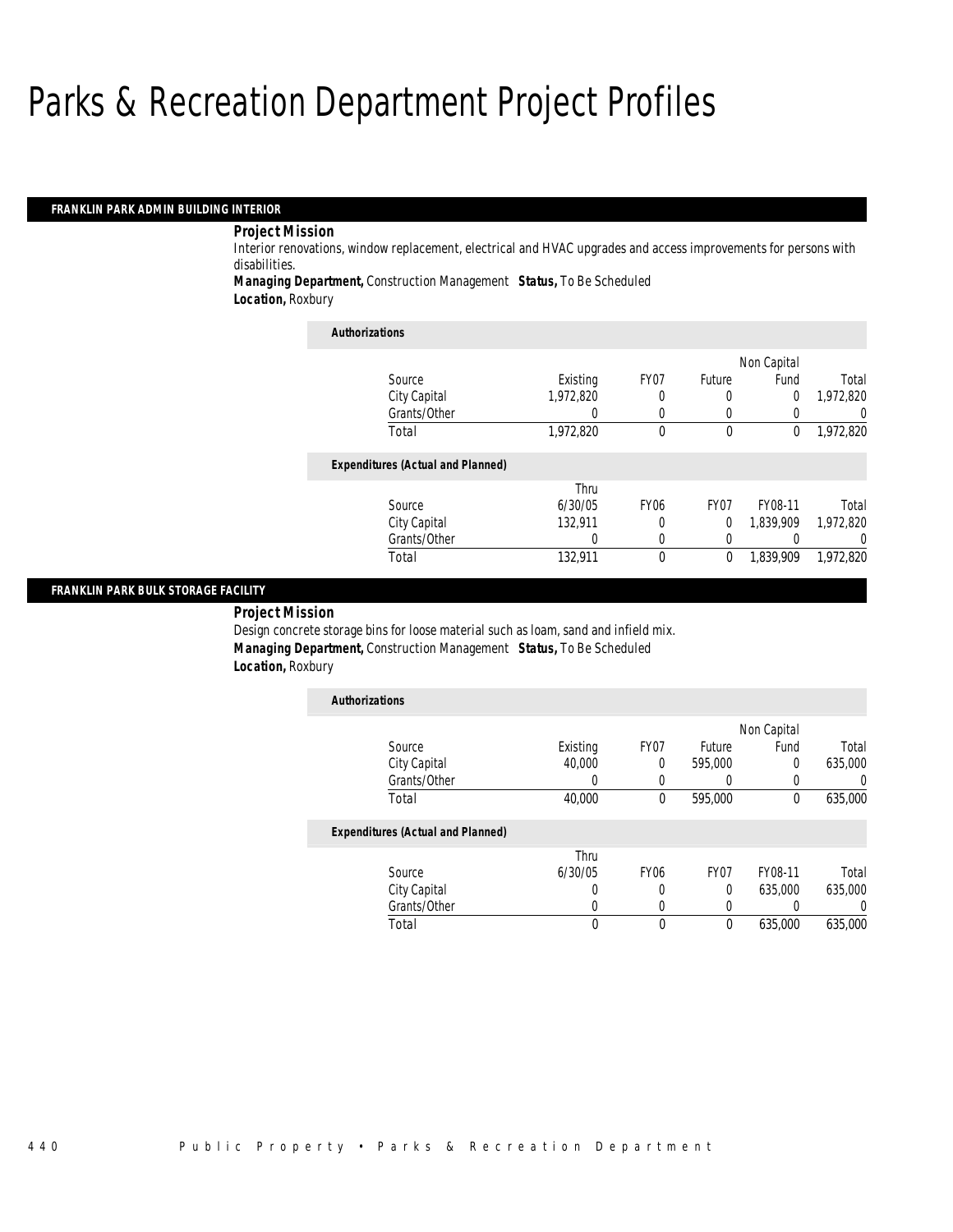# Parks & Recreation Department Project Profiles

## FRANKLIN PARK ADMIN BUILDING INTERIOR

***Project Mission***

Interior renovations, window replacement, electrical and HVAC upgrades and access improvements for persons with disabilities.

***Managing Department,*** Construction Management ***Status,*** To Be Scheduled

***Location,*** Roxbury

***Authorizations***

| Source | Existing | FY07 | Future | Non Capital Fund | Total |
|---|---|---|---|---|---|
| City Capital | 1,972,820 | 0 | 0 | 0 | 1,972,820 |
| Grants/Other | 0 | 0 | 0 | 0 | 0 |
| Total | 1,972,820 | 0 | 0 | 0 | 1,972,820 |

***Expenditures (Actual and Planned)***

| Source | Thru 6/30/05 | FY06 | FY07 | FY08-11 | Total |
|---|---|---|---|---|---|
| City Capital | 132,911 | 0 | 0 | 1,839,909 | 1,972,820 |
| Grants/Other | 0 | 0 | 0 | 0 | 0 |
| Total | 132,911 | 0 | 0 | 1,839,909 | 1,972,820 |

## FRANKLIN PARK BULK STORAGE FACILITY

***Project Mission***

Design concrete storage bins for loose material such as loam, sand and infield mix.

***Managing Department,*** Construction Management ***Status,*** To Be Scheduled

***Location,*** Roxbury

***Authorizations***

| Source | Existing | FY07 | Future | Non Capital Fund | Total |
|---|---|---|---|---|---|
| City Capital | 40,000 | 0 | 595,000 | 0 | 635,000 |
| Grants/Other | 0 | 0 | 0 | 0 | 0 |
| Total | 40,000 | 0 | 595,000 | 0 | 635,000 |

***Expenditures (Actual and Planned)***

| Source | Thru 6/30/05 | FY06 | FY07 | FY08-11 | Total |
|---|---|---|---|---|---|
| City Capital | 0 | 0 | 0 | 635,000 | 635,000 |
| Grants/Other | 0 | 0 | 0 | 0 | 0 |
| Total | 0 | 0 | 0 | 635,000 | 635,000 |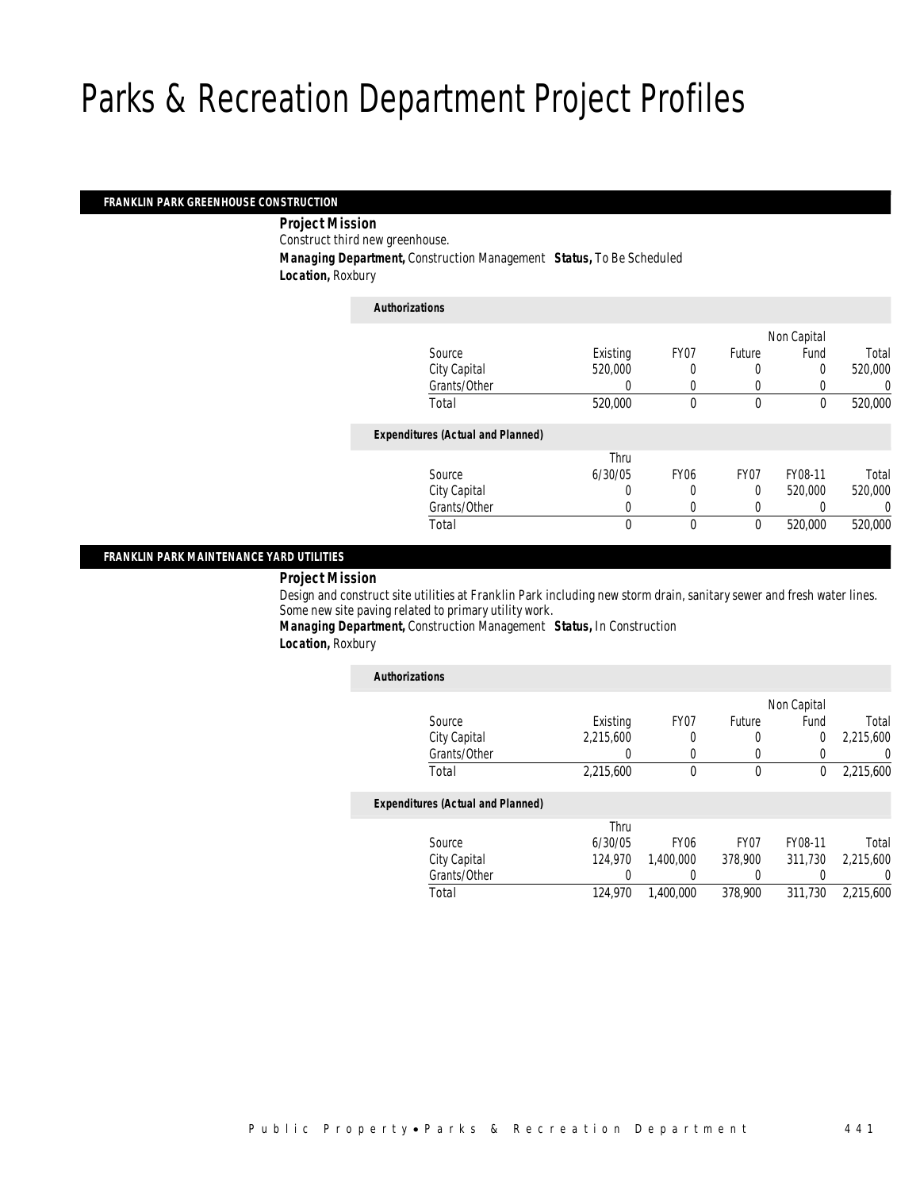# Parks & Recreation Department Project Profiles

## FRANKLIN PARK GREENHOUSE CONSTRUCTION

**Project Mission**

Construct third new greenhouse.

***Managing Department,*** Construction Management ***Status,*** To Be Scheduled

***Location,*** Roxbury

***Authorizations***

| Source | Existing | FY07 | Future | Non Capital Fund | Total |
|---|---|---|---|---|---|
| City Capital | 520,000 | 0 | 0 | 0 | 520,000 |
| Grants/Other | 0 | 0 | 0 | 0 | 0 |
| Total | 520,000 | 0 | 0 | 0 | 520,000 |

***Expenditures (Actual and Planned)***

| Source | Thru 6/30/05 | FY06 | FY07 | FY08-11 | Total |
|---|---|---|---|---|---|
| City Capital | 0 | 0 | 0 | 520,000 | 520,000 |
| Grants/Other | 0 | 0 | 0 | 0 | 0 |
| Total | 0 | 0 | 0 | 520,000 | 520,000 |

## FRANKLIN PARK MAINTENANCE YARD UTILITIES

**Project Mission**

Design and construct site utilities at Franklin Park including new storm drain, sanitary sewer and fresh water lines. Some new site paving related to primary utility work.

***Managing Department,*** Construction Management ***Status,*** In Construction

***Location,*** Roxbury

***Authorizations***

| Source | Existing | FY07 | Future | Non Capital Fund | Total |
|---|---|---|---|---|---|
| City Capital | 2,215,600 | 0 | 0 | 0 | 2,215,600 |
| Grants/Other | 0 | 0 | 0 | 0 | 0 |
| Total | 2,215,600 | 0 | 0 | 0 | 2,215,600 |

***Expenditures (Actual and Planned)***

| Source | Thru 6/30/05 | FY06 | FY07 | FY08-11 | Total |
|---|---|---|---|---|---|
| City Capital | 124,970 | 1,400,000 | 378,900 | 311,730 | 2,215,600 |
| Grants/Other | 0 | 0 | 0 | 0 | 0 |
| Total | 124,970 | 1,400,000 | 378,900 | 311,730 | 2,215,600 |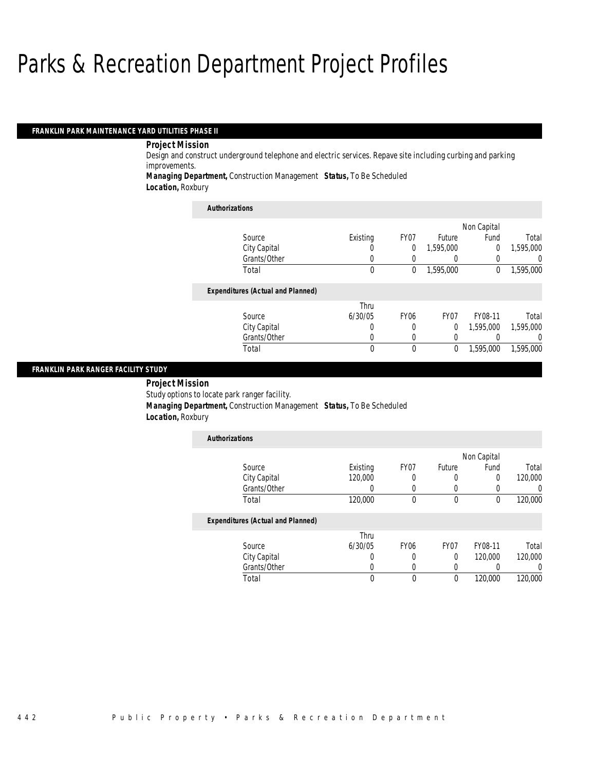# Parks & Recreation Department Project Profiles

## FRANKLIN PARK MAINTENANCE YARD UTILITIES PHASE II

***Project Mission***

Design and construct underground telephone and electric services. Repave site including curbing and parking improvements.

***Managing Department,*** Construction Management ***Status,*** To Be Scheduled

***Location,*** Roxbury

***Authorizations***

| Source | Existing | FY07 | Future | Non Capital Fund | Total |
|---|---|---|---|---|---|
| City Capital | 0 | 0 | 1,595,000 | 0 | 1,595,000 |
| Grants/Other | 0 | 0 | 0 | 0 | 0 |
| Total | 0 | 0 | 1,595,000 | 0 | 1,595,000 |

***Expenditures (Actual and Planned)***

| Source | Thru 6/30/05 | FY06 | FY07 | FY08-11 | Total |
|---|---|---|---|---|---|
| City Capital | 0 | 0 | 0 | 1,595,000 | 1,595,000 |
| Grants/Other | 0 | 0 | 0 | 0 | 0 |
| Total | 0 | 0 | 0 | 1,595,000 | 1,595,000 |

## FRANKLIN PARK RANGER FACILITY STUDY

***Project Mission***

Study options to locate park ranger facility.

***Managing Department,*** Construction Management ***Status,*** To Be Scheduled

***Location,*** Roxbury

***Authorizations***

| Source | Existing | FY07 | Future | Non Capital Fund | Total |
|---|---|---|---|---|---|
| City Capital | 120,000 | 0 | 0 | 0 | 120,000 |
| Grants/Other | 0 | 0 | 0 | 0 | 0 |
| Total | 120,000 | 0 | 0 | 0 | 120,000 |

***Expenditures (Actual and Planned)***

| Source | Thru 6/30/05 | FY06 | FY07 | FY08-11 | Total |
|---|---|---|---|---|---|
| City Capital | 0 | 0 | 0 | 120,000 | 120,000 |
| Grants/Other | 0 | 0 | 0 | 0 | 0 |
| Total | 0 | 0 | 0 | 120,000 | 120,000 |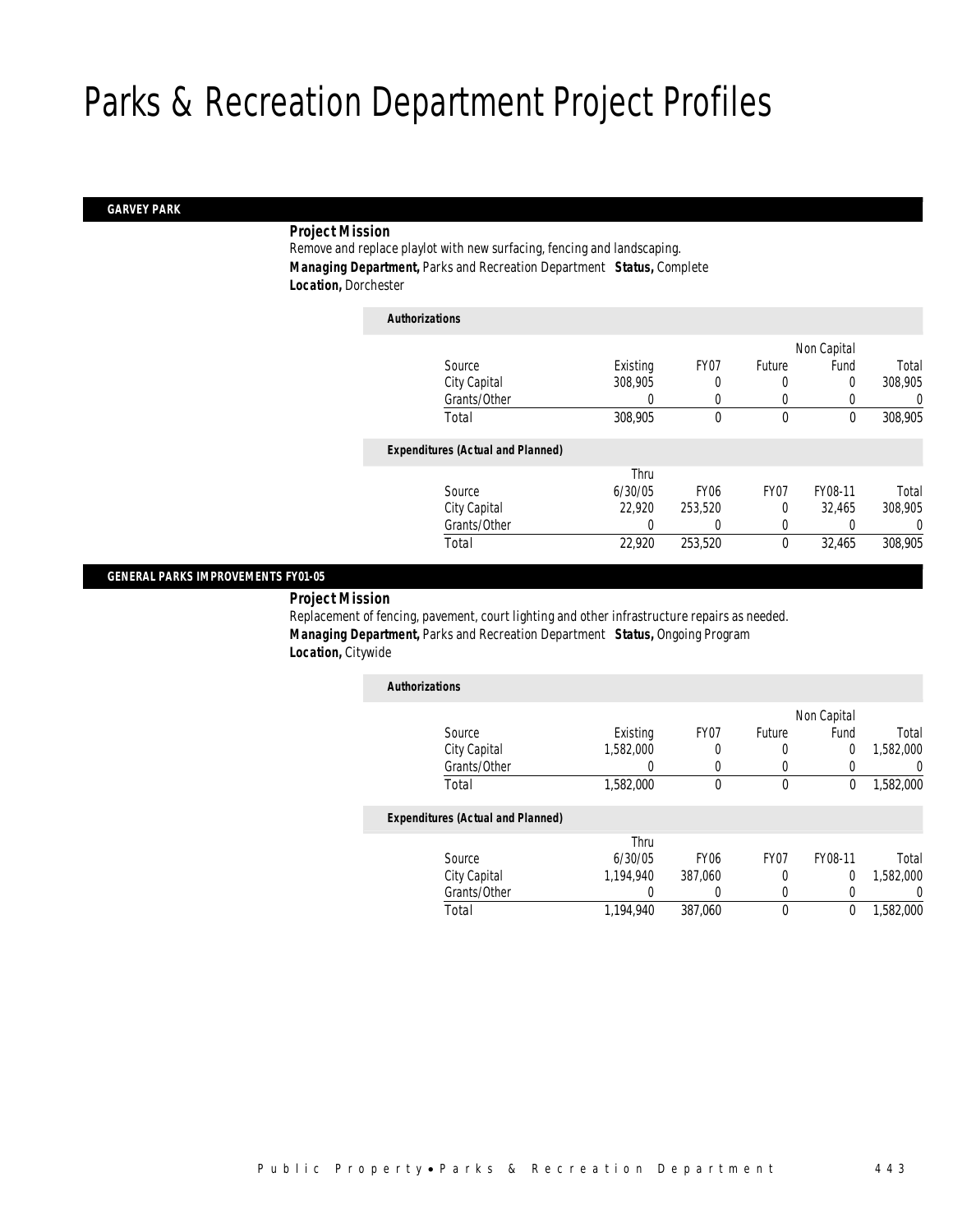# Parks & Recreation Department Project Profiles

## GARVEY PARK

**Project Mission**

Remove and replace playlot with new surfacing, fencing and landscaping.

**Managing Department,** Parks and Recreation Department **Status,** Complete

**Location,** Dorchester

*Authorizations*

| Source | Existing | FY07 | Future | Non Capital Fund | Total |
|---|---|---|---|---|---|
| City Capital | 308,905 | 0 | 0 | 0 | 308,905 |
| Grants/Other | 0 | 0 | 0 | 0 | 0 |
| Total | 308,905 | 0 | 0 | 0 | 308,905 |

*Expenditures (Actual and Planned)*

| Source | Thru 6/30/05 | FY06 | FY07 | FY08-11 | Total |
|---|---|---|---|---|---|
| City Capital | 22,920 | 253,520 | 0 | 32,465 | 308,905 |
| Grants/Other | 0 | 0 | 0 | 0 | 0 |
| Total | 22,920 | 253,520 | 0 | 32,465 | 308,905 |

## GENERAL PARKS IMPROVEMENTS FY01-05

**Project Mission**

Replacement of fencing, pavement, court lighting and other infrastructure repairs as needed.

**Managing Department,** Parks and Recreation Department **Status,** Ongoing Program

**Location,** Citywide

*Authorizations*

| Source | Existing | FY07 | Future | Non Capital Fund | Total |
|---|---|---|---|---|---|
| City Capital | 1,582,000 | 0 | 0 | 0 | 1,582,000 |
| Grants/Other | 0 | 0 | 0 | 0 | 0 |
| Total | 1,582,000 | 0 | 0 | 0 | 1,582,000 |

*Expenditures (Actual and Planned)*

| Source | Thru 6/30/05 | FY06 | FY07 | FY08-11 | Total |
|---|---|---|---|---|---|
| City Capital | 1,194,940 | 387,060 | 0 | 0 | 1,582,000 |
| Grants/Other | 0 | 0 | 0 | 0 | 0 |
| Total | 1,194,940 | 387,060 | 0 | 0 | 1,582,000 |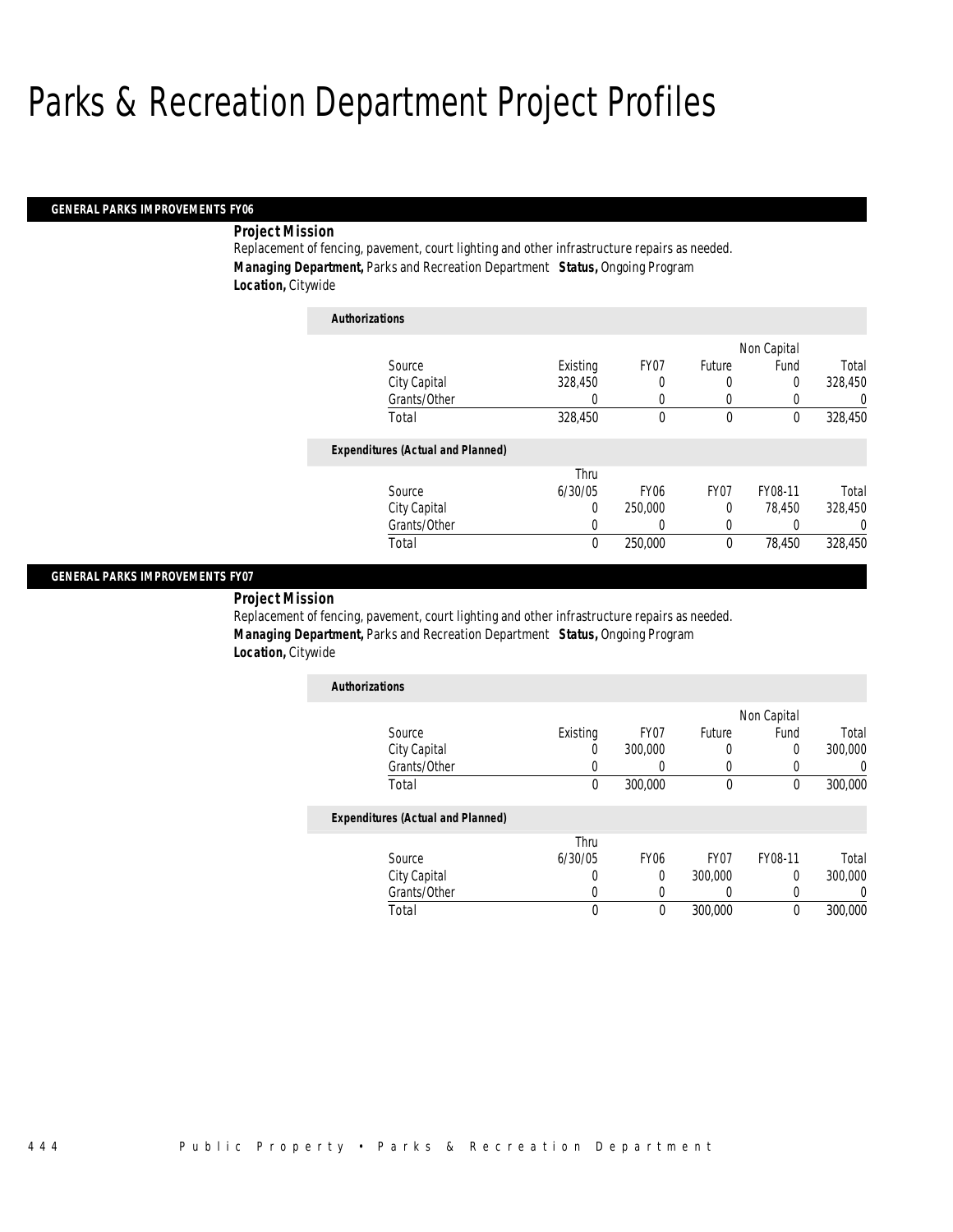# Parks & Recreation Department Project Profiles

## GENERAL PARKS IMPROVEMENTS FY06

**Project Mission**

Replacement of fencing, pavement, court lighting and other infrastructure repairs as needed.

**Managing Department,** Parks and Recreation Department **Status,** Ongoing Program

**Location,** Citywide

**Authorizations**

| Source | Existing | FY07 | Future | Non Capital Fund | Total |
|---|---|---|---|---|---|
| City Capital | 328,450 | 0 | 0 | 0 | 328,450 |
| Grants/Other | 0 | 0 | 0 | 0 | 0 |
| Total | 328,450 | 0 | 0 | 0 | 328,450 |

**Expenditures (Actual and Planned)**

| Source | Thru 6/30/05 | FY06 | FY07 | FY08-11 | Total |
|---|---|---|---|---|---|
| City Capital | 0 | 250,000 | 0 | 78,450 | 328,450 |
| Grants/Other | 0 | 0 | 0 | 0 | 0 |
| Total | 0 | 250,000 | 0 | 78,450 | 328,450 |

## GENERAL PARKS IMPROVEMENTS FY07

**Project Mission**

Replacement of fencing, pavement, court lighting and other infrastructure repairs as needed.

**Managing Department,** Parks and Recreation Department **Status,** Ongoing Program

**Location,** Citywide

**Authorizations**

| Source | Existing | FY07 | Future | Non Capital Fund | Total |
|---|---|---|---|---|---|
| City Capital | 0 | 300,000 | 0 | 0 | 300,000 |
| Grants/Other | 0 | 0 | 0 | 0 | 0 |
| Total | 0 | 300,000 | 0 | 0 | 300,000 |

**Expenditures (Actual and Planned)**

| Source | Thru 6/30/05 | FY06 | FY07 | FY08-11 | Total |
|---|---|---|---|---|---|
| City Capital | 0 | 0 | 300,000 | 0 | 300,000 |
| Grants/Other | 0 | 0 | 0 | 0 | 0 |
| Total | 0 | 0 | 300,000 | 0 | 300,000 |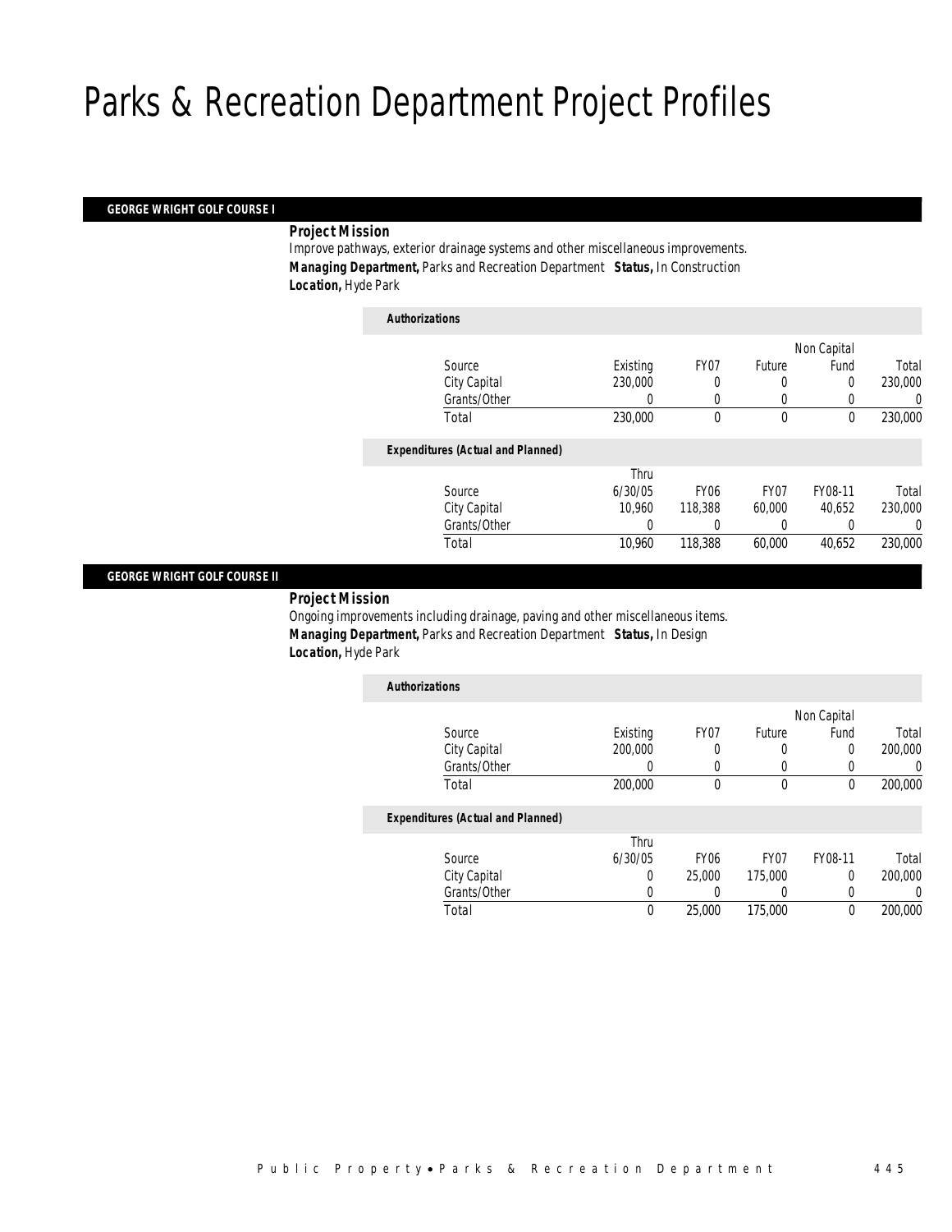# Parks & Recreation Department Project Profiles

## GEORGE WRIGHT GOLF COURSE I

***Project Mission***

Improve pathways, exterior drainage systems and other miscellaneous improvements.

***Managing Department,*** Parks and Recreation Department ***Status,*** In Construction

***Location,*** Hyde Park

***Authorizations***

| Source | Existing | FY07 | Future | Non Capital Fund | Total |
|---|---|---|---|---|---|
| City Capital | 230,000 | 0 | 0 | 0 | 230,000 |
| Grants/Other | 0 | 0 | 0 | 0 | 0 |
| Total | 230,000 | 0 | 0 | 0 | 230,000 |

***Expenditures (Actual and Planned)***

| Source | Thru 6/30/05 | FY06 | FY07 | FY08-11 | Total |
|---|---|---|---|---|---|
| City Capital | 10,960 | 118,388 | 60,000 | 40,652 | 230,000 |
| Grants/Other | 0 | 0 | 0 | 0 | 0 |
| Total | 10,960 | 118,388 | 60,000 | 40,652 | 230,000 |

## GEORGE WRIGHT GOLF COURSE II

***Project Mission***

Ongoing improvements including drainage, paving and other miscellaneous items.

***Managing Department,*** Parks and Recreation Department ***Status,*** In Design

***Location,*** Hyde Park

***Authorizations***

| Source | Existing | FY07 | Future | Non Capital Fund | Total |
|---|---|---|---|---|---|
| City Capital | 200,000 | 0 | 0 | 0 | 200,000 |
| Grants/Other | 0 | 0 | 0 | 0 | 0 |
| Total | 200,000 | 0 | 0 | 0 | 200,000 |

***Expenditures (Actual and Planned)***

| Source | Thru 6/30/05 | FY06 | FY07 | FY08-11 | Total |
|---|---|---|---|---|---|
| City Capital | 0 | 25,000 | 175,000 | 0 | 200,000 |
| Grants/Other | 0 | 0 | 0 | 0 | 0 |
| Total | 0 | 25,000 | 175,000 | 0 | 200,000 |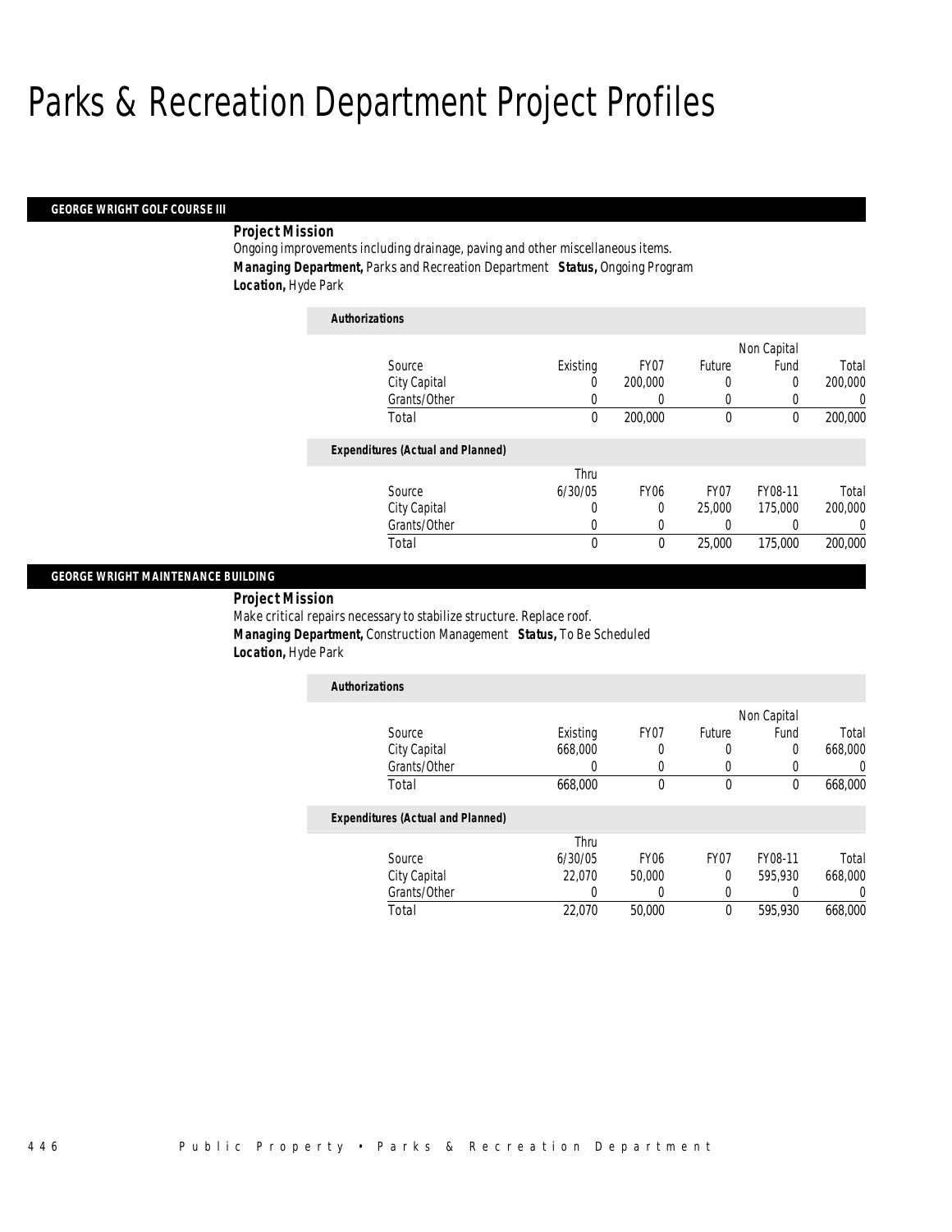# Parks & Recreation Department Project Profiles

## GEORGE WRIGHT GOLF COURSE III

**Project Mission**

Ongoing improvements including drainage, paving and other miscellaneous items.

***Managing Department,*** Parks and Recreation Department ***Status,*** Ongoing Program

***Location,*** Hyde Park

**Authorizations**

| Source | Existing | FY07 | Future | Non Capital Fund | Total |
|---|---|---|---|---|---|
| City Capital | 0 | 200,000 | 0 | 0 | 200,000 |
| Grants/Other | 0 | 0 | 0 | 0 | 0 |
| Total | 0 | 200,000 | 0 | 0 | 200,000 |

**Expenditures (Actual and Planned)**

| Source | Thru 6/30/05 | FY06 | FY07 | FY08-11 | Total |
|---|---|---|---|---|---|
| City Capital | 0 | 0 | 25,000 | 175,000 | 200,000 |
| Grants/Other | 0 | 0 | 0 | 0 | 0 |
| Total | 0 | 0 | 25,000 | 175,000 | 200,000 |

## GEORGE WRIGHT MAINTENANCE BUILDING

**Project Mission**

Make critical repairs necessary to stabilize structure. Replace roof.

***Managing Department,*** Construction Management ***Status,*** To Be Scheduled

***Location,*** Hyde Park

**Authorizations**

| Source | Existing | FY07 | Future | Non Capital Fund | Total |
|---|---|---|---|---|---|
| City Capital | 668,000 | 0 | 0 | 0 | 668,000 |
| Grants/Other | 0 | 0 | 0 | 0 | 0 |
| Total | 668,000 | 0 | 0 | 0 | 668,000 |

**Expenditures (Actual and Planned)**

| Source | Thru 6/30/05 | FY06 | FY07 | FY08-11 | Total |
|---|---|---|---|---|---|
| City Capital | 22,070 | 50,000 | 0 | 595,930 | 668,000 |
| Grants/Other | 0 | 0 | 0 | 0 | 0 |
| Total | 22,070 | 50,000 | 0 | 595,930 | 668,000 |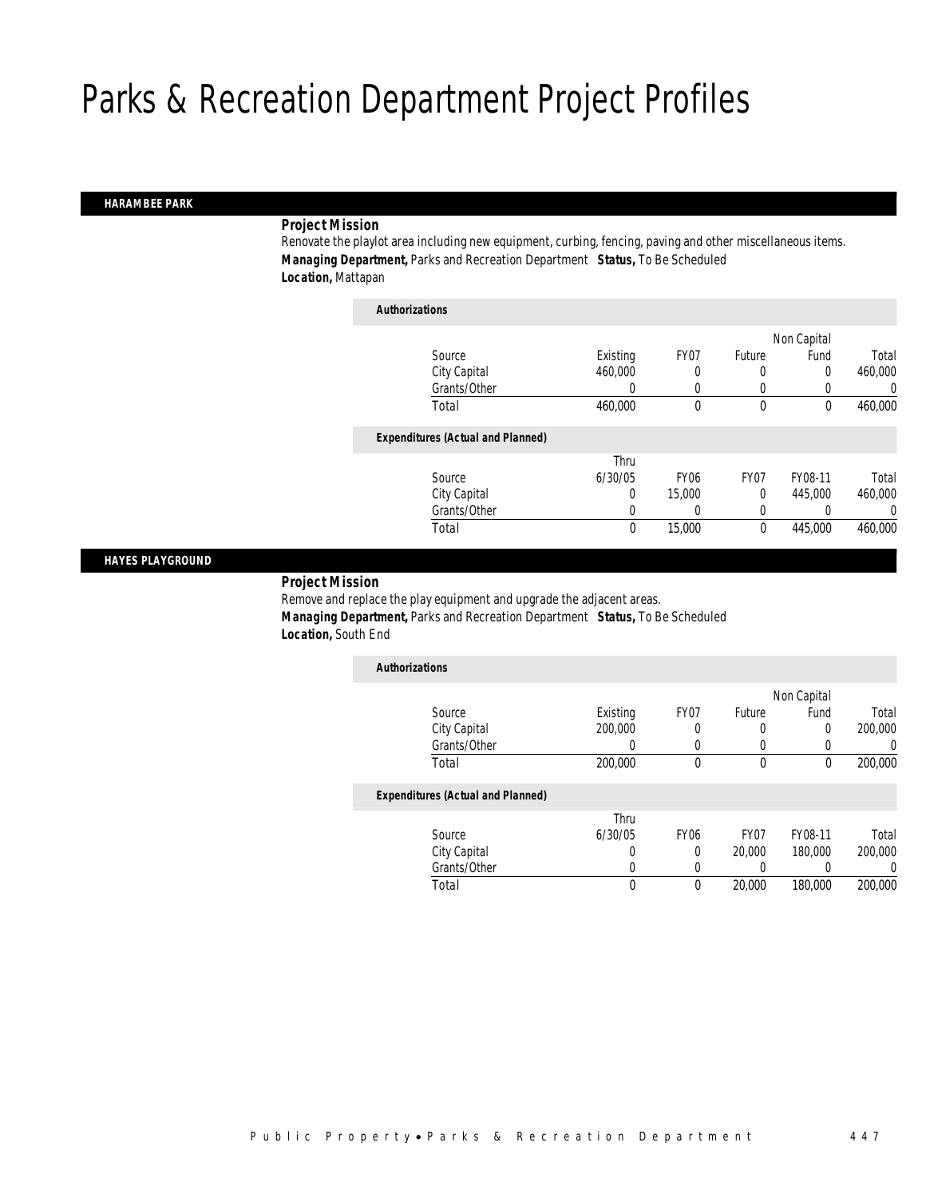# Parks & Recreation Department Project Profiles

## HARAMBEE PARK

***Project Mission***

Renovate the playlot area including new equipment, curbing, fencing, paving and other miscellaneous items.

***Managing Department,*** Parks and Recreation Department ***Status,*** To Be Scheduled

***Location,*** Mattapan

***Authorizations***

| Source | Existing | FY07 | Future | Non Capital Fund | Total |
|---|---|---|---|---|---|
| City Capital | 460,000 | 0 | 0 | 0 | 460,000 |
| Grants/Other | 0 | 0 | 0 | 0 | 0 |
| Total | 460,000 | 0 | 0 | 0 | 460,000 |

***Expenditures (Actual and Planned)***

| Source | Thru 6/30/05 | FY06 | FY07 | FY08-11 | Total |
|---|---|---|---|---|---|
| City Capital | 0 | 15,000 | 0 | 445,000 | 460,000 |
| Grants/Other | 0 | 0 | 0 | 0 | 0 |
| Total | 0 | 15,000 | 0 | 445,000 | 460,000 |

## HAYES PLAYGROUND

***Project Mission***

Remove and replace the play equipment and upgrade the adjacent areas.

***Managing Department,*** Parks and Recreation Department ***Status,*** To Be Scheduled

***Location,*** South End

***Authorizations***

| Source | Existing | FY07 | Future | Non Capital Fund | Total |
|---|---|---|---|---|---|
| City Capital | 200,000 | 0 | 0 | 0 | 200,000 |
| Grants/Other | 0 | 0 | 0 | 0 | 0 |
| Total | 200,000 | 0 | 0 | 0 | 200,000 |

***Expenditures (Actual and Planned)***

| Source | Thru 6/30/05 | FY06 | FY07 | FY08-11 | Total |
|---|---|---|---|---|---|
| City Capital | 0 | 0 | 20,000 | 180,000 | 200,000 |
| Grants/Other | 0 | 0 | 0 | 0 | 0 |
| Total | 0 | 0 | 20,000 | 180,000 | 200,000 |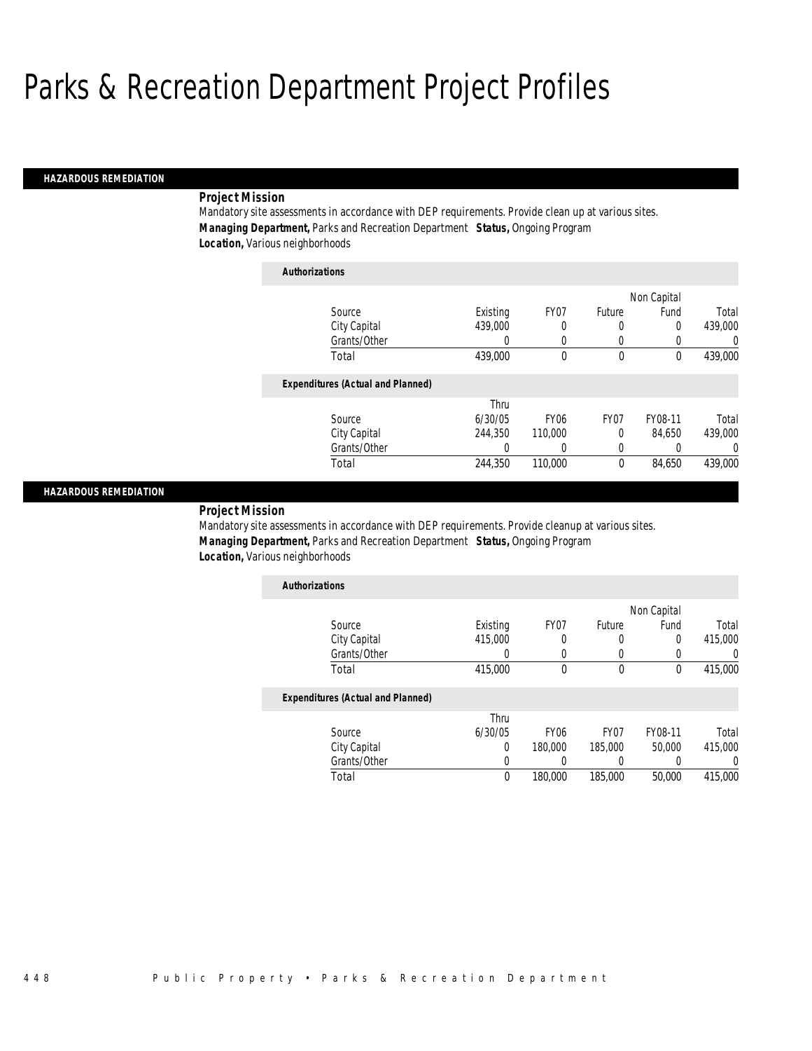# Parks & Recreation Department Project Profiles

## HAZARDOUS REMEDIATION

***Project Mission***

Mandatory site assessments in accordance with DEP requirements. Provide clean up at various sites.

***Managing Department,*** Parks and Recreation Department ***Status,*** Ongoing Program

***Location,*** Various neighborhoods

***Authorizations***

| Source | Existing | FY07 | Future | Non Capital Fund | Total |
|---|---|---|---|---|---|
| City Capital | 439,000 | 0 | 0 | 0 | 439,000 |
| Grants/Other | 0 | 0 | 0 | 0 | 0 |
| Total | 439,000 | 0 | 0 | 0 | 439,000 |

***Expenditures (Actual and Planned)***

| Source | Thru 6/30/05 | FY06 | FY07 | FY08-11 | Total |
|---|---|---|---|---|---|
| City Capital | 244,350 | 110,000 | 0 | 84,650 | 439,000 |
| Grants/Other | 0 | 0 | 0 | 0 | 0 |
| Total | 244,350 | 110,000 | 0 | 84,650 | 439,000 |

## HAZARDOUS REMEDIATION

***Project Mission***

Mandatory site assessments in accordance with DEP requirements. Provide cleanup at various sites.

***Managing Department,*** Parks and Recreation Department ***Status,*** Ongoing Program

***Location,*** Various neighborhoods

***Authorizations***

| Source | Existing | FY07 | Future | Non Capital Fund | Total |
|---|---|---|---|---|---|
| City Capital | 415,000 | 0 | 0 | 0 | 415,000 |
| Grants/Other | 0 | 0 | 0 | 0 | 0 |
| Total | 415,000 | 0 | 0 | 0 | 415,000 |

***Expenditures (Actual and Planned)***

| Source | Thru 6/30/05 | FY06 | FY07 | FY08-11 | Total |
|---|---|---|---|---|---|
| City Capital | 0 | 180,000 | 185,000 | 50,000 | 415,000 |
| Grants/Other | 0 | 0 | 0 | 0 | 0 |
| Total | 0 | 180,000 | 185,000 | 50,000 | 415,000 |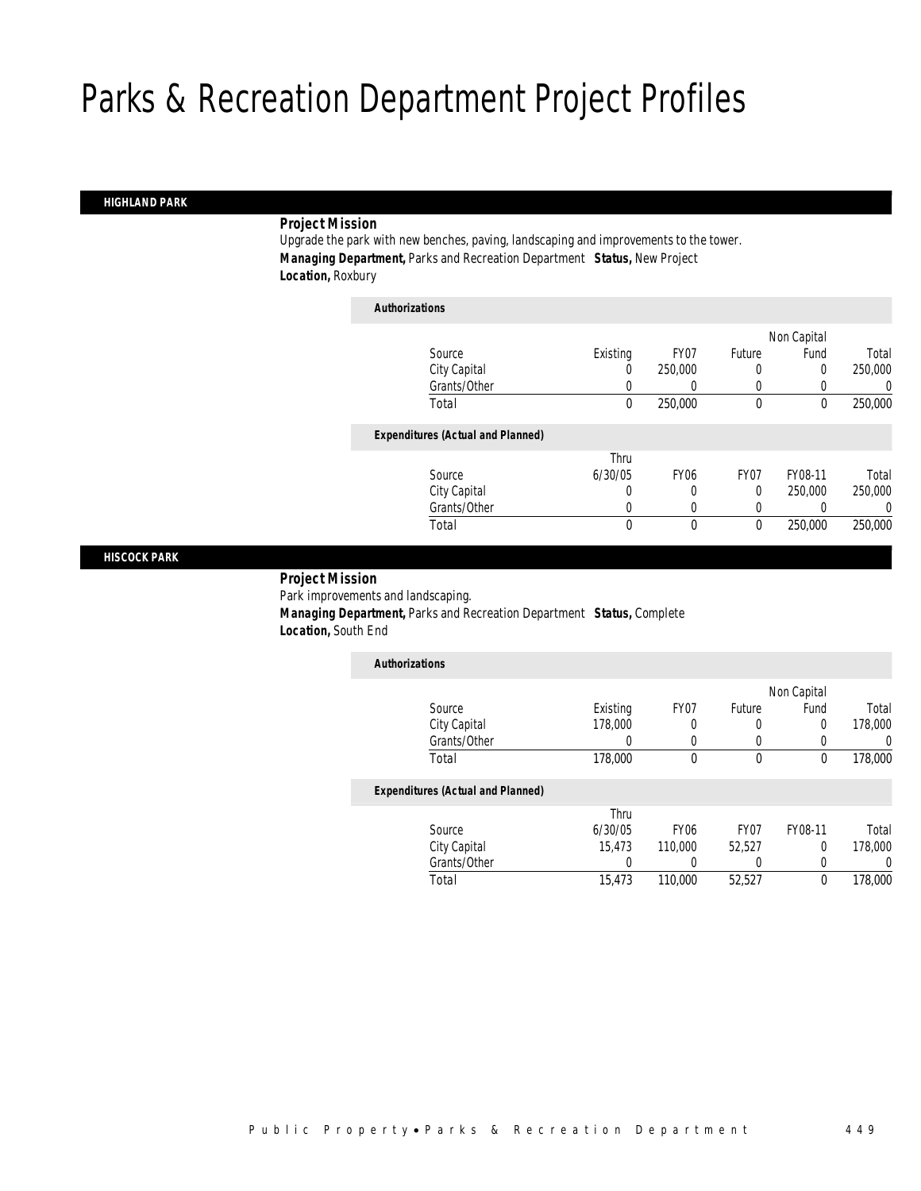# Parks & Recreation Department Project Profiles

## HIGHLAND PARK

**Project Mission**

Upgrade the park with new benches, paving, landscaping and improvements to the tower.

***Managing Department,*** Parks and Recreation Department ***Status,*** New Project

***Location,*** Roxbury

***Authorizations***

| Source | Existing | FY07 | Future | Non Capital Fund | Total |
|---|---|---|---|---|---|
| City Capital | 0 | 250,000 | 0 | 0 | 250,000 |
| Grants/Other | 0 | 0 | 0 | 0 | 0 |
| Total | 0 | 250,000 | 0 | 0 | 250,000 |

***Expenditures (Actual and Planned)***

| Source | Thru 6/30/05 | FY06 | FY07 | FY08-11 | Total |
|---|---|---|---|---|---|
| City Capital | 0 | 0 | 0 | 250,000 | 250,000 |
| Grants/Other | 0 | 0 | 0 | 0 | 0 |
| Total | 0 | 0 | 0 | 250,000 | 250,000 |

## HISCOCK PARK

**Project Mission**

Park improvements and landscaping.

***Managing Department,*** Parks and Recreation Department ***Status,*** Complete

***Location,*** South End

***Authorizations***

| Source | Existing | FY07 | Future | Non Capital Fund | Total |
|---|---|---|---|---|---|
| City Capital | 178,000 | 0 | 0 | 0 | 178,000 |
| Grants/Other | 0 | 0 | 0 | 0 | 0 |
| Total | 178,000 | 0 | 0 | 0 | 178,000 |

***Expenditures (Actual and Planned)***

| Source | Thru 6/30/05 | FY06 | FY07 | FY08-11 | Total |
|---|---|---|---|---|---|
| City Capital | 15,473 | 110,000 | 52,527 | 0 | 178,000 |
| Grants/Other | 0 | 0 | 0 | 0 | 0 |
| Total | 15,473 | 110,000 | 52,527 | 0 | 178,000 |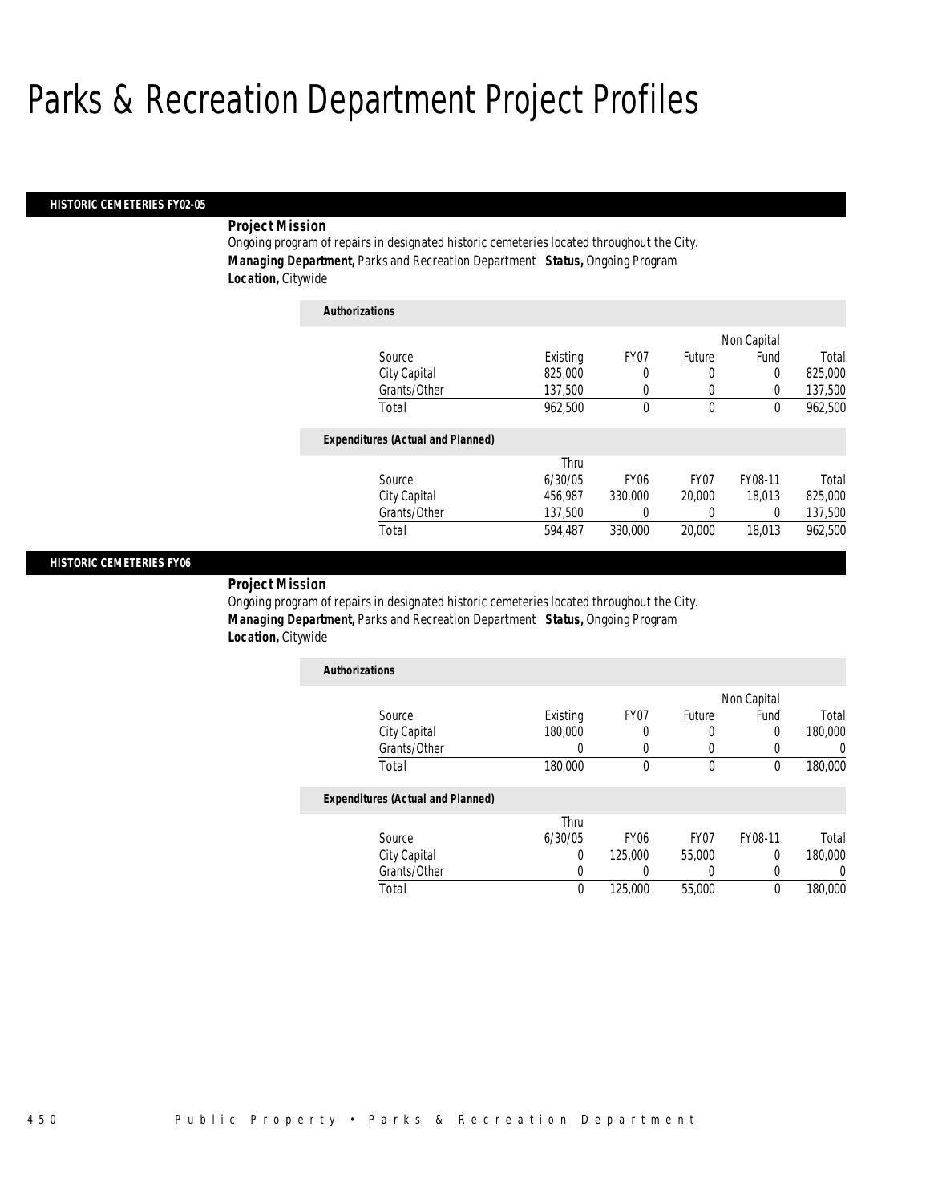# Parks & Recreation Department Project Profiles

## HISTORIC CEMETERIES FY02-05

***Project Mission***

Ongoing program of repairs in designated historic cemeteries located throughout the City.

***Managing Department,*** Parks and Recreation Department ***Status,*** Ongoing Program

***Location,*** Citywide

***Authorizations***

| Source | Existing | FY07 | Future | Non Capital Fund | Total |
|---|---|---|---|---|---|
| City Capital | 825,000 | 0 | 0 | 0 | 825,000 |
| Grants/Other | 137,500 | 0 | 0 | 0 | 137,500 |
| Total | 962,500 | 0 | 0 | 0 | 962,500 |

***Expenditures (Actual and Planned)***

| Source | Thru 6/30/05 | FY06 | FY07 | FY08-11 | Total |
|---|---|---|---|---|---|
| City Capital | 456,987 | 330,000 | 20,000 | 18,013 | 825,000 |
| Grants/Other | 137,500 | 0 | 0 | 0 | 137,500 |
| Total | 594,487 | 330,000 | 20,000 | 18,013 | 962,500 |

## HISTORIC CEMETERIES FY06

***Project Mission***

Ongoing program of repairs in designated historic cemeteries located throughout the City.

***Managing Department,*** Parks and Recreation Department ***Status,*** Ongoing Program

***Location,*** Citywide

***Authorizations***

| Source | Existing | FY07 | Future | Non Capital Fund | Total |
|---|---|---|---|---|---|
| City Capital | 180,000 | 0 | 0 | 0 | 180,000 |
| Grants/Other | 0 | 0 | 0 | 0 | 0 |
| Total | 180,000 | 0 | 0 | 0 | 180,000 |

***Expenditures (Actual and Planned)***

| Source | Thru 6/30/05 | FY06 | FY07 | FY08-11 | Total |
|---|---|---|---|---|---|
| City Capital | 0 | 125,000 | 55,000 | 0 | 180,000 |
| Grants/Other | 0 | 0 | 0 | 0 | 0 |
| Total | 0 | 125,000 | 55,000 | 0 | 180,000 |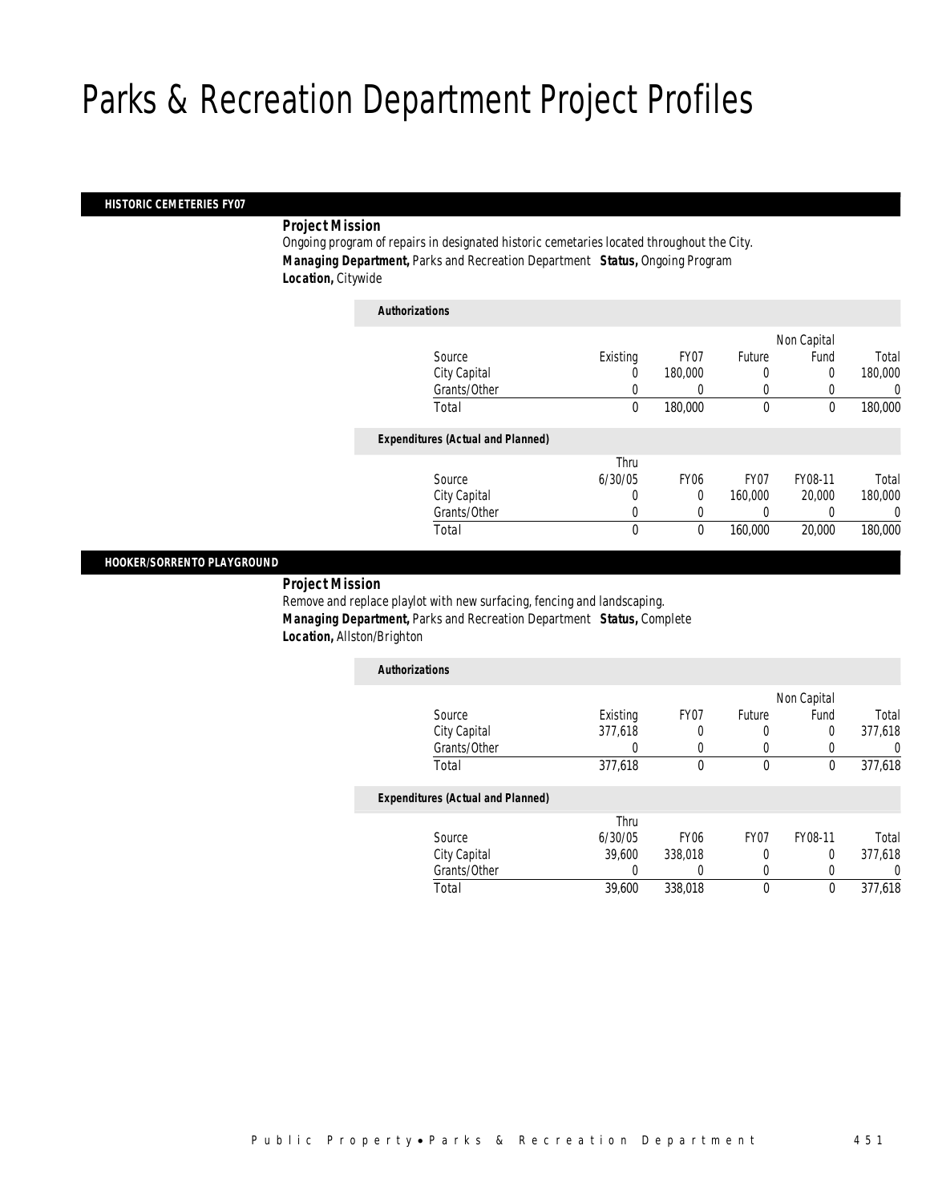# Parks & Recreation Department Project Profiles

## HISTORIC CEMETERIES FY07

**Project Mission**

Ongoing program of repairs in designated historic cemetaries located throughout the City.

**Managing Department,** Parks and Recreation Department **Status,** Ongoing Program

**Location,** Citywide

**Authorizations**

| Source | Existing | FY07 | Future | Non Capital Fund | Total |
|---|---|---|---|---|---|
| City Capital | 0 | 180,000 | 0 | 0 | 180,000 |
| Grants/Other | 0 | 0 | 0 | 0 | 0 |
| Total | 0 | 180,000 | 0 | 0 | 180,000 |

**Expenditures (Actual and Planned)**

| Source | Thru 6/30/05 | FY06 | FY07 | FY08-11 | Total |
|---|---|---|---|---|---|
| City Capital | 0 | 0 | 160,000 | 20,000 | 180,000 |
| Grants/Other | 0 | 0 | 0 | 0 | 0 |
| Total | 0 | 0 | 160,000 | 20,000 | 180,000 |

## HOOKER/SORRENTO PLAYGROUND

**Project Mission**

Remove and replace playlot with new surfacing, fencing and landscaping.

**Managing Department,** Parks and Recreation Department **Status,** Complete

**Location,** Allston/Brighton

**Authorizations**

| Source | Existing | FY07 | Future | Non Capital Fund | Total |
|---|---|---|---|---|---|
| City Capital | 377,618 | 0 | 0 | 0 | 377,618 |
| Grants/Other | 0 | 0 | 0 | 0 | 0 |
| Total | 377,618 | 0 | 0 | 0 | 377,618 |

**Expenditures (Actual and Planned)**

| Source | Thru 6/30/05 | FY06 | FY07 | FY08-11 | Total |
|---|---|---|---|---|---|
| City Capital | 39,600 | 338,018 | 0 | 0 | 377,618 |
| Grants/Other | 0 | 0 | 0 | 0 | 0 |
| Total | 39,600 | 338,018 | 0 | 0 | 377,618 |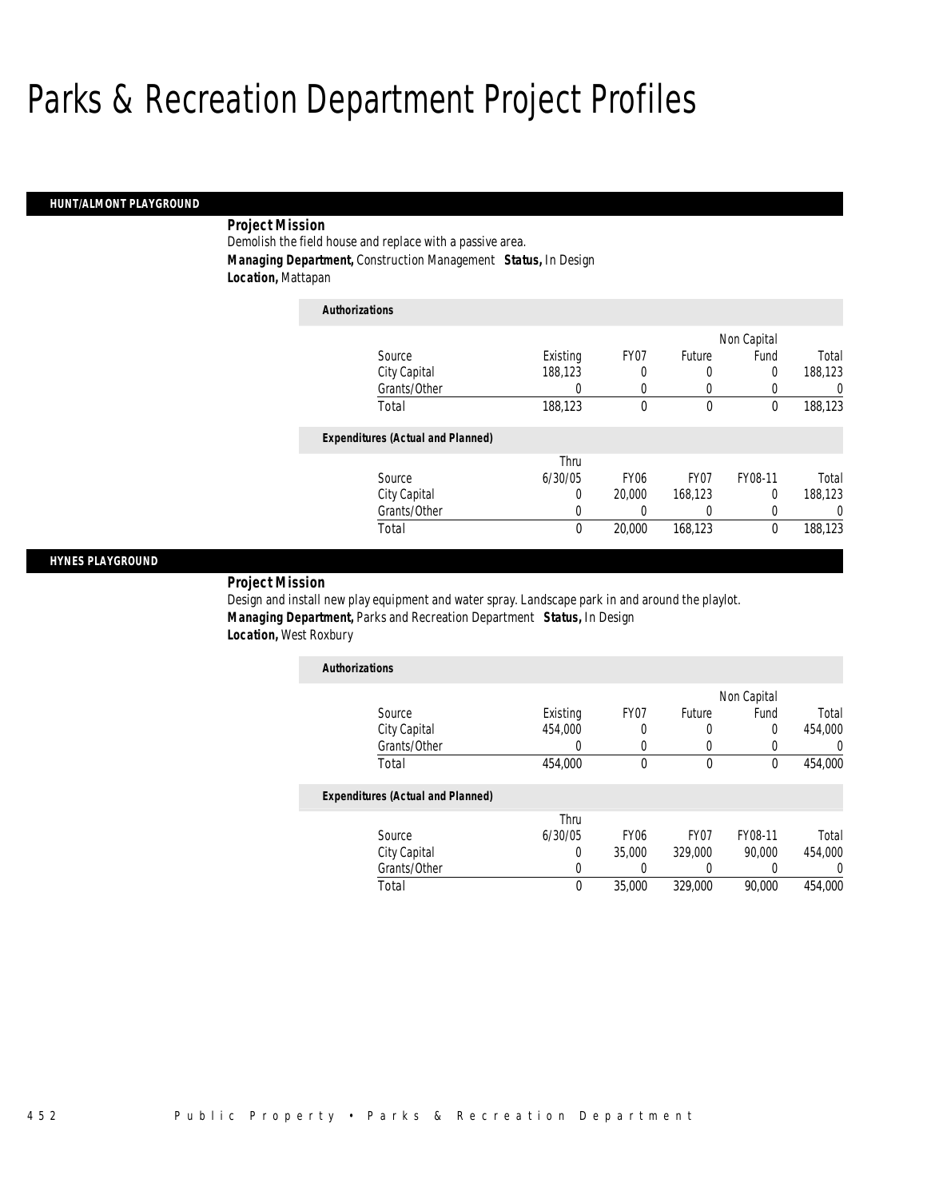# Parks & Recreation Department Project Profiles

## HUNT/ALMONT PLAYGROUND

**Project Mission**

Demolish the field house and replace with a passive area.

***Managing Department,*** Construction Management ***Status,*** In Design

***Location,*** Mattapan

**Authorizations**

| Source | Existing | FY07 | Future | Non Capital Fund | Total |
|---|---|---|---|---|---|
| City Capital | 188,123 | 0 | 0 | 0 | 188,123 |
| Grants/Other | 0 | 0 | 0 | 0 | 0 |
| Total | 188,123 | 0 | 0 | 0 | 188,123 |

**Expenditures (Actual and Planned)**

| Source | Thru 6/30/05 | FY06 | FY07 | FY08-11 | Total |
|---|---|---|---|---|---|
| City Capital | 0 | 20,000 | 168,123 | 0 | 188,123 |
| Grants/Other | 0 | 0 | 0 | 0 | 0 |
| Total | 0 | 20,000 | 168,123 | 0 | 188,123 |

## HYNES PLAYGROUND

**Project Mission**

Design and install new play equipment and water spray. Landscape park in and around the playlot.

***Managing Department,*** Parks and Recreation Department ***Status,*** In Design

***Location,*** West Roxbury

**Authorizations**

| Source | Existing | FY07 | Future | Non Capital Fund | Total |
|---|---|---|---|---|---|
| City Capital | 454,000 | 0 | 0 | 0 | 454,000 |
| Grants/Other | 0 | 0 | 0 | 0 | 0 |
| Total | 454,000 | 0 | 0 | 0 | 454,000 |

**Expenditures (Actual and Planned)**

| Source | Thru 6/30/05 | FY06 | FY07 | FY08-11 | Total |
|---|---|---|---|---|---|
| City Capital | 0 | 35,000 | 329,000 | 90,000 | 454,000 |
| Grants/Other | 0 | 0 | 0 | 0 | 0 |
| Total | 0 | 35,000 | 329,000 | 90,000 | 454,000 |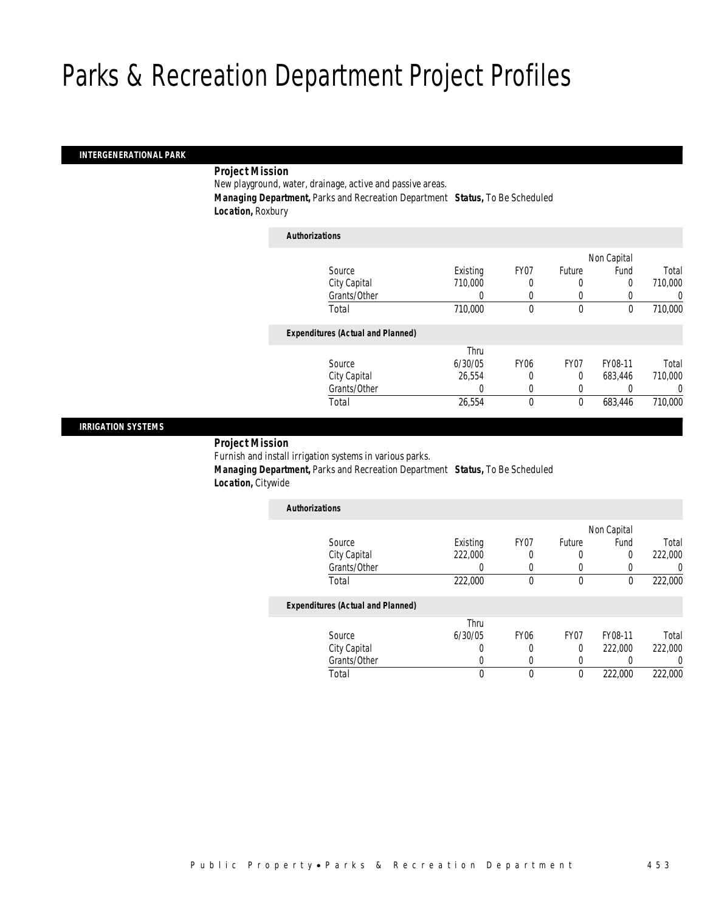# Parks & Recreation Department Project Profiles

## INTERGENERATIONAL PARK

**Project Mission**

New playground, water, drainage, active and passive areas.

**Managing Department,** Parks and Recreation Department **Status,** To Be Scheduled

**Location,** Roxbury

**Authorizations**

| Source | Existing | FY07 | Future | Non Capital Fund | Total |
|---|---|---|---|---|---|
| City Capital | 710,000 | 0 | 0 | 0 | 710,000 |
| Grants/Other | 0 | 0 | 0 | 0 | 0 |
| Total | 710,000 | 0 | 0 | 0 | 710,000 |

**Expenditures (Actual and Planned)**

| Source | Thru 6/30/05 | FY06 | FY07 | FY08-11 | Total |
|---|---|---|---|---|---|
| City Capital | 26,554 | 0 | 0 | 683,446 | 710,000 |
| Grants/Other | 0 | 0 | 0 | 0 | 0 |
| Total | 26,554 | 0 | 0 | 683,446 | 710,000 |

## IRRIGATION SYSTEMS

**Project Mission**

Furnish and install irrigation systems in various parks.

**Managing Department,** Parks and Recreation Department **Status,** To Be Scheduled

**Location,** Citywide

**Authorizations**

| Source | Existing | FY07 | Future | Non Capital Fund | Total |
|---|---|---|---|---|---|
| City Capital | 222,000 | 0 | 0 | 0 | 222,000 |
| Grants/Other | 0 | 0 | 0 | 0 | 0 |
| Total | 222,000 | 0 | 0 | 0 | 222,000 |

**Expenditures (Actual and Planned)**

| Source | Thru 6/30/05 | FY06 | FY07 | FY08-11 | Total |
|---|---|---|---|---|---|
| City Capital | 0 | 0 | 0 | 222,000 | 222,000 |
| Grants/Other | 0 | 0 | 0 | 0 | 0 |
| Total | 0 | 0 | 0 | 222,000 | 222,000 |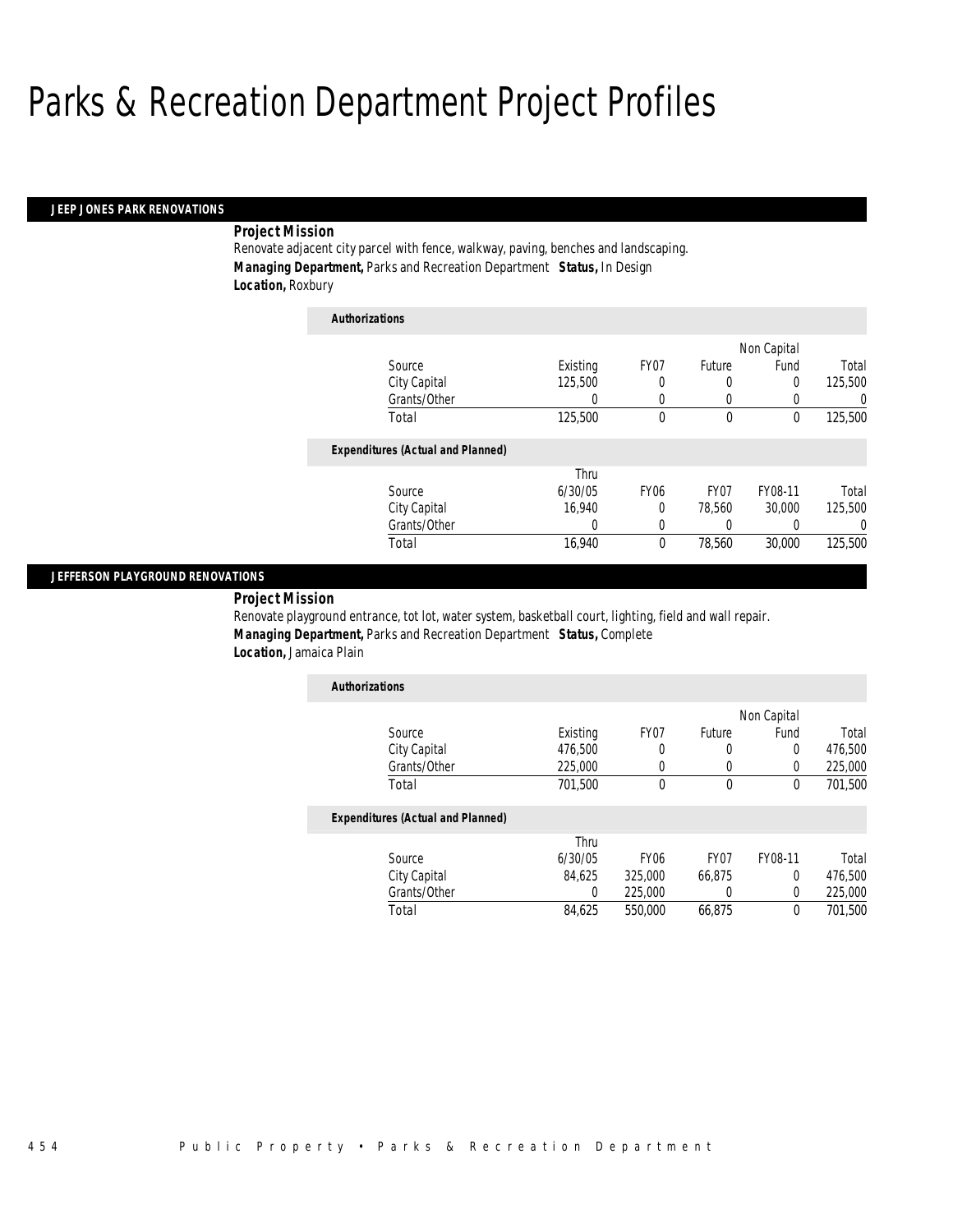# Parks & Recreation Department Project Profiles

## JEEP JONES PARK RENOVATIONS

***Project Mission***

Renovate adjacent city parcel with fence, walkway, paving, benches and landscaping.

***Managing Department,*** Parks and Recreation Department ***Status,*** In Design

***Location,*** Roxbury

***Authorizations***

| Source | Existing | FY07 | Future | Non Capital Fund | Total |
|---|---|---|---|---|---|
| City Capital | 125,500 | 0 | 0 | 0 | 125,500 |
| Grants/Other | 0 | 0 | 0 | 0 | 0 |
| Total | 125,500 | 0 | 0 | 0 | 125,500 |

***Expenditures (Actual and Planned)***

| Source | Thru 6/30/05 | FY06 | FY07 | FY08-11 | Total |
|---|---|---|---|---|---|
| City Capital | 16,940 | 0 | 78,560 | 30,000 | 125,500 |
| Grants/Other | 0 | 0 | 0 | 0 | 0 |
| Total | 16,940 | 0 | 78,560 | 30,000 | 125,500 |

## JEFFERSON PLAYGROUND RENOVATIONS

***Project Mission***

Renovate playground entrance, tot lot, water system, basketball court, lighting, field and wall repair.

***Managing Department,*** Parks and Recreation Department ***Status,*** Complete

***Location,*** Jamaica Plain

***Authorizations***

| Source | Existing | FY07 | Future | Non Capital Fund | Total |
|---|---|---|---|---|---|
| City Capital | 476,500 | 0 | 0 | 0 | 476,500 |
| Grants/Other | 225,000 | 0 | 0 | 0 | 225,000 |
| Total | 701,500 | 0 | 0 | 0 | 701,500 |

***Expenditures (Actual and Planned)***

| Source | Thru 6/30/05 | FY06 | FY07 | FY08-11 | Total |
|---|---|---|---|---|---|
| City Capital | 84,625 | 325,000 | 66,875 | 0 | 476,500 |
| Grants/Other | 0 | 225,000 | 0 | 0 | 225,000 |
| Total | 84,625 | 550,000 | 66,875 | 0 | 701,500 |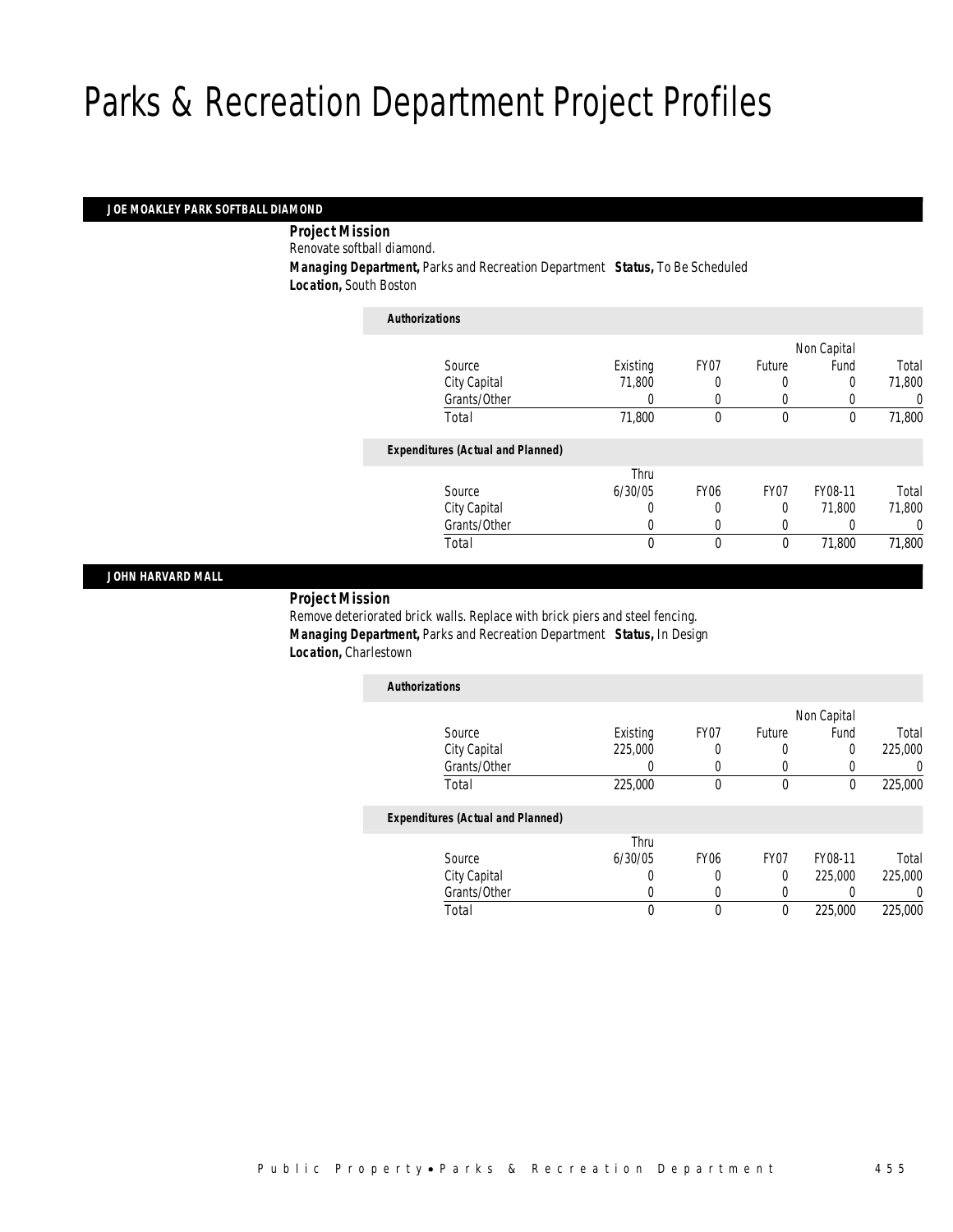# Parks & Recreation Department Project Profiles

## JOE MOAKLEY PARK SOFTBALL DIAMOND

**Project Mission**

Renovate softball diamond.

**Managing Department,** Parks and Recreation Department **Status,** To Be Scheduled

**Location,** South Boston

*Authorizations*

| Source | Existing | FY07 | Future | Non Capital Fund | Total |
|---|---|---|---|---|---|
| City Capital | 71,800 | 0 | 0 | 0 | 71,800 |
| Grants/Other | 0 | 0 | 0 | 0 | 0 |
| Total | 71,800 | 0 | 0 | 0 | 71,800 |

*Expenditures (Actual and Planned)*

| Source | Thru 6/30/05 | FY06 | FY07 | FY08-11 | Total |
|---|---|---|---|---|---|
| City Capital | 0 | 0 | 0 | 71,800 | 71,800 |
| Grants/Other | 0 | 0 | 0 | 0 | 0 |
| Total | 0 | 0 | 0 | 71,800 | 71,800 |

## JOHN HARVARD MALL

**Project Mission**

Remove deteriorated brick walls. Replace with brick piers and steel fencing.

**Managing Department,** Parks and Recreation Department **Status,** In Design

**Location,** Charlestown

*Authorizations*

| Source | Existing | FY07 | Future | Non Capital Fund | Total |
|---|---|---|---|---|---|
| City Capital | 225,000 | 0 | 0 | 0 | 225,000 |
| Grants/Other | 0 | 0 | 0 | 0 | 0 |
| Total | 225,000 | 0 | 0 | 0 | 225,000 |

*Expenditures (Actual and Planned)*

| Source | Thru 6/30/05 | FY06 | FY07 | FY08-11 | Total |
|---|---|---|---|---|---|
| City Capital | 0 | 0 | 0 | 225,000 | 225,000 |
| Grants/Other | 0 | 0 | 0 | 0 | 0 |
| Total | 0 | 0 | 0 | 225,000 | 225,000 |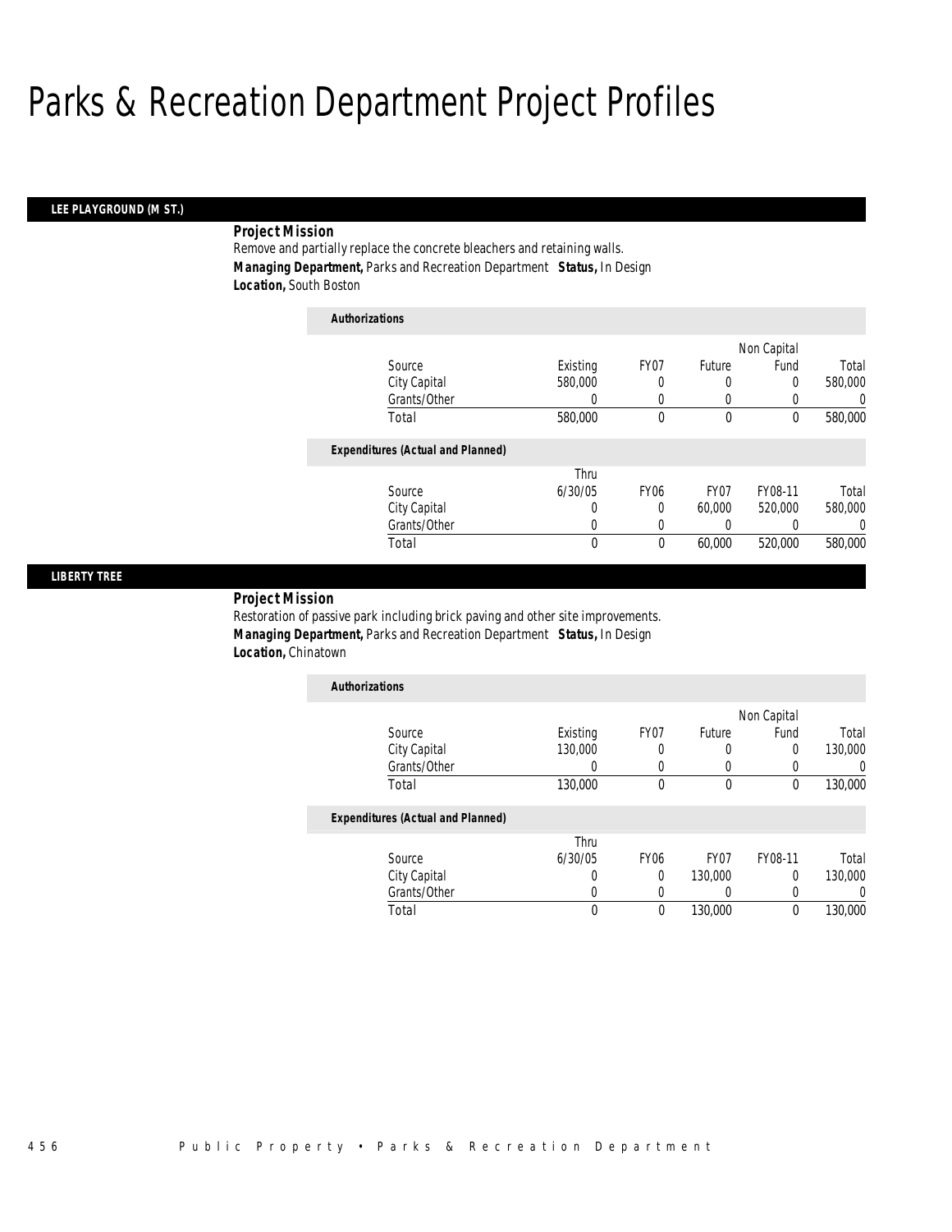# Parks & Recreation Department Project Profiles

## LEE PLAYGROUND (M ST.)

**Project Mission**

Remove and partially replace the concrete bleachers and retaining walls.

**Managing Department,** Parks and Recreation Department **Status,** In Design

**Location,** South Boston

**Authorizations**

| Source | Existing | FY07 | Future | Non Capital Fund | Total |
|---|---|---|---|---|---|
| City Capital | 580,000 | 0 | 0 | 0 | 580,000 |
| Grants/Other | 0 | 0 | 0 | 0 | 0 |
| Total | 580,000 | 0 | 0 | 0 | 580,000 |

**Expenditures (Actual and Planned)**

| Source | Thru 6/30/05 | FY06 | FY07 | FY08-11 | Total |
|---|---|---|---|---|---|
| City Capital | 0 | 0 | 60,000 | 520,000 | 580,000 |
| Grants/Other | 0 | 0 | 0 | 0 | 0 |
| Total | 0 | 0 | 60,000 | 520,000 | 580,000 |

## LIBERTY TREE

**Project Mission**

Restoration of passive park including brick paving and other site improvements.

**Managing Department,** Parks and Recreation Department **Status,** In Design

**Location,** Chinatown

**Authorizations**

| Source | Existing | FY07 | Future | Non Capital Fund | Total |
|---|---|---|---|---|---|
| City Capital | 130,000 | 0 | 0 | 0 | 130,000 |
| Grants/Other | 0 | 0 | 0 | 0 | 0 |
| Total | 130,000 | 0 | 0 | 0 | 130,000 |

**Expenditures (Actual and Planned)**

| Source | Thru 6/30/05 | FY06 | FY07 | FY08-11 | Total |
|---|---|---|---|---|---|
| City Capital | 0 | 0 | 130,000 | 0 | 130,000 |
| Grants/Other | 0 | 0 | 0 | 0 | 0 |
| Total | 0 | 0 | 130,000 | 0 | 130,000 |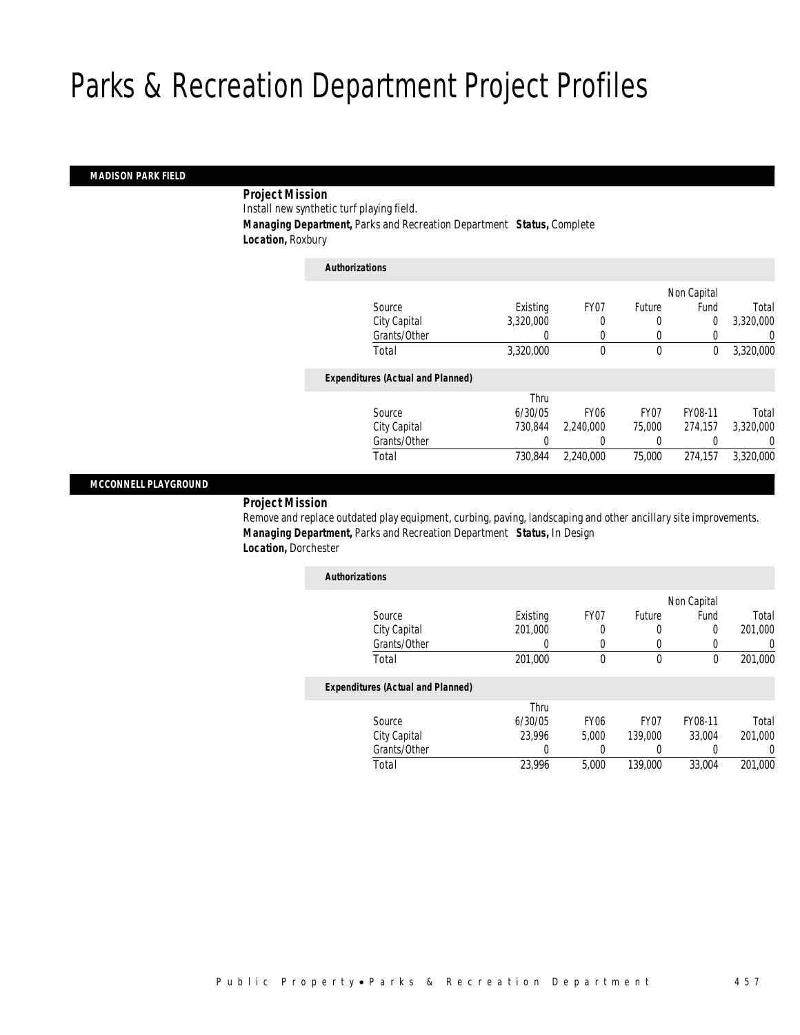# Parks & Recreation Department Project Profiles

## MADISON PARK FIELD

**Project Mission**

Install new synthetic turf playing field.

**Managing Department,** Parks and Recreation Department **Status,** Complete

**Location,** Roxbury

*Authorizations*

| Source | Existing | FY07 | Future | Non Capital Fund | Total |
|---|---|---|---|---|---|
| City Capital | 3,320,000 | 0 | 0 | 0 | 3,320,000 |
| Grants/Other | 0 | 0 | 0 | 0 | 0 |
| Total | 3,320,000 | 0 | 0 | 0 | 3,320,000 |

*Expenditures (Actual and Planned)*

| Source | Thru 6/30/05 | FY06 | FY07 | FY08-11 | Total |
|---|---|---|---|---|---|
| City Capital | 730,844 | 2,240,000 | 75,000 | 274,157 | 3,320,000 |
| Grants/Other | 0 | 0 | 0 | 0 | 0 |
| Total | 730,844 | 2,240,000 | 75,000 | 274,157 | 3,320,000 |

## MCCONNELL PLAYGROUND

**Project Mission**

Remove and replace outdated play equipment, curbing, paving, landscaping and other ancillary site improvements.

**Managing Department,** Parks and Recreation Department **Status,** In Design

**Location,** Dorchester

*Authorizations*

| Source | Existing | FY07 | Future | Non Capital Fund | Total |
|---|---|---|---|---|---|
| City Capital | 201,000 | 0 | 0 | 0 | 201,000 |
| Grants/Other | 0 | 0 | 0 | 0 | 0 |
| Total | 201,000 | 0 | 0 | 0 | 201,000 |

*Expenditures (Actual and Planned)*

| Source | Thru 6/30/05 | FY06 | FY07 | FY08-11 | Total |
|---|---|---|---|---|---|
| City Capital | 23,996 | 5,000 | 139,000 | 33,004 | 201,000 |
| Grants/Other | 0 | 0 | 0 | 0 | 0 |
| Total | 23,996 | 5,000 | 139,000 | 33,004 | 201,000 |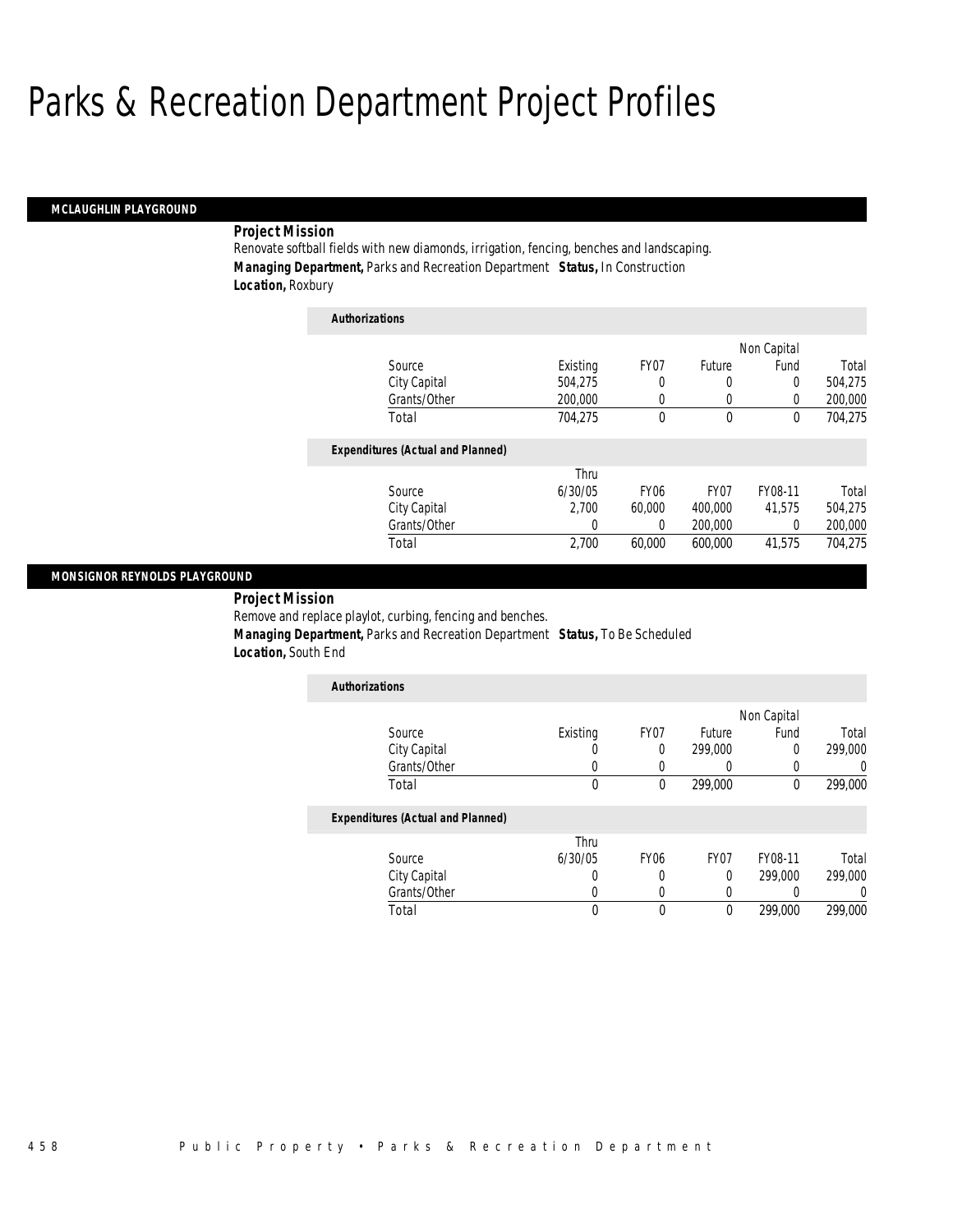# Parks & Recreation Department Project Profiles

## MCLAUGHLIN PLAYGROUND

**Project Mission**

Renovate softball fields with new diamonds, irrigation, fencing, benches and landscaping.

**Managing Department,** Parks and Recreation Department **Status,** In Construction

**Location,** Roxbury

**Authorizations**

| Source | Existing | FY07 | Future | Non Capital Fund | Total |
|---|---|---|---|---|---|
| City Capital | 504,275 | 0 | 0 | 0 | 504,275 |
| Grants/Other | 200,000 | 0 | 0 | 0 | 200,000 |
| Total | 704,275 | 0 | 0 | 0 | 704,275 |

**Expenditures (Actual and Planned)**

| Source | Thru 6/30/05 | FY06 | FY07 | FY08-11 | Total |
|---|---|---|---|---|---|
| City Capital | 2,700 | 60,000 | 400,000 | 41,575 | 504,275 |
| Grants/Other | 0 | 0 | 200,000 | 0 | 200,000 |
| Total | 2,700 | 60,000 | 600,000 | 41,575 | 704,275 |

## MONSIGNOR REYNOLDS PLAYGROUND

**Project Mission**

Remove and replace playlot, curbing, fencing and benches.

**Managing Department,** Parks and Recreation Department **Status,** To Be Scheduled

**Location,** South End

**Authorizations**

| Source | Existing | FY07 | Future | Non Capital Fund | Total |
|---|---|---|---|---|---|
| City Capital | 0 | 0 | 299,000 | 0 | 299,000 |
| Grants/Other | 0 | 0 | 0 | 0 | 0 |
| Total | 0 | 0 | 299,000 | 0 | 299,000 |

**Expenditures (Actual and Planned)**

| Source | Thru 6/30/05 | FY06 | FY07 | FY08-11 | Total |
|---|---|---|---|---|---|
| City Capital | 0 | 0 | 0 | 299,000 | 299,000 |
| Grants/Other | 0 | 0 | 0 | 0 | 0 |
| Total | 0 | 0 | 0 | 299,000 | 299,000 |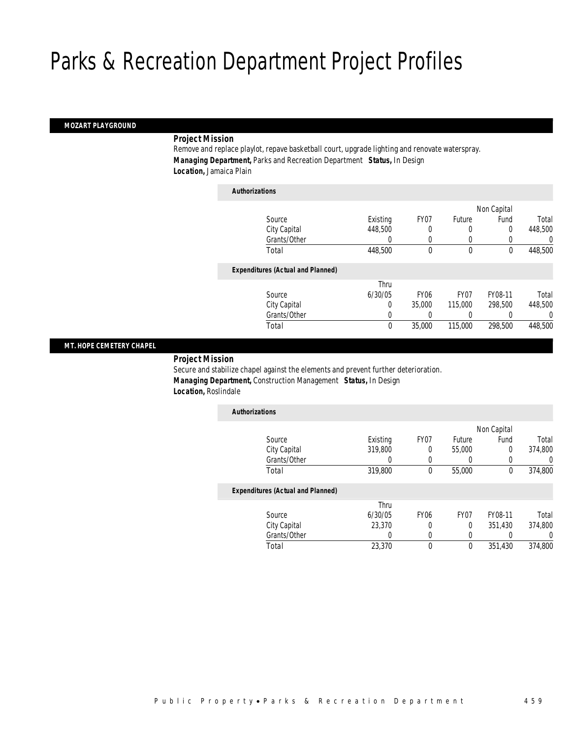# Parks & Recreation Department Project Profiles

## MOZART PLAYGROUND

**Project Mission**

Remove and replace playlot, repave basketball court, upgrade lighting and renovate waterspray.

***Managing Department,*** Parks and Recreation Department ***Status,*** In Design

***Location,*** Jamaica Plain

***Authorizations***

| Source | Existing | FY07 | Future | Non Capital Fund | Total |
|---|---|---|---|---|---|
| City Capital | 448,500 | 0 | 0 | 0 | 448,500 |
| Grants/Other | 0 | 0 | 0 | 0 | 0 |
| Total | 448,500 | 0 | 0 | 0 | 448,500 |

***Expenditures (Actual and Planned)***

| Source | Thru 6/30/05 | FY06 | FY07 | FY08-11 | Total |
|---|---|---|---|---|---|
| City Capital | 0 | 35,000 | 115,000 | 298,500 | 448,500 |
| Grants/Other | 0 | 0 | 0 | 0 | 0 |
| Total | 0 | 35,000 | 115,000 | 298,500 | 448,500 |

## MT. HOPE CEMETERY CHAPEL

**Project Mission**

Secure and stabilize chapel against the elements and prevent further deterioration.

***Managing Department,*** Construction Management ***Status,*** In Design

***Location,*** Roslindale

***Authorizations***

| Source | Existing | FY07 | Future | Non Capital Fund | Total |
|---|---|---|---|---|---|
| City Capital | 319,800 | 0 | 55,000 | 0 | 374,800 |
| Grants/Other | 0 | 0 | 0 | 0 | 0 |
| Total | 319,800 | 0 | 55,000 | 0 | 374,800 |

***Expenditures (Actual and Planned)***

| Source | Thru 6/30/05 | FY06 | FY07 | FY08-11 | Total |
|---|---|---|---|---|---|
| City Capital | 23,370 | 0 | 0 | 351,430 | 374,800 |
| Grants/Other | 0 | 0 | 0 | 0 | 0 |
| Total | 23,370 | 0 | 0 | 351,430 | 374,800 |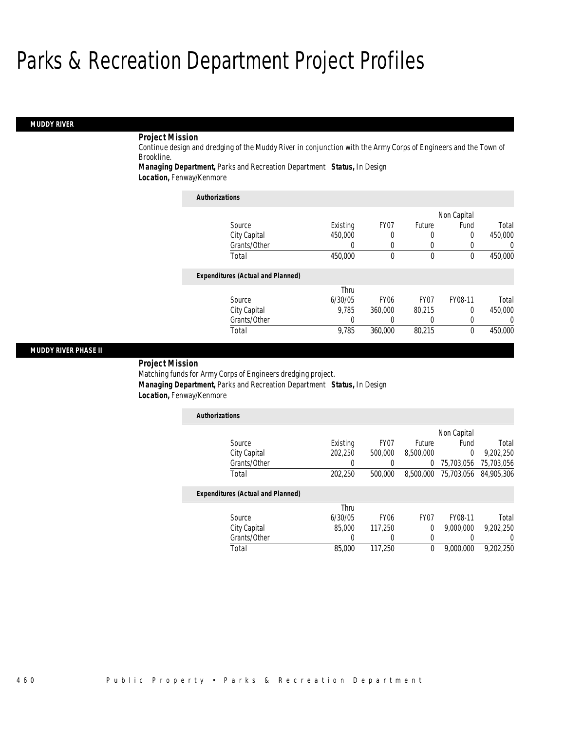# Parks & Recreation Department Project Profiles

## MUDDY RIVER

**Project Mission**

Continue design and dredging of the Muddy River in conjunction with the Army Corps of Engineers and the Town of Brookline.

**Managing Department,** Parks and Recreation Department **Status,** In Design

**Location,** Fenway/Kenmore

**Authorizations**

| Source | Existing | FY07 | Future | Non Capital Fund | Total |
|---|---|---|---|---|---|
| City Capital | 450,000 | 0 | 0 | 0 | 450,000 |
| Grants/Other | 0 | 0 | 0 | 0 | 0 |
| Total | 450,000 | 0 | 0 | 0 | 450,000 |

**Expenditures (Actual and Planned)**

| Source | Thru 6/30/05 | FY06 | FY07 | FY08-11 | Total |
|---|---|---|---|---|---|
| City Capital | 9,785 | 360,000 | 80,215 | 0 | 450,000 |
| Grants/Other | 0 | 0 | 0 | 0 | 0 |
| Total | 9,785 | 360,000 | 80,215 | 0 | 450,000 |

## MUDDY RIVER PHASE II

**Project Mission**

Matching funds for Army Corps of Engineers dredging project.

**Managing Department,** Parks and Recreation Department **Status,** In Design

**Location,** Fenway/Kenmore

**Authorizations**

| Source | Existing | FY07 | Future | Non Capital Fund | Total |
|---|---|---|---|---|---|
| City Capital | 202,250 | 500,000 | 8,500,000 | 0 | 9,202,250 |
| Grants/Other | 0 | 0 | 0 | 75,703,056 | 75,703,056 |
| Total | 202,250 | 500,000 | 8,500,000 | 75,703,056 | 84,905,306 |

**Expenditures (Actual and Planned)**

| Source | Thru 6/30/05 | FY06 | FY07 | FY08-11 | Total |
|---|---|---|---|---|---|
| City Capital | 85,000 | 117,250 | 0 | 9,000,000 | 9,202,250 |
| Grants/Other | 0 | 0 | 0 | 0 | 0 |
| Total | 85,000 | 117,250 | 0 | 9,000,000 | 9,202,250 |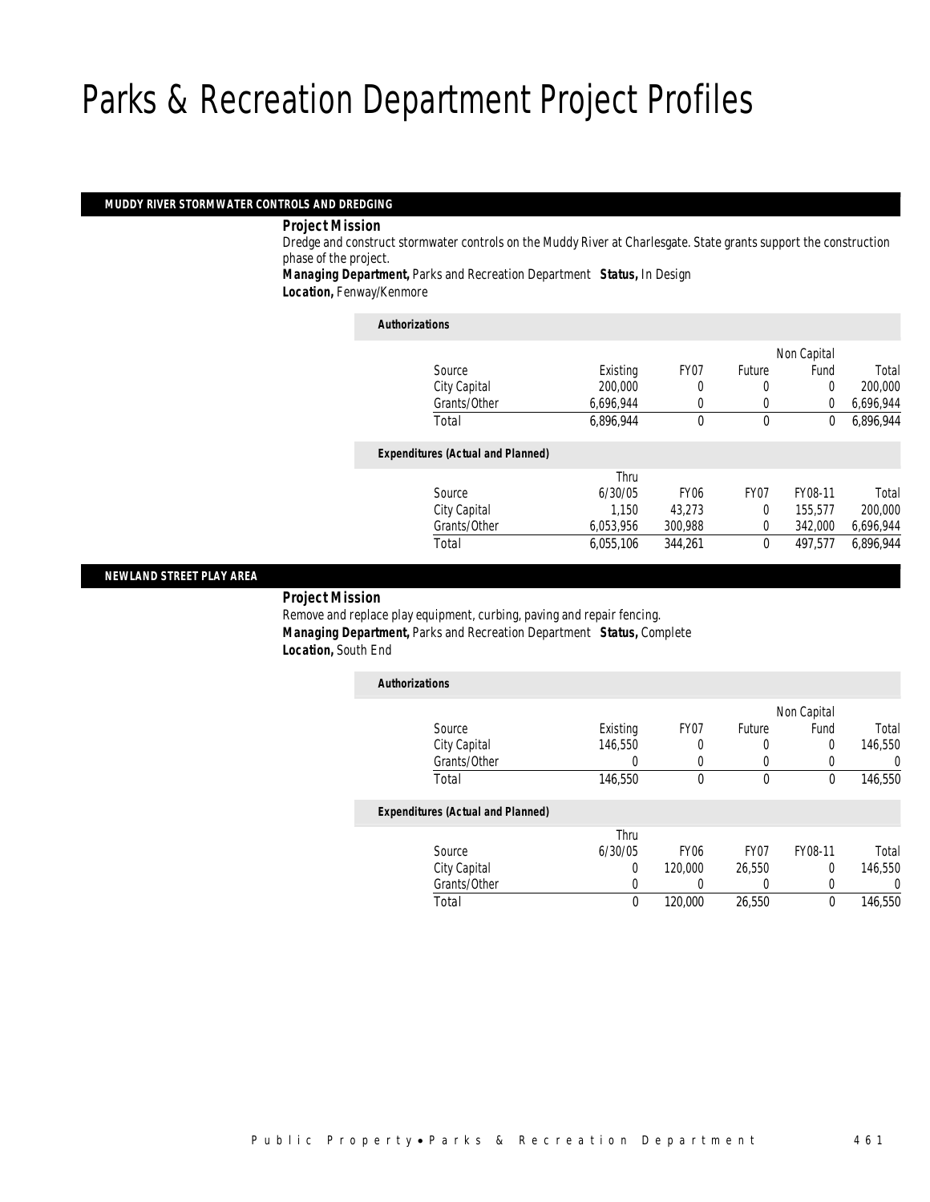# Parks & Recreation Department Project Profiles

## MUDDY RIVER STORMWATER CONTROLS AND DREDGING

***Project Mission***

Dredge and construct stormwater controls on the Muddy River at Charlesgate. State grants support the construction phase of the project.

***Managing Department,*** Parks and Recreation Department ***Status,*** In Design

***Location,*** Fenway/Kenmore

***Authorizations***

| Source | Existing | FY07 | Future | Non Capital Fund | Total |
|---|---|---|---|---|---|
| City Capital | 200,000 | 0 | 0 | 0 | 200,000 |
| Grants/Other | 6,696,944 | 0 | 0 | 0 | 6,696,944 |
| Total | 6,896,944 | 0 | 0 | 0 | 6,896,944 |

***Expenditures (Actual and Planned)***

| Source | Thru 6/30/05 | FY06 | FY07 | FY08-11 | Total |
|---|---|---|---|---|---|
| City Capital | 1,150 | 43,273 | 0 | 155,577 | 200,000 |
| Grants/Other | 6,053,956 | 300,988 | 0 | 342,000 | 6,696,944 |
| Total | 6,055,106 | 344,261 | 0 | 497,577 | 6,896,944 |

## NEWLAND STREET PLAY AREA

***Project Mission***

Remove and replace play equipment, curbing, paving and repair fencing.

***Managing Department,*** Parks and Recreation Department ***Status,*** Complete

***Location,*** South End

***Authorizations***

| Source | Existing | FY07 | Future | Non Capital Fund | Total |
|---|---|---|---|---|---|
| City Capital | 146,550 | 0 | 0 | 0 | 146,550 |
| Grants/Other | 0 | 0 | 0 | 0 | 0 |
| Total | 146,550 | 0 | 0 | 0 | 146,550 |

***Expenditures (Actual and Planned)***

| Source | Thru 6/30/05 | FY06 | FY07 | FY08-11 | Total |
|---|---|---|---|---|---|
| City Capital | 0 | 120,000 | 26,550 | 0 | 146,550 |
| Grants/Other | 0 | 0 | 0 | 0 | 0 |
| Total | 0 | 120,000 | 26,550 | 0 | 146,550 |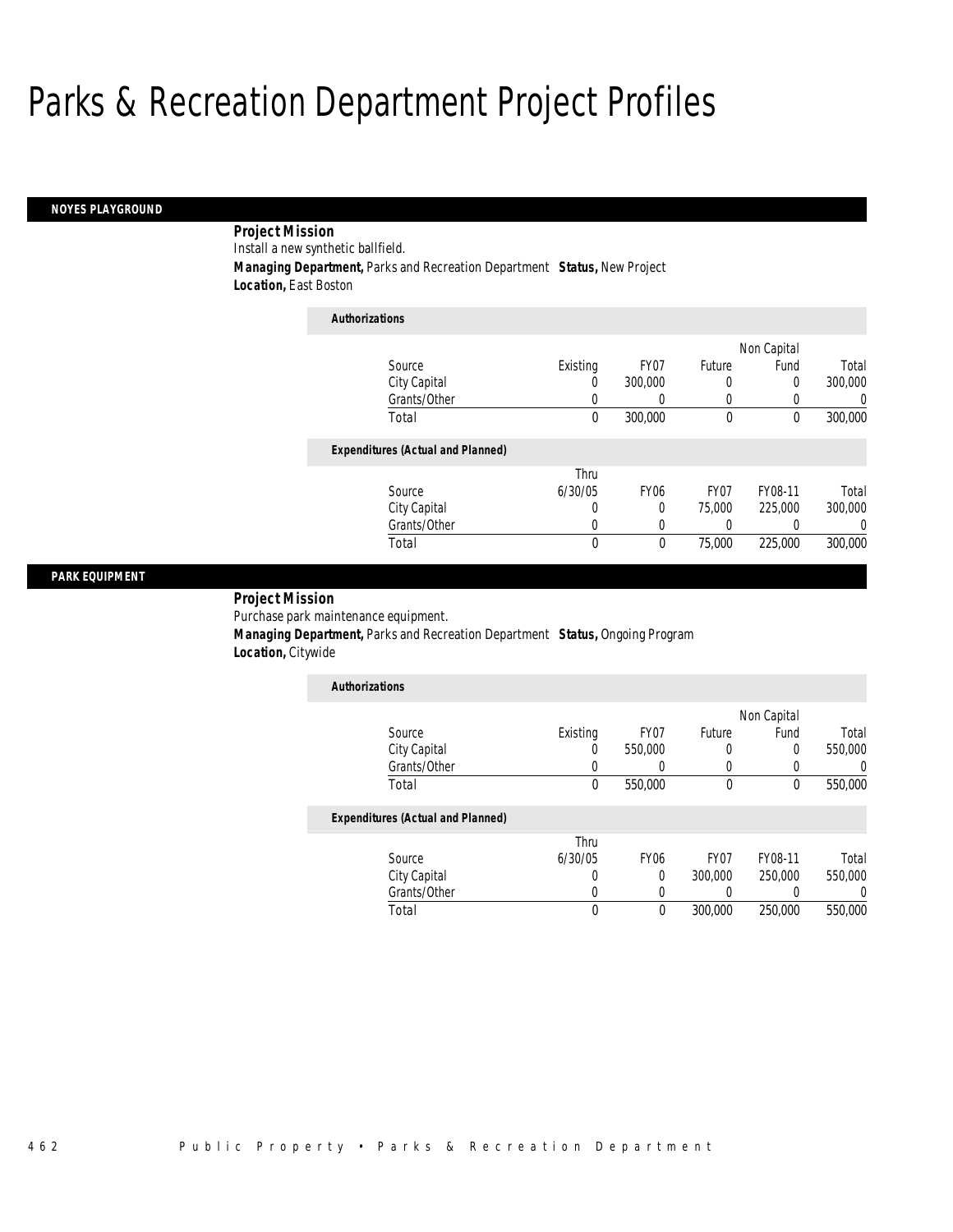# Parks & Recreation Department Project Profiles

## NOYES PLAYGROUND

**Project Mission**

Install a new synthetic ballfield.

***Managing Department,*** Parks and Recreation Department ***Status,*** New Project

***Location,*** East Boston

***Authorizations***

| Source | Existing | FY07 | Future | Non Capital Fund | Total |
|---|---|---|---|---|---|
| City Capital | 0 | 300,000 | 0 | 0 | 300,000 |
| Grants/Other | 0 | 0 | 0 | 0 | 0 |
| Total | 0 | 300,000 | 0 | 0 | 300,000 |

***Expenditures (Actual and Planned)***

| Source | Thru 6/30/05 | FY06 | FY07 | FY08-11 | Total |
|---|---|---|---|---|---|
| City Capital | 0 | 0 | 75,000 | 225,000 | 300,000 |
| Grants/Other | 0 | 0 | 0 | 0 | 0 |
| Total | 0 | 0 | 75,000 | 225,000 | 300,000 |

## PARK EQUIPMENT

**Project Mission**

Purchase park maintenance equipment.

***Managing Department,*** Parks and Recreation Department ***Status,*** Ongoing Program

***Location,*** Citywide

***Authorizations***

| Source | Existing | FY07 | Future | Non Capital Fund | Total |
|---|---|---|---|---|---|
| City Capital | 0 | 550,000 | 0 | 0 | 550,000 |
| Grants/Other | 0 | 0 | 0 | 0 | 0 |
| Total | 0 | 550,000 | 0 | 0 | 550,000 |

***Expenditures (Actual and Planned)***

| Source | Thru 6/30/05 | FY06 | FY07 | FY08-11 | Total |
|---|---|---|---|---|---|
| City Capital | 0 | 0 | 300,000 | 250,000 | 550,000 |
| Grants/Other | 0 | 0 | 0 | 0 | 0 |
| Total | 0 | 0 | 300,000 | 250,000 | 550,000 |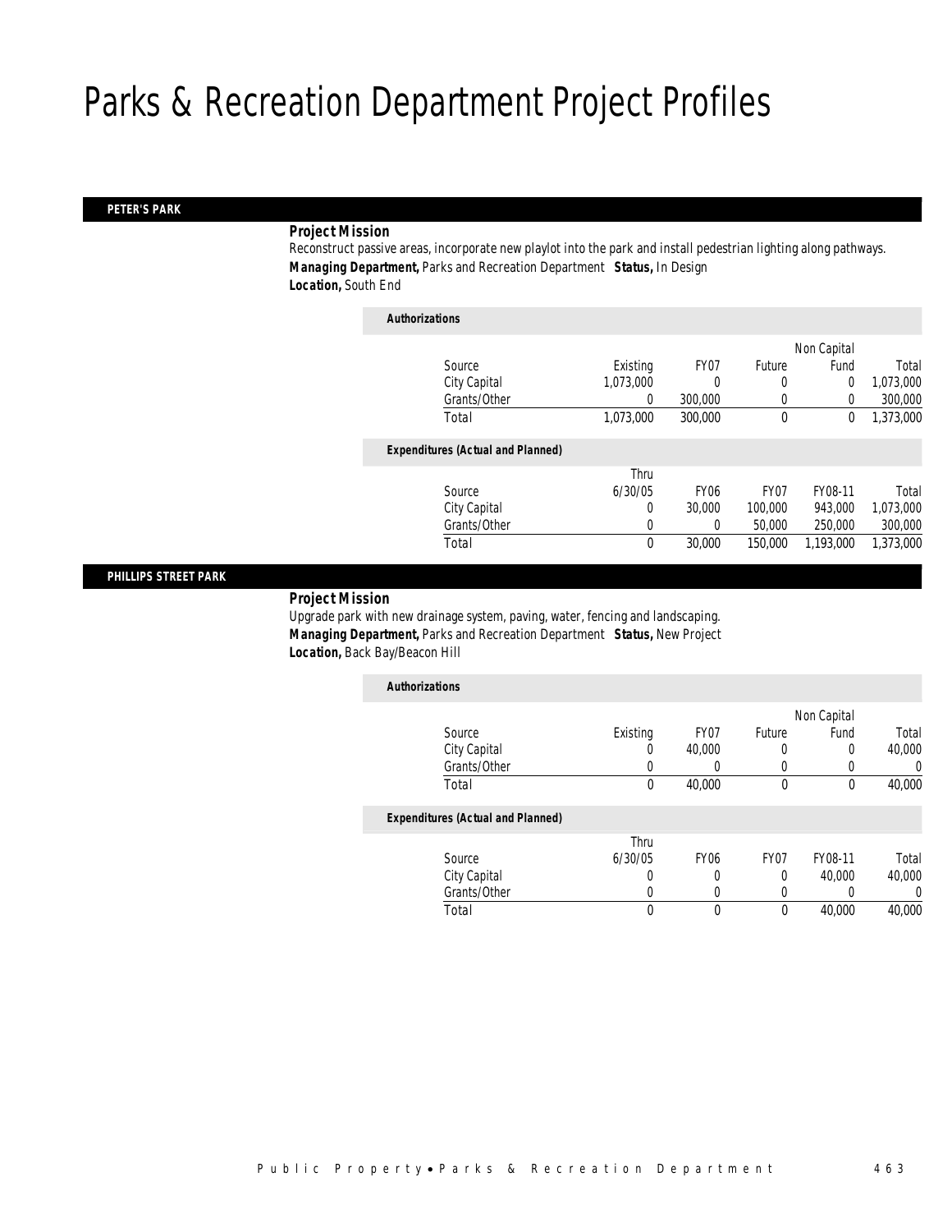# Parks & Recreation Department Project Profiles

## PETER'S PARK

***Project Mission***

Reconstruct passive areas, incorporate new playlot into the park and install pedestrian lighting along pathways.

***Managing Department,*** Parks and Recreation Department ***Status,*** In Design

***Location,*** South End

***Authorizations***

| Source | Existing | FY07 | Future | Non Capital Fund | Total |
|---|---|---|---|---|---|
| City Capital | 1,073,000 | 0 | 0 | 0 | 1,073,000 |
| Grants/Other | 0 | 300,000 | 0 | 0 | 300,000 |
| Total | 1,073,000 | 300,000 | 0 | 0 | 1,373,000 |

***Expenditures (Actual and Planned)***

| Source | Thru 6/30/05 | FY06 | FY07 | FY08-11 | Total |
|---|---|---|---|---|---|
| City Capital | 0 | 30,000 | 100,000 | 943,000 | 1,073,000 |
| Grants/Other | 0 | 0 | 50,000 | 250,000 | 300,000 |
| Total | 0 | 30,000 | 150,000 | 1,193,000 | 1,373,000 |

## PHILLIPS STREET PARK

***Project Mission***

Upgrade park with new drainage system, paving, water, fencing and landscaping.

***Managing Department,*** Parks and Recreation Department ***Status,*** New Project

***Location,*** Back Bay/Beacon Hill

***Authorizations***

| Source | Existing | FY07 | Future | Non Capital Fund | Total |
|---|---|---|---|---|---|
| City Capital | 0 | 40,000 | 0 | 0 | 40,000 |
| Grants/Other | 0 | 0 | 0 | 0 | 0 |
| Total | 0 | 40,000 | 0 | 0 | 40,000 |

***Expenditures (Actual and Planned)***

| Source | Thru 6/30/05 | FY06 | FY07 | FY08-11 | Total |
|---|---|---|---|---|---|
| City Capital | 0 | 0 | 0 | 40,000 | 40,000 |
| Grants/Other | 0 | 0 | 0 | 0 | 0 |
| Total | 0 | 0 | 0 | 40,000 | 40,000 |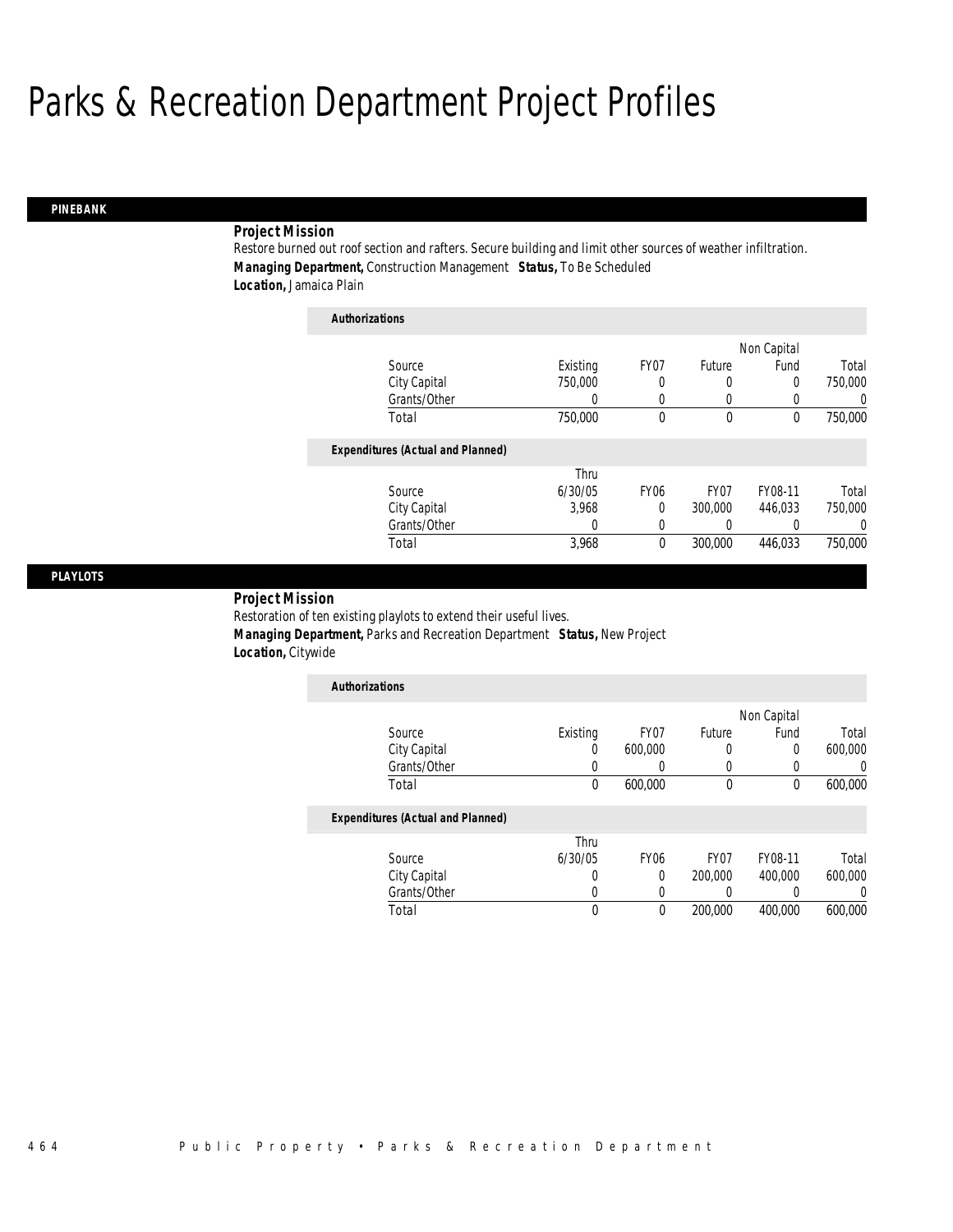# Parks & Recreation Department Project Profiles

## PINEBANK

***Project Mission***

Restore burned out roof section and rafters. Secure building and limit other sources of weather infiltration.

***Managing Department,*** Construction Management ***Status,*** To Be Scheduled

***Location,*** Jamaica Plain

***Authorizations***

| Source | Existing | FY07 | Future | Non Capital Fund | Total |
|---|---|---|---|---|---|
| City Capital | 750,000 | 0 | 0 | 0 | 750,000 |
| Grants/Other | 0 | 0 | 0 | 0 | 0 |
| Total | 750,000 | 0 | 0 | 0 | 750,000 |

***Expenditures (Actual and Planned)***

| Source | Thru 6/30/05 | FY06 | FY07 | FY08-11 | Total |
|---|---|---|---|---|---|
| City Capital | 3,968 | 0 | 300,000 | 446,033 | 750,000 |
| Grants/Other | 0 | 0 | 0 | 0 | 0 |
| Total | 3,968 | 0 | 300,000 | 446,033 | 750,000 |

## PLAYLOTS

***Project Mission***

Restoration of ten existing playlots to extend their useful lives.

***Managing Department,*** Parks and Recreation Department ***Status,*** New Project

***Location,*** Citywide

***Authorizations***

| Source | Existing | FY07 | Future | Non Capital Fund | Total |
|---|---|---|---|---|---|
| City Capital | 0 | 600,000 | 0 | 0 | 600,000 |
| Grants/Other | 0 | 0 | 0 | 0 | 0 |
| Total | 0 | 600,000 | 0 | 0 | 600,000 |

***Expenditures (Actual and Planned)***

| Source | Thru 6/30/05 | FY06 | FY07 | FY08-11 | Total |
|---|---|---|---|---|---|
| City Capital | 0 | 0 | 200,000 | 400,000 | 600,000 |
| Grants/Other | 0 | 0 | 0 | 0 | 0 |
| Total | 0 | 0 | 200,000 | 400,000 | 600,000 |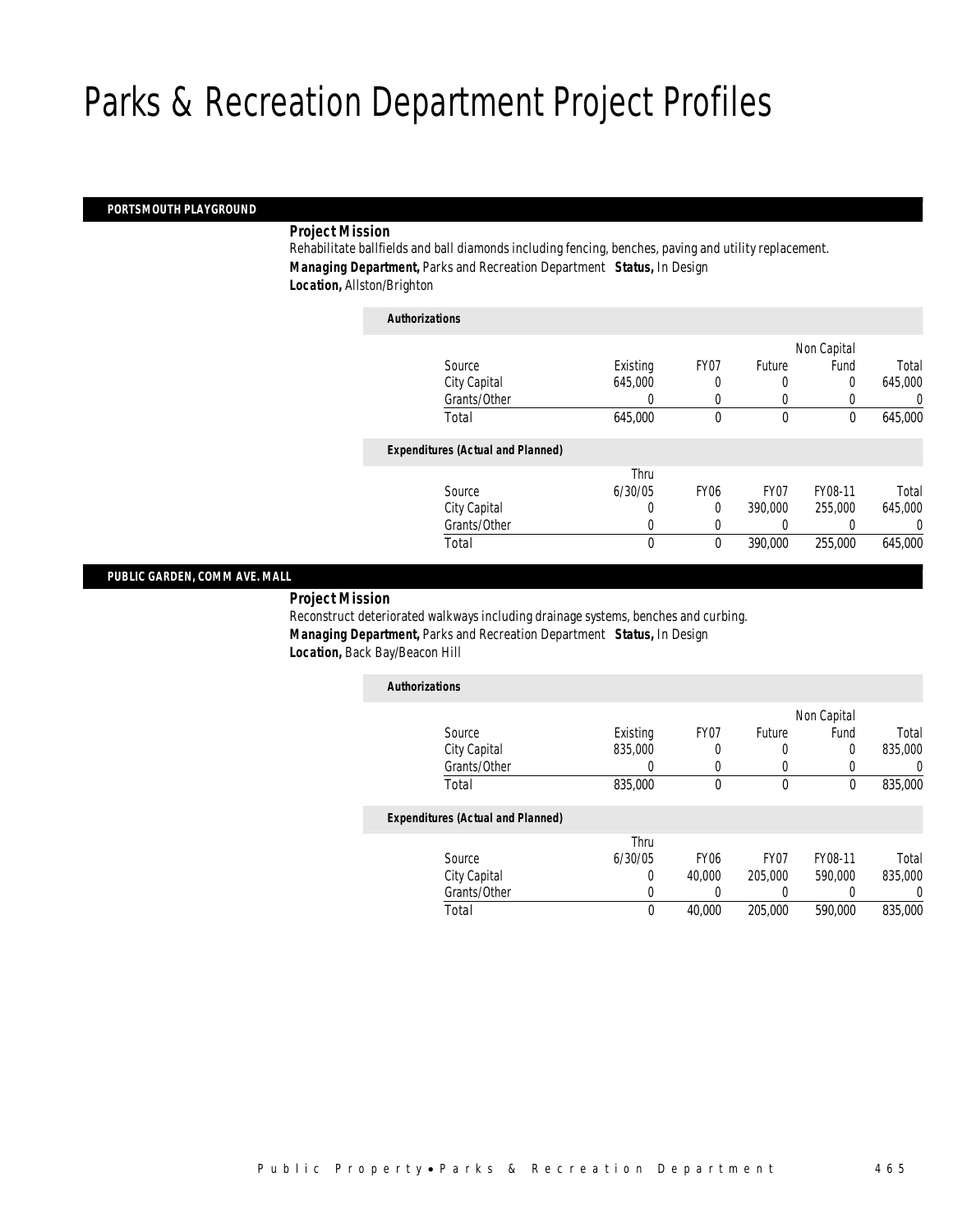# Parks & Recreation Department Project Profiles

## PORTSMOUTH PLAYGROUND

**Project Mission**

Rehabilitate ballfields and ball diamonds including fencing, benches, paving and utility replacement.

***Managing Department,*** Parks and Recreation Department ***Status,*** In Design

***Location,*** Allston/Brighton

***Authorizations***

| Source | Existing | FY07 | Future | Non Capital Fund | Total |
|---|---|---|---|---|---|
| City Capital | 645,000 | 0 | 0 | 0 | 645,000 |
| Grants/Other | 0 | 0 | 0 | 0 | 0 |
| Total | 645,000 | 0 | 0 | 0 | 645,000 |

***Expenditures (Actual and Planned)***

| Source | Thru 6/30/05 | FY06 | FY07 | FY08-11 | Total |
|---|---|---|---|---|---|
| City Capital | 0 | 0 | 390,000 | 255,000 | 645,000 |
| Grants/Other | 0 | 0 | 0 | 0 | 0 |
| Total | 0 | 0 | 390,000 | 255,000 | 645,000 |

## PUBLIC GARDEN, COMM AVE. MALL

**Project Mission**

Reconstruct deteriorated walkways including drainage systems, benches and curbing.

***Managing Department,*** Parks and Recreation Department ***Status,*** In Design

***Location,*** Back Bay/Beacon Hill

***Authorizations***

| Source | Existing | FY07 | Future | Non Capital Fund | Total |
|---|---|---|---|---|---|
| City Capital | 835,000 | 0 | 0 | 0 | 835,000 |
| Grants/Other | 0 | 0 | 0 | 0 | 0 |
| Total | 835,000 | 0 | 0 | 0 | 835,000 |

***Expenditures (Actual and Planned)***

| Source | Thru 6/30/05 | FY06 | FY07 | FY08-11 | Total |
|---|---|---|---|---|---|
| City Capital | 0 | 40,000 | 205,000 | 590,000 | 835,000 |
| Grants/Other | 0 | 0 | 0 | 0 | 0 |
| Total | 0 | 40,000 | 205,000 | 590,000 | 835,000 |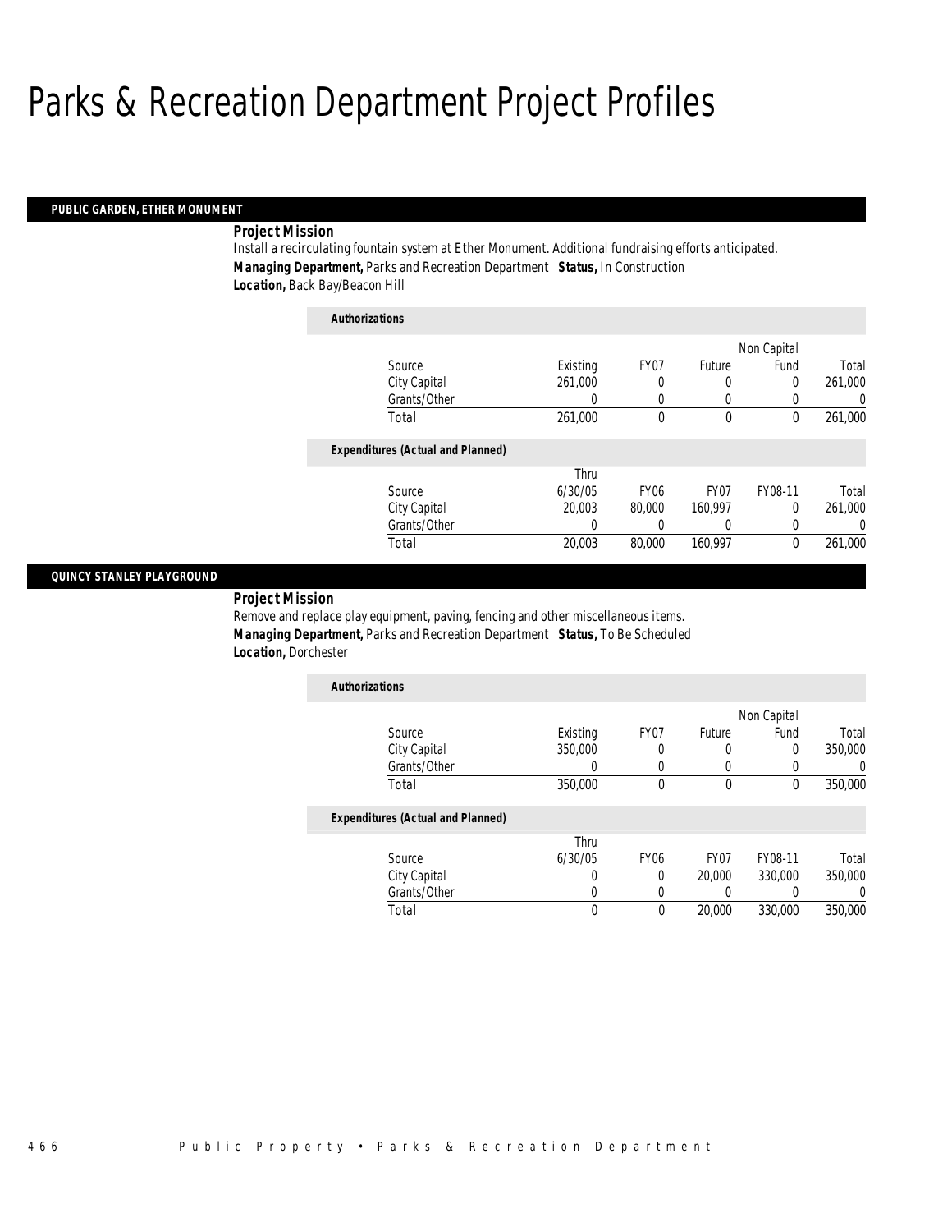# Parks & Recreation Department Project Profiles

## PUBLIC GARDEN, ETHER MONUMENT

***Project Mission***

Install a recirculating fountain system at Ether Monument. Additional fundraising efforts anticipated.

***Managing Department,*** Parks and Recreation Department ***Status,*** In Construction

***Location,*** Back Bay/Beacon Hill

***Authorizations***

| Source | Existing | FY07 | Future | Non Capital Fund | Total |
|---|---|---|---|---|---|
| City Capital | 261,000 | 0 | 0 | 0 | 261,000 |
| Grants/Other | 0 | 0 | 0 | 0 | 0 |
| Total | 261,000 | 0 | 0 | 0 | 261,000 |

***Expenditures (Actual and Planned)***

| Source | Thru 6/30/05 | FY06 | FY07 | FY08-11 | Total |
|---|---|---|---|---|---|
| City Capital | 20,003 | 80,000 | 160,997 | 0 | 261,000 |
| Grants/Other | 0 | 0 | 0 | 0 | 0 |
| Total | 20,003 | 80,000 | 160,997 | 0 | 261,000 |

## QUINCY STANLEY PLAYGROUND

***Project Mission***

Remove and replace play equipment, paving, fencing and other miscellaneous items.

***Managing Department,*** Parks and Recreation Department ***Status,*** To Be Scheduled

***Location,*** Dorchester

***Authorizations***

| Source | Existing | FY07 | Future | Non Capital Fund | Total |
|---|---|---|---|---|---|
| City Capital | 350,000 | 0 | 0 | 0 | 350,000 |
| Grants/Other | 0 | 0 | 0 | 0 | 0 |
| Total | 350,000 | 0 | 0 | 0 | 350,000 |

***Expenditures (Actual and Planned)***

| Source | Thru 6/30/05 | FY06 | FY07 | FY08-11 | Total |
|---|---|---|---|---|---|
| City Capital | 0 | 0 | 20,000 | 330,000 | 350,000 |
| Grants/Other | 0 | 0 | 0 | 0 | 0 |
| Total | 0 | 0 | 20,000 | 330,000 | 350,000 |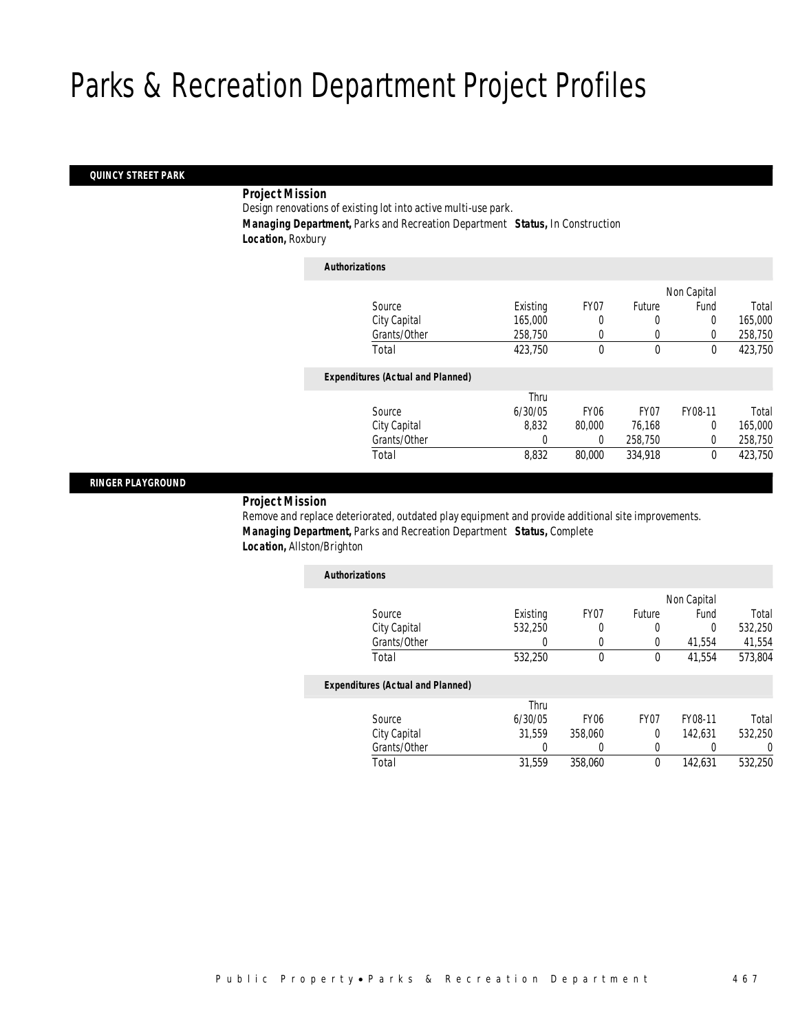# Parks & Recreation Department Project Profiles

## QUINCY STREET PARK

**Project Mission**

Design renovations of existing lot into active multi-use park.

***Managing Department,*** Parks and Recreation Department ***Status,*** In Construction

***Location,*** Roxbury

**Authorizations**

| Source | Existing | FY07 | Future | Non Capital Fund | Total |
|---|---|---|---|---|---|
| City Capital | 165,000 | 0 | 0 | 0 | 165,000 |
| Grants/Other | 258,750 | 0 | 0 | 0 | 258,750 |
| Total | 423,750 | 0 | 0 | 0 | 423,750 |

**Expenditures (Actual and Planned)**

| Source | Thru 6/30/05 | FY06 | FY07 | FY08-11 | Total |
|---|---|---|---|---|---|
| City Capital | 8,832 | 80,000 | 76,168 | 0 | 165,000 |
| Grants/Other | 0 | 0 | 258,750 | 0 | 258,750 |
| Total | 8,832 | 80,000 | 334,918 | 0 | 423,750 |

## RINGER PLAYGROUND

**Project Mission**

Remove and replace deteriorated, outdated play equipment and provide additional site improvements.

***Managing Department,*** Parks and Recreation Department ***Status,*** Complete

***Location,*** Allston/Brighton

**Authorizations**

| Source | Existing | FY07 | Future | Non Capital Fund | Total |
|---|---|---|---|---|---|
| City Capital | 532,250 | 0 | 0 | 0 | 532,250 |
| Grants/Other | 0 | 0 | 0 | 41,554 | 41,554 |
| Total | 532,250 | 0 | 0 | 41,554 | 573,804 |

**Expenditures (Actual and Planned)**

| Source | Thru 6/30/05 | FY06 | FY07 | FY08-11 | Total |
|---|---|---|---|---|---|
| City Capital | 31,559 | 358,060 | 0 | 142,631 | 532,250 |
| Grants/Other | 0 | 0 | 0 | 0 | 0 |
| Total | 31,559 | 358,060 | 0 | 142,631 | 532,250 |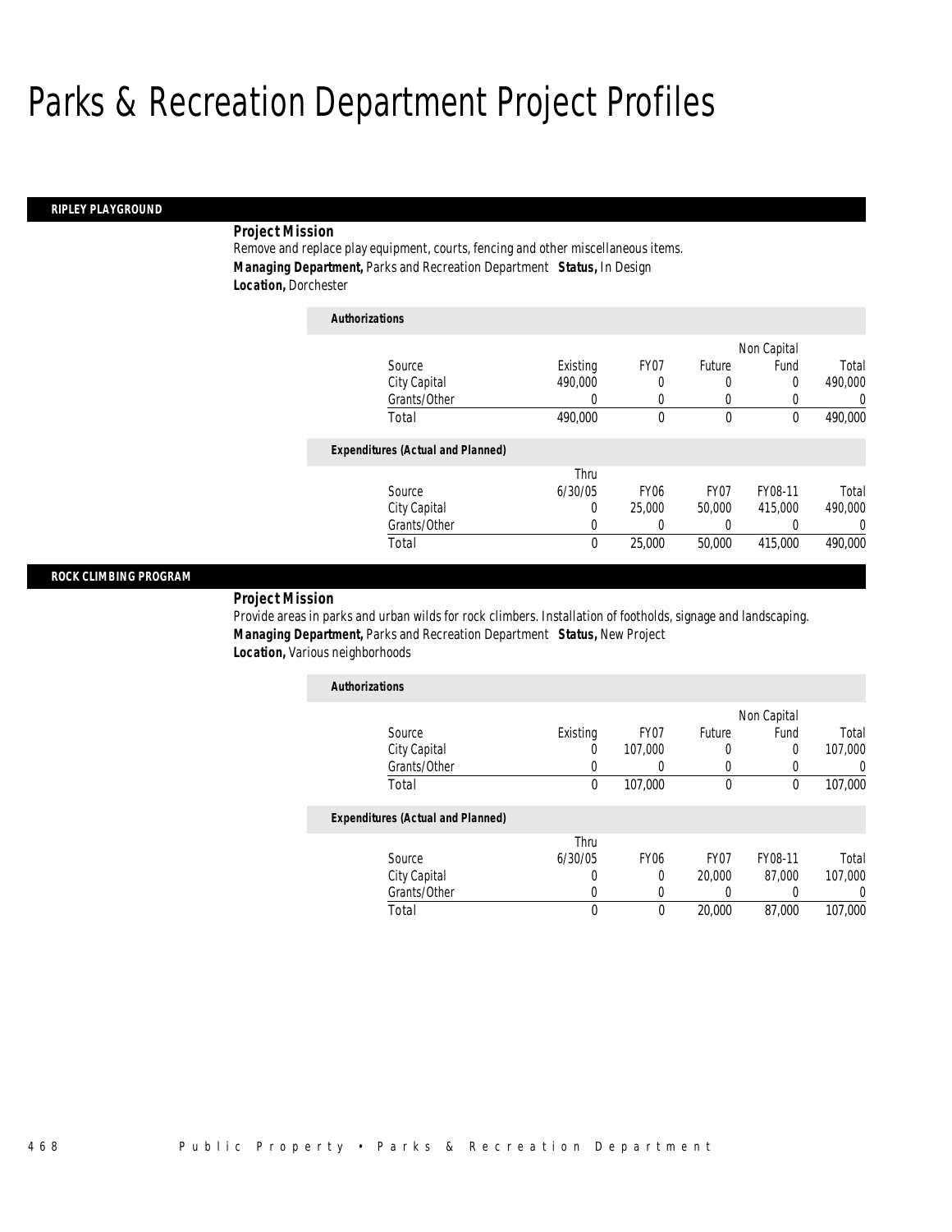# Parks & Recreation Department Project Profiles

## RIPLEY PLAYGROUND

***Project Mission***
Remove and replace play equipment, courts, fencing and other miscellaneous items.
***Managing Department,*** Parks and Recreation Department ***Status,*** In Design
***Location,*** Dorchester

***Authorizations***

| Source | Existing | FY07 | Future | Non Capital Fund | Total |
|---|---|---|---|---|---|
| City Capital | 490,000 | 0 | 0 | 0 | 490,000 |
| Grants/Other | 0 | 0 | 0 | 0 | 0 |
| Total | 490,000 | 0 | 0 | 0 | 490,000 |

***Expenditures (Actual and Planned)***

| Source | Thru 6/30/05 | FY06 | FY07 | FY08-11 | Total |
|---|---|---|---|---|---|
| City Capital | 0 | 25,000 | 50,000 | 415,000 | 490,000 |
| Grants/Other | 0 | 0 | 0 | 0 | 0 |
| Total | 0 | 25,000 | 50,000 | 415,000 | 490,000 |

## ROCK CLIMBING PROGRAM

***Project Mission***
Provide areas in parks and urban wilds for rock climbers. Installation of footholds, signage and landscaping.
***Managing Department,*** Parks and Recreation Department ***Status,*** New Project
***Location,*** Various neighborhoods

***Authorizations***

| Source | Existing | FY07 | Future | Non Capital Fund | Total |
|---|---|---|---|---|---|
| City Capital | 0 | 107,000 | 0 | 0 | 107,000 |
| Grants/Other | 0 | 0 | 0 | 0 | 0 |
| Total | 0 | 107,000 | 0 | 0 | 107,000 |

***Expenditures (Actual and Planned)***

| Source | Thru 6/30/05 | FY06 | FY07 | FY08-11 | Total |
|---|---|---|---|---|---|
| City Capital | 0 | 0 | 20,000 | 87,000 | 107,000 |
| Grants/Other | 0 | 0 | 0 | 0 | 0 |
| Total | 0 | 0 | 20,000 | 87,000 | 107,000 |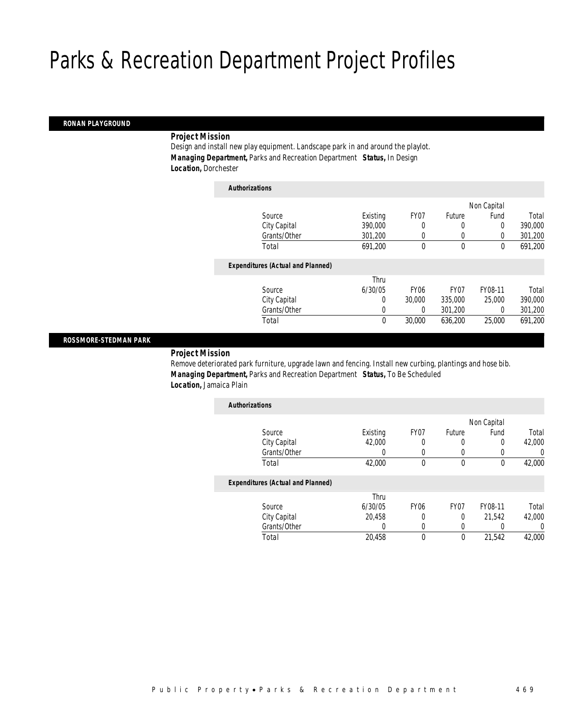# Parks & Recreation Department Project Profiles

## RONAN PLAYGROUND

**Project Mission**

Design and install new play equipment. Landscape park in and around the playlot.

***Managing Department,*** Parks and Recreation Department ***Status,*** In Design

***Location,*** Dorchester

**Authorizations**

| Source | Existing | FY07 | Future | Non Capital Fund | Total |
|---|---|---|---|---|---|
| City Capital | 390,000 | 0 | 0 | 0 | 390,000 |
| Grants/Other | 301,200 | 0 | 0 | 0 | 301,200 |
| Total | 691,200 | 0 | 0 | 0 | 691,200 |

**Expenditures (Actual and Planned)**

| Source | Thru 6/30/05 | FY06 | FY07 | FY08-11 | Total |
|---|---|---|---|---|---|
| City Capital | 0 | 30,000 | 335,000 | 25,000 | 390,000 |
| Grants/Other | 0 | 0 | 301,200 | 0 | 301,200 |
| Total | 0 | 30,000 | 636,200 | 25,000 | 691,200 |

## ROSSMORE-STEDMAN PARK

**Project Mission**

Remove deteriorated park furniture, upgrade lawn and fencing. Install new curbing, plantings and hose bib.

***Managing Department,*** Parks and Recreation Department ***Status,*** To Be Scheduled

***Location,*** Jamaica Plain

**Authorizations**

| Source | Existing | FY07 | Future | Non Capital Fund | Total |
|---|---|---|---|---|---|
| City Capital | 42,000 | 0 | 0 | 0 | 42,000 |
| Grants/Other | 0 | 0 | 0 | 0 | 0 |
| Total | 42,000 | 0 | 0 | 0 | 42,000 |

**Expenditures (Actual and Planned)**

| Source | Thru 6/30/05 | FY06 | FY07 | FY08-11 | Total |
|---|---|---|---|---|---|
| City Capital | 20,458 | 0 | 0 | 21,542 | 42,000 |
| Grants/Other | 0 | 0 | 0 | 0 | 0 |
| Total | 20,458 | 0 | 0 | 21,542 | 42,000 |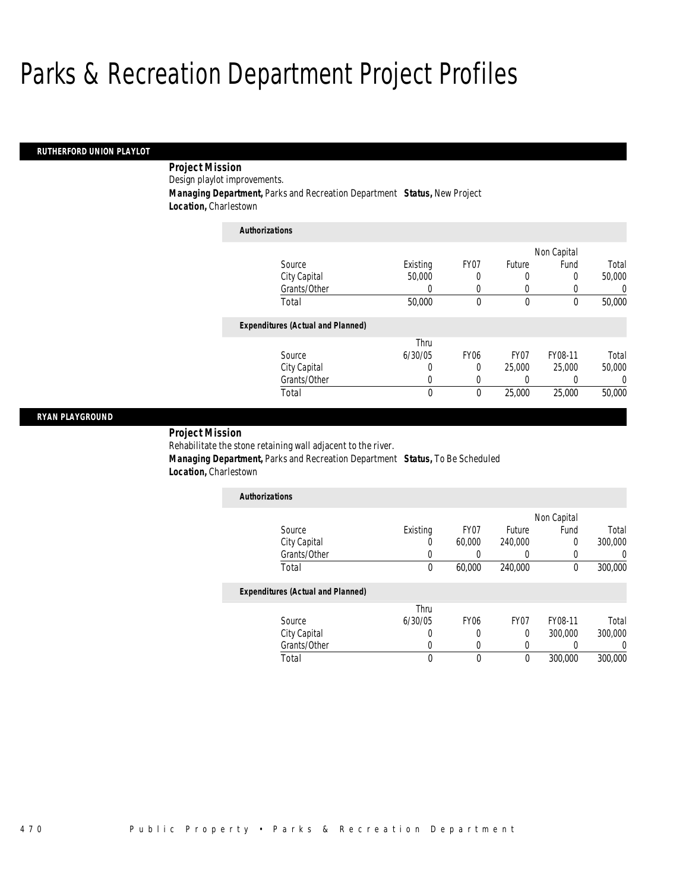# Parks & Recreation Department Project Profiles

## RUTHERFORD UNION PLAYLOT

**Project Mission**

Design playlot improvements.

**Managing Department,** Parks and Recreation Department **Status,** New Project

**Location,** Charlestown

**Authorizations**

| Source | Existing | FY07 | Future | Non Capital Fund | Total |
|---|---|---|---|---|---|
| City Capital | 50,000 | 0 | 0 | 0 | 50,000 |
| Grants/Other | 0 | 0 | 0 | 0 | 0 |
| Total | 50,000 | 0 | 0 | 0 | 50,000 |

**Expenditures (Actual and Planned)**

| Source | Thru 6/30/05 | FY06 | FY07 | FY08-11 | Total |
|---|---|---|---|---|---|
| City Capital | 0 | 0 | 25,000 | 25,000 | 50,000 |
| Grants/Other | 0 | 0 | 0 | 0 | 0 |
| Total | 0 | 0 | 25,000 | 25,000 | 50,000 |

## RYAN PLAYGROUND

**Project Mission**

Rehabilitate the stone retaining wall adjacent to the river.

**Managing Department,** Parks and Recreation Department **Status,** To Be Scheduled

**Location,** Charlestown

**Authorizations**

| Source | Existing | FY07 | Future | Non Capital Fund | Total |
|---|---|---|---|---|---|
| City Capital | 0 | 60,000 | 240,000 | 0 | 300,000 |
| Grants/Other | 0 | 0 | 0 | 0 | 0 |
| Total | 0 | 60,000 | 240,000 | 0 | 300,000 |

**Expenditures (Actual and Planned)**

| Source | Thru 6/30/05 | FY06 | FY07 | FY08-11 | Total |
|---|---|---|---|---|---|
| City Capital | 0 | 0 | 0 | 300,000 | 300,000 |
| Grants/Other | 0 | 0 | 0 | 0 | 0 |
| Total | 0 | 0 | 0 | 300,000 | 300,000 |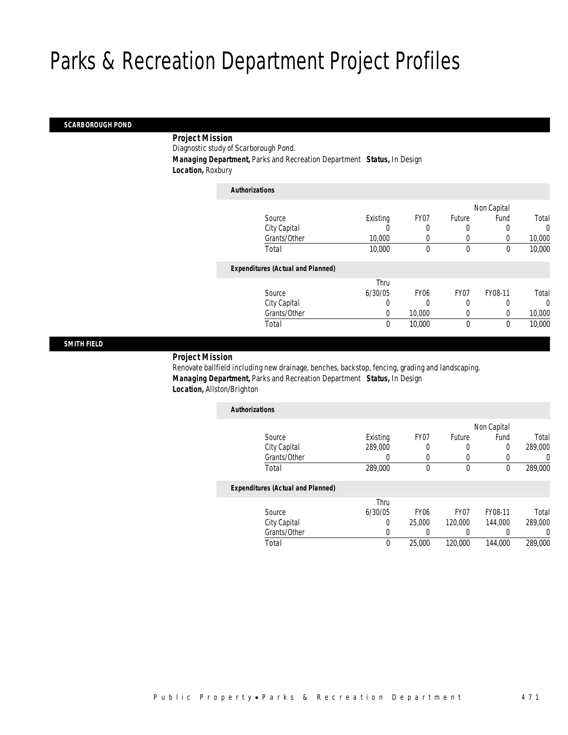# Parks & Recreation Department Project Profiles

## SCARBOROUGH POND

**Project Mission**

Diagnostic study of Scarborough Pond.

**Managing Department,** Parks and Recreation Department **Status,** In Design

**Location,** Roxbury

*Authorizations*

| Source | Existing | FY07 | Future | Non Capital Fund | Total |
|---|---|---|---|---|---|
| City Capital | 0 | 0 | 0 | 0 | 0 |
| Grants/Other | 10,000 | 0 | 0 | 0 | 10,000 |
| Total | 10,000 | 0 | 0 | 0 | 10,000 |

*Expenditures (Actual and Planned)*

| Source | Thru 6/30/05 | FY06 | FY07 | FY08-11 | Total |
|---|---|---|---|---|---|
| City Capital | 0 | 0 | 0 | 0 | 0 |
| Grants/Other | 0 | 10,000 | 0 | 0 | 10,000 |
| Total | 0 | 10,000 | 0 | 0 | 10,000 |

## SMITH FIELD

**Project Mission**

Renovate ballfield including new drainage, benches, backstop, fencing, grading and landscaping.

**Managing Department,** Parks and Recreation Department **Status,** In Design

**Location,** Allston/Brighton

*Authorizations*

| Source | Existing | FY07 | Future | Non Capital Fund | Total |
|---|---|---|---|---|---|
| City Capital | 289,000 | 0 | 0 | 0 | 289,000 |
| Grants/Other | 0 | 0 | 0 | 0 | 0 |
| Total | 289,000 | 0 | 0 | 0 | 289,000 |

*Expenditures (Actual and Planned)*

| Source | Thru 6/30/05 | FY06 | FY07 | FY08-11 | Total |
|---|---|---|---|---|---|
| City Capital | 0 | 25,000 | 120,000 | 144,000 | 289,000 |
| Grants/Other | 0 | 0 | 0 | 0 | 0 |
| Total | 0 | 25,000 | 120,000 | 144,000 | 289,000 |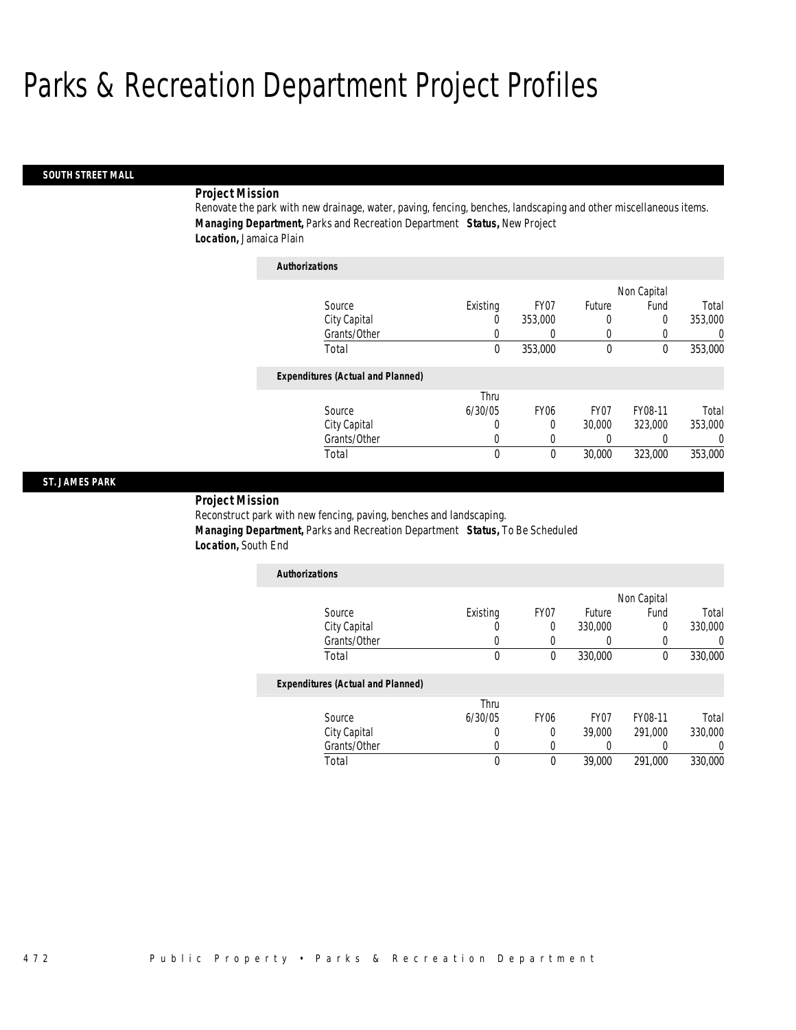# Parks & Recreation Department Project Profiles

## SOUTH STREET MALL

***Project Mission***

Renovate the park with new drainage, water, paving, fencing, benches, landscaping and other miscellaneous items.

***Managing Department,*** Parks and Recreation Department ***Status,*** New Project

***Location,*** Jamaica Plain

***Authorizations***

| Source | Existing | FY07 | Future | Non Capital Fund | Total |
|---|---|---|---|---|---|
| City Capital | 0 | 353,000 | 0 | 0 | 353,000 |
| Grants/Other | 0 | 0 | 0 | 0 | 0 |
| Total | 0 | 353,000 | 0 | 0 | 353,000 |

***Expenditures (Actual and Planned)***

| Source | Thru 6/30/05 | FY06 | FY07 | FY08-11 | Total |
|---|---|---|---|---|---|
| City Capital | 0 | 0 | 30,000 | 323,000 | 353,000 |
| Grants/Other | 0 | 0 | 0 | 0 | 0 |
| Total | 0 | 0 | 30,000 | 323,000 | 353,000 |

## ST. JAMES PARK

***Project Mission***

Reconstruct park with new fencing, paving, benches and landscaping.

***Managing Department,*** Parks and Recreation Department ***Status,*** To Be Scheduled

***Location,*** South End

***Authorizations***

| Source | Existing | FY07 | Future | Non Capital Fund | Total |
|---|---|---|---|---|---|
| City Capital | 0 | 0 | 330,000 | 0 | 330,000 |
| Grants/Other | 0 | 0 | 0 | 0 | 0 |
| Total | 0 | 0 | 330,000 | 0 | 330,000 |

***Expenditures (Actual and Planned)***

| Source | Thru 6/30/05 | FY06 | FY07 | FY08-11 | Total |
|---|---|---|---|---|---|
| City Capital | 0 | 0 | 39,000 | 291,000 | 330,000 |
| Grants/Other | 0 | 0 | 0 | 0 | 0 |
| Total | 0 | 0 | 39,000 | 291,000 | 330,000 |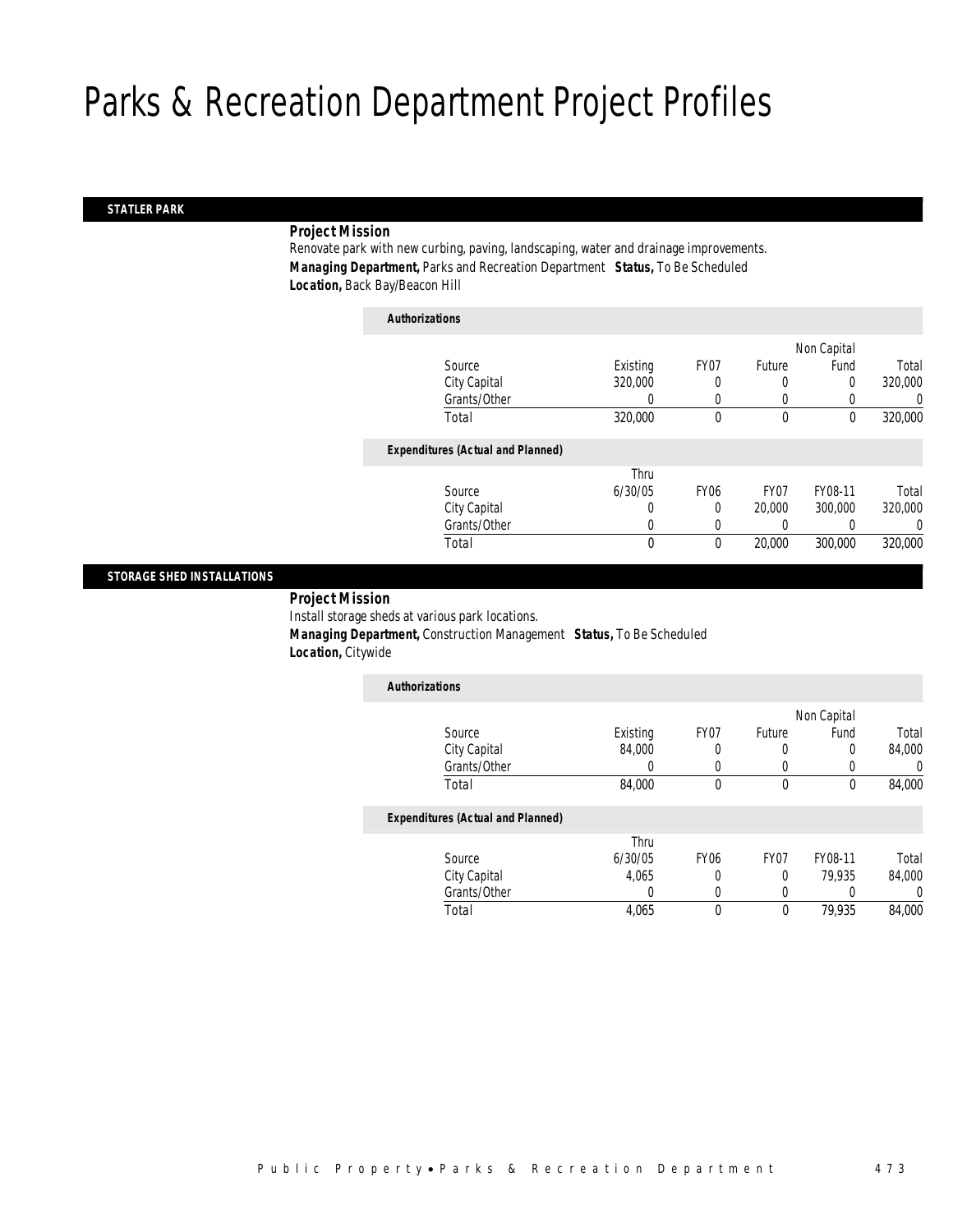# Parks & Recreation Department Project Profiles

## STATLER PARK

***Project Mission***

Renovate park with new curbing, paving, landscaping, water and drainage improvements.

***Managing Department,*** Parks and Recreation Department ***Status,*** To Be Scheduled

***Location,*** Back Bay/Beacon Hill

***Authorizations***

| Source | Existing | FY07 | Future | Non Capital Fund | Total |
|---|---|---|---|---|---|
| City Capital | 320,000 | 0 | 0 | 0 | 320,000 |
| Grants/Other | 0 | 0 | 0 | 0 | 0 |
| Total | 320,000 | 0 | 0 | 0 | 320,000 |

***Expenditures (Actual and Planned)***

| Source | Thru 6/30/05 | FY06 | FY07 | FY08-11 | Total |
|---|---|---|---|---|---|
| City Capital | 0 | 0 | 20,000 | 300,000 | 320,000 |
| Grants/Other | 0 | 0 | 0 | 0 | 0 |
| Total | 0 | 0 | 20,000 | 300,000 | 320,000 |

## STORAGE SHED INSTALLATIONS

***Project Mission***

Install storage sheds at various park locations.

***Managing Department,*** Construction Management ***Status,*** To Be Scheduled

***Location,*** Citywide

***Authorizations***

| Source | Existing | FY07 | Future | Non Capital Fund | Total |
|---|---|---|---|---|---|
| City Capital | 84,000 | 0 | 0 | 0 | 84,000 |
| Grants/Other | 0 | 0 | 0 | 0 | 0 |
| Total | 84,000 | 0 | 0 | 0 | 84,000 |

***Expenditures (Actual and Planned)***

| Source | Thru 6/30/05 | FY06 | FY07 | FY08-11 | Total |
|---|---|---|---|---|---|
| City Capital | 4,065 | 0 | 0 | 79,935 | 84,000 |
| Grants/Other | 0 | 0 | 0 | 0 | 0 |
| Total | 4,065 | 0 | 0 | 79,935 | 84,000 |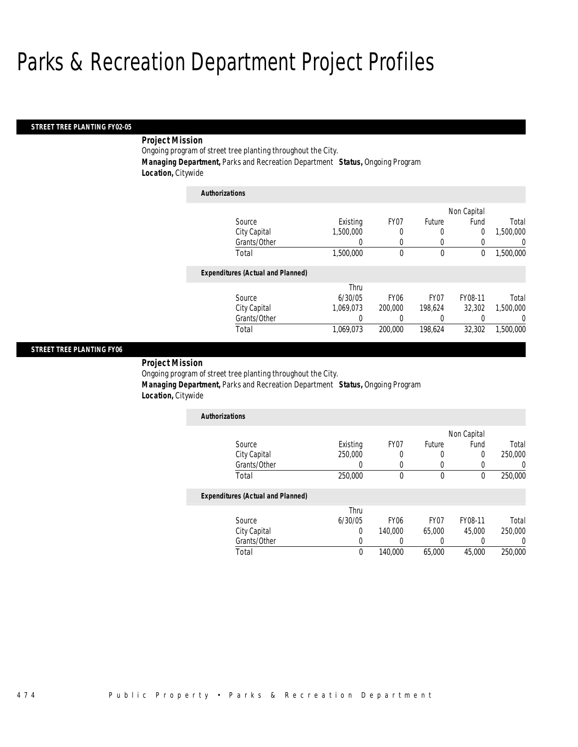# Parks & Recreation Department Project Profiles

## STREET TREE PLANTING FY02-05

**Project Mission**

Ongoing program of street tree planting throughout the City.

**Managing Department,** Parks and Recreation Department **Status,** Ongoing Program

**Location,** Citywide

*Authorizations*

| Source | Existing | FY07 | Future | Non Capital Fund | Total |
|---|---|---|---|---|---|
| City Capital | 1,500,000 | 0 | 0 | 0 | 1,500,000 |
| Grants/Other | 0 | 0 | 0 | 0 | 0 |
| Total | 1,500,000 | 0 | 0 | 0 | 1,500,000 |

*Expenditures (Actual and Planned)*

| Source | Thru 6/30/05 | FY06 | FY07 | FY08-11 | Total |
|---|---|---|---|---|---|
| City Capital | 1,069,073 | 200,000 | 198,624 | 32,302 | 1,500,000 |
| Grants/Other | 0 | 0 | 0 | 0 | 0 |
| Total | 1,069,073 | 200,000 | 198,624 | 32,302 | 1,500,000 |

## STREET TREE PLANTING FY06

**Project Mission**

Ongoing program of street tree planting throughout the City.

**Managing Department,** Parks and Recreation Department **Status,** Ongoing Program

**Location,** Citywide

*Authorizations*

| Source | Existing | FY07 | Future | Non Capital Fund | Total |
|---|---|---|---|---|---|
| City Capital | 250,000 | 0 | 0 | 0 | 250,000 |
| Grants/Other | 0 | 0 | 0 | 0 | 0 |
| Total | 250,000 | 0 | 0 | 0 | 250,000 |

*Expenditures (Actual and Planned)*

| Source | Thru 6/30/05 | FY06 | FY07 | FY08-11 | Total |
|---|---|---|---|---|---|
| City Capital | 0 | 140,000 | 65,000 | 45,000 | 250,000 |
| Grants/Other | 0 | 0 | 0 | 0 | 0 |
| Total | 0 | 140,000 | 65,000 | 45,000 | 250,000 |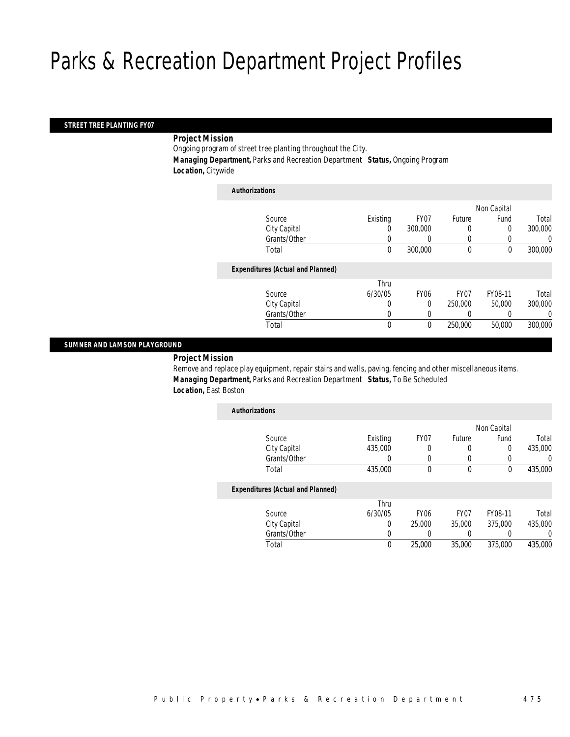# Parks & Recreation Department Project Profiles

## STREET TREE PLANTING FY07

***Project Mission***

Ongoing program of street tree planting throughout the City.

***Managing Department,*** Parks and Recreation Department ***Status,*** Ongoing Program

***Location,*** Citywide

***Authorizations***

| Source | Existing | FY07 | Future | Non Capital Fund | Total |
|---|---|---|---|---|---|
| City Capital | 0 | 300,000 | 0 | 0 | 300,000 |
| Grants/Other | 0 | 0 | 0 | 0 | 0 |
| Total | 0 | 300,000 | 0 | 0 | 300,000 |

***Expenditures (Actual and Planned)***

| Source | Thru 6/30/05 | FY06 | FY07 | FY08-11 | Total |
|---|---|---|---|---|---|
| City Capital | 0 | 0 | 250,000 | 50,000 | 300,000 |
| Grants/Other | 0 | 0 | 0 | 0 | 0 |
| Total | 0 | 0 | 250,000 | 50,000 | 300,000 |

## SUMNER AND LAMSON PLAYGROUND

***Project Mission***

Remove and replace play equipment, repair stairs and walls, paving, fencing and other miscellaneous items.

***Managing Department,*** Parks and Recreation Department ***Status,*** To Be Scheduled

***Location,*** East Boston

***Authorizations***

| Source | Existing | FY07 | Future | Non Capital Fund | Total |
|---|---|---|---|---|---|
| City Capital | 435,000 | 0 | 0 | 0 | 435,000 |
| Grants/Other | 0 | 0 | 0 | 0 | 0 |
| Total | 435,000 | 0 | 0 | 0 | 435,000 |

***Expenditures (Actual and Planned)***

| Source | Thru 6/30/05 | FY06 | FY07 | FY08-11 | Total |
|---|---|---|---|---|---|
| City Capital | 0 | 25,000 | 35,000 | 375,000 | 435,000 |
| Grants/Other | 0 | 0 | 0 | 0 | 0 |
| Total | 0 | 25,000 | 35,000 | 375,000 | 435,000 |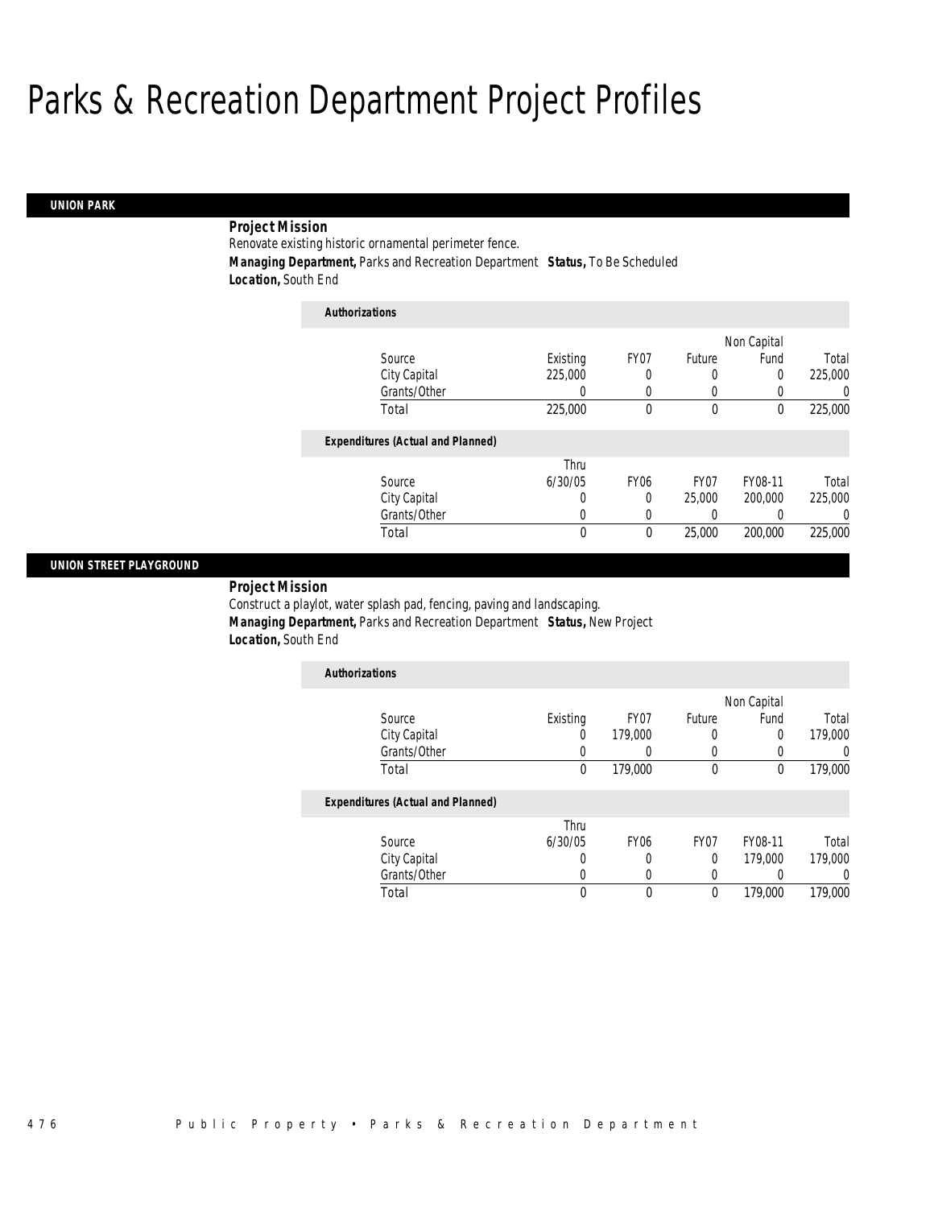# Parks & Recreation Department Project Profiles

## UNION PARK

**Project Mission**

Renovate existing historic ornamental perimeter fence.

**Managing Department,** Parks and Recreation Department **Status,** To Be Scheduled

**Location,** South End

***Authorizations***

| Source | Existing | FY07 | Future | Non Capital Fund | Total |
|---|---|---|---|---|---|
| City Capital | 225,000 | 0 | 0 | 0 | 225,000 |
| Grants/Other | 0 | 0 | 0 | 0 | 0 |
| Total | 225,000 | 0 | 0 | 0 | 225,000 |

***Expenditures (Actual and Planned)***

| Source | Thru 6/30/05 | FY06 | FY07 | FY08-11 | Total |
|---|---|---|---|---|---|
| City Capital | 0 | 0 | 25,000 | 200,000 | 225,000 |
| Grants/Other | 0 | 0 | 0 | 0 | 0 |
| Total | 0 | 0 | 25,000 | 200,000 | 225,000 |

## UNION STREET PLAYGROUND

**Project Mission**

Construct a playlot, water splash pad, fencing, paving and landscaping.

**Managing Department,** Parks and Recreation Department **Status,** New Project

**Location,** South End

***Authorizations***

| Source | Existing | FY07 | Future | Non Capital Fund | Total |
|---|---|---|---|---|---|
| City Capital | 0 | 179,000 | 0 | 0 | 179,000 |
| Grants/Other | 0 | 0 | 0 | 0 | 0 |
| Total | 0 | 179,000 | 0 | 0 | 179,000 |

***Expenditures (Actual and Planned)***

| Source | Thru 6/30/05 | FY06 | FY07 | FY08-11 | Total |
|---|---|---|---|---|---|
| City Capital | 0 | 0 | 0 | 179,000 | 179,000 |
| Grants/Other | 0 | 0 | 0 | 0 | 0 |
| Total | 0 | 0 | 0 | 179,000 | 179,000 |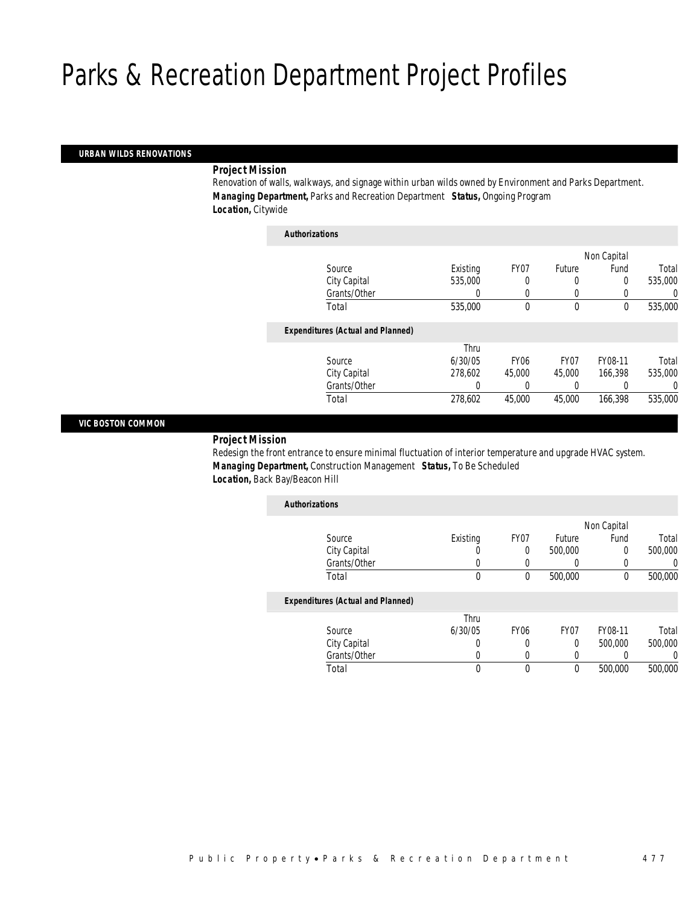# Parks & Recreation Department Project Profiles

## URBAN WILDS RENOVATIONS

***Project Mission***

Renovation of walls, walkways, and signage within urban wilds owned by Environment and Parks Department.

***Managing Department,*** Parks and Recreation Department ***Status,*** Ongoing Program

***Location,*** Citywide

***Authorizations***

| Source | Existing | FY07 | Future | Non Capital Fund | Total |
|---|---|---|---|---|---|
| City Capital | 535,000 | 0 | 0 | 0 | 535,000 |
| Grants/Other | 0 | 0 | 0 | 0 | 0 |
| Total | 535,000 | 0 | 0 | 0 | 535,000 |

***Expenditures (Actual and Planned)***

| Source | Thru 6/30/05 | FY06 | FY07 | FY08-11 | Total |
|---|---|---|---|---|---|
| City Capital | 278,602 | 45,000 | 45,000 | 166,398 | 535,000 |
| Grants/Other | 0 | 0 | 0 | 0 | 0 |
| Total | 278,602 | 45,000 | 45,000 | 166,398 | 535,000 |

## VIC BOSTON COMMON

***Project Mission***

Redesign the front entrance to ensure minimal fluctuation of interior temperature and upgrade HVAC system.

***Managing Department,*** Construction Management ***Status,*** To Be Scheduled

***Location,*** Back Bay/Beacon Hill

***Authorizations***

| Source | Existing | FY07 | Future | Non Capital Fund | Total |
|---|---|---|---|---|---|
| City Capital | 0 | 0 | 500,000 | 0 | 500,000 |
| Grants/Other | 0 | 0 | 0 | 0 | 0 |
| Total | 0 | 0 | 500,000 | 0 | 500,000 |

***Expenditures (Actual and Planned)***

| Source | Thru 6/30/05 | FY06 | FY07 | FY08-11 | Total |
|---|---|---|---|---|---|
| City Capital | 0 | 0 | 0 | 500,000 | 500,000 |
| Grants/Other | 0 | 0 | 0 | 0 | 0 |
| Total | 0 | 0 | 0 | 500,000 | 500,000 |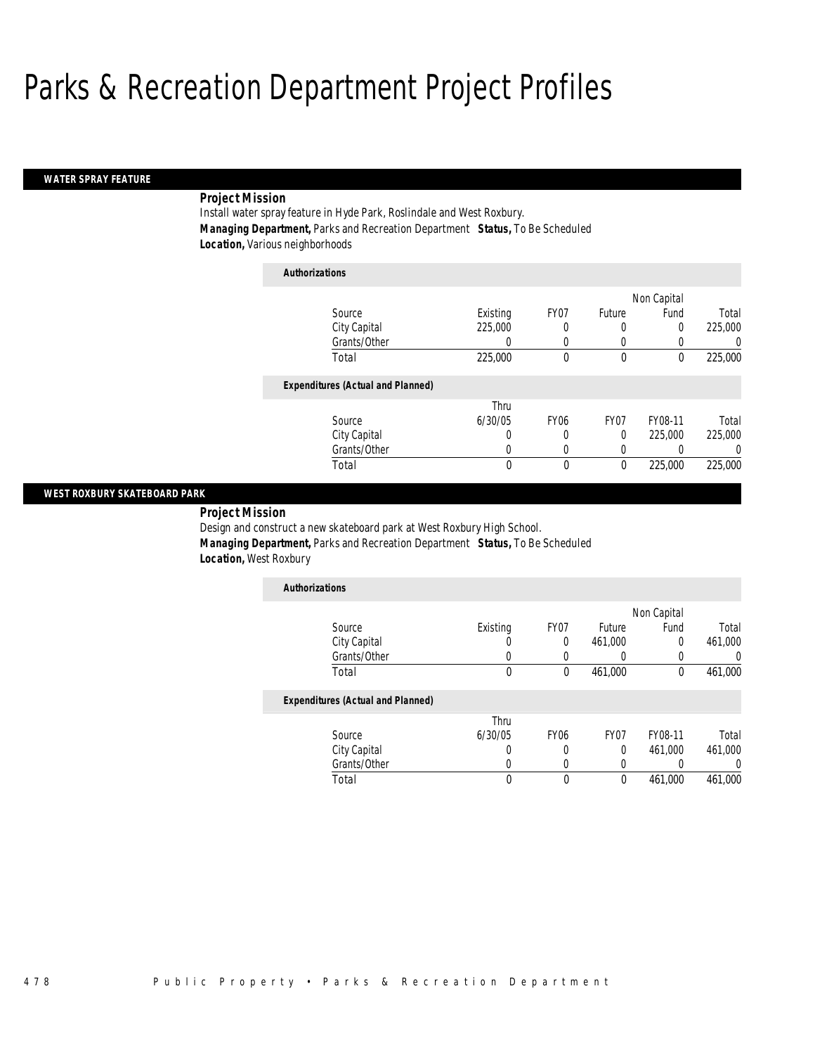# Parks & Recreation Department Project Profiles

## WATER SPRAY FEATURE

**Project Mission**

Install water spray feature in Hyde Park, Roslindale and West Roxbury.

**Managing Department,** Parks and Recreation Department **Status,** To Be Scheduled

**Location,** Various neighborhoods

**Authorizations**

| Source | Existing | FY07 | Future | Non Capital Fund | Total |
|---|---|---|---|---|---|
| City Capital | 225,000 | 0 | 0 | 0 | 225,000 |
| Grants/Other | 0 | 0 | 0 | 0 | 0 |
| Total | 225,000 | 0 | 0 | 0 | 225,000 |

**Expenditures (Actual and Planned)**

| Source | Thru 6/30/05 | FY06 | FY07 | FY08-11 | Total |
|---|---|---|---|---|---|
| City Capital | 0 | 0 | 0 | 225,000 | 225,000 |
| Grants/Other | 0 | 0 | 0 | 0 | 0 |
| Total | 0 | 0 | 0 | 225,000 | 225,000 |

## WEST ROXBURY SKATEBOARD PARK

**Project Mission**

Design and construct a new skateboard park at West Roxbury High School.

**Managing Department,** Parks and Recreation Department **Status,** To Be Scheduled

**Location,** West Roxbury

**Authorizations**

| Source | Existing | FY07 | Future | Non Capital Fund | Total |
|---|---|---|---|---|---|
| City Capital | 0 | 0 | 461,000 | 0 | 461,000 |
| Grants/Other | 0 | 0 | 0 | 0 | 0 |
| Total | 0 | 0 | 461,000 | 0 | 461,000 |

**Expenditures (Actual and Planned)**

| Source | Thru 6/30/05 | FY06 | FY07 | FY08-11 | Total |
|---|---|---|---|---|---|
| City Capital | 0 | 0 | 0 | 461,000 | 461,000 |
| Grants/Other | 0 | 0 | 0 | 0 | 0 |
| Total | 0 | 0 | 0 | 461,000 | 461,000 |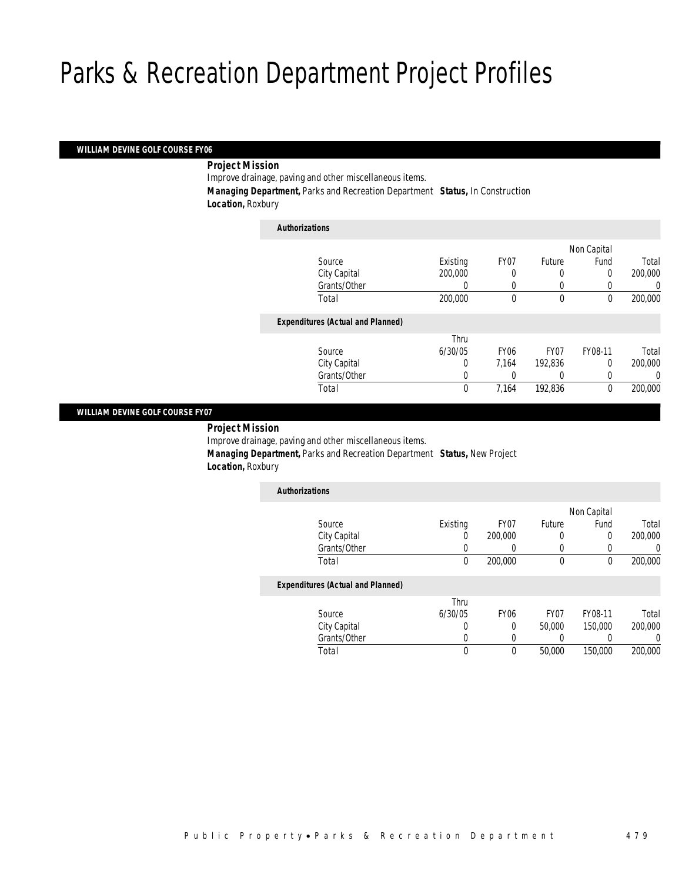# Parks & Recreation Department Project Profiles

## WILLIAM DEVINE GOLF COURSE FY06

***Project Mission***

Improve drainage, paving and other miscellaneous items.

***Managing Department,*** Parks and Recreation Department ***Status,*** In Construction

***Location,*** Roxbury

***Authorizations***

| Source | Existing | FY07 | Future | Non Capital Fund | Total |
|---|---|---|---|---|---|
| City Capital | 200,000 | 0 | 0 | 0 | 200,000 |
| Grants/Other | 0 | 0 | 0 | 0 | 0 |
| Total | 200,000 | 0 | 0 | 0 | 200,000 |

***Expenditures (Actual and Planned)***

| Source | Thru 6/30/05 | FY06 | FY07 | FY08-11 | Total |
|---|---|---|---|---|---|
| City Capital | 0 | 7,164 | 192,836 | 0 | 200,000 |
| Grants/Other | 0 | 0 | 0 | 0 | 0 |
| Total | 0 | 7,164 | 192,836 | 0 | 200,000 |

## WILLIAM DEVINE GOLF COURSE FY07

***Project Mission***

Improve drainage, paving and other miscellaneous items.

***Managing Department,*** Parks and Recreation Department ***Status,*** New Project

***Location,*** Roxbury

***Authorizations***

| Source | Existing | FY07 | Future | Non Capital Fund | Total |
|---|---|---|---|---|---|
| City Capital | 0 | 200,000 | 0 | 0 | 200,000 |
| Grants/Other | 0 | 0 | 0 | 0 | 0 |
| Total | 0 | 200,000 | 0 | 0 | 200,000 |

***Expenditures (Actual and Planned)***

| Source | Thru 6/30/05 | FY06 | FY07 | FY08-11 | Total |
|---|---|---|---|---|---|
| City Capital | 0 | 0 | 50,000 | 150,000 | 200,000 |
| Grants/Other | 0 | 0 | 0 | 0 | 0 |
| Total | 0 | 0 | 50,000 | 150,000 | 200,000 |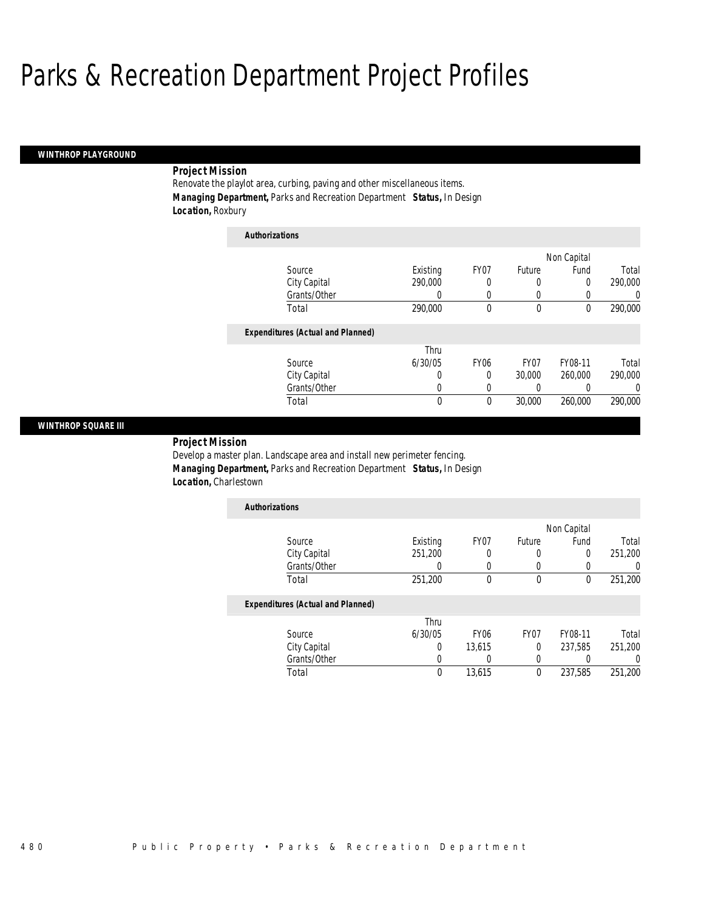# Parks & Recreation Department Project Profiles

## WINTHROP PLAYGROUND

### Project Mission

Renovate the playlot area, curbing, paving and other miscellaneous items.

***Managing Department,*** Parks and Recreation Department ***Status,*** In Design

***Location,*** Roxbury

**Authorizations**

| Source | Existing | FY07 | Future | Non Capital Fund | Total |
|---|---|---|---|---|---|
| City Capital | 290,000 | 0 | 0 | 0 | 290,000 |
| Grants/Other | 0 | 0 | 0 | 0 | 0 |
| Total | 290,000 | 0 | 0 | 0 | 290,000 |

**Expenditures (Actual and Planned)**

| Source | Thru 6/30/05 | FY06 | FY07 | FY08-11 | Total |
|---|---|---|---|---|---|
| City Capital | 0 | 0 | 30,000 | 260,000 | 290,000 |
| Grants/Other | 0 | 0 | 0 | 0 | 0 |
| Total | 0 | 0 | 30,000 | 260,000 | 290,000 |

## WINTHROP SQUARE III

### Project Mission

Develop a master plan. Landscape area and install new perimeter fencing.

***Managing Department,*** Parks and Recreation Department ***Status,*** In Design

***Location,*** Charlestown

**Authorizations**

| Source | Existing | FY07 | Future | Non Capital Fund | Total |
|---|---|---|---|---|---|
| City Capital | 251,200 | 0 | 0 | 0 | 251,200 |
| Grants/Other | 0 | 0 | 0 | 0 | 0 |
| Total | 251,200 | 0 | 0 | 0 | 251,200 |

**Expenditures (Actual and Planned)**

| Source | Thru 6/30/05 | FY06 | FY07 | FY08-11 | Total |
|---|---|---|---|---|---|
| City Capital | 0 | 13,615 | 0 | 237,585 | 251,200 |
| Grants/Other | 0 | 0 | 0 | 0 | 0 |
| Total | 0 | 13,615 | 0 | 237,585 | 251,200 |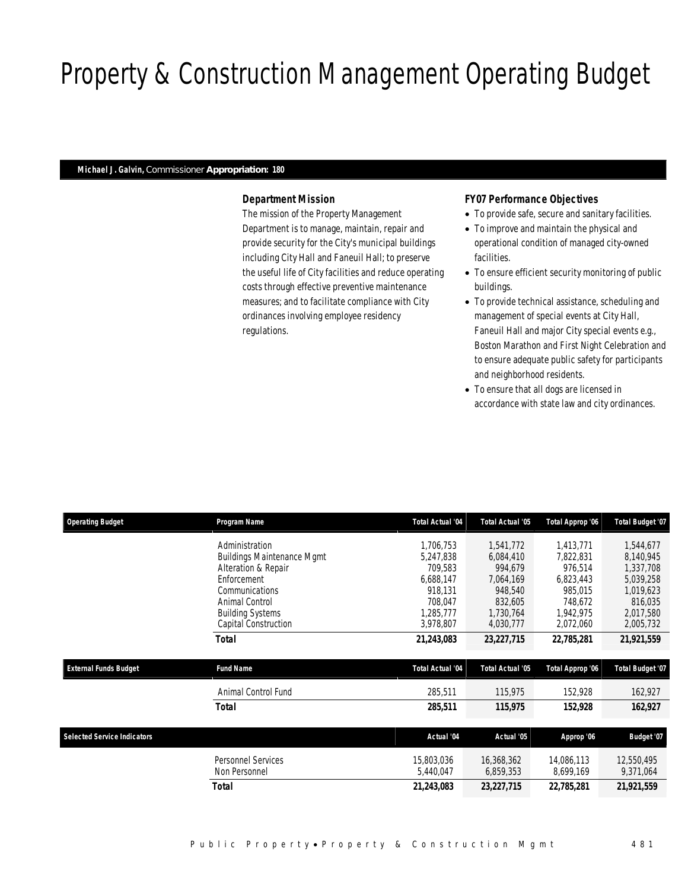# Property & Construction Management Operating Budget

**Michael J. Galvin,** Commissioner **Appropriation: 180**

### *Department Mission*

*The mission of the Property Management Department is to manage, maintain, repair and provide security for the City's municipal buildings including City Hall and Faneuil Hall; to preserve the useful life of City facilities and reduce operating costs through effective preventive maintenance measures; and to facilitate compliance with City ordinances involving employee residency regulations.*

### *FY07 Performance Objectives*

- *To provide safe, secure and sanitary facilities.*
- *To improve and maintain the physical and operational condition of managed city-owned facilities.*
- *To ensure efficient security monitoring of public buildings.*
- *To provide technical assistance, scheduling and management of special events at City Hall, Faneuil Hall and major City special events e.g., Boston Marathon and First Night Celebration and to ensure adequate public safety for participants and neighborhood residents.*
- *To ensure that all dogs are licensed in accordance with state law and city ordinances.*

| Operating Budget | Program Name | Total Actual '04 | Total Actual '05 | Total Approp '06 | Total Budget '07 |
|---|---|---|---|---|---|
| | Administration | 1,706,753 | 1,541,772 | 1,413,771 | 1,544,677 |
| | Buildings Maintenance Mgmt | 5,247,838 | 6,084,410 | 7,822,831 | 8,140,945 |
| | Alteration & Repair | 709,583 | 994,679 | 976,514 | 1,337,708 |
| | Enforcement | 6,688,147 | 7,064,169 | 6,823,443 | 5,039,258 |
| | Communications | 918,131 | 948,540 | 985,015 | 1,019,623 |
| | Animal Control | 708,047 | 832,605 | 748,672 | 816,035 |
| | Building Systems | 1,285,777 | 1,730,764 | 1,942,975 | 2,017,580 |
| | Capital Construction | 3,978,807 | 4,030,777 | 2,072,060 | 2,005,732 |
| | **Total** | **21,243,083** | **23,227,715** | **22,785,281** | **21,921,559** |

| External Funds Budget | Fund Name | Total Actual '04 | Total Actual '05 | Total Approp '06 | Total Budget '07 |
|---|---|---|---|---|---|
| | Animal Control Fund | 285,511 | 115,975 | 152,928 | 162,927 |
| | **Total** | **285,511** | **115,975** | **152,928** | **162,927** |

| Selected Service Indicators | | Actual '04 | Actual '05 | Approp '06 | Budget '07 |
|---|---|---|---|---|---|
| | Personnel Services | 15,803,036 | 16,368,362 | 14,086,113 | 12,550,495 |
| | Non Personnel | 5,440,047 | 6,859,353 | 8,699,169 | 9,371,064 |
| | **Total** | **21,243,083** | **23,227,715** | **22,785,281** | **21,921,559** |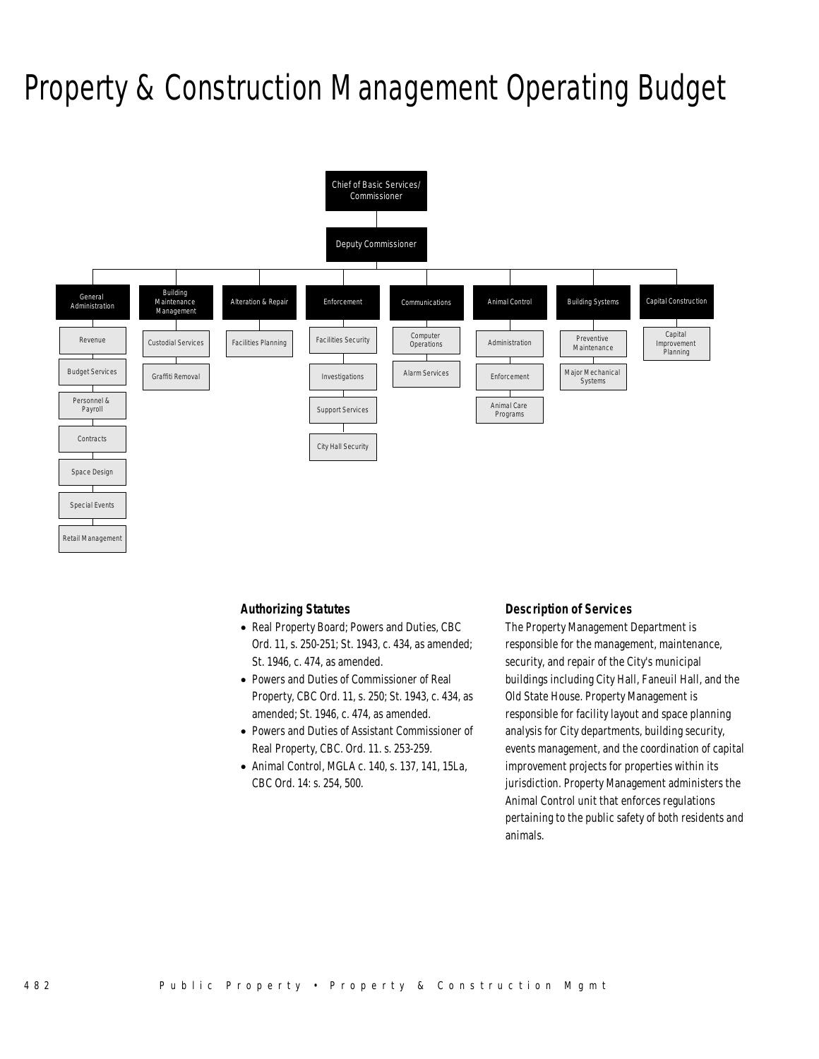# Property & Construction Management Operating Budget

- Chief of Basic Services/ Commissioner
  - Deputy Commissioner
    - General Administration
      - Revenue
      - Budget Services
      - Personnel & Payroll
      - Contracts
      - Space Design
      - Special Events
      - Retail Management
    - Building Maintenance Management
      - Custodial Services
      - Graffiti Removal
    - Alteration & Repair
      - Facilities Planning
    - Enforcement
      - Facilities Security
      - Investigations
      - Support Services
      - City Hall Security
    - Communications
      - Computer Operations
      - Alarm Services
    - Animal Control
      - Administration
      - Enforcement
      - Animal Care Programs
    - Building Systems
      - Preventive Maintenance
      - Major Mechanical Systems
    - Capital Construction
      - Capital Improvement Planning

### Authorizing Statutes

- Real Property Board; Powers and Duties, CBC Ord. 11, s. 250-251; St. 1943, c. 434, as amended; St. 1946, c. 474, as amended.
- Powers and Duties of Commissioner of Real Property, CBC Ord. 11, s. 250; St. 1943, c. 434, as amended; St. 1946, c. 474, as amended.
- Powers and Duties of Assistant Commissioner of Real Property, CBC. Ord. 11. s. 253-259.
- Animal Control, MGLA c. 140, s. 137, 141, 15La, CBC Ord. 14: s. 254, 500.

### Description of Services

The Property Management Department is responsible for the management, maintenance, security, and repair of the City's municipal buildings including City Hall, Faneuil Hall, and the Old State House. Property Management is responsible for facility layout and space planning analysis for City departments, building security, events management, and the coordination of capital improvement projects for properties within its jurisdiction. Property Management administers the Animal Control unit that enforces regulations pertaining to the public safety of both residents and animals.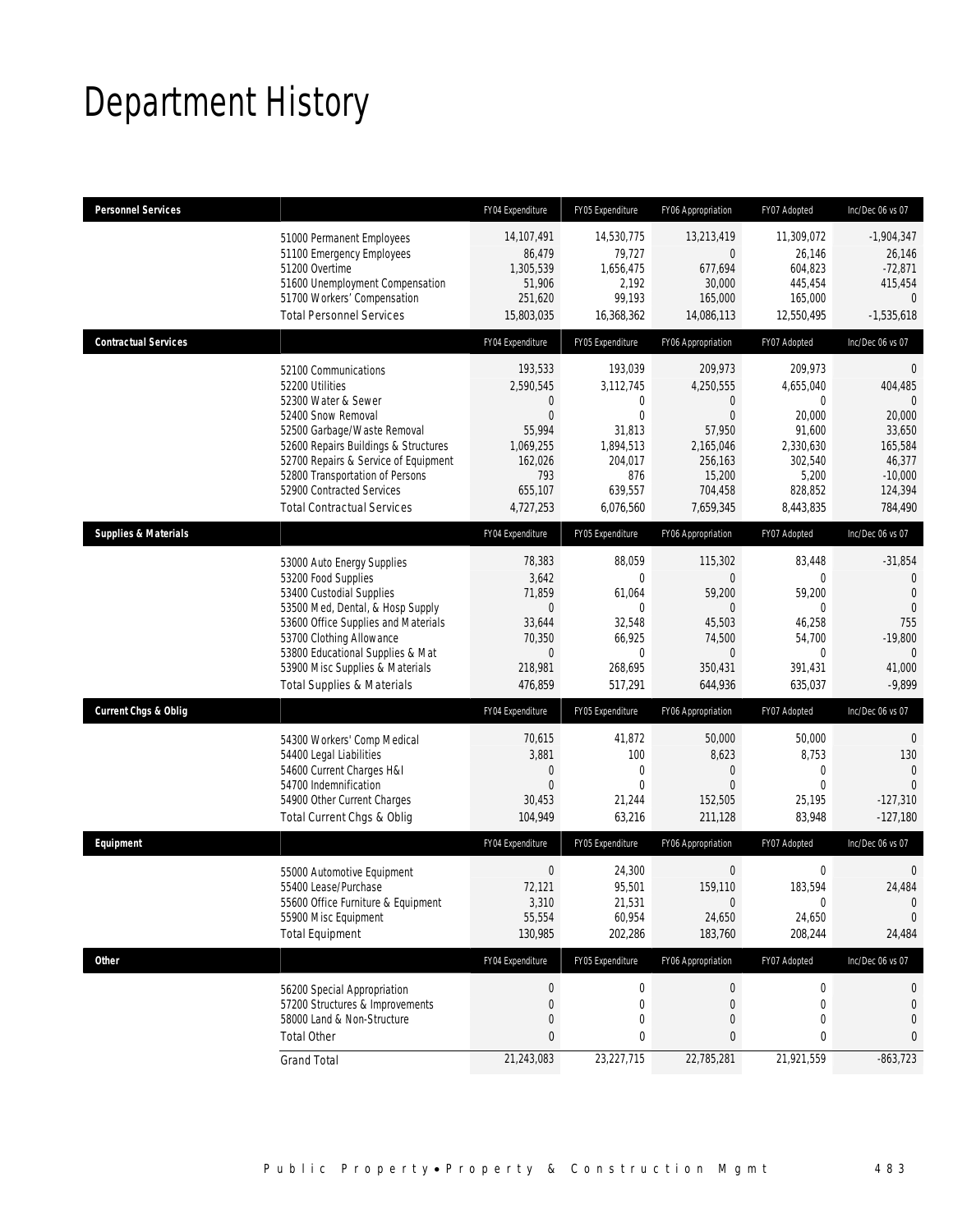# Department History

| Personnel Services | | FY04 Expenditure | FY05 Expenditure | FY06 Appropriation | FY07 Adopted | Inc/Dec 06 vs 07 |
|---|---|---|---|---|---|---|
| | 51000 Permanent Employees | 14,107,491 | 14,530,775 | 13,213,419 | 11,309,072 | -1,904,347 |
| | 51100 Emergency Employees | 86,479 | 79,727 | 0 | 26,146 | 26,146 |
| | 51200 Overtime | 1,305,539 | 1,656,475 | 677,694 | 604,823 | -72,871 |
| | 51600 Unemployment Compensation | 51,906 | 2,192 | 30,000 | 445,454 | 415,454 |
| | 51700 Workers' Compensation | 251,620 | 99,193 | 165,000 | 165,000 | 0 |
| | Total Personnel Services | 15,803,035 | 16,368,362 | 14,086,113 | 12,550,495 | -1,535,618 |
| **Contractual Services** | | FY04 Expenditure | FY05 Expenditure | FY06 Appropriation | FY07 Adopted | Inc/Dec 06 vs 07 |
| | 52100 Communications | 193,533 | 193,039 | 209,973 | 209,973 | 0 |
| | 52200 Utilities | 2,590,545 | 3,112,745 | 4,250,555 | 4,655,040 | 404,485 |
| | 52300 Water & Sewer | 0 | 0 | 0 | 0 | 0 |
| | 52400 Snow Removal | 0 | 0 | 0 | 20,000 | 20,000 |
| | 52500 Garbage/Waste Removal | 55,994 | 31,813 | 57,950 | 91,600 | 33,650 |
| | 52600 Repairs Buildings & Structures | 1,069,255 | 1,894,513 | 2,165,046 | 2,330,630 | 165,584 |
| | 52700 Repairs & Service of Equipment | 162,026 | 204,017 | 256,163 | 302,540 | 46,377 |
| | 52800 Transportation of Persons | 793 | 876 | 15,200 | 5,200 | -10,000 |
| | 52900 Contracted Services | 655,107 | 639,557 | 704,458 | 828,852 | 124,394 |
| | Total Contractual Services | 4,727,253 | 6,076,560 | 7,659,345 | 8,443,835 | 784,490 |
| **Supplies & Materials** | | FY04 Expenditure | FY05 Expenditure | FY06 Appropriation | FY07 Adopted | Inc/Dec 06 vs 07 |
| | 53000 Auto Energy Supplies | 78,383 | 88,059 | 115,302 | 83,448 | -31,854 |
| | 53200 Food Supplies | 3,642 | 0 | 0 | 0 | 0 |
| | 53400 Custodial Supplies | 71,859 | 61,064 | 59,200 | 59,200 | 0 |
| | 53500 Med, Dental, & Hosp Supply | 0 | 0 | 0 | 0 | 0 |
| | 53600 Office Supplies and Materials | 33,644 | 32,548 | 45,503 | 46,258 | 755 |
| | 53700 Clothing Allowance | 70,350 | 66,925 | 74,500 | 54,700 | -19,800 |
| | 53800 Educational Supplies & Mat | 0 | 0 | 0 | 0 | 0 |
| | 53900 Misc Supplies & Materials | 218,981 | 268,695 | 350,431 | 391,431 | 41,000 |
| | Total Supplies & Materials | 476,859 | 517,291 | 644,936 | 635,037 | -9,899 |
| **Current Chgs & Oblig** | | FY04 Expenditure | FY05 Expenditure | FY06 Appropriation | FY07 Adopted | Inc/Dec 06 vs 07 |
| | 54300 Workers' Comp Medical | 70,615 | 41,872 | 50,000 | 50,000 | 0 |
| | 54400 Legal Liabilities | 3,881 | 100 | 8,623 | 8,753 | 130 |
| | 54600 Current Charges H&I | 0 | 0 | 0 | 0 | 0 |
| | 54700 Indemnification | 0 | 0 | 0 | 0 | 0 |
| | 54900 Other Current Charges | 30,453 | 21,244 | 152,505 | 25,195 | -127,310 |
| | Total Current Chgs & Oblig | 104,949 | 63,216 | 211,128 | 83,948 | -127,180 |
| **Equipment** | | FY04 Expenditure | FY05 Expenditure | FY06 Appropriation | FY07 Adopted | Inc/Dec 06 vs 07 |
| | 55000 Automotive Equipment | 0 | 24,300 | 0 | 0 | 0 |
| | 55400 Lease/Purchase | 72,121 | 95,501 | 159,110 | 183,594 | 24,484 |
| | 55600 Office Furniture & Equipment | 3,310 | 21,531 | 0 | 0 | 0 |
| | 55900 Misc Equipment | 55,554 | 60,954 | 24,650 | 24,650 | 0 |
| | Total Equipment | 130,985 | 202,286 | 183,760 | 208,244 | 24,484 |
| **Other** | | FY04 Expenditure | FY05 Expenditure | FY06 Appropriation | FY07 Adopted | Inc/Dec 06 vs 07 |
| | 56200 Special Appropriation | 0 | 0 | 0 | 0 | 0 |
| | 57200 Structures & Improvements | 0 | 0 | 0 | 0 | 0 |
| | 58000 Land & Non-Structure | 0 | 0 | 0 | 0 | 0 |
| | Total Other | 0 | 0 | 0 | 0 | 0 |
| | Grand Total | 21,243,083 | 23,227,715 | 22,785,281 | 21,921,559 | -863,723 |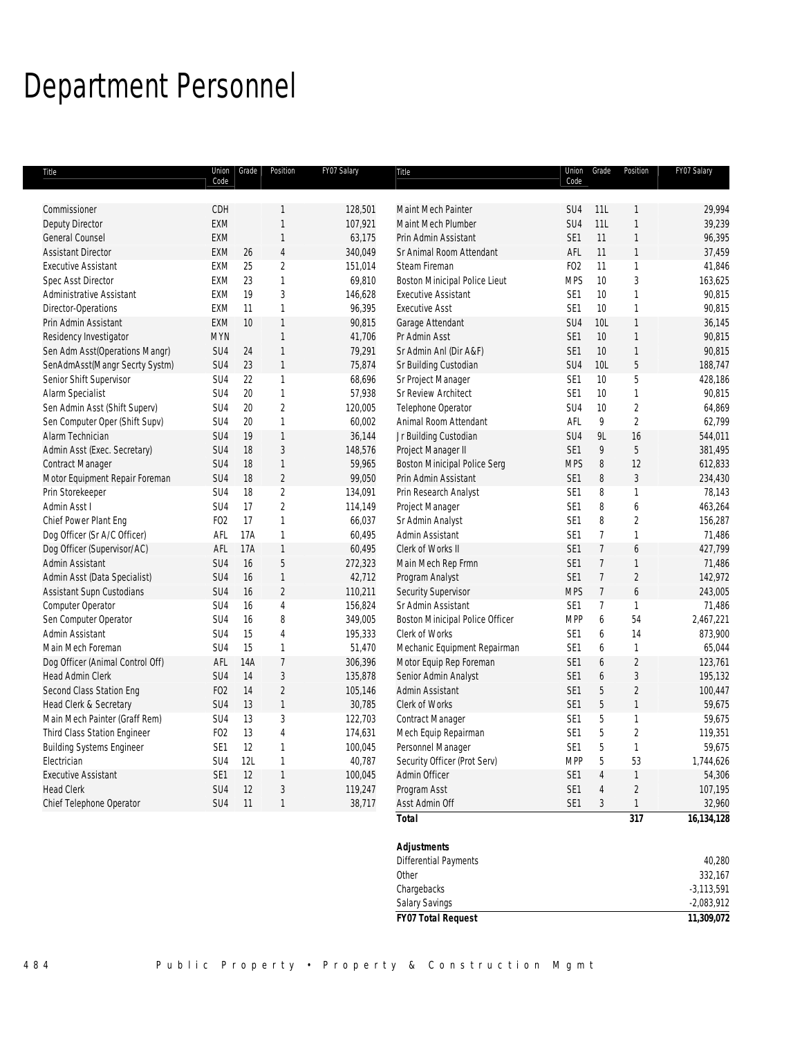# Department Personnel

| Title | Union Code | Grade | Position | FY07 Salary |
|---|---|---|---|---|
| Commissioner | CDH | | 1 | 128,501 |
| Deputy Director | EXM | | 1 | 107,921 |
| General Counsel | EXM | | 1 | 63,175 |
| Assistant Director | EXM | 26 | 4 | 340,049 |
| Executive Assistant | EXM | 25 | 2 | 151,014 |
| Spec Asst Director | EXM | 23 | 1 | 69,810 |
| Administrative Assistant | EXM | 19 | 3 | 146,628 |
| Director-Operations | EXM | 11 | 1 | 96,395 |
| Prin Admin Assistant | EXM | 10 | 1 | 90,815 |
| Residency Investigator | MYN | | 1 | 41,706 |
| Sen Adm Asst(Operations Mangr) | SU4 | 24 | 1 | 79,291 |
| SenAdmAsst(Mangr Secrty Systm) | SU4 | 23 | 1 | 75,874 |
| Senior Shift Supervisor | SU4 | 22 | 1 | 68,696 |
| Alarm Specialist | SU4 | 20 | 1 | 57,938 |
| Sen Admin Asst (Shift Superv) | SU4 | 20 | 2 | 120,005 |
| Sen Computer Oper (Shift Supv) | SU4 | 20 | 1 | 60,002 |
| Alarm Technician | SU4 | 19 | 1 | 36,144 |
| Admin Asst (Exec. Secretary) | SU4 | 18 | 3 | 148,576 |
| Contract Manager | SU4 | 18 | 1 | 59,965 |
| Motor Equipment Repair Foreman | SU4 | 18 | 2 | 99,050 |
| Prin Storekeeper | SU4 | 18 | 2 | 134,091 |
| Admin Asst I | SU4 | 17 | 2 | 114,149 |
| Chief Power Plant Eng | FO2 | 17 | 1 | 66,037 |
| Dog Officer (Sr A/C Officer) | AFL | 17A | 1 | 60,495 |
| Dog Officer (Supervisor/AC) | AFL | 17A | 1 | 60,495 |
| Admin Assistant | SU4 | 16 | 5 | 272,323 |
| Admin Asst (Data Specialist) | SU4 | 16 | 1 | 42,712 |
| Assistant Supn Custodians | SU4 | 16 | 2 | 110,211 |
| Computer Operator | SU4 | 16 | 4 | 156,824 |
| Sen Computer Operator | SU4 | 16 | 8 | 349,005 |
| Admin Assistant | SU4 | 15 | 4 | 195,333 |
| Main Mech Foreman | SU4 | 15 | 1 | 51,470 |
| Dog Officer (Animal Control Off) | AFL | 14A | 7 | 306,396 |
| Head Admin Clerk | SU4 | 14 | 3 | 135,878 |
| Second Class Station Eng | FO2 | 14 | 2 | 105,146 |
| Head Clerk & Secretary | SU4 | 13 | 1 | 30,785 |
| Main Mech Painter (Graff Rem) | SU4 | 13 | 3 | 122,703 |
| Third Class Station Engineer | FO2 | 13 | 4 | 174,631 |
| Building Systems Engineer | SE1 | 12 | 1 | 100,045 |
| Electrician | SU4 | 12L | 1 | 40,787 |
| Executive Assistant | SE1 | 12 | 1 | 100,045 |
| Head Clerk | SU4 | 12 | 3 | 119,247 |
| Chief Telephone Operator | SU4 | 11 | 1 | 38,717 |
| Maint Mech Painter | SU4 | 11L | 1 | 29,994 |
| Maint Mech Plumber | SU4 | 11L | 1 | 39,239 |
| Prin Admin Assistant | SE1 | 11 | 1 | 96,395 |
| Sr Animal Room Attendant | AFL | 11 | 1 | 37,459 |
| Steam Fireman | FO2 | 11 | 1 | 41,846 |
| Boston Minicipal Police Lieut | MPS | 10 | 3 | 163,625 |
| Executive Assistant | SE1 | 10 | 1 | 90,815 |
| Executive Asst | SE1 | 10 | 1 | 90,815 |
| Garage Attendant | SU4 | 10L | 1 | 36,145 |
| Pr Admin Asst | SE1 | 10 | 1 | 90,815 |
| Sr Admin Anl (Dir A&F) | SE1 | 10 | 1 | 90,815 |
| Sr Building Custodian | SU4 | 10L | 5 | 188,747 |
| Sr Project Manager | SE1 | 10 | 5 | 428,186 |
| Sr Review Architect | SE1 | 10 | 1 | 90,815 |
| Telephone Operator | SU4 | 10 | 2 | 64,869 |
| Animal Room Attendant | AFL | 9 | 2 | 62,799 |
| Jr Building Custodian | SU4 | 9L | 16 | 544,011 |
| Project Manager II | SE1 | 9 | 5 | 381,495 |
| Boston Minicipal Police Serg | MPS | 8 | 12 | 612,833 |
| Prin Admin Assistant | SE1 | 8 | 3 | 234,430 |
| Prin Research Analyst | SE1 | 8 | 1 | 78,143 |
| Project Manager | SE1 | 8 | 6 | 463,264 |
| Sr Admin Analyst | SE1 | 8 | 2 | 156,287 |
| Admin Assistant | SE1 | 7 | 1 | 71,486 |
| Clerk of Works II | SE1 | 7 | 6 | 427,799 |
| Main Mech Rep Frmn | SE1 | 7 | 1 | 71,486 |
| Program Analyst | SE1 | 7 | 2 | 142,972 |
| Security Supervisor | MPS | 7 | 6 | 243,005 |
| Sr Admin Assistant | SE1 | 7 | 1 | 71,486 |
| Boston Minicipal Police Officer | MPP | 6 | 54 | 2,467,221 |
| Clerk of Works | SE1 | 6 | 14 | 873,900 |
| Mechanic Equipment Repairman | SE1 | 6 | 1 | 65,044 |
| Motor Equip Rep Foreman | SE1 | 6 | 2 | 123,761 |
| Senior Admin Analyst | SE1 | 6 | 3 | 195,132 |
| Admin Assistant | SE1 | 5 | 2 | 100,447 |
| Clerk of Works | SE1 | 5 | 1 | 59,675 |
| Contract Manager | SE1 | 5 | 1 | 59,675 |
| Mech Equip Repairman | SE1 | 5 | 2 | 119,351 |
| Personnel Manager | SE1 | 5 | 1 | 59,675 |
| Security Officer (Prot Serv) | MPP | 5 | 53 | 1,744,626 |
| Admin Officer | SE1 | 4 | 1 | 54,306 |
| Program Asst | SE1 | 4 | 2 | 107,195 |
| Asst Admin Off | SE1 | 3 | 1 | 32,960 |
| ***Total*** | | | ***317*** | ***16,134,128*** |

| ***Adjustments*** | |
|---|---|
| Differential Payments | 40,280 |
| Other | 332,167 |
| Chargebacks | -3,113,591 |
| Salary Savings | -2,083,912 |
| ***FY07 Total Request*** | ***11,309,072*** |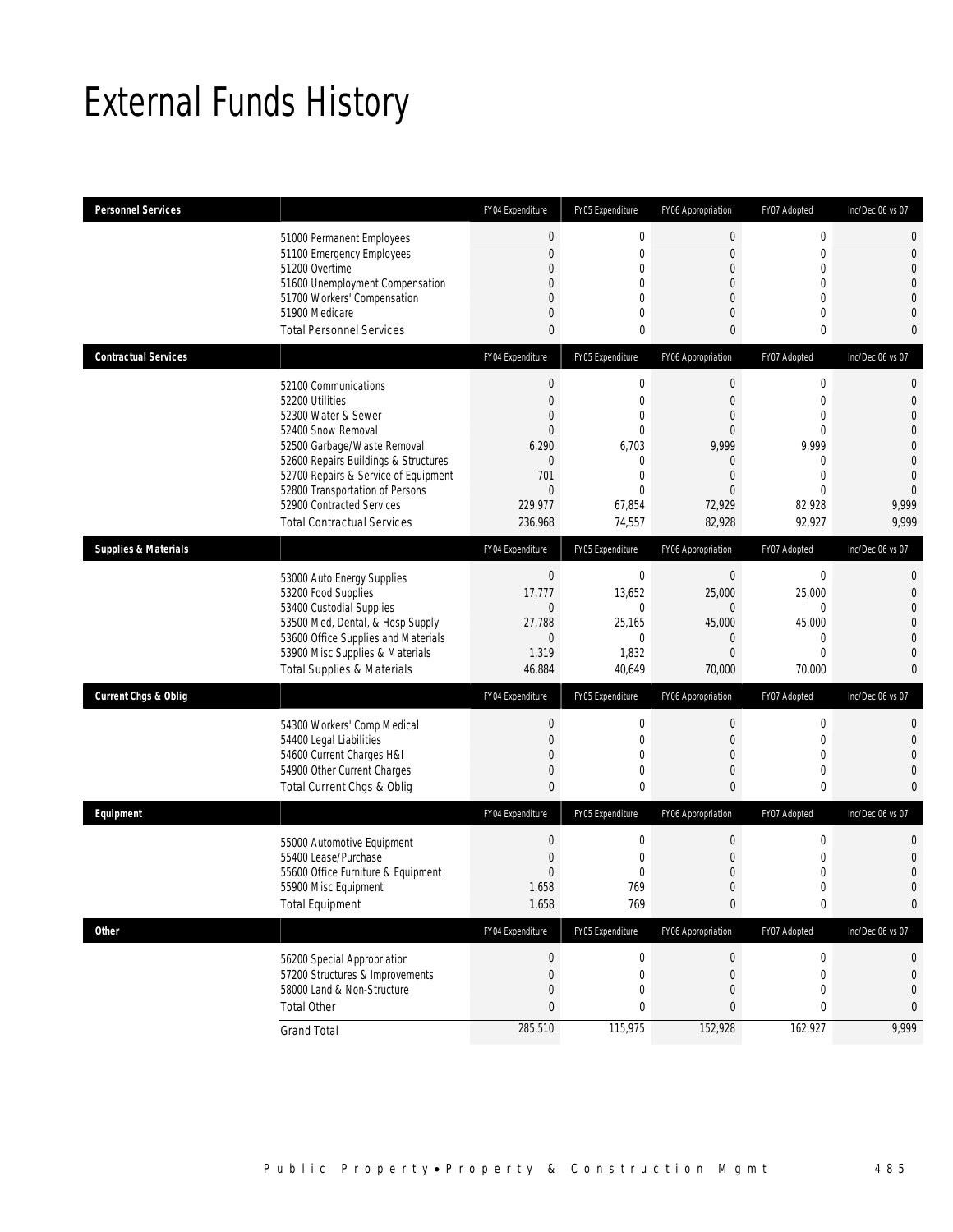# External Funds History

| Personnel Services | | FY04 Expenditure | FY05 Expenditure | FY06 Appropriation | FY07 Adopted | Inc/Dec 06 vs 07 |
|---|---|---|---|---|---|---|
| | 51000 Permanent Employees | 0 | 0 | 0 | 0 | 0 |
| | 51100 Emergency Employees | 0 | 0 | 0 | 0 | 0 |
| | 51200 Overtime | 0 | 0 | 0 | 0 | 0 |
| | 51600 Unemployment Compensation | 0 | 0 | 0 | 0 | 0 |
| | 51700 Workers' Compensation | 0 | 0 | 0 | 0 | 0 |
| | 51900 Medicare | 0 | 0 | 0 | 0 | 0 |
| | Total Personnel Services | 0 | 0 | 0 | 0 | 0 |
| **Contractual Services** | | FY04 Expenditure | FY05 Expenditure | FY06 Appropriation | FY07 Adopted | Inc/Dec 06 vs 07 |
| | 52100 Communications | 0 | 0 | 0 | 0 | 0 |
| | 52200 Utilities | 0 | 0 | 0 | 0 | 0 |
| | 52300 Water & Sewer | 0 | 0 | 0 | 0 | 0 |
| | 52400 Snow Removal | 0 | 0 | 0 | 0 | 0 |
| | 52500 Garbage/Waste Removal | 6,290 | 6,703 | 9,999 | 9,999 | 0 |
| | 52600 Repairs Buildings & Structures | 0 | 0 | 0 | 0 | 0 |
| | 52700 Repairs & Service of Equipment | 701 | 0 | 0 | 0 | 0 |
| | 52800 Transportation of Persons | 0 | 0 | 0 | 0 | 0 |
| | 52900 Contracted Services | 229,977 | 67,854 | 72,929 | 82,928 | 9,999 |
| | Total Contractual Services | 236,968 | 74,557 | 82,928 | 92,927 | 9,999 |
| **Supplies & Materials** | | FY04 Expenditure | FY05 Expenditure | FY06 Appropriation | FY07 Adopted | Inc/Dec 06 vs 07 |
| | 53000 Auto Energy Supplies | 0 | 0 | 0 | 0 | 0 |
| | 53200 Food Supplies | 17,777 | 13,652 | 25,000 | 25,000 | 0 |
| | 53400 Custodial Supplies | 0 | 0 | 0 | 0 | 0 |
| | 53500 Med, Dental, & Hosp Supply | 27,788 | 25,165 | 45,000 | 45,000 | 0 |
| | 53600 Office Supplies and Materials | 0 | 0 | 0 | 0 | 0 |
| | 53900 Misc Supplies & Materials | 1,319 | 1,832 | 0 | 0 | 0 |
| | Total Supplies & Materials | 46,884 | 40,649 | 70,000 | 70,000 | 0 |
| **Current Chgs & Oblig** | | FY04 Expenditure | FY05 Expenditure | FY06 Appropriation | FY07 Adopted | Inc/Dec 06 vs 07 |
| | 54300 Workers' Comp Medical | 0 | 0 | 0 | 0 | 0 |
| | 54400 Legal Liabilities | 0 | 0 | 0 | 0 | 0 |
| | 54600 Current Charges H&I | 0 | 0 | 0 | 0 | 0 |
| | 54900 Other Current Charges | 0 | 0 | 0 | 0 | 0 |
| | Total Current Chgs & Oblig | 0 | 0 | 0 | 0 | 0 |
| **Equipment** | | FY04 Expenditure | FY05 Expenditure | FY06 Appropriation | FY07 Adopted | Inc/Dec 06 vs 07 |
| | 55000 Automotive Equipment | 0 | 0 | 0 | 0 | 0 |
| | 55400 Lease/Purchase | 0 | 0 | 0 | 0 | 0 |
| | 55600 Office Furniture & Equipment | 0 | 0 | 0 | 0 | 0 |
| | 55900 Misc Equipment | 1,658 | 769 | 0 | 0 | 0 |
| | Total Equipment | 1,658 | 769 | 0 | 0 | 0 |
| **Other** | | FY04 Expenditure | FY05 Expenditure | FY06 Appropriation | FY07 Adopted | Inc/Dec 06 vs 07 |
| | 56200 Special Appropriation | 0 | 0 | 0 | 0 | 0 |
| | 57200 Structures & Improvements | 0 | 0 | 0 | 0 | 0 |
| | 58000 Land & Non-Structure | 0 | 0 | 0 | 0 | 0 |
| | Total Other | 0 | 0 | 0 | 0 | 0 |
| | Grand Total | 285,510 | 115,975 | 152,928 | 162,927 | 9,999 |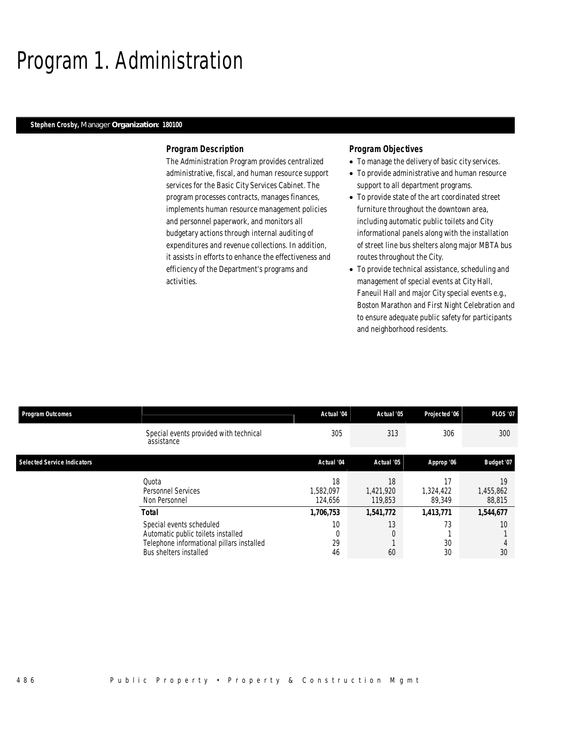# Program 1. Administration

**Stephen Crosby,** Manager **Organization: 180100**

### Program Description

The Administration Program provides centralized administrative, fiscal, and human resource support services for the Basic City Services Cabinet. The program processes contracts, manages finances, implements human resource management policies and personnel paperwork, and monitors all budgetary actions through internal auditing of expenditures and revenue collections. In addition, it assists in efforts to enhance the effectiveness and efficiency of the Department's programs and activities.

### Program Objectives

- To manage the delivery of basic city services.
- To provide administrative and human resource support to all department programs.
- To provide state of the art coordinated street furniture throughout the downtown area, including automatic public toilets and City informational panels along with the installation of street line bus shelters along major MBTA bus routes throughout the City.
- To provide technical assistance, scheduling and management of special events at City Hall, Faneuil Hall and major City special events e.g., Boston Marathon and First Night Celebration and to ensure adequate public safety for participants and neighborhood residents.

| Program Outcomes | | Actual '04 | Actual '05 | Projected '06 | PLOS '07 |
|---|---|---|---|---|---|
| | Special events provided with technical assistance | 305 | 313 | 306 | 300 |

| Selected Service Indicators | | Actual '04 | Actual '05 | Approp '06 | Budget '07 |
|---|---|---|---|---|---|
| | Quota | 18 | 18 | 17 | 19 |
| | Personnel Services | 1,582,097 | 1,421,920 | 1,324,422 | 1,455,862 |
| | Non Personnel | 124,656 | 119,853 | 89,349 | 88,815 |
| | **Total** | **1,706,753** | **1,541,772** | **1,413,771** | **1,544,677** |
| | Special events scheduled | 10 | 13 | 73 | 10 |
| | Automatic public toilets installed | 0 | 0 | 1 | 1 |
| | Telephone informational pillars installed | 29 | 1 | 30 | 4 |
| | Bus shelters installed | 46 | 60 | 30 | 30 |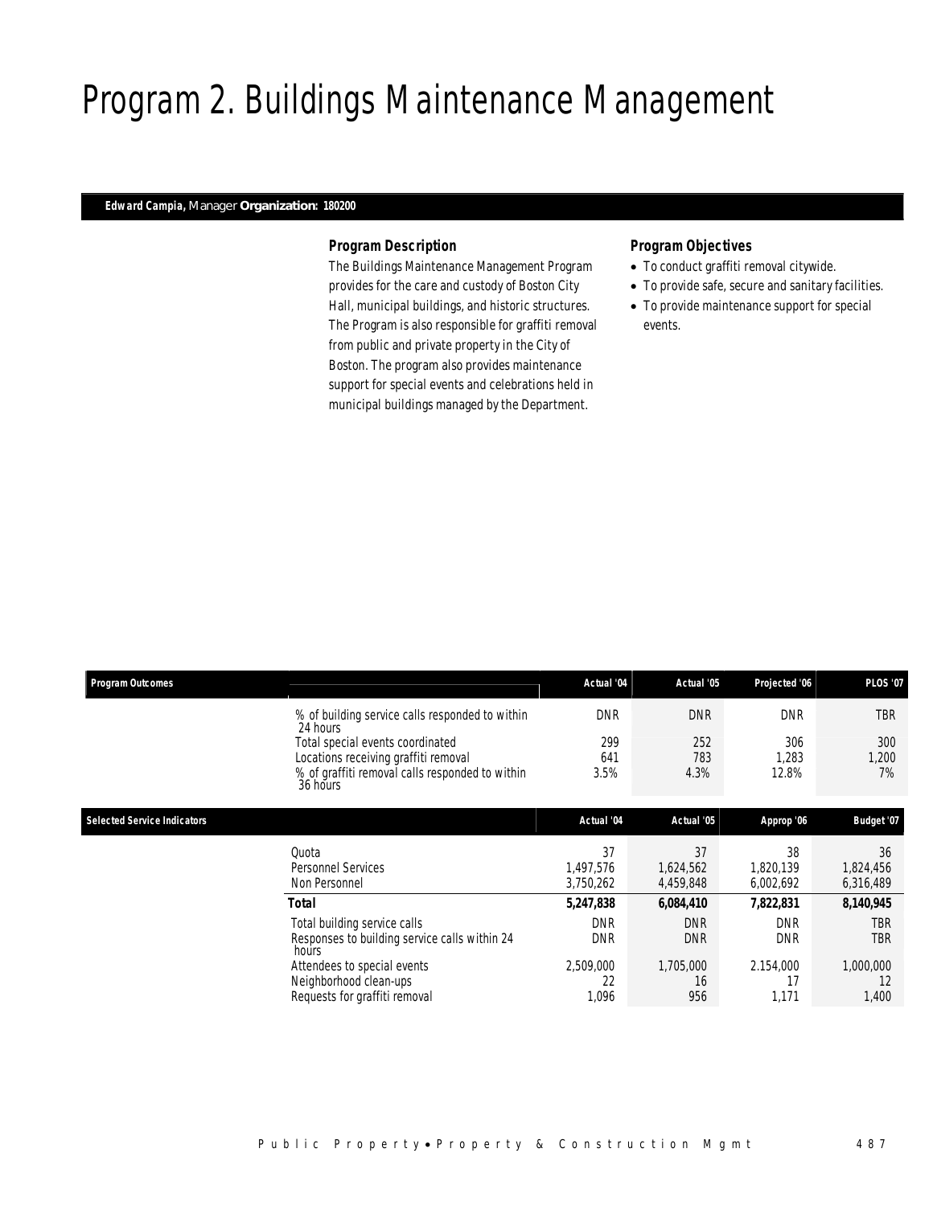# Program 2. Buildings Maintenance Management

**Edward Campia,** Manager **Organization: 180200**

### Program Description

The Buildings Maintenance Management Program provides for the care and custody of Boston City Hall, municipal buildings, and historic structures. The Program is also responsible for graffiti removal from public and private property in the City of Boston. The program also provides maintenance support for special events and celebrations held in municipal buildings managed by the Department.

### Program Objectives

- To conduct graffiti removal citywide.
- To provide safe, secure and sanitary facilities.
- To provide maintenance support for special events.

| Program Outcomes | Actual '04 | Actual '05 | Projected '06 | PLOS '07 |
|---|---|---|---|---|
| % of building service calls responded to within 24 hours | DNR | DNR | DNR | TBR |
| Total special events coordinated | 299 | 252 | 306 | 300 |
| Locations receiving graffiti removal | 641 | 783 | 1,283 | 1,200 |
| % of graffiti removal calls responded to within 36 hours | 3.5% | 4.3% | 12.8% | 7% |

| Selected Service Indicators | Actual '04 | Actual '05 | Approp '06 | Budget '07 |
|---|---|---|---|---|
| Quota | 37 | 37 | 38 | 36 |
| Personnel Services | 1,497,576 | 1,624,562 | 1,820,139 | 1,824,456 |
| Non Personnel | 3,750,262 | 4,459,848 | 6,002,692 | 6,316,489 |
| **Total** | **5,247,838** | **6,084,410** | **7,822,831** | **8,140,945** |
| Total building service calls | DNR | DNR | DNR | TBR |
| Responses to building service calls within 24 hours | DNR | DNR | DNR | TBR |
| Attendees to special events | 2,509,000 | 1,705,000 | 2.154,000 | 1,000,000 |
| Neighborhood clean-ups | 22 | 16 | 17 | 12 |
| Requests for graffiti removal | 1,096 | 956 | 1,171 | 1,400 |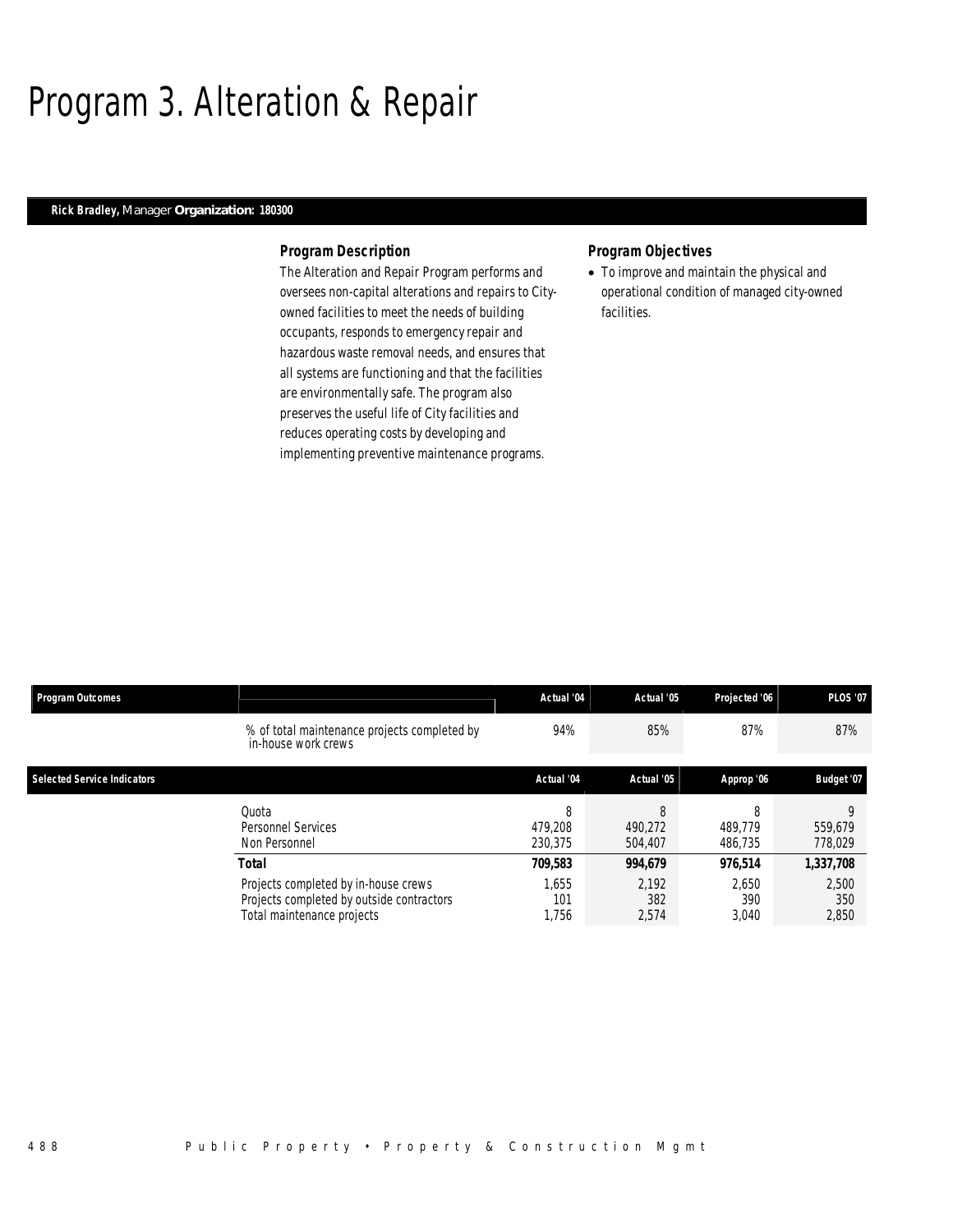# Program 3. Alteration & Repair

**Rick Bradley,** Manager **Organization: 180300**

### Program Description

The Alteration and Repair Program performs and oversees non-capital alterations and repairs to City-owned facilities to meet the needs of building occupants, responds to emergency repair and hazardous waste removal needs, and ensures that all systems are functioning and that the facilities are environmentally safe. The program also preserves the useful life of City facilities and reduces operating costs by developing and implementing preventive maintenance programs.

### Program Objectives

- To improve and maintain the physical and operational condition of managed city-owned facilities.

| Program Outcomes | | Actual '04 | Actual '05 | Projected '06 | PLOS '07 |
|---|---|---|---|---|---|
| | % of total maintenance projects completed by in-house work crews | 94% | 85% | 87% | 87% |

| Selected Service Indicators | | Actual '04 | Actual '05 | Approp '06 | Budget '07 |
|---|---|---|---|---|---|
| | Quota | 8 | 8 | 8 | 9 |
| | Personnel Services | 479,208 | 490,272 | 489,779 | 559,679 |
| | Non Personnel | 230,375 | 504,407 | 486,735 | 778,029 |
| | **Total** | **709,583** | **994,679** | **976,514** | **1,337,708** |
| | Projects completed by in-house crews | 1,655 | 2,192 | 2,650 | 2,500 |
| | Projects completed by outside contractors | 101 | 382 | 390 | 350 |
| | Total maintenance projects | 1,756 | 2,574 | 3,040 | 2,850 |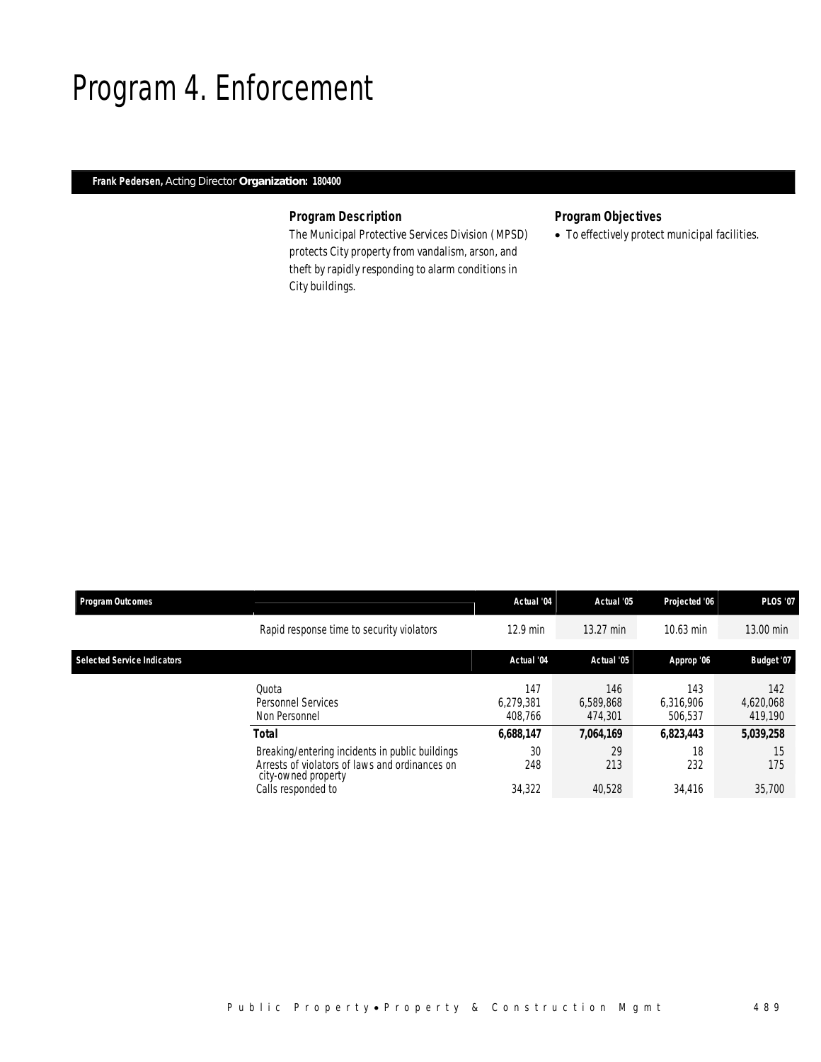# Program 4. Enforcement

**Frank Pedersen,** Acting Director **Organization: 180400**

### *Program Description*

*The Municipal Protective Services Division (MPSD) protects City property from vandalism, arson, and theft by rapidly responding to alarm conditions in City buildings.*

### *Program Objectives*

- *To effectively protect municipal facilities.*

| Program Outcomes | | Actual '04 | Actual '05 | Projected '06 | PLOS '07 |
|---|---|---|---|---|---|
| | Rapid response time to security violators | 12.9 min | 13.27 min | 10.63 min | 13.00 min |

| Selected Service Indicators | | Actual '04 | Actual '05 | Approp '06 | Budget '07 |
|---|---|---|---|---|---|
| | Quota | 147 | 146 | 143 | 142 |
| | Personnel Services | 6,279,381 | 6,589,868 | 6,316,906 | 4,620,068 |
| | Non Personnel | 408,766 | 474,301 | 506,537 | 419,190 |
| | **Total** | **6,688,147** | **7,064,169** | **6,823,443** | **5,039,258** |
| | Breaking/entering incidents in public buildings | 30 | 29 | 18 | 15 |
| | Arrests of violators of laws and ordinances on city-owned property | 248 | 213 | 232 | 175 |
| | Calls responded to | 34,322 | 40,528 | 34,416 | 35,700 |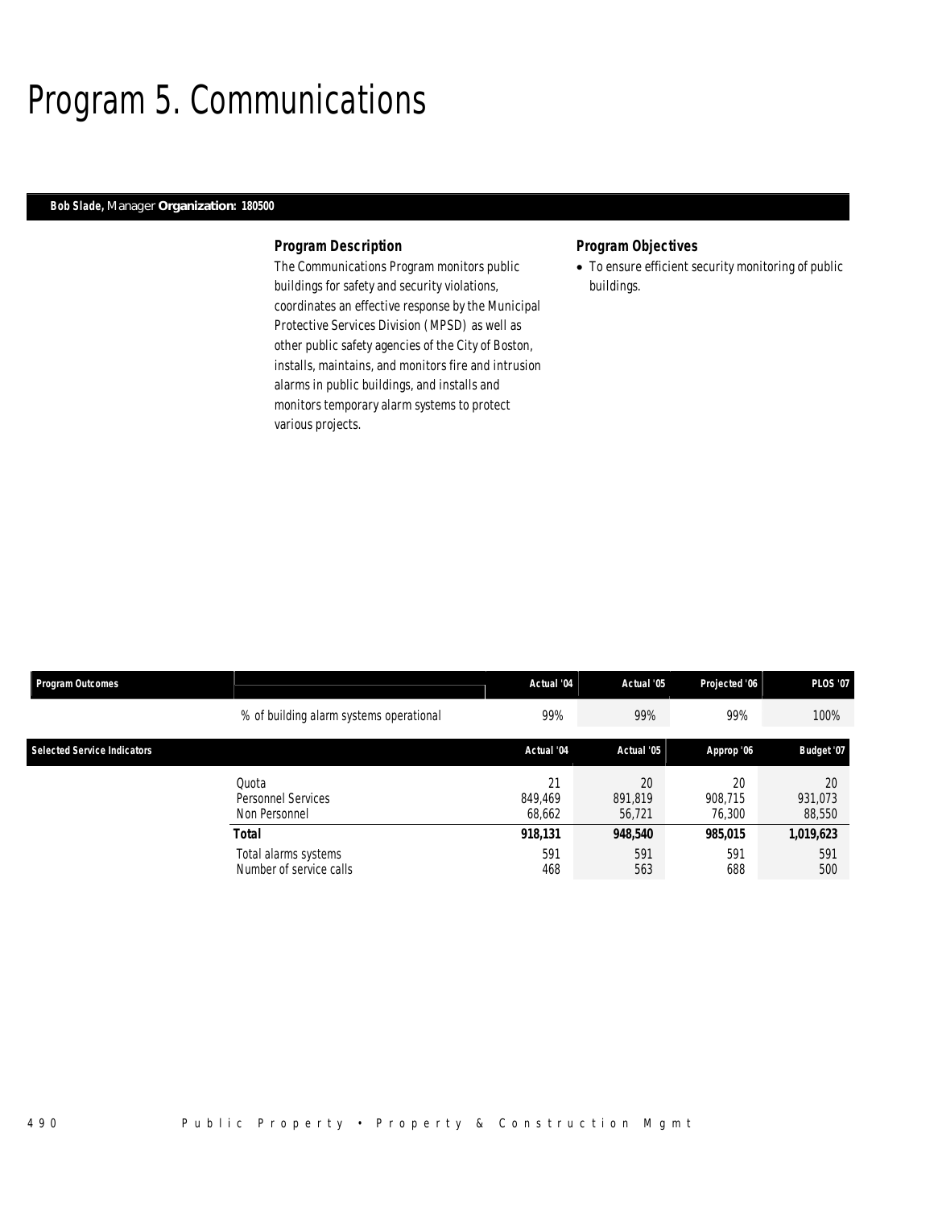# Program 5. Communications

**Bob Slade,** Manager **Organization: 180500**

### Program Description

The Communications Program monitors public buildings for safety and security violations, coordinates an effective response by the Municipal Protective Services Division (MPSD) as well as other public safety agencies of the City of Boston, installs, maintains, and monitors fire and intrusion alarms in public buildings, and installs and monitors temporary alarm systems to protect various projects.

### Program Objectives

- To ensure efficient security monitoring of public buildings.

| Program Outcomes | | Actual '04 | Actual '05 | Projected '06 | PLOS '07 |
|---|---|---|---|---|---|
| | % of building alarm systems operational | 99% | 99% | 99% | 100% |

| Selected Service Indicators | | Actual '04 | Actual '05 | Approp '06 | Budget '07 |
|---|---|---|---|---|---|
| | Quota | 21 | 20 | 20 | 20 |
| | Personnel Services | 849,469 | 891,819 | 908,715 | 931,073 |
| | Non Personnel | 68,662 | 56,721 | 76,300 | 88,550 |
| | **Total** | **918,131** | **948,540** | **985,015** | **1,019,623** |
| | Total alarms systems | 591 | 591 | 591 | 591 |
| | Number of service calls | 468 | 563 | 688 | 500 |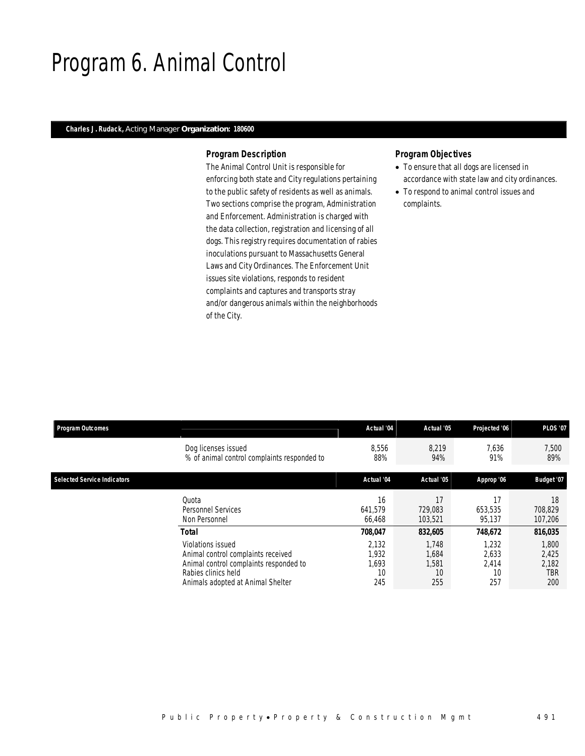# Program 6. Animal Control

**Charles J. Rudack,** Acting Manager **Organization: 180600**

### Program Description

The Animal Control Unit is responsible for enforcing both state and City regulations pertaining to the public safety of residents as well as animals. Two sections comprise the program, Administration and Enforcement. Administration is charged with the data collection, registration and licensing of all dogs. This registry requires documentation of rabies inoculations pursuant to Massachusetts General Laws and City Ordinances. The Enforcement Unit issues site violations, responds to resident complaints and captures and transports stray and/or dangerous animals within the neighborhoods of the City.

### Program Objectives

- To ensure that all dogs are licensed in accordance with state law and city ordinances.
- To respond to animal control issues and complaints.

| Program Outcomes | Actual '04 | Actual '05 | Projected '06 | PLOS '07 |
|---|---|---|---|---|
| Dog licenses issued | 8,556 | 8,219 | 7,636 | 7,500 |
| % of animal control complaints responded to | 88% | 94% | 91% | 89% |

| Selected Service Indicators | Actual '04 | Actual '05 | Approp '06 | Budget '07 |
|---|---|---|---|---|
| Quota | 16 | 17 | 17 | 18 |
| Personnel Services | 641,579 | 729,083 | 653,535 | 708,829 |
| Non Personnel | 66,468 | 103,521 | 95,137 | 107,206 |
| **Total** | **708,047** | **832,605** | **748,672** | **816,035** |
| Violations issued | 2,132 | 1,748 | 1,232 | 1,800 |
| Animal control complaints received | 1,932 | 1,684 | 2,633 | 2,425 |
| Animal control complaints responded to | 1,693 | 1,581 | 2,414 | 2,182 |
| Rabies clinics held | 10 | 10 | 10 | TBR |
| Animals adopted at Animal Shelter | 245 | 255 | 257 | 200 |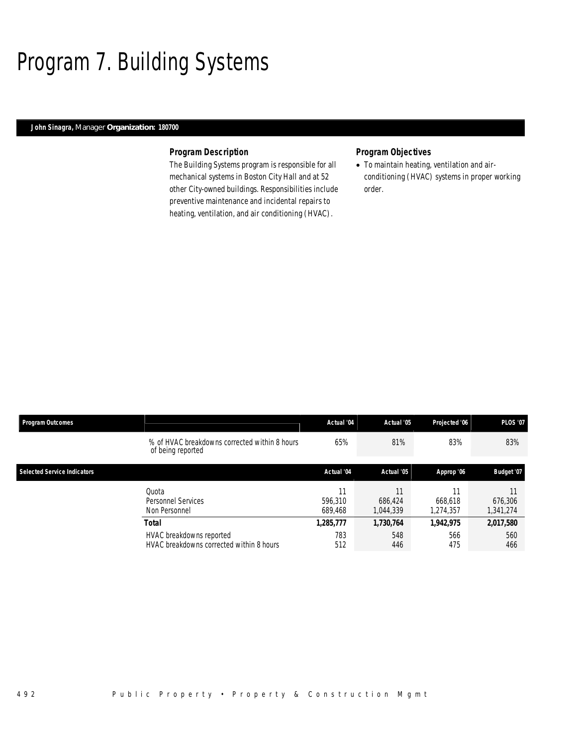# Program 7. Building Systems

**John Sinagra,** Manager **Organization: 180700**

### Program Description

The Building Systems program is responsible for all mechanical systems in Boston City Hall and at 52 other City-owned buildings. Responsibilities include preventive maintenance and incidental repairs to heating, ventilation, and air conditioning (HVAC).

### Program Objectives

- To maintain heating, ventilation and air-conditioning (HVAC) systems in proper working order.

| Program Outcomes | | Actual '04 | Actual '05 | Projected '06 | PLOS '07 |
|---|---|---|---|---|---|
| | % of HVAC breakdowns corrected within 8 hours of being reported | 65% | 81% | 83% | 83% |

| Selected Service Indicators | | Actual '04 | Actual '05 | Approp '06 | Budget '07 |
|---|---|---|---|---|---|
| | Quota | 11 | 11 | 11 | 11 |
| | Personnel Services | 596,310 | 686,424 | 668,618 | 676,306 |
| | Non Personnel | 689,468 | 1,044,339 | 1,274,357 | 1,341,274 |
| | **Total** | **1,285,777** | **1,730,764** | **1,942,975** | **2,017,580** |
| | HVAC breakdowns reported | 783 | 548 | 566 | 560 |
| | HVAC breakdowns corrected within 8 hours | 512 | 446 | 475 | 466 |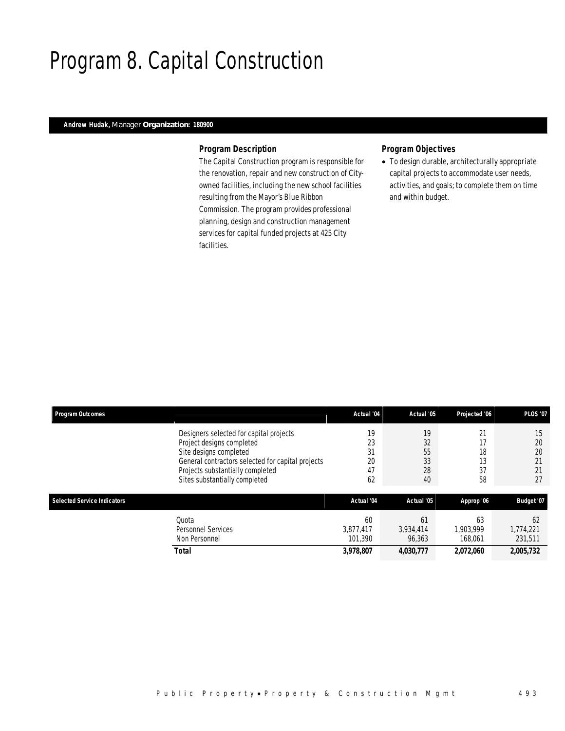# Program 8. Capital Construction

**Andrew Hudak,** Manager **Organization: 180900**

### Program Description

The Capital Construction program is responsible for the renovation, repair and new construction of City-owned facilities, including the new school facilities resulting from the Mayor's Blue Ribbon Commission. The program provides professional planning, design and construction management services for capital funded projects at 425 City facilities.

### Program Objectives

- To design durable, architecturally appropriate capital projects to accommodate user needs, activities, and goals; to complete them on time and within budget.

| Program Outcomes | | Actual '04 | Actual '05 | Projected '06 | PLOS '07 |
|---|---|---|---|---|---|
| | Designers selected for capital projects | 19 | 19 | 21 | 15 |
| | Project designs completed | 23 | 32 | 17 | 20 |
| | Site designs completed | 31 | 55 | 18 | 20 |
| | General contractors selected for capital projects | 20 | 33 | 13 | 21 |
| | Projects substantially completed | 47 | 28 | 37 | 21 |
| | Sites substantially completed | 62 | 40 | 58 | 27 |

| Selected Service Indicators | | Actual '04 | Actual '05 | Approp '06 | Budget '07 |
|---|---|---|---|---|---|
| | Quota | 60 | 61 | 63 | 62 |
| | Personnel Services | 3,877,417 | 3,934,414 | 1,903,999 | 1,774,221 |
| | Non Personnel | 101,390 | 96,363 | 168,061 | 231,511 |
| | **Total** | **3,978,807** | **4,030,777** | **2,072,060** | **2,005,732** |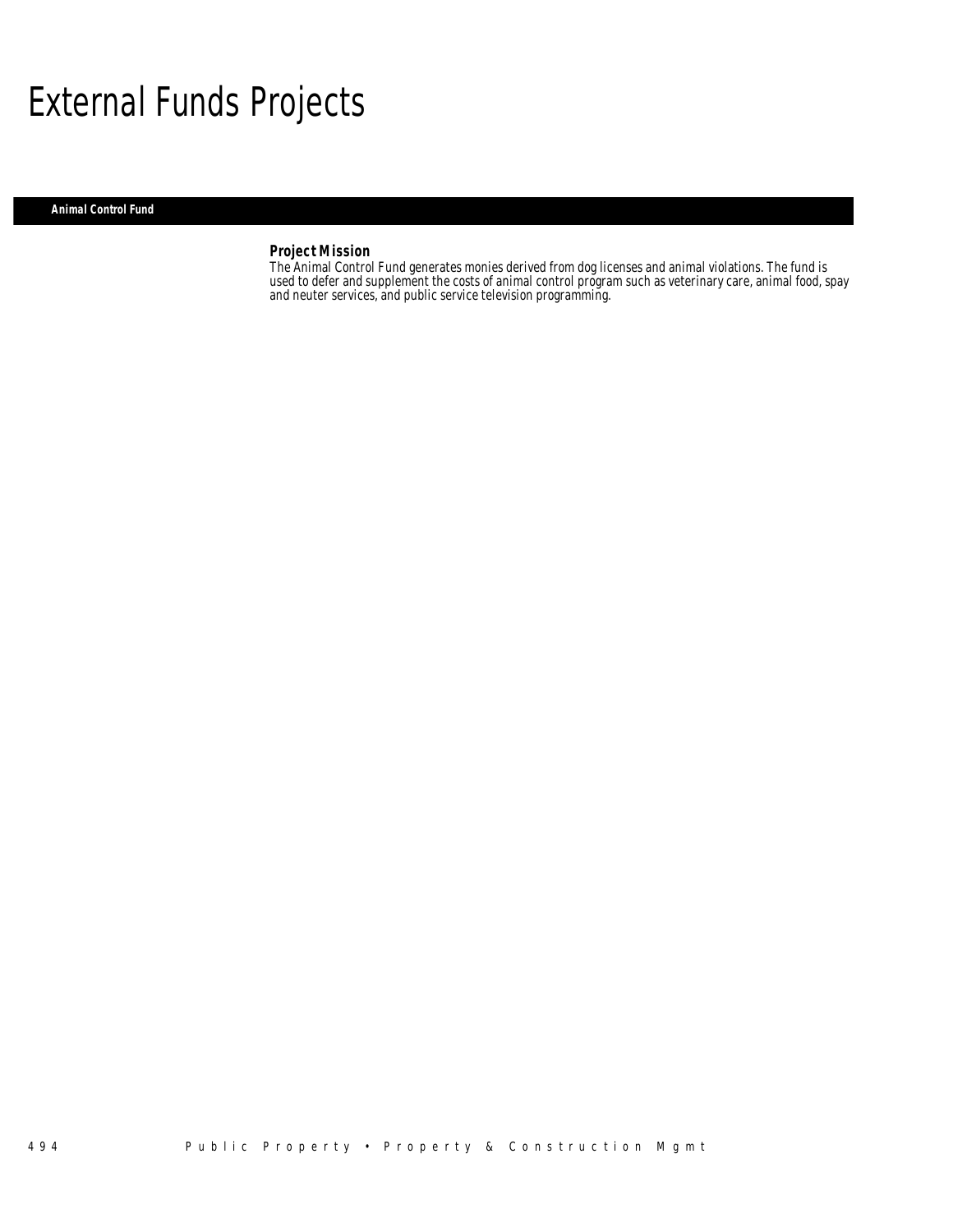# External Funds Projects

## Animal Control Fund

### Project Mission

The Animal Control Fund generates monies derived from dog licenses and animal violations. The fund is used to defer and supplement the costs of animal control program such as veterinary care, animal food, spay and neuter services, and public service television programming.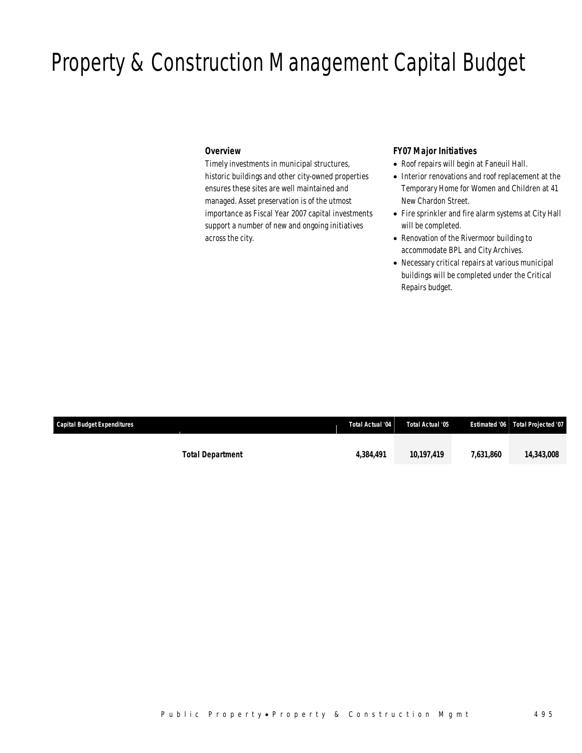# Property & Construction Management Capital Budget

### Overview

Timely investments in municipal structures, historic buildings and other city-owned properties ensures these sites are well maintained and managed. Asset preservation is of the utmost importance as Fiscal Year 2007 capital investments support a number of new and ongoing initiatives across the city.

### FY07 Major Initiatives

- Roof repairs will begin at Faneuil Hall.
- Interior renovations and roof replacement at the Temporary Home for Women and Children at 41 New Chardon Street.
- Fire sprinkler and fire alarm systems at City Hall will be completed.
- Renovation of the Rivermoor building to accommodate BPL and City Archives.
- Necessary critical repairs at various municipal buildings will be completed under the Critical Repairs budget.

| Capital Budget Expenditures | Total Actual '04 | Total Actual '05 | Estimated '06 | Total Projected '07 |
|---|---|---|---|---|
| **Total Department** | **4,384,491** | **10,197,419** | **7,631,860** | **14,343,008** |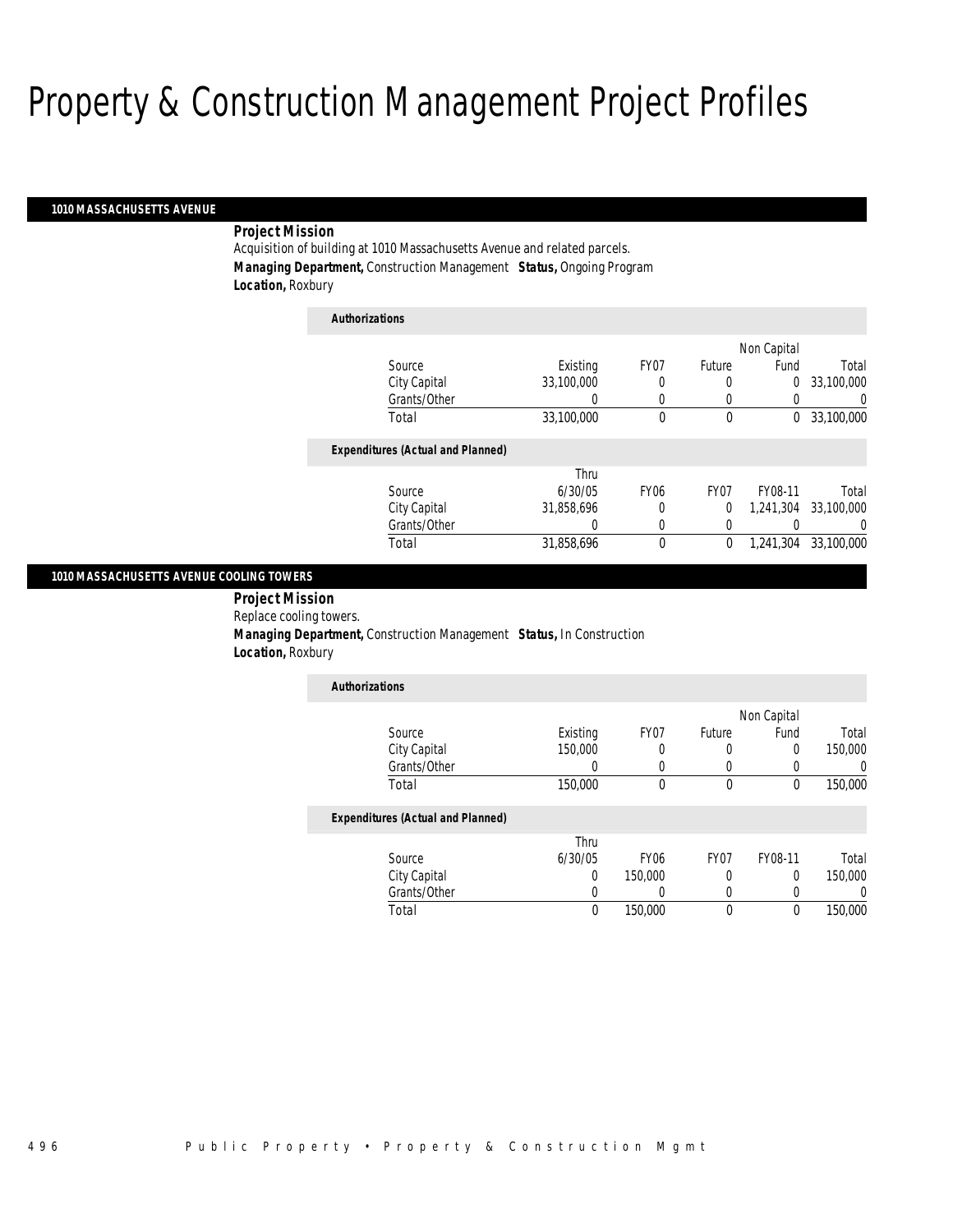# Property & Construction Management Project Profiles

## 1010 MASSACHUSETTS AVENUE

**Project Mission**

Acquisition of building at 1010 Massachusetts Avenue and related parcels.

**Managing Department,** Construction Management **Status,** Ongoing Program

**Location,** Roxbury

**Authorizations**

| Source | Existing | FY07 | Future | Non Capital Fund | Total |
|---|---|---|---|---|---|
| City Capital | 33,100,000 | 0 | 0 | 0 | 33,100,000 |
| Grants/Other | 0 | 0 | 0 | 0 | 0 |
| Total | 33,100,000 | 0 | 0 | 0 | 33,100,000 |

**Expenditures (Actual and Planned)**

| Source | Thru 6/30/05 | FY06 | FY07 | FY08-11 | Total |
|---|---|---|---|---|---|
| City Capital | 31,858,696 | 0 | 0 | 1,241,304 | 33,100,000 |
| Grants/Other | 0 | 0 | 0 | 0 | 0 |
| Total | 31,858,696 | 0 | 0 | 1,241,304 | 33,100,000 |

## 1010 MASSACHUSETTS AVENUE COOLING TOWERS

**Project Mission**

Replace cooling towers.

**Managing Department,** Construction Management **Status,** In Construction

**Location,** Roxbury

**Authorizations**

| Source | Existing | FY07 | Future | Non Capital Fund | Total |
|---|---|---|---|---|---|
| City Capital | 150,000 | 0 | 0 | 0 | 150,000 |
| Grants/Other | 0 | 0 | 0 | 0 | 0 |
| Total | 150,000 | 0 | 0 | 0 | 150,000 |

**Expenditures (Actual and Planned)**

| Source | Thru 6/30/05 | FY06 | FY07 | FY08-11 | Total |
|---|---|---|---|---|---|
| City Capital | 0 | 150,000 | 0 | 0 | 150,000 |
| Grants/Other | 0 | 0 | 0 | 0 | 0 |
| Total | 0 | 150,000 | 0 | 0 | 150,000 |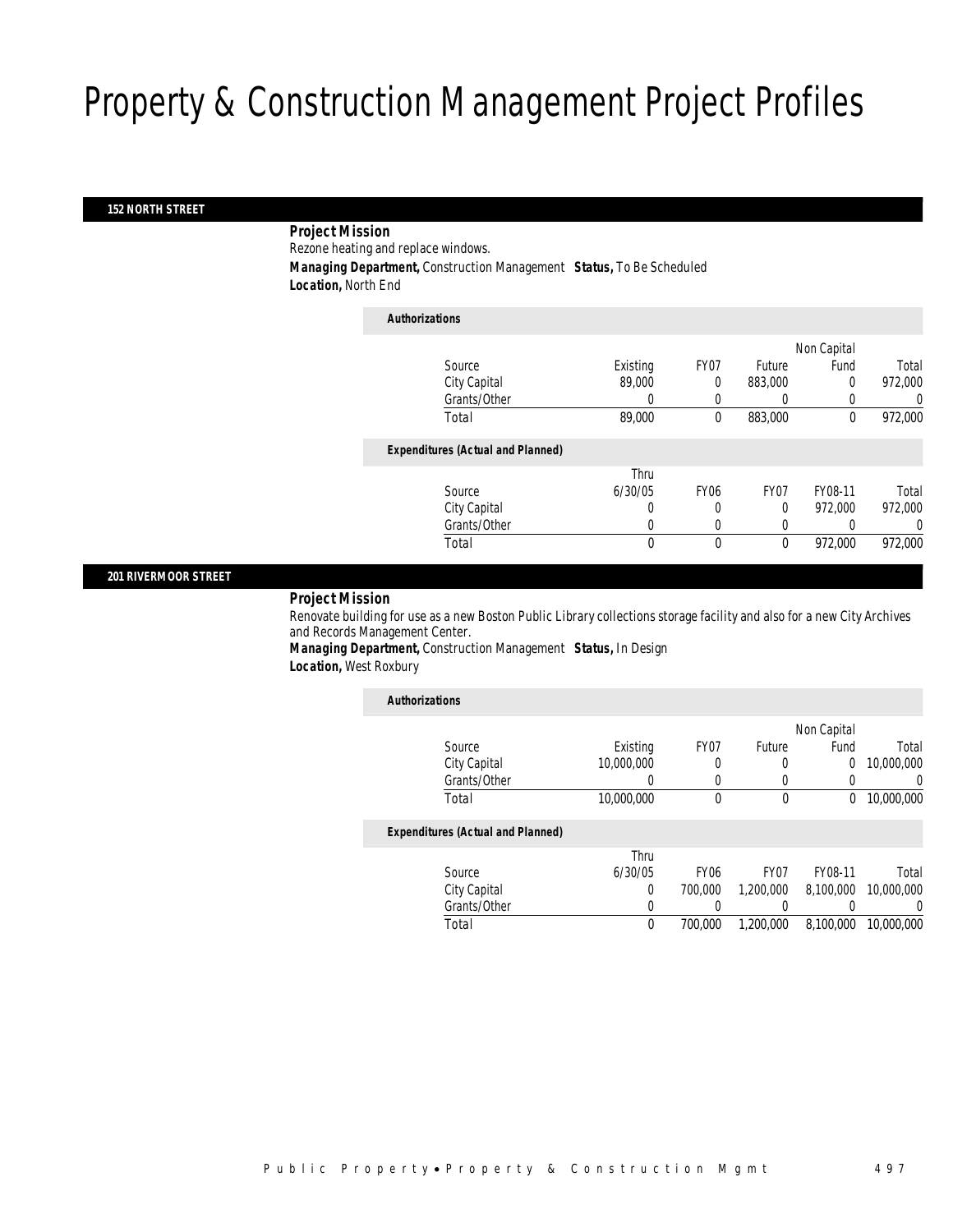# Property & Construction Management Project Profiles

## 152 NORTH STREET

***Project Mission***

Rezone heating and replace windows.

***Managing Department,*** Construction Management ***Status,*** To Be Scheduled

***Location,*** North End

***Authorizations***

| Source | Existing | FY07 | Future | Non Capital Fund | Total |
|---|---|---|---|---|---|
| City Capital | 89,000 | 0 | 883,000 | 0 | 972,000 |
| Grants/Other | 0 | 0 | 0 | 0 | 0 |
| Total | 89,000 | 0 | 883,000 | 0 | 972,000 |

***Expenditures (Actual and Planned)***

| Source | Thru 6/30/05 | FY06 | FY07 | FY08-11 | Total |
|---|---|---|---|---|---|
| City Capital | 0 | 0 | 0 | 972,000 | 972,000 |
| Grants/Other | 0 | 0 | 0 | 0 | 0 |
| Total | 0 | 0 | 0 | 972,000 | 972,000 |

## 201 RIVERMOOR STREET

***Project Mission***

Renovate building for use as a new Boston Public Library collections storage facility and also for a new City Archives and Records Management Center.

***Managing Department,*** Construction Management ***Status,*** In Design

***Location,*** West Roxbury

***Authorizations***

| Source | Existing | FY07 | Future | Non Capital Fund | Total |
|---|---|---|---|---|---|
| City Capital | 10,000,000 | 0 | 0 | 0 | 10,000,000 |
| Grants/Other | 0 | 0 | 0 | 0 | 0 |
| Total | 10,000,000 | 0 | 0 | 0 | 10,000,000 |

***Expenditures (Actual and Planned)***

| Source | Thru 6/30/05 | FY06 | FY07 | FY08-11 | Total |
|---|---|---|---|---|---|
| City Capital | 0 | 700,000 | 1,200,000 | 8,100,000 | 10,000,000 |
| Grants/Other | 0 | 0 | 0 | 0 | 0 |
| Total | 0 | 700,000 | 1,200,000 | 8,100,000 | 10,000,000 |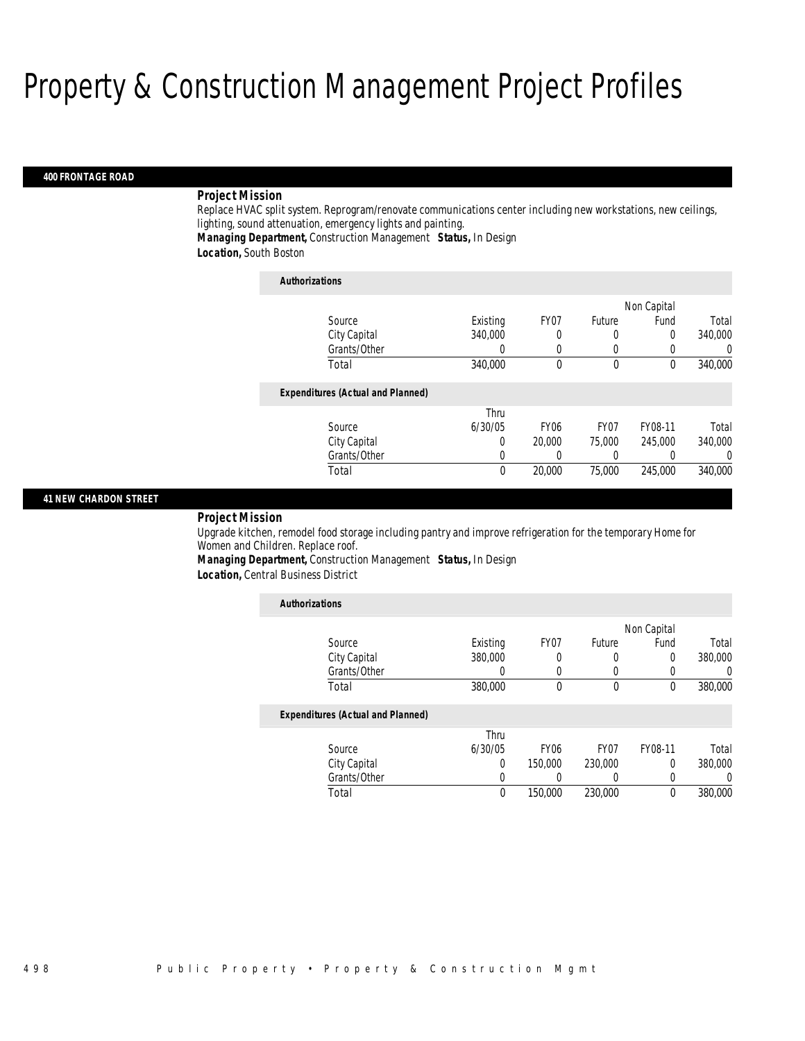# Property & Construction Management Project Profiles

## 400 FRONTAGE ROAD

***Project Mission***

Replace HVAC split system. Reprogram/renovate communications center including new workstations, new ceilings, lighting, sound attenuation, emergency lights and painting.

***Managing Department,*** Construction Management ***Status,*** In Design

***Location,*** South Boston

***Authorizations***

| Source | Existing | FY07 | Future | Non Capital Fund | Total |
|---|---|---|---|---|---|
| City Capital | 340,000 | 0 | 0 | 0 | 340,000 |
| Grants/Other | 0 | 0 | 0 | 0 | 0 |
| Total | 340,000 | 0 | 0 | 0 | 340,000 |

***Expenditures (Actual and Planned)***

| Source | Thru 6/30/05 | FY06 | FY07 | FY08-11 | Total |
|---|---|---|---|---|---|
| City Capital | 0 | 20,000 | 75,000 | 245,000 | 340,000 |
| Grants/Other | 0 | 0 | 0 | 0 | 0 |
| Total | 0 | 20,000 | 75,000 | 245,000 | 340,000 |

## 41 NEW CHARDON STREET

***Project Mission***

Upgrade kitchen, remodel food storage including pantry and improve refrigeration for the temporary Home for Women and Children. Replace roof.

***Managing Department,*** Construction Management ***Status,*** In Design

***Location,*** Central Business District

***Authorizations***

| Source | Existing | FY07 | Future | Non Capital Fund | Total |
|---|---|---|---|---|---|
| City Capital | 380,000 | 0 | 0 | 0 | 380,000 |
| Grants/Other | 0 | 0 | 0 | 0 | 0 |
| Total | 380,000 | 0 | 0 | 0 | 380,000 |

***Expenditures (Actual and Planned)***

| Source | Thru 6/30/05 | FY06 | FY07 | FY08-11 | Total |
|---|---|---|---|---|---|
| City Capital | 0 | 150,000 | 230,000 | 0 | 380,000 |
| Grants/Other | 0 | 0 | 0 | 0 | 0 |
| Total | 0 | 150,000 | 230,000 | 0 | 380,000 |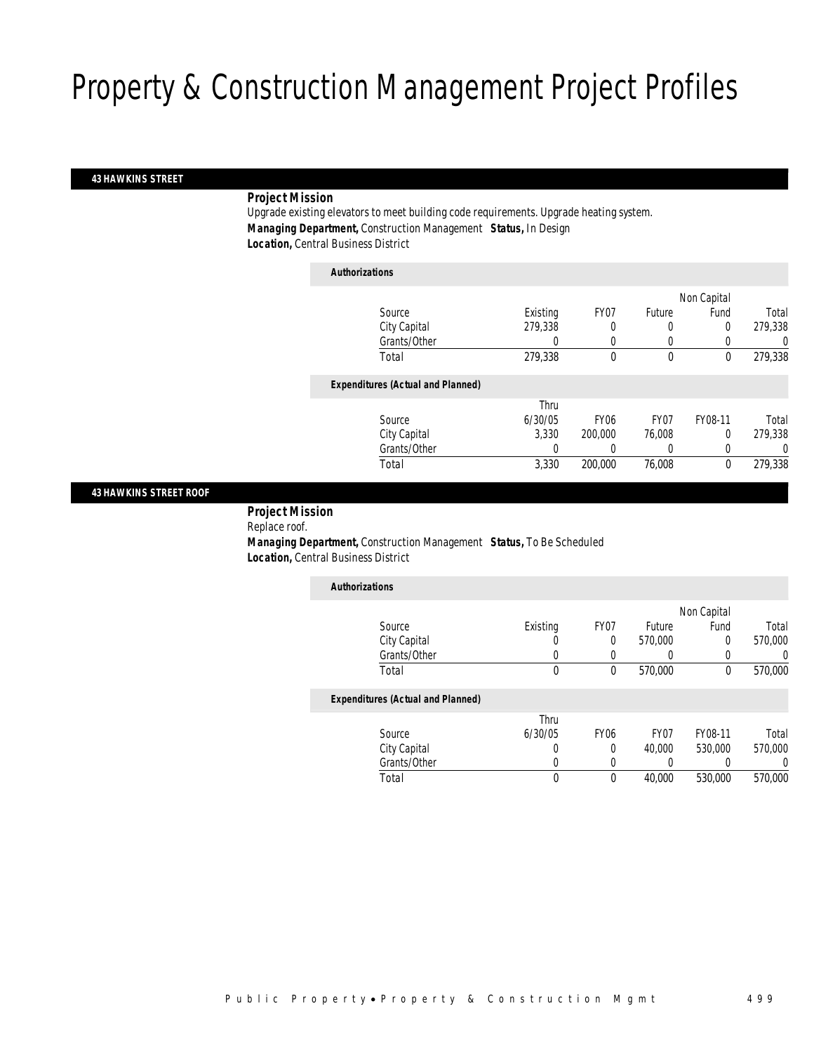# Property & Construction Management Project Profiles

## 43 HAWKINS STREET

**Project Mission**

Upgrade existing elevators to meet building code requirements. Upgrade heating system.

***Managing Department,*** Construction Management ***Status,*** In Design

***Location,*** Central Business District

**Authorizations**

| Source | Existing | FY07 | Future | Non Capital Fund | Total |
|---|---|---|---|---|---|
| City Capital | 279,338 | 0 | 0 | 0 | 279,338 |
| Grants/Other | 0 | 0 | 0 | 0 | 0 |
| Total | 279,338 | 0 | 0 | 0 | 279,338 |

**Expenditures (Actual and Planned)**

| Source | Thru 6/30/05 | FY06 | FY07 | FY08-11 | Total |
|---|---|---|---|---|---|
| City Capital | 3,330 | 200,000 | 76,008 | 0 | 279,338 |
| Grants/Other | 0 | 0 | 0 | 0 | 0 |
| Total | 3,330 | 200,000 | 76,008 | 0 | 279,338 |

## 43 HAWKINS STREET ROOF

**Project Mission**

Replace roof.

***Managing Department,*** Construction Management ***Status,*** To Be Scheduled

***Location,*** Central Business District

**Authorizations**

| Source | Existing | FY07 | Future | Non Capital Fund | Total |
|---|---|---|---|---|---|
| City Capital | 0 | 0 | 570,000 | 0 | 570,000 |
| Grants/Other | 0 | 0 | 0 | 0 | 0 |
| Total | 0 | 0 | 570,000 | 0 | 570,000 |

**Expenditures (Actual and Planned)**

| Source | Thru 6/30/05 | FY06 | FY07 | FY08-11 | Total |
|---|---|---|---|---|---|
| City Capital | 0 | 0 | 40,000 | 530,000 | 570,000 |
| Grants/Other | 0 | 0 | 0 | 0 | 0 |
| Total | 0 | 0 | 40,000 | 530,000 | 570,000 |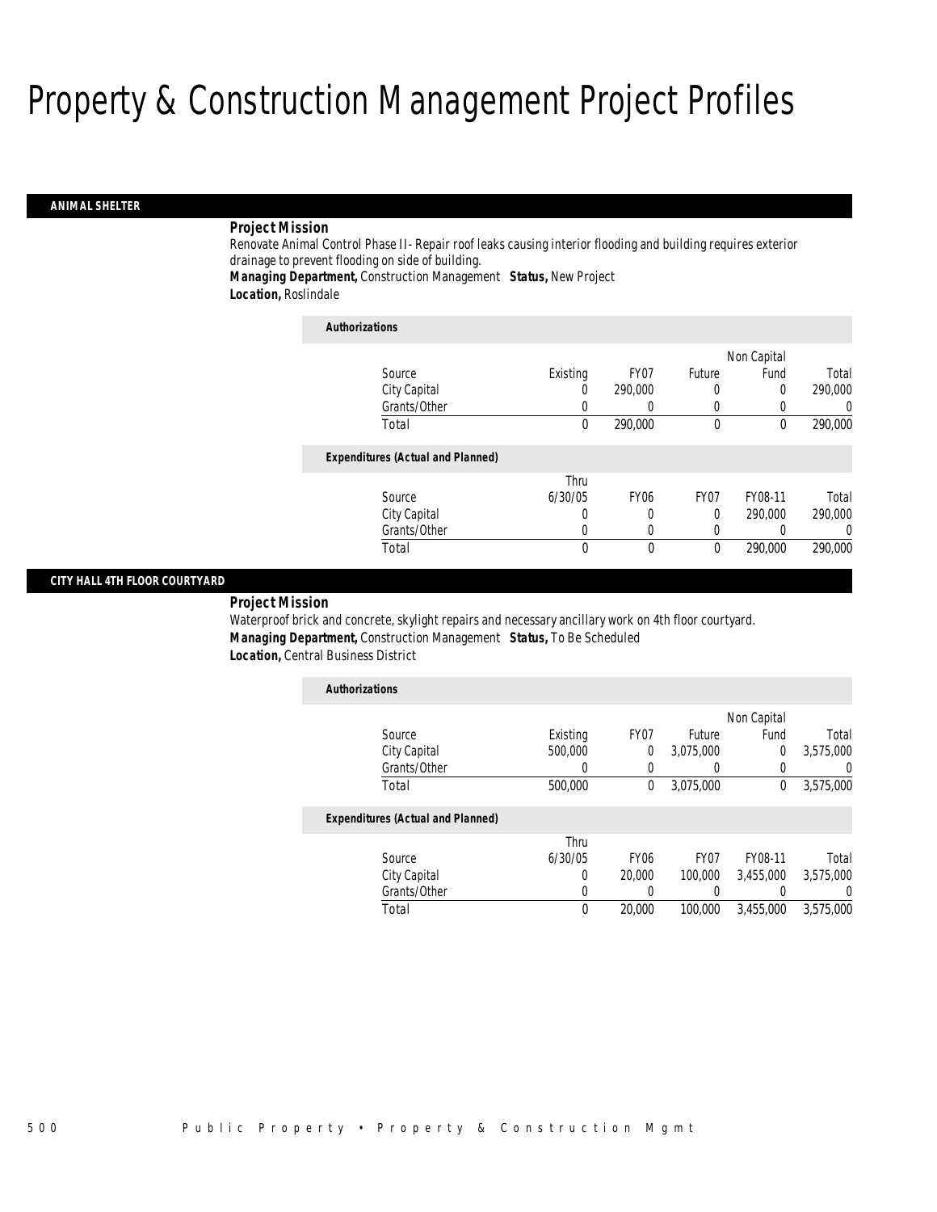# Property & Construction Management Project Profiles

## ANIMAL SHELTER

***Project Mission***

Renovate Animal Control Phase II- Repair roof leaks causing interior flooding and building requires exterior drainage to prevent flooding on side of building.

***Managing Department,*** Construction Management ***Status,*** New Project

***Location,*** Roslindale

***Authorizations***

| Source | Existing | FY07 | Future | Non Capital Fund | Total |
|---|---|---|---|---|---|
| City Capital | 0 | 290,000 | 0 | 0 | 290,000 |
| Grants/Other | 0 | 0 | 0 | 0 | 0 |
| Total | 0 | 290,000 | 0 | 0 | 290,000 |

***Expenditures (Actual and Planned)***

| Source | Thru 6/30/05 | FY06 | FY07 | FY08-11 | Total |
|---|---|---|---|---|---|
| City Capital | 0 | 0 | 0 | 290,000 | 290,000 |
| Grants/Other | 0 | 0 | 0 | 0 | 0 |
| Total | 0 | 0 | 0 | 290,000 | 290,000 |

## CITY HALL 4TH FLOOR COURTYARD

***Project Mission***

Waterproof brick and concrete, skylight repairs and necessary ancillary work on 4th floor courtyard.

***Managing Department,*** Construction Management ***Status,*** To Be Scheduled

***Location,*** Central Business District

***Authorizations***

| Source | Existing | FY07 | Future | Non Capital Fund | Total |
|---|---|---|---|---|---|
| City Capital | 500,000 | 0 | 3,075,000 | 0 | 3,575,000 |
| Grants/Other | 0 | 0 | 0 | 0 | 0 |
| Total | 500,000 | 0 | 3,075,000 | 0 | 3,575,000 |

***Expenditures (Actual and Planned)***

| Source | Thru 6/30/05 | FY06 | FY07 | FY08-11 | Total |
|---|---|---|---|---|---|
| City Capital | 0 | 20,000 | 100,000 | 3,455,000 | 3,575,000 |
| Grants/Other | 0 | 0 | 0 | 0 | 0 |
| Total | 0 | 20,000 | 100,000 | 3,455,000 | 3,575,000 |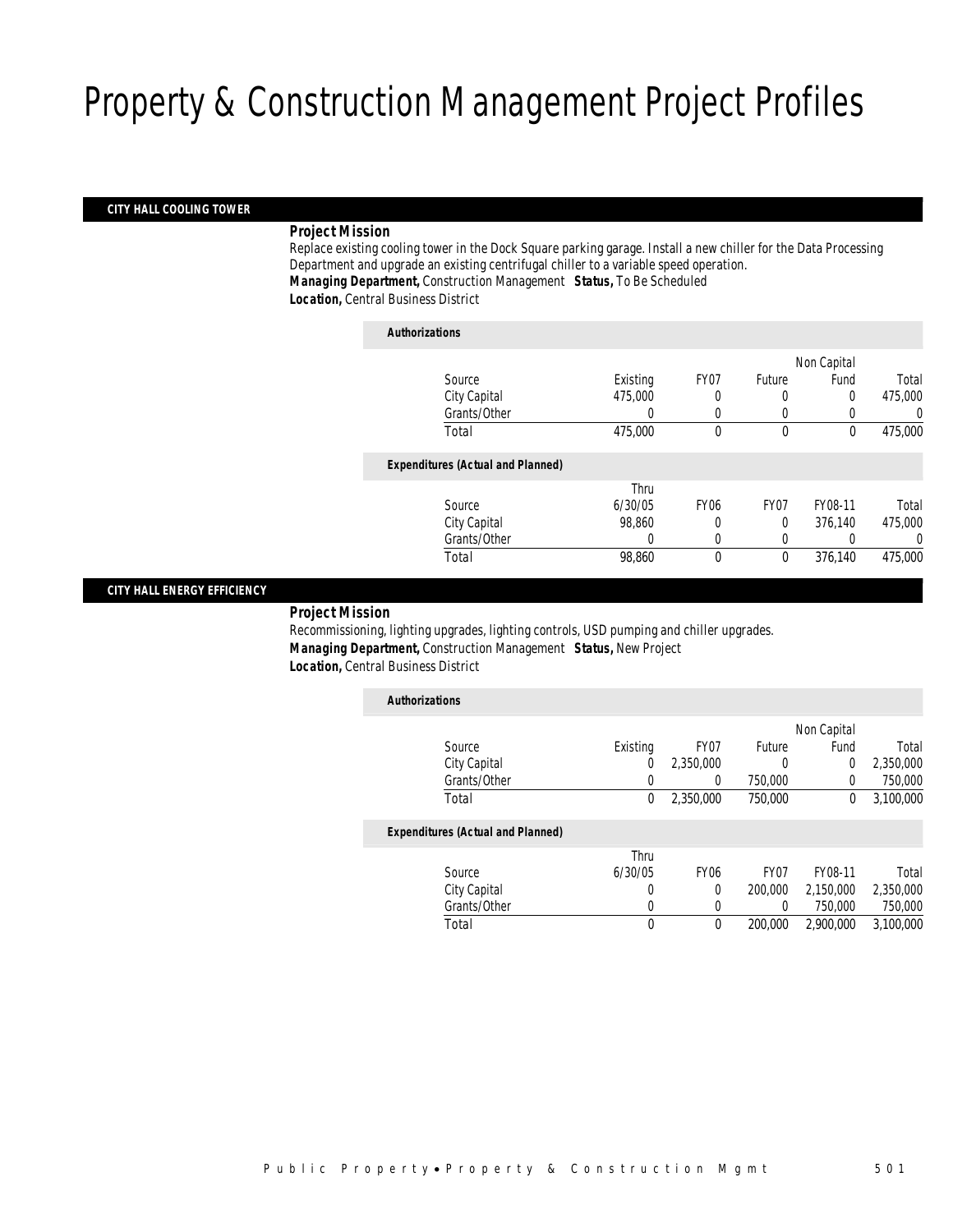# Property & Construction Management Project Profiles

## CITY HALL COOLING TOWER

**Project Mission**

Replace existing cooling tower in the Dock Square parking garage. Install a new chiller for the Data Processing Department and upgrade an existing centrifugal chiller to a variable speed operation.

**Managing Department,** Construction Management **Status,** To Be Scheduled

**Location,** Central Business District

***Authorizations***

| Source | Existing | FY07 | Future | Non Capital Fund | Total |
|---|---|---|---|---|---|
| City Capital | 475,000 | 0 | 0 | 0 | 475,000 |
| Grants/Other | 0 | 0 | 0 | 0 | 0 |
| Total | 475,000 | 0 | 0 | 0 | 475,000 |

***Expenditures (Actual and Planned)***

| Source | Thru 6/30/05 | FY06 | FY07 | FY08-11 | Total |
|---|---|---|---|---|---|
| City Capital | 98,860 | 0 | 0 | 376,140 | 475,000 |
| Grants/Other | 0 | 0 | 0 | 0 | 0 |
| Total | 98,860 | 0 | 0 | 376,140 | 475,000 |

## CITY HALL ENERGY EFFICIENCY

**Project Mission**

Recommissioning, lighting upgrades, lighting controls, USD pumping and chiller upgrades.

**Managing Department,** Construction Management **Status,** New Project

**Location,** Central Business District

***Authorizations***

| Source | Existing | FY07 | Future | Non Capital Fund | Total |
|---|---|---|---|---|---|
| City Capital | 0 | 2,350,000 | 0 | 0 | 2,350,000 |
| Grants/Other | 0 | 0 | 750,000 | 0 | 750,000 |
| Total | 0 | 2,350,000 | 750,000 | 0 | 3,100,000 |

***Expenditures (Actual and Planned)***

| Source | Thru 6/30/05 | FY06 | FY07 | FY08-11 | Total |
|---|---|---|---|---|---|
| City Capital | 0 | 0 | 200,000 | 2,150,000 | 2,350,000 |
| Grants/Other | 0 | 0 | 0 | 750,000 | 750,000 |
| Total | 0 | 0 | 200,000 | 2,900,000 | 3,100,000 |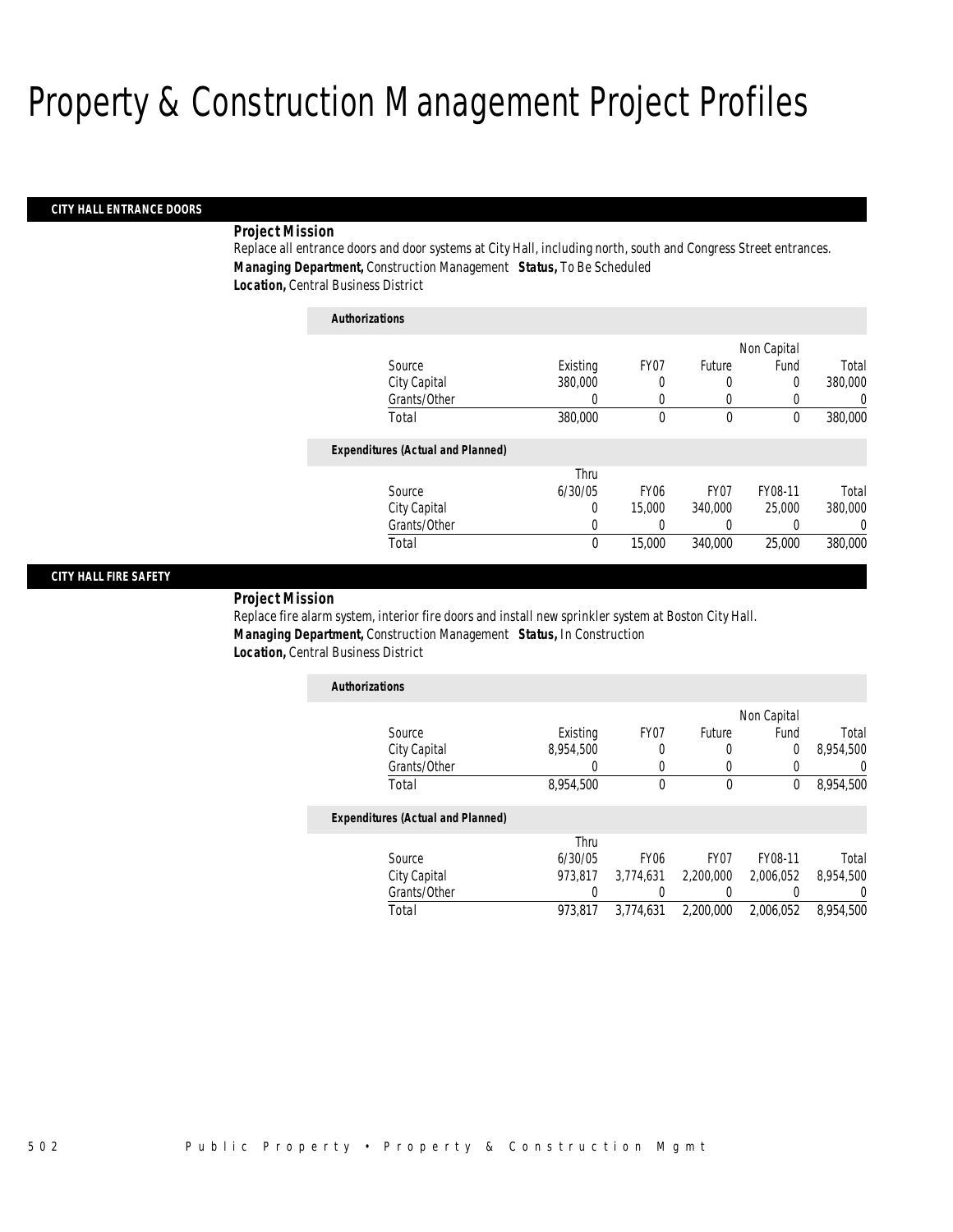# Property & Construction Management Project Profiles

## CITY HALL ENTRANCE DOORS

***Project Mission***

Replace all entrance doors and door systems at City Hall, including north, south and Congress Street entrances.

***Managing Department,*** Construction Management ***Status,*** To Be Scheduled

***Location,*** Central Business District

***Authorizations***

| Source | Existing | FY07 | Future | Non Capital Fund | Total |
|---|---|---|---|---|---|
| City Capital | 380,000 | 0 | 0 | 0 | 380,000 |
| Grants/Other | 0 | 0 | 0 | 0 | 0 |
| Total | 380,000 | 0 | 0 | 0 | 380,000 |

***Expenditures (Actual and Planned)***

| Source | Thru 6/30/05 | FY06 | FY07 | FY08-11 | Total |
|---|---|---|---|---|---|
| City Capital | 0 | 15,000 | 340,000 | 25,000 | 380,000 |
| Grants/Other | 0 | 0 | 0 | 0 | 0 |
| Total | 0 | 15,000 | 340,000 | 25,000 | 380,000 |

## CITY HALL FIRE SAFETY

***Project Mission***

Replace fire alarm system, interior fire doors and install new sprinkler system at Boston City Hall.

***Managing Department,*** Construction Management ***Status,*** In Construction

***Location,*** Central Business District

***Authorizations***

| Source | Existing | FY07 | Future | Non Capital Fund | Total |
|---|---|---|---|---|---|
| City Capital | 8,954,500 | 0 | 0 | 0 | 8,954,500 |
| Grants/Other | 0 | 0 | 0 | 0 | 0 |
| Total | 8,954,500 | 0 | 0 | 0 | 8,954,500 |

***Expenditures (Actual and Planned)***

| Source | Thru 6/30/05 | FY06 | FY07 | FY08-11 | Total |
|---|---|---|---|---|---|
| City Capital | 973,817 | 3,774,631 | 2,200,000 | 2,006,052 | 8,954,500 |
| Grants/Other | 0 | 0 | 0 | 0 | 0 |
| Total | 973,817 | 3,774,631 | 2,200,000 | 2,006,052 | 8,954,500 |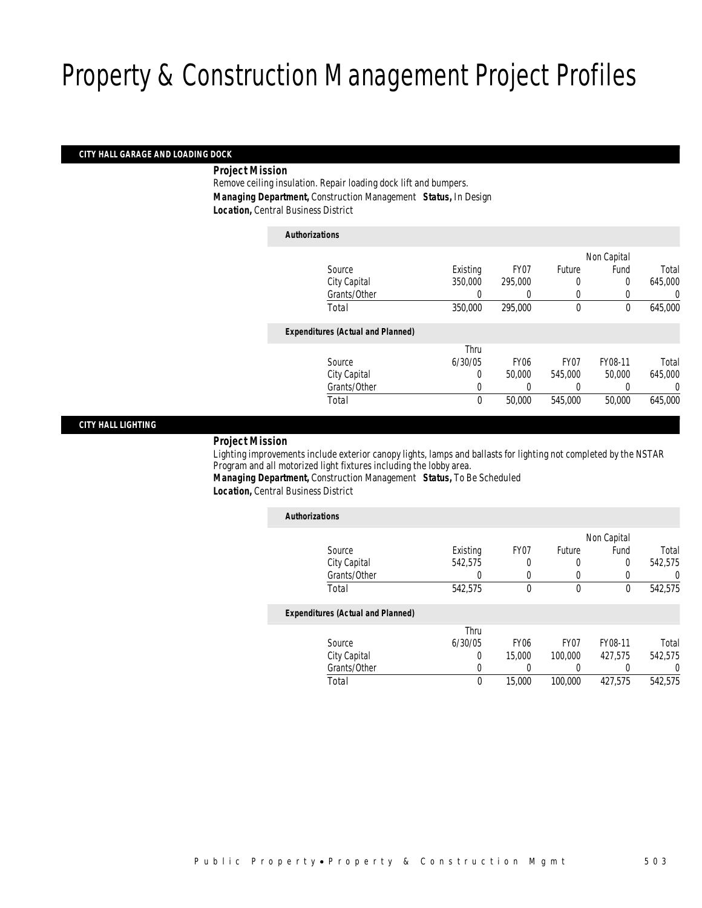# Property & Construction Management Project Profiles

## CITY HALL GARAGE AND LOADING DOCK

***Project Mission***

Remove ceiling insulation. Repair loading dock lift and bumpers.

***Managing Department,*** Construction Management ***Status,*** In Design

***Location,*** Central Business District

***Authorizations***

| Source | Existing | FY07 | Future | Non Capital Fund | Total |
|---|---|---|---|---|---|
| City Capital | 350,000 | 295,000 | 0 | 0 | 645,000 |
| Grants/Other | 0 | 0 | 0 | 0 | 0 |
| Total | 350,000 | 295,000 | 0 | 0 | 645,000 |

***Expenditures (Actual and Planned)***

| Source | Thru 6/30/05 | FY06 | FY07 | FY08-11 | Total |
|---|---|---|---|---|---|
| City Capital | 0 | 50,000 | 545,000 | 50,000 | 645,000 |
| Grants/Other | 0 | 0 | 0 | 0 | 0 |
| Total | 0 | 50,000 | 545,000 | 50,000 | 645,000 |

## CITY HALL LIGHTING

***Project Mission***

Lighting improvements include exterior canopy lights, lamps and ballasts for lighting not completed by the NSTAR Program and all motorized light fixtures including the lobby area.

***Managing Department,*** Construction Management ***Status,*** To Be Scheduled

***Location,*** Central Business District

***Authorizations***

| Source | Existing | FY07 | Future | Non Capital Fund | Total |
|---|---|---|---|---|---|
| City Capital | 542,575 | 0 | 0 | 0 | 542,575 |
| Grants/Other | 0 | 0 | 0 | 0 | 0 |
| Total | 542,575 | 0 | 0 | 0 | 542,575 |

***Expenditures (Actual and Planned)***

| Source | Thru 6/30/05 | FY06 | FY07 | FY08-11 | Total |
|---|---|---|---|---|---|
| City Capital | 0 | 15,000 | 100,000 | 427,575 | 542,575 |
| Grants/Other | 0 | 0 | 0 | 0 | 0 |
| Total | 0 | 15,000 | 100,000 | 427,575 | 542,575 |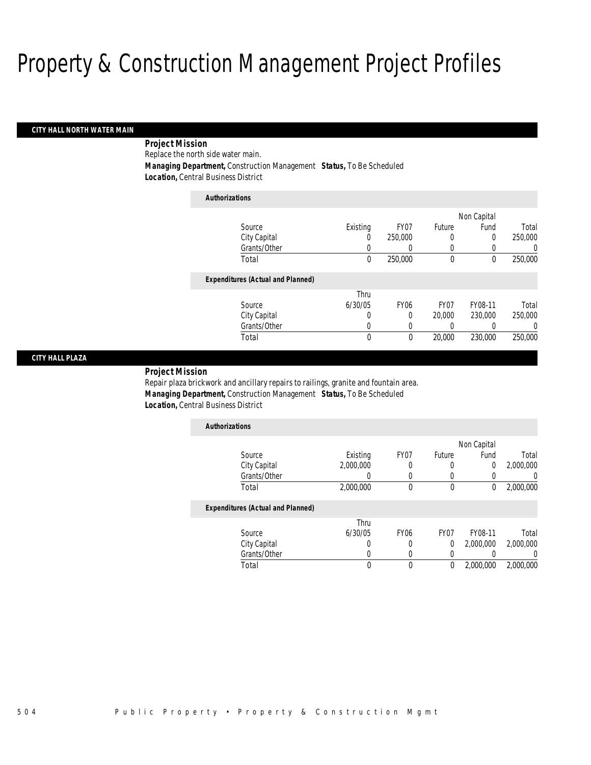# Property & Construction Management Project Profiles

## CITY HALL NORTH WATER MAIN

**Project Mission**

Replace the north side water main.

**Managing Department,** Construction Management **Status,** To Be Scheduled

**Location,** Central Business District

**Authorizations**

| Source | Existing | FY07 | Future | Non Capital Fund | Total |
|---|---|---|---|---|---|
| City Capital | 0 | 250,000 | 0 | 0 | 250,000 |
| Grants/Other | 0 | 0 | 0 | 0 | 0 |
| Total | 0 | 250,000 | 0 | 0 | 250,000 |

**Expenditures (Actual and Planned)**

| Source | Thru 6/30/05 | FY06 | FY07 | FY08-11 | Total |
|---|---|---|---|---|---|
| City Capital | 0 | 0 | 20,000 | 230,000 | 250,000 |
| Grants/Other | 0 | 0 | 0 | 0 | 0 |
| Total | 0 | 0 | 20,000 | 230,000 | 250,000 |

## CITY HALL PLAZA

**Project Mission**

Repair plaza brickwork and ancillary repairs to railings, granite and fountain area.

**Managing Department,** Construction Management **Status,** To Be Scheduled

**Location,** Central Business District

**Authorizations**

| Source | Existing | FY07 | Future | Non Capital Fund | Total |
|---|---|---|---|---|---|
| City Capital | 2,000,000 | 0 | 0 | 0 | 2,000,000 |
| Grants/Other | 0 | 0 | 0 | 0 | 0 |
| Total | 2,000,000 | 0 | 0 | 0 | 2,000,000 |

**Expenditures (Actual and Planned)**

| Source | Thru 6/30/05 | FY06 | FY07 | FY08-11 | Total |
|---|---|---|---|---|---|
| City Capital | 0 | 0 | 0 | 2,000,000 | 2,000,000 |
| Grants/Other | 0 | 0 | 0 | 0 | 0 |
| Total | 0 | 0 | 0 | 2,000,000 | 2,000,000 |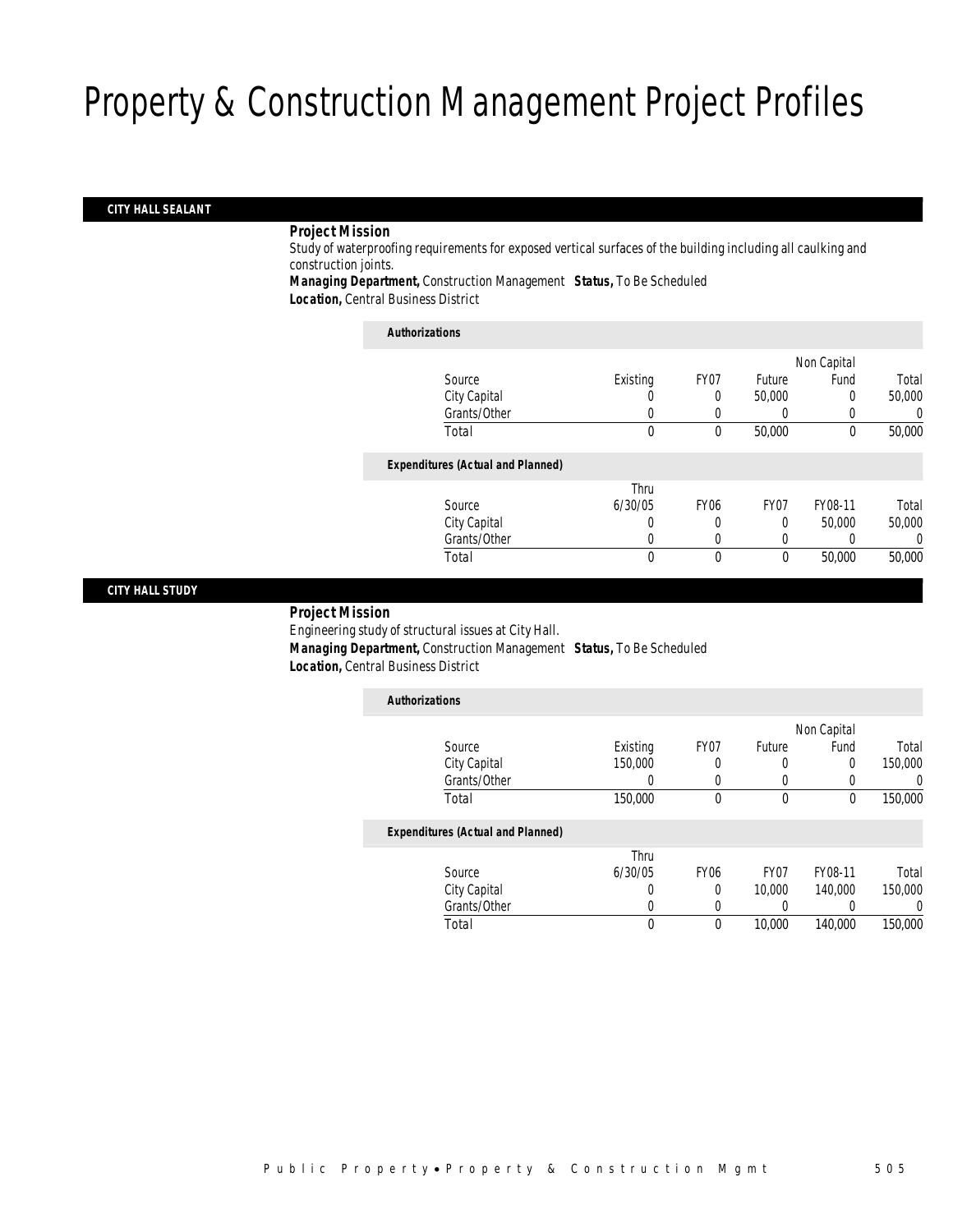# Property & Construction Management Project Profiles

## CITY HALL SEALANT

***Project Mission***

Study of waterproofing requirements for exposed vertical surfaces of the building including all caulking and construction joints.

***Managing Department,*** Construction Management ***Status,*** To Be Scheduled

***Location,*** Central Business District

***Authorizations***

| Source | Existing | FY07 | Future | Non Capital Fund | Total |
|---|---|---|---|---|---|
| City Capital | 0 | 0 | 50,000 | 0 | 50,000 |
| Grants/Other | 0 | 0 | 0 | 0 | 0 |
| Total | 0 | 0 | 50,000 | 0 | 50,000 |

***Expenditures (Actual and Planned)***

| Source | Thru 6/30/05 | FY06 | FY07 | FY08-11 | Total |
|---|---|---|---|---|---|
| City Capital | 0 | 0 | 0 | 50,000 | 50,000 |
| Grants/Other | 0 | 0 | 0 | 0 | 0 |
| Total | 0 | 0 | 0 | 50,000 | 50,000 |

## CITY HALL STUDY

***Project Mission***

Engineering study of structural issues at City Hall.

***Managing Department,*** Construction Management ***Status,*** To Be Scheduled

***Location,*** Central Business District

***Authorizations***

| Source | Existing | FY07 | Future | Non Capital Fund | Total |
|---|---|---|---|---|---|
| City Capital | 150,000 | 0 | 0 | 0 | 150,000 |
| Grants/Other | 0 | 0 | 0 | 0 | 0 |
| Total | 150,000 | 0 | 0 | 0 | 150,000 |

***Expenditures (Actual and Planned)***

| Source | Thru 6/30/05 | FY06 | FY07 | FY08-11 | Total |
|---|---|---|---|---|---|
| City Capital | 0 | 0 | 10,000 | 140,000 | 150,000 |
| Grants/Other | 0 | 0 | 0 | 0 | 0 |
| Total | 0 | 0 | 10,000 | 140,000 | 150,000 |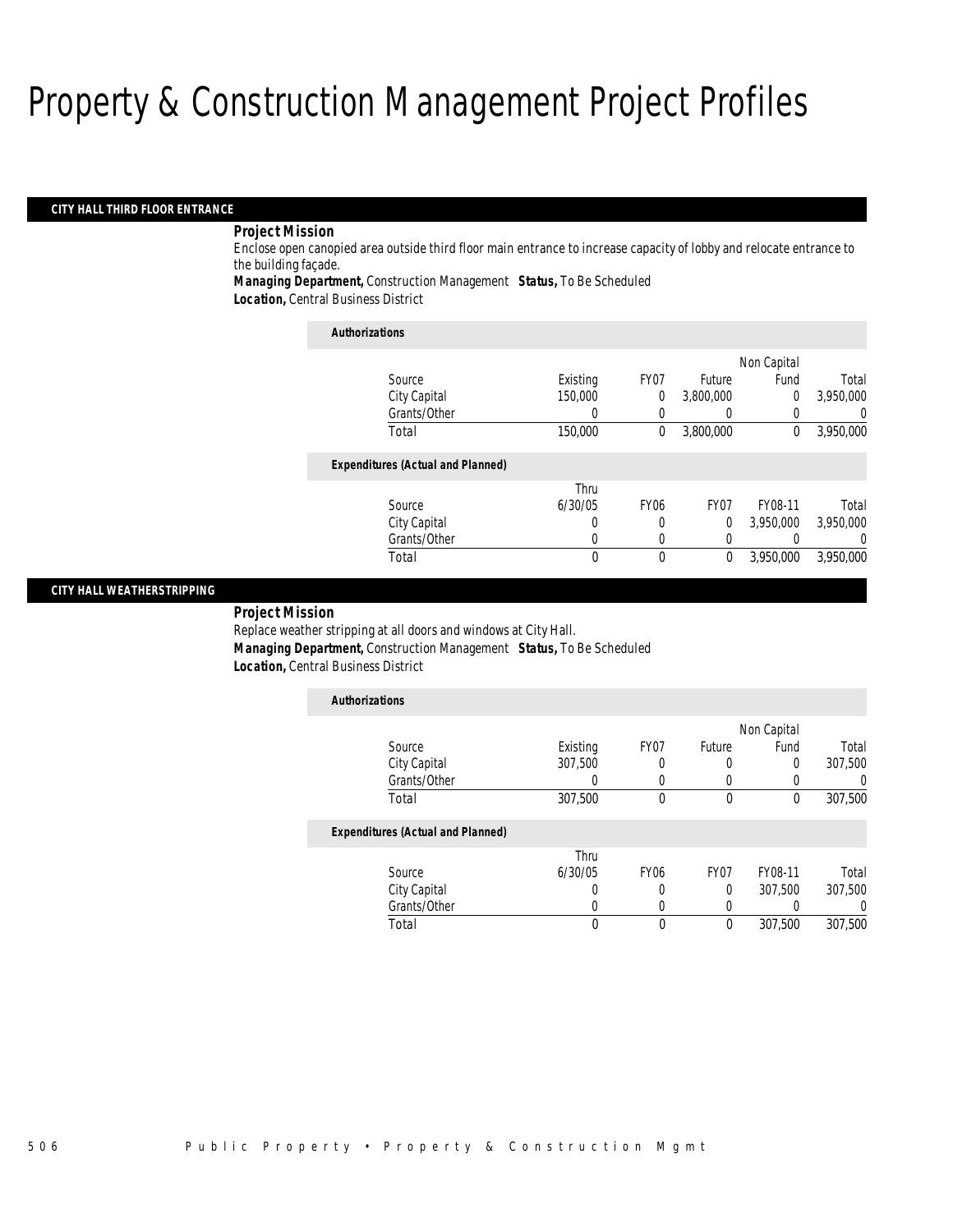# Property & Construction Management Project Profiles

## CITY HALL THIRD FLOOR ENTRANCE

**Project Mission**

Enclose open canopied area outside third floor main entrance to increase capacity of lobby and relocate entrance to the building façade.

**Managing Department,** Construction Management **Status,** To Be Scheduled

**Location,** Central Business District

***Authorizations***

| Source | Existing | FY07 | Future | Non Capital Fund | Total |
|---|---|---|---|---|---|
| City Capital | 150,000 | 0 | 3,800,000 | 0 | 3,950,000 |
| Grants/Other | 0 | 0 | 0 | 0 | 0 |
| Total | 150,000 | 0 | 3,800,000 | 0 | 3,950,000 |

***Expenditures (Actual and Planned)***

| Source | Thru 6/30/05 | FY06 | FY07 | FY08-11 | Total |
|---|---|---|---|---|---|
| City Capital | 0 | 0 | 0 | 3,950,000 | 3,950,000 |
| Grants/Other | 0 | 0 | 0 | 0 | 0 |
| Total | 0 | 0 | 0 | 3,950,000 | 3,950,000 |

## CITY HALL WEATHERSTRIPPING

**Project Mission**

Replace weather stripping at all doors and windows at City Hall.

**Managing Department,** Construction Management **Status,** To Be Scheduled

**Location,** Central Business District

***Authorizations***

| Source | Existing | FY07 | Future | Non Capital Fund | Total |
|---|---|---|---|---|---|
| City Capital | 307,500 | 0 | 0 | 0 | 307,500 |
| Grants/Other | 0 | 0 | 0 | 0 | 0 |
| Total | 307,500 | 0 | 0 | 0 | 307,500 |

***Expenditures (Actual and Planned)***

| Source | Thru 6/30/05 | FY06 | FY07 | FY08-11 | Total |
|---|---|---|---|---|---|
| City Capital | 0 | 0 | 0 | 307,500 | 307,500 |
| Grants/Other | 0 | 0 | 0 | 0 | 0 |
| Total | 0 | 0 | 0 | 307,500 | 307,500 |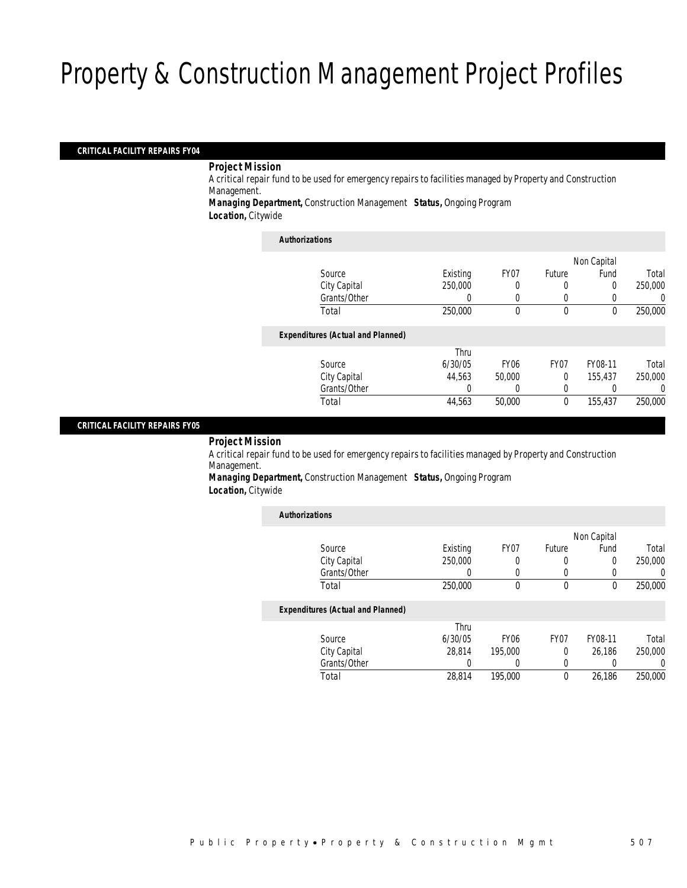# Property & Construction Management Project Profiles

## CRITICAL FACILITY REPAIRS FY04

**Project Mission**

A critical repair fund to be used for emergency repairs to facilities managed by Property and Construction Management.

**Managing Department,** Construction Management **Status,** Ongoing Program

**Location,** Citywide

***Authorizations***

| Source | Existing | FY07 | Future | Non Capital Fund | Total |
|---|---|---|---|---|---|
| City Capital | 250,000 | 0 | 0 | 0 | 250,000 |
| Grants/Other | 0 | 0 | 0 | 0 | 0 |
| Total | 250,000 | 0 | 0 | 0 | 250,000 |

***Expenditures (Actual and Planned)***

| Source | Thru 6/30/05 | FY06 | FY07 | FY08-11 | Total |
|---|---|---|---|---|---|
| City Capital | 44,563 | 50,000 | 0 | 155,437 | 250,000 |
| Grants/Other | 0 | 0 | 0 | 0 | 0 |
| Total | 44,563 | 50,000 | 0 | 155,437 | 250,000 |

## CRITICAL FACILITY REPAIRS FY05

**Project Mission**

A critical repair fund to be used for emergency repairs to facilities managed by Property and Construction Management.

**Managing Department,** Construction Management **Status,** Ongoing Program

**Location,** Citywide

***Authorizations***

| Source | Existing | FY07 | Future | Non Capital Fund | Total |
|---|---|---|---|---|---|
| City Capital | 250,000 | 0 | 0 | 0 | 250,000 |
| Grants/Other | 0 | 0 | 0 | 0 | 0 |
| Total | 250,000 | 0 | 0 | 0 | 250,000 |

***Expenditures (Actual and Planned)***

| Source | Thru 6/30/05 | FY06 | FY07 | FY08-11 | Total |
|---|---|---|---|---|---|
| City Capital | 28,814 | 195,000 | 0 | 26,186 | 250,000 |
| Grants/Other | 0 | 0 | 0 | 0 | 0 |
| Total | 28,814 | 195,000 | 0 | 26,186 | 250,000 |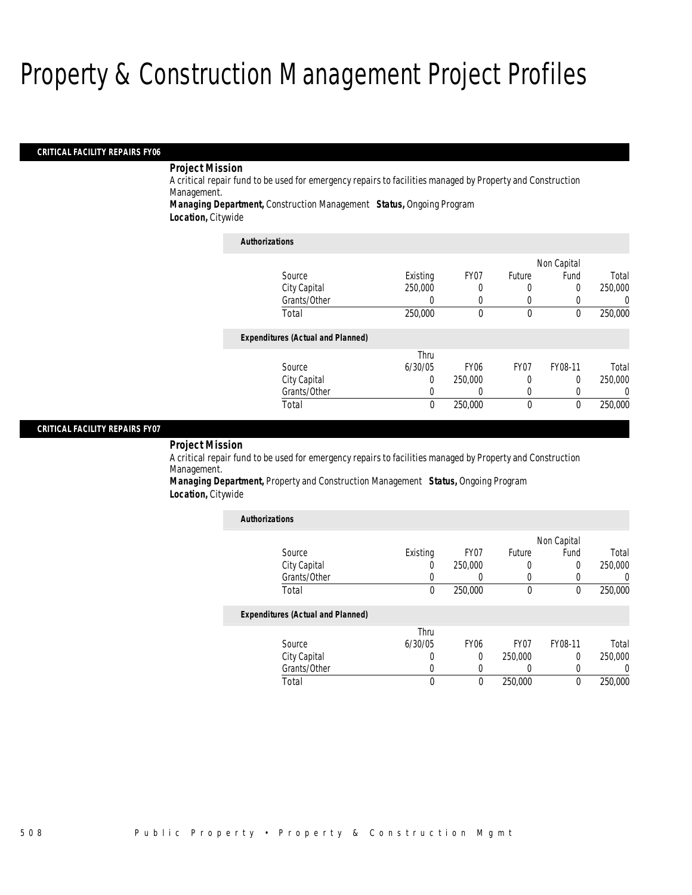# Property & Construction Management Project Profiles

### CRITICAL FACILITY REPAIRS FY06

**Project Mission**

A critical repair fund to be used for emergency repairs to facilities managed by Property and Construction Management.

**Managing Department,** Construction Management **Status,** Ongoing Program

**Location,** Citywide

**Authorizations**

| Source | Existing | FY07 | Future | Non Capital Fund | Total |
|---|---|---|---|---|---|
| City Capital | 250,000 | 0 | 0 | 0 | 250,000 |
| Grants/Other | 0 | 0 | 0 | 0 | 0 |
| Total | 250,000 | 0 | 0 | 0 | 250,000 |

**Expenditures (Actual and Planned)**

| Source | Thru 6/30/05 | FY06 | FY07 | FY08-11 | Total |
|---|---|---|---|---|---|
| City Capital | 0 | 250,000 | 0 | 0 | 250,000 |
| Grants/Other | 0 | 0 | 0 | 0 | 0 |
| Total | 0 | 250,000 | 0 | 0 | 250,000 |

### CRITICAL FACILITY REPAIRS FY07

**Project Mission**

A critical repair fund to be used for emergency repairs to facilities managed by Property and Construction Management.

**Managing Department,** Property and Construction Management **Status,** Ongoing Program

**Location,** Citywide

**Authorizations**

| Source | Existing | FY07 | Future | Non Capital Fund | Total |
|---|---|---|---|---|---|
| City Capital | 0 | 250,000 | 0 | 0 | 250,000 |
| Grants/Other | 0 | 0 | 0 | 0 | 0 |
| Total | 0 | 250,000 | 0 | 0 | 250,000 |

**Expenditures (Actual and Planned)**

| Source | Thru 6/30/05 | FY06 | FY07 | FY08-11 | Total |
|---|---|---|---|---|---|
| City Capital | 0 | 0 | 250,000 | 0 | 250,000 |
| Grants/Other | 0 | 0 | 0 | 0 | 0 |
| Total | 0 | 0 | 250,000 | 0 | 250,000 |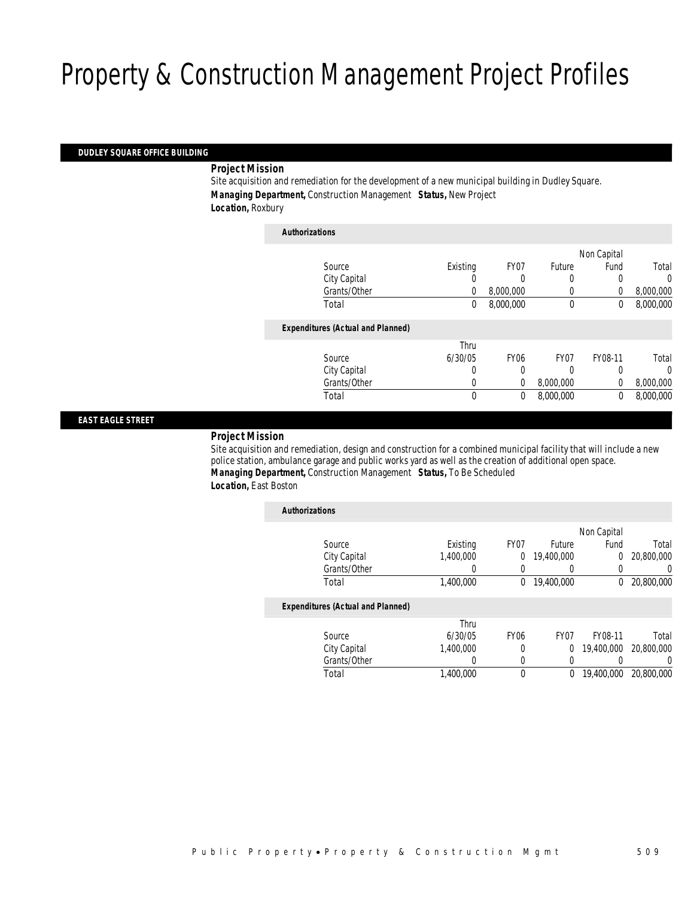# Property & Construction Management Project Profiles

## DUDLEY SQUARE OFFICE BUILDING

***Project Mission***

Site acquisition and remediation for the development of a new municipal building in Dudley Square.

***Managing Department,*** Construction Management ***Status,*** New Project

***Location,*** Roxbury

***Authorizations***

| Source | Existing | FY07 | Future | Non Capital Fund | Total |
|---|---|---|---|---|---|
| City Capital | 0 | 0 | 0 | 0 | 0 |
| Grants/Other | 0 | 8,000,000 | 0 | 0 | 8,000,000 |
| Total | 0 | 8,000,000 | 0 | 0 | 8,000,000 |

***Expenditures (Actual and Planned)***

| Source | Thru 6/30/05 | FY06 | FY07 | FY08-11 | Total |
|---|---|---|---|---|---|
| City Capital | 0 | 0 | 0 | 0 | 0 |
| Grants/Other | 0 | 0 | 8,000,000 | 0 | 8,000,000 |
| Total | 0 | 0 | 8,000,000 | 0 | 8,000,000 |

## EAST EAGLE STREET

***Project Mission***

Site acquisition and remediation, design and construction for a combined municipal facility that will include a new police station, ambulance garage and public works yard as well as the creation of additional open space.

***Managing Department,*** Construction Management ***Status,*** To Be Scheduled

***Location,*** East Boston

***Authorizations***

| Source | Existing | FY07 | Future | Non Capital Fund | Total |
|---|---|---|---|---|---|
| City Capital | 1,400,000 | 0 | 19,400,000 | 0 | 20,800,000 |
| Grants/Other | 0 | 0 | 0 | 0 | 0 |
| Total | 1,400,000 | 0 | 19,400,000 | 0 | 20,800,000 |

***Expenditures (Actual and Planned)***

| Source | Thru 6/30/05 | FY06 | FY07 | FY08-11 | Total |
|---|---|---|---|---|---|
| City Capital | 1,400,000 | 0 | 0 | 19,400,000 | 20,800,000 |
| Grants/Other | 0 | 0 | 0 | 0 | 0 |
| Total | 1,400,000 | 0 | 0 | 19,400,000 | 20,800,000 |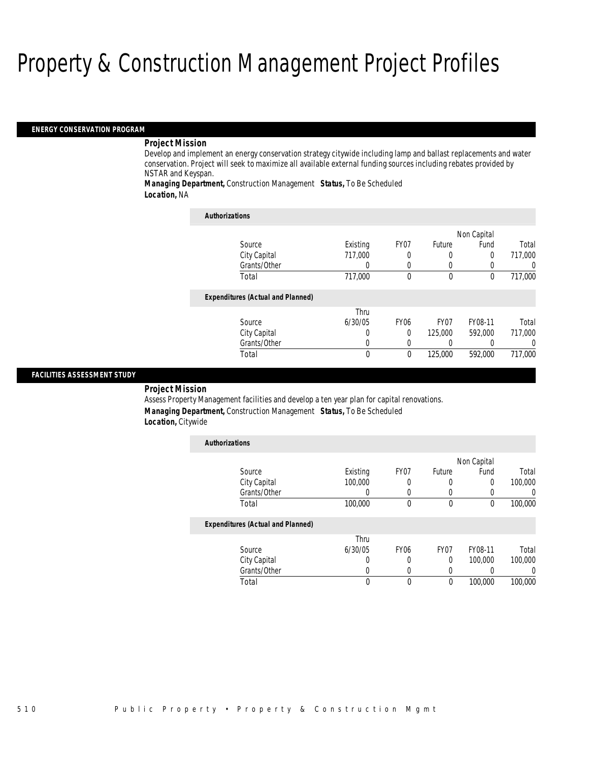# Property & Construction Management Project Profiles

## ENERGY CONSERVATION PROGRAM

***Project Mission***

Develop and implement an energy conservation strategy citywide including lamp and ballast replacements and water conservation. Project will seek to maximize all available external funding sources including rebates provided by NSTAR and Keyspan.

***Managing Department,*** Construction Management ***Status,*** To Be Scheduled

***Location,*** NA

***Authorizations***

| Source | Existing | FY07 | Future | Non Capital Fund | Total |
|---|---|---|---|---|---|
| City Capital | 717,000 | 0 | 0 | 0 | 717,000 |
| Grants/Other | 0 | 0 | 0 | 0 | 0 |
| Total | 717,000 | 0 | 0 | 0 | 717,000 |

***Expenditures (Actual and Planned)***

| Source | Thru 6/30/05 | FY06 | FY07 | FY08-11 | Total |
|---|---|---|---|---|---|
| City Capital | 0 | 0 | 125,000 | 592,000 | 717,000 |
| Grants/Other | 0 | 0 | 0 | 0 | 0 |
| Total | 0 | 0 | 125,000 | 592,000 | 717,000 |

## FACILITIES ASSESSMENT STUDY

***Project Mission***

Assess Property Management facilities and develop a ten year plan for capital renovations.

***Managing Department,*** Construction Management ***Status,*** To Be Scheduled

***Location,*** Citywide

***Authorizations***

| Source | Existing | FY07 | Future | Non Capital Fund | Total |
|---|---|---|---|---|---|
| City Capital | 100,000 | 0 | 0 | 0 | 100,000 |
| Grants/Other | 0 | 0 | 0 | 0 | 0 |
| Total | 100,000 | 0 | 0 | 0 | 100,000 |

***Expenditures (Actual and Planned)***

| Source | Thru 6/30/05 | FY06 | FY07 | FY08-11 | Total |
|---|---|---|---|---|---|
| City Capital | 0 | 0 | 0 | 100,000 | 100,000 |
| Grants/Other | 0 | 0 | 0 | 0 | 0 |
| Total | 0 | 0 | 0 | 100,000 | 100,000 |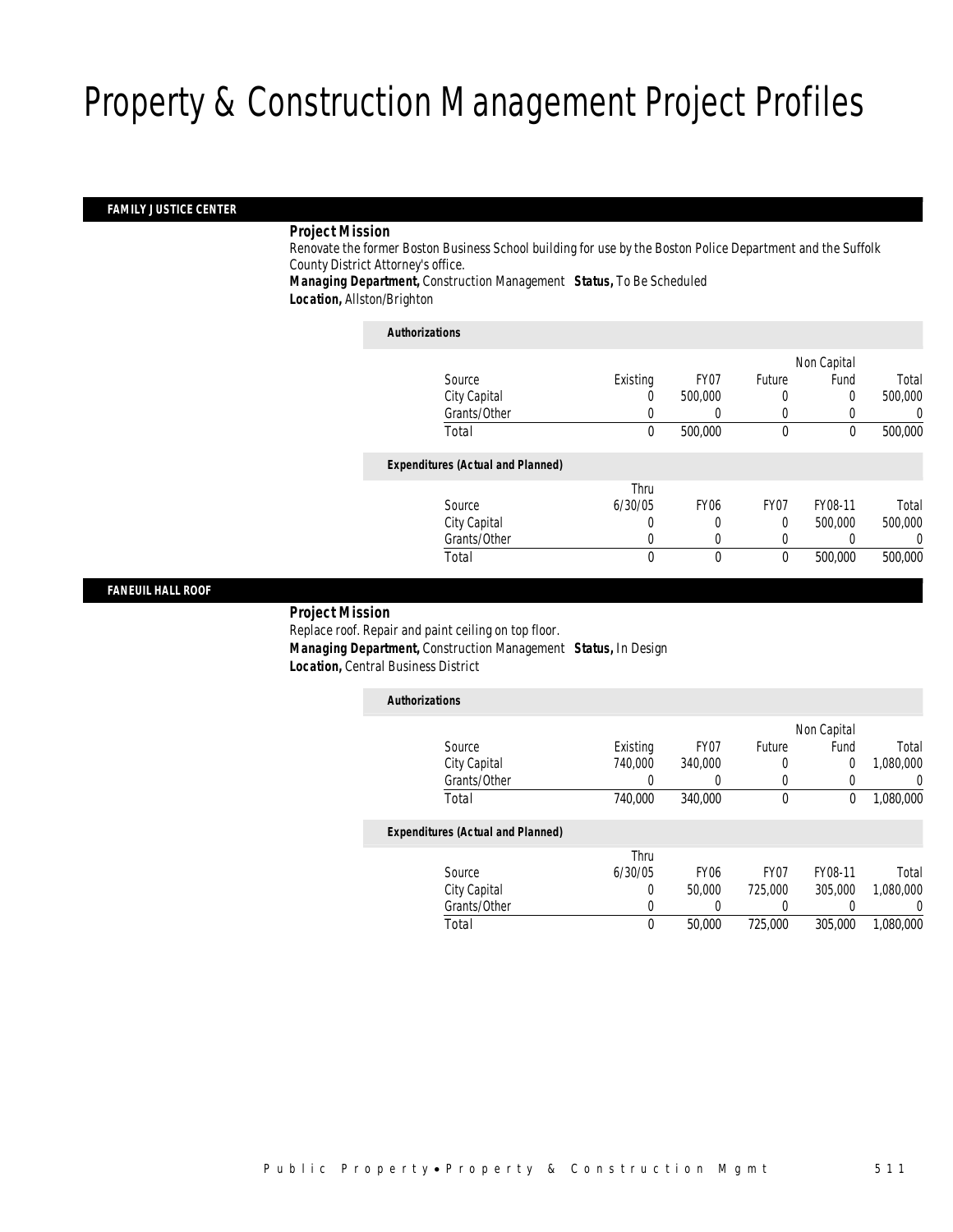# Property & Construction Management Project Profiles

## FAMILY JUSTICE CENTER

***Project Mission***

Renovate the former Boston Business School building for use by the Boston Police Department and the Suffolk County District Attorney's office.

***Managing Department,*** Construction Management ***Status,*** To Be Scheduled

***Location,*** Allston/Brighton

***Authorizations***

| Source | Existing | FY07 | Future | Non Capital Fund | Total |
|---|---|---|---|---|---|
| City Capital | 0 | 500,000 | 0 | 0 | 500,000 |
| Grants/Other | 0 | 0 | 0 | 0 | 0 |
| Total | 0 | 500,000 | 0 | 0 | 500,000 |

***Expenditures (Actual and Planned)***

| Source | Thru 6/30/05 | FY06 | FY07 | FY08-11 | Total |
|---|---|---|---|---|---|
| City Capital | 0 | 0 | 0 | 500,000 | 500,000 |
| Grants/Other | 0 | 0 | 0 | 0 | 0 |
| Total | 0 | 0 | 0 | 500,000 | 500,000 |

## FANEUIL HALL ROOF

***Project Mission***

Replace roof. Repair and paint ceiling on top floor.

***Managing Department,*** Construction Management ***Status,*** In Design

***Location,*** Central Business District

***Authorizations***

| Source | Existing | FY07 | Future | Non Capital Fund | Total |
|---|---|---|---|---|---|
| City Capital | 740,000 | 340,000 | 0 | 0 | 1,080,000 |
| Grants/Other | 0 | 0 | 0 | 0 | 0 |
| Total | 740,000 | 340,000 | 0 | 0 | 1,080,000 |

***Expenditures (Actual and Planned)***

| Source | Thru 6/30/05 | FY06 | FY07 | FY08-11 | Total |
|---|---|---|---|---|---|
| City Capital | 0 | 50,000 | 725,000 | 305,000 | 1,080,000 |
| Grants/Other | 0 | 0 | 0 | 0 | 0 |
| Total | 0 | 50,000 | 725,000 | 305,000 | 1,080,000 |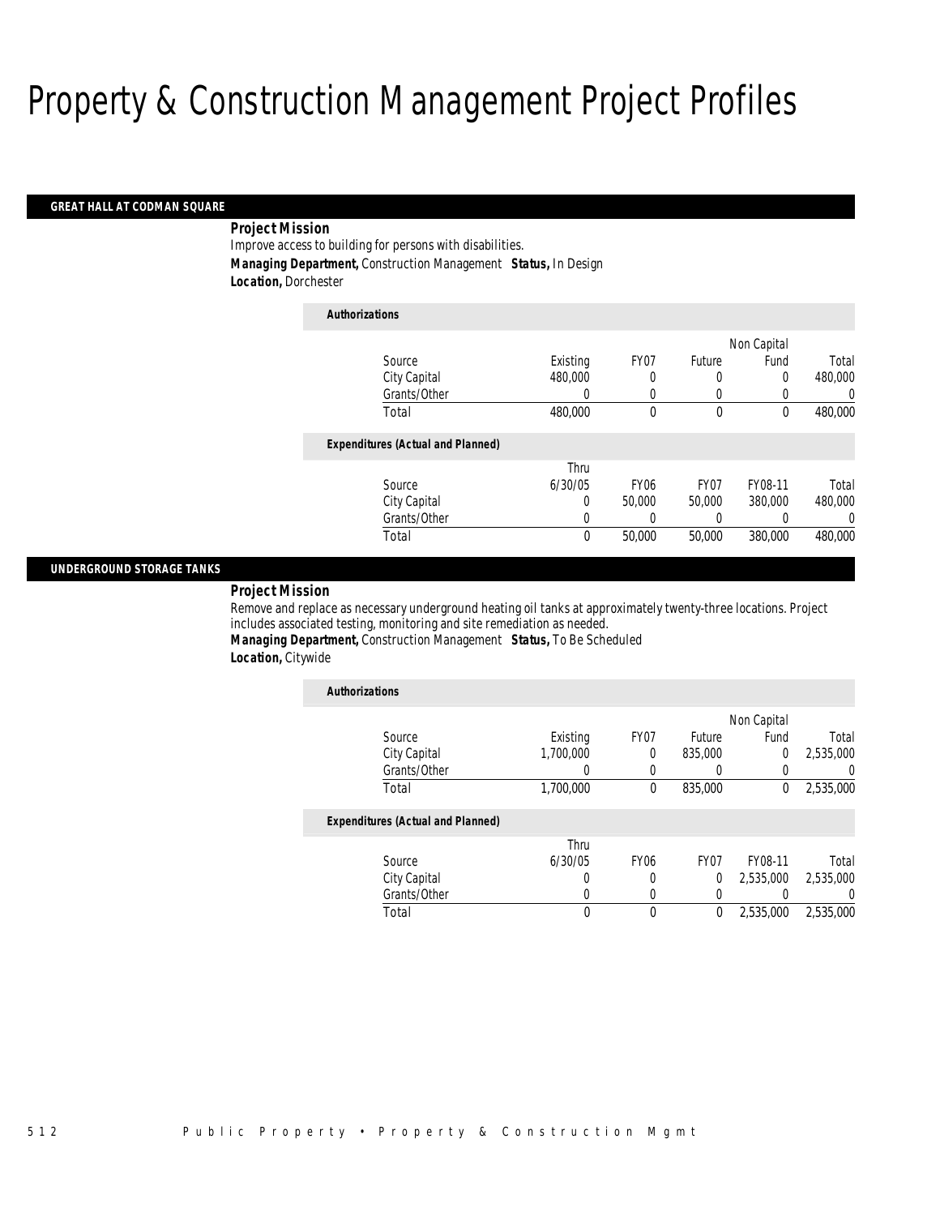# Property & Construction Management Project Profiles

## GREAT HALL AT CODMAN SQUARE

***Project Mission***

Improve access to building for persons with disabilities.

***Managing Department,*** Construction Management ***Status,*** In Design

***Location,*** Dorchester

***Authorizations***

| Source | Existing | FY07 | Future | Non Capital Fund | Total |
|---|---|---|---|---|---|
| City Capital | 480,000 | 0 | 0 | 0 | 480,000 |
| Grants/Other | 0 | 0 | 0 | 0 | 0 |
| Total | 480,000 | 0 | 0 | 0 | 480,000 |

***Expenditures (Actual and Planned)***

| Source | Thru 6/30/05 | FY06 | FY07 | FY08-11 | Total |
|---|---|---|---|---|---|
| City Capital | 0 | 50,000 | 50,000 | 380,000 | 480,000 |
| Grants/Other | 0 | 0 | 0 | 0 | 0 |
| Total | 0 | 50,000 | 50,000 | 380,000 | 480,000 |

## UNDERGROUND STORAGE TANKS

***Project Mission***

Remove and replace as necessary underground heating oil tanks at approximately twenty-three locations. Project includes associated testing, monitoring and site remediation as needed.

***Managing Department,*** Construction Management ***Status,*** To Be Scheduled

***Location,*** Citywide

***Authorizations***

| Source | Existing | FY07 | Future | Non Capital Fund | Total |
|---|---|---|---|---|---|
| City Capital | 1,700,000 | 0 | 835,000 | 0 | 2,535,000 |
| Grants/Other | 0 | 0 | 0 | 0 | 0 |
| Total | 1,700,000 | 0 | 835,000 | 0 | 2,535,000 |

***Expenditures (Actual and Planned)***

| Source | Thru 6/30/05 | FY06 | FY07 | FY08-11 | Total |
|---|---|---|---|---|---|
| City Capital | 0 | 0 | 0 | 2,535,000 | 2,535,000 |
| Grants/Other | 0 | 0 | 0 | 0 | 0 |
| Total | 0 | 0 | 0 | 2,535,000 | 2,535,000 |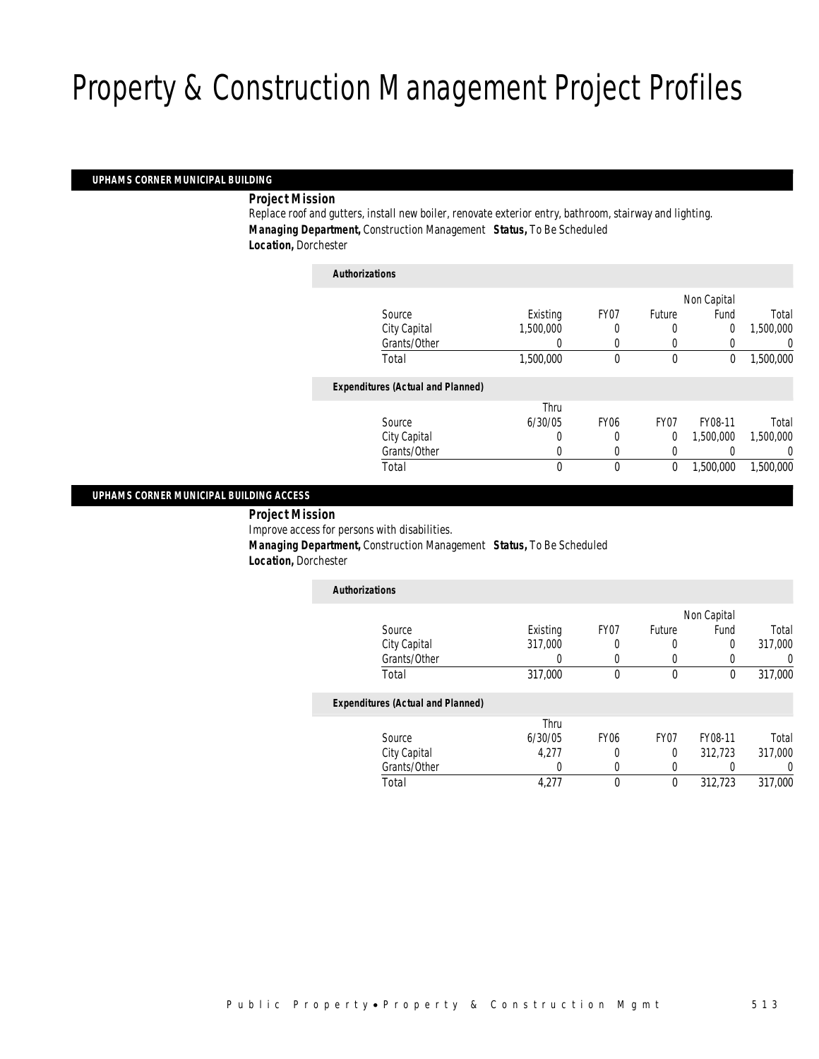# Property & Construction Management Project Profiles

## UPHAMS CORNER MUNICIPAL BUILDING

**Project Mission**

Replace roof and gutters, install new boiler, renovate exterior entry, bathroom, stairway and lighting.

***Managing Department,*** Construction Management ***Status,*** To Be Scheduled

***Location,*** Dorchester

**Authorizations**

| Source | Existing | FY07 | Future | Non Capital Fund | Total |
|---|---|---|---|---|---|
| City Capital | 1,500,000 | 0 | 0 | 0 | 1,500,000 |
| Grants/Other | 0 | 0 | 0 | 0 | 0 |
| Total | 1,500,000 | 0 | 0 | 0 | 1,500,000 |

**Expenditures (Actual and Planned)**

| Source | Thru 6/30/05 | FY06 | FY07 | FY08-11 | Total |
|---|---|---|---|---|---|
| City Capital | 0 | 0 | 0 | 1,500,000 | 1,500,000 |
| Grants/Other | 0 | 0 | 0 | 0 | 0 |
| Total | 0 | 0 | 0 | 1,500,000 | 1,500,000 |

## UPHAMS CORNER MUNICIPAL BUILDING ACCESS

**Project Mission**

Improve access for persons with disabilities.

***Managing Department,*** Construction Management ***Status,*** To Be Scheduled

***Location,*** Dorchester

**Authorizations**

| Source | Existing | FY07 | Future | Non Capital Fund | Total |
|---|---|---|---|---|---|
| City Capital | 317,000 | 0 | 0 | 0 | 317,000 |
| Grants/Other | 0 | 0 | 0 | 0 | 0 |
| Total | 317,000 | 0 | 0 | 0 | 317,000 |

**Expenditures (Actual and Planned)**

| Source | Thru 6/30/05 | FY06 | FY07 | FY08-11 | Total |
|---|---|---|---|---|---|
| City Capital | 4,277 | 0 | 0 | 312,723 | 317,000 |
| Grants/Other | 0 | 0 | 0 | 0 | 0 |
| Total | 4,277 | 0 | 0 | 312,723 | 317,000 |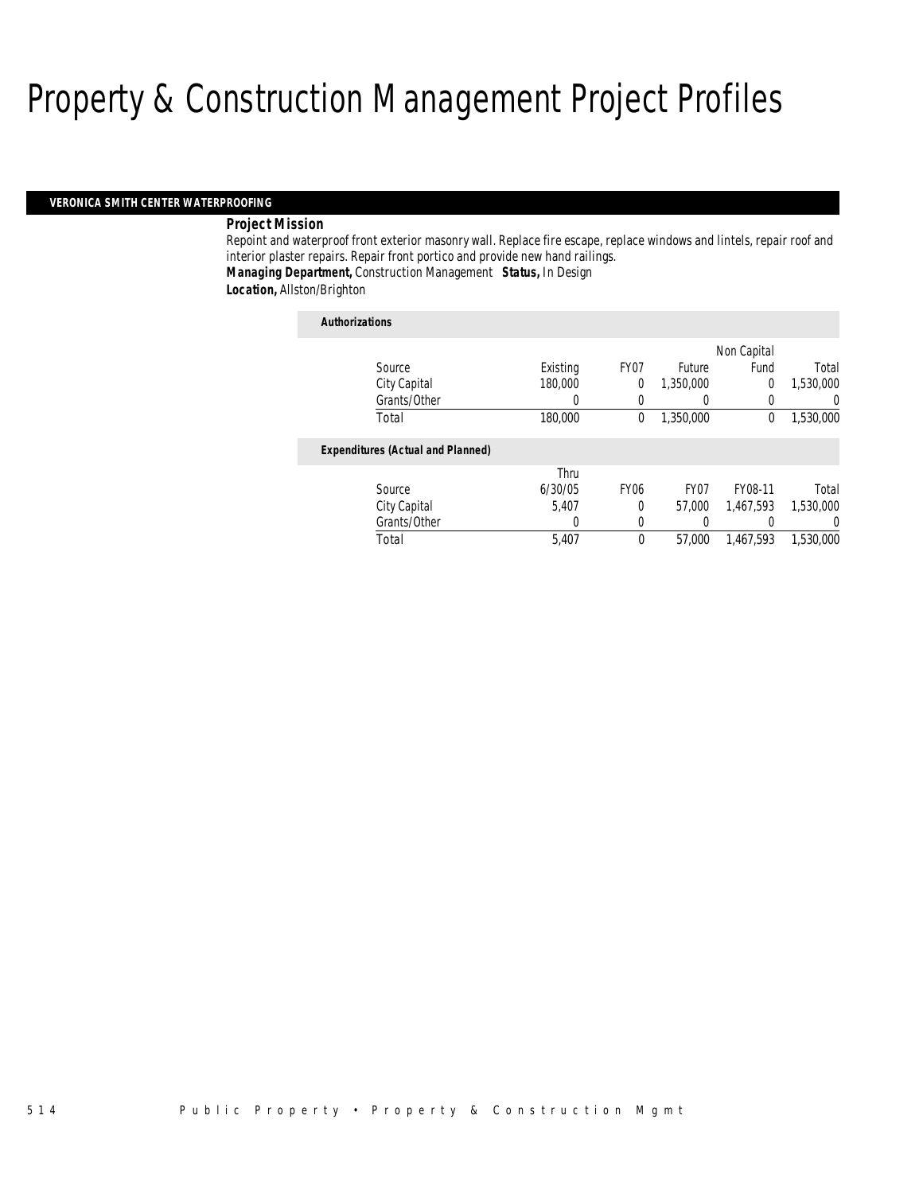# Property & Construction Management Project Profiles

## VERONICA SMITH CENTER WATERPROOFING

**Project Mission**

Repoint and waterproof front exterior masonry wall. Replace fire escape, replace windows and lintels, repair roof and interior plaster repairs. Repair front portico and provide new hand railings.

***Managing Department,*** Construction Management ***Status,*** In Design

***Location,*** Allston/Brighton

**Authorizations**

| Source | Existing | FY07 | Future | Non Capital Fund | Total |
|---|---|---|---|---|---|
| City Capital | 180,000 | 0 | 1,350,000 | 0 | 1,530,000 |
| Grants/Other | 0 | 0 | 0 | 0 | 0 |
| Total | 180,000 | 0 | 1,350,000 | 0 | 1,530,000 |

**Expenditures (Actual and Planned)**

| Source | Thru 6/30/05 | FY06 | FY07 | FY08-11 | Total |
|---|---|---|---|---|---|
| City Capital | 5,407 | 0 | 57,000 | 1,467,593 | 1,530,000 |
| Grants/Other | 0 | 0 | 0 | 0 | 0 |
| Total | 5,407 | 0 | 57,000 | 1,467,593 | 1,530,000 |